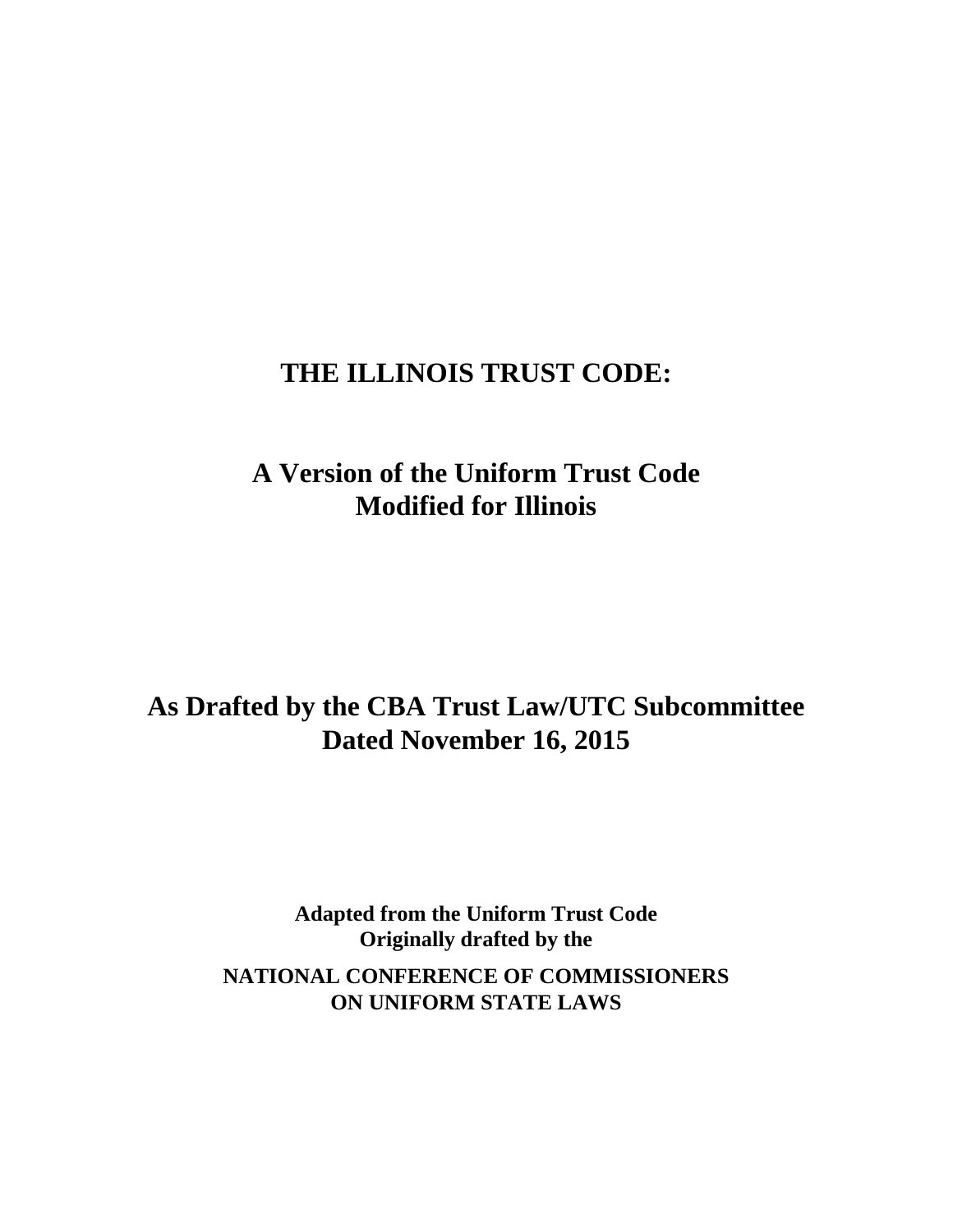# THE ILLINOIS TRUST CODE:

## A Version of the Uniform Trust Code Modified for Illinois

## As Drafted by the CBA Trust Law/UTC Subcommittee Dated November 16, 2015

**Adapted from the Uniform Trust Code Originally drafted by the**

**NATIONAL CONFERENCE OF COMMISSIONERS ON UNIFORM STATE LAWS**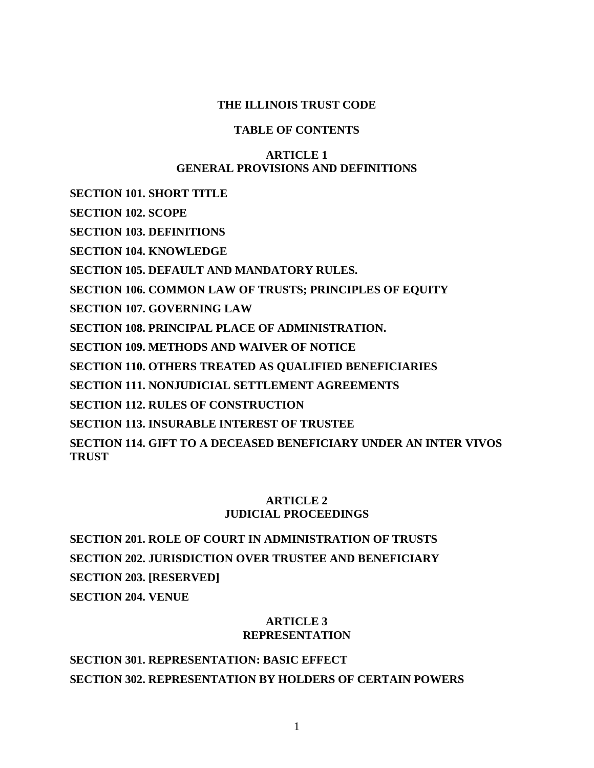# THE ILLINOIS TRUST CODE

## TABLE OF CONTENTS

### ARTICLE 1
### GENERAL PROVISIONS AND DEFINITIONS

**SECTION 101. SHORT TITLE**

**SECTION 102. SCOPE**

**SECTION 103. DEFINITIONS**

**SECTION 104. KNOWLEDGE**

**SECTION 105. DEFAULT AND MANDATORY RULES.**

**SECTION 106. COMMON LAW OF TRUSTS; PRINCIPLES OF EQUITY**

**SECTION 107. GOVERNING LAW**

**SECTION 108. PRINCIPAL PLACE OF ADMINISTRATION.**

**SECTION 109. METHODS AND WAIVER OF NOTICE**

**SECTION 110. OTHERS TREATED AS QUALIFIED BENEFICIARIES**

**SECTION 111. NONJUDICIAL SETTLEMENT AGREEMENTS**

**SECTION 112. RULES OF CONSTRUCTION**

**SECTION 113. INSURABLE INTEREST OF TRUSTEE**

**SECTION 114. GIFT TO A DECEASED BENEFICIARY UNDER AN INTER VIVOS TRUST**

### ARTICLE 2
### JUDICIAL PROCEEDINGS

**SECTION 201. ROLE OF COURT IN ADMINISTRATION OF TRUSTS**

**SECTION 202. JURISDICTION OVER TRUSTEE AND BENEFICIARY**

**SECTION 203. [RESERVED]**

**SECTION 204. VENUE**

### ARTICLE 3
### REPRESENTATION

**SECTION 301. REPRESENTATION: BASIC EFFECT**

**SECTION 302. REPRESENTATION BY HOLDERS OF CERTAIN POWERS**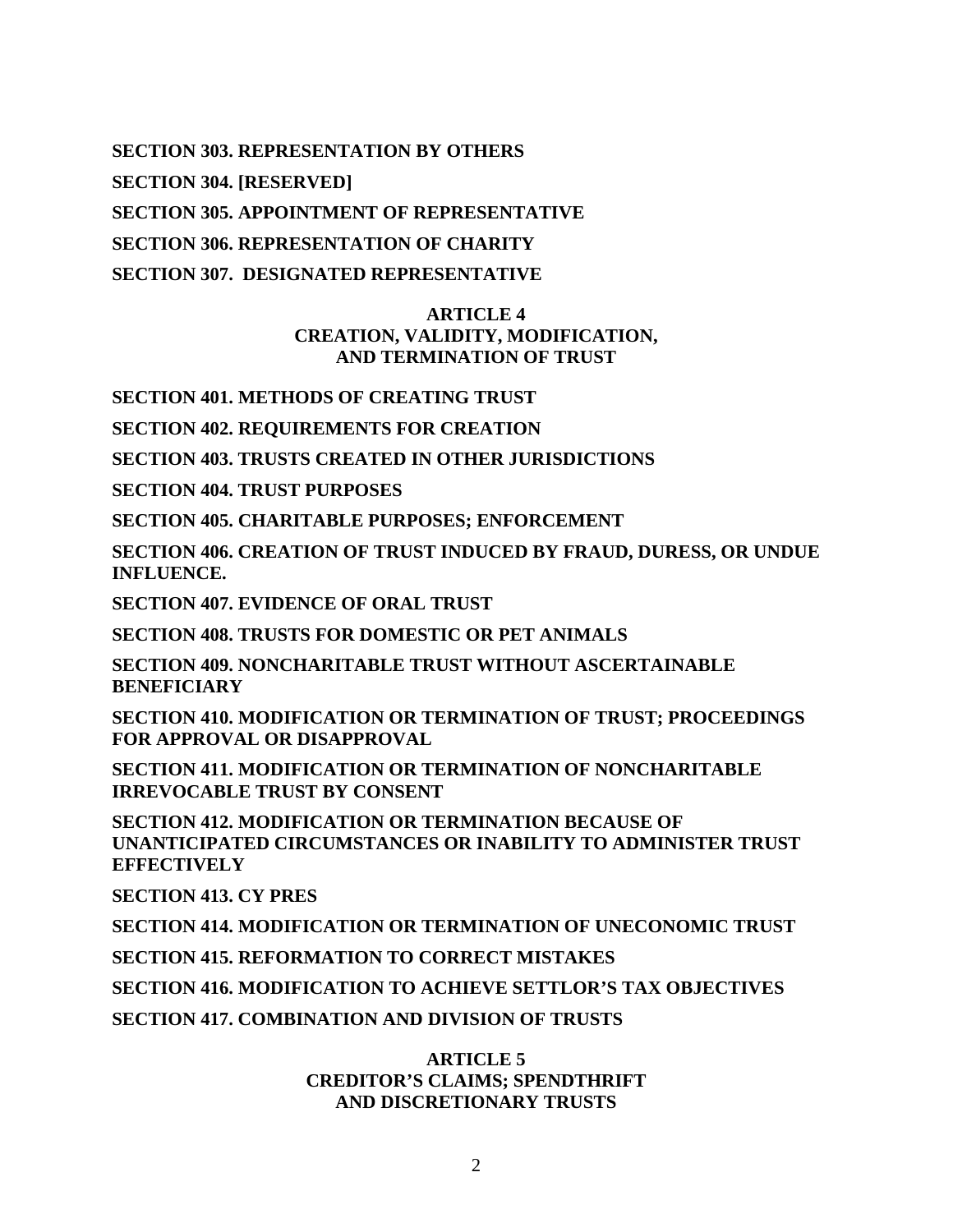**SECTION 303. REPRESENTATION BY OTHERS**

**SECTION 304. [RESERVED]**

**SECTION 305. APPOINTMENT OF REPRESENTATIVE**

**SECTION 306. REPRESENTATION OF CHARITY**

**SECTION 307. DESIGNATED REPRESENTATIVE**

## ARTICLE 4
## CREATION, VALIDITY, MODIFICATION, AND TERMINATION OF TRUST

**SECTION 401. METHODS OF CREATING TRUST**

**SECTION 402. REQUIREMENTS FOR CREATION**

**SECTION 403. TRUSTS CREATED IN OTHER JURISDICTIONS**

**SECTION 404. TRUST PURPOSES**

**SECTION 405. CHARITABLE PURPOSES; ENFORCEMENT**

**SECTION 406. CREATION OF TRUST INDUCED BY FRAUD, DURESS, OR UNDUE INFLUENCE.**

**SECTION 407. EVIDENCE OF ORAL TRUST**

**SECTION 408. TRUSTS FOR DOMESTIC OR PET ANIMALS**

**SECTION 409. NONCHARITABLE TRUST WITHOUT ASCERTAINABLE BENEFICIARY**

**SECTION 410. MODIFICATION OR TERMINATION OF TRUST; PROCEEDINGS FOR APPROVAL OR DISAPPROVAL**

**SECTION 411. MODIFICATION OR TERMINATION OF NONCHARITABLE IRREVOCABLE TRUST BY CONSENT**

**SECTION 412. MODIFICATION OR TERMINATION BECAUSE OF UNANTICIPATED CIRCUMSTANCES OR INABILITY TO ADMINISTER TRUST EFFECTIVELY**

**SECTION 413. CY PRES**

**SECTION 414. MODIFICATION OR TERMINATION OF UNECONOMIC TRUST**

**SECTION 415. REFORMATION TO CORRECT MISTAKES**

**SECTION 416. MODIFICATION TO ACHIEVE SETTLOR'S TAX OBJECTIVES**

**SECTION 417. COMBINATION AND DIVISION OF TRUSTS**

## ARTICLE 5
## CREDITOR'S CLAIMS; SPENDTHRIFT AND DISCRETIONARY TRUSTS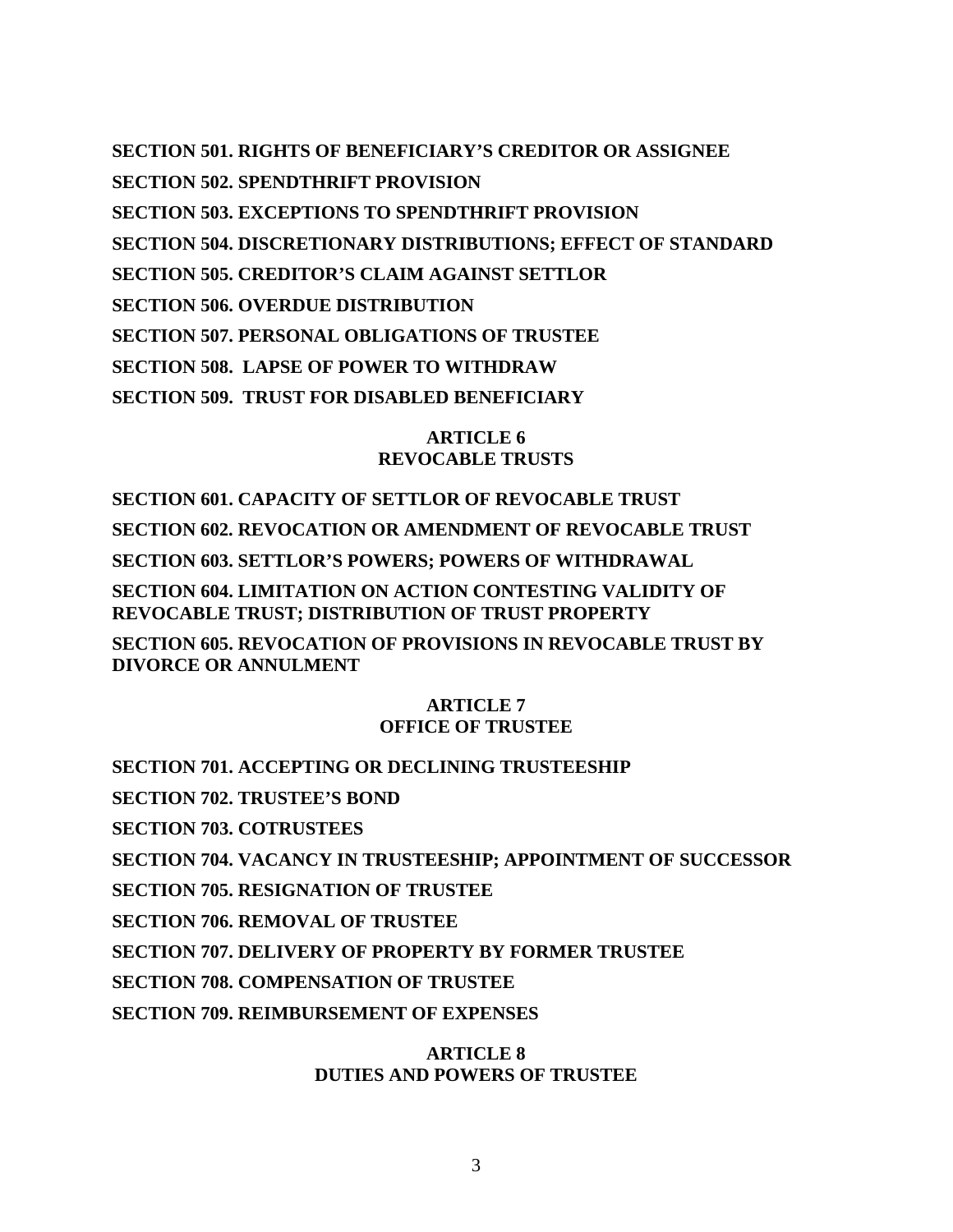**SECTION 501. RIGHTS OF BENEFICIARY'S CREDITOR OR ASSIGNEE**

**SECTION 502. SPENDTHRIFT PROVISION**

**SECTION 503. EXCEPTIONS TO SPENDTHRIFT PROVISION**

**SECTION 504. DISCRETIONARY DISTRIBUTIONS; EFFECT OF STANDARD**

**SECTION 505. CREDITOR'S CLAIM AGAINST SETTLOR**

**SECTION 506. OVERDUE DISTRIBUTION**

**SECTION 507. PERSONAL OBLIGATIONS OF TRUSTEE**

**SECTION 508. LAPSE OF POWER TO WITHDRAW**

**SECTION 509. TRUST FOR DISABLED BENEFICIARY**

## ARTICLE 6
## REVOCABLE TRUSTS

**SECTION 601. CAPACITY OF SETTLOR OF REVOCABLE TRUST**

**SECTION 602. REVOCATION OR AMENDMENT OF REVOCABLE TRUST**

**SECTION 603. SETTLOR'S POWERS; POWERS OF WITHDRAWAL**

**SECTION 604. LIMITATION ON ACTION CONTESTING VALIDITY OF REVOCABLE TRUST; DISTRIBUTION OF TRUST PROPERTY**

**SECTION 605. REVOCATION OF PROVISIONS IN REVOCABLE TRUST BY DIVORCE OR ANNULMENT**

## ARTICLE 7
## OFFICE OF TRUSTEE

**SECTION 701. ACCEPTING OR DECLINING TRUSTEESHIP**

**SECTION 702. TRUSTEE'S BOND**

**SECTION 703. COTRUSTEES**

**SECTION 704. VACANCY IN TRUSTEESHIP; APPOINTMENT OF SUCCESSOR**

**SECTION 705. RESIGNATION OF TRUSTEE**

**SECTION 706. REMOVAL OF TRUSTEE**

**SECTION 707. DELIVERY OF PROPERTY BY FORMER TRUSTEE**

**SECTION 708. COMPENSATION OF TRUSTEE**

**SECTION 709. REIMBURSEMENT OF EXPENSES**

## ARTICLE 8
## DUTIES AND POWERS OF TRUSTEE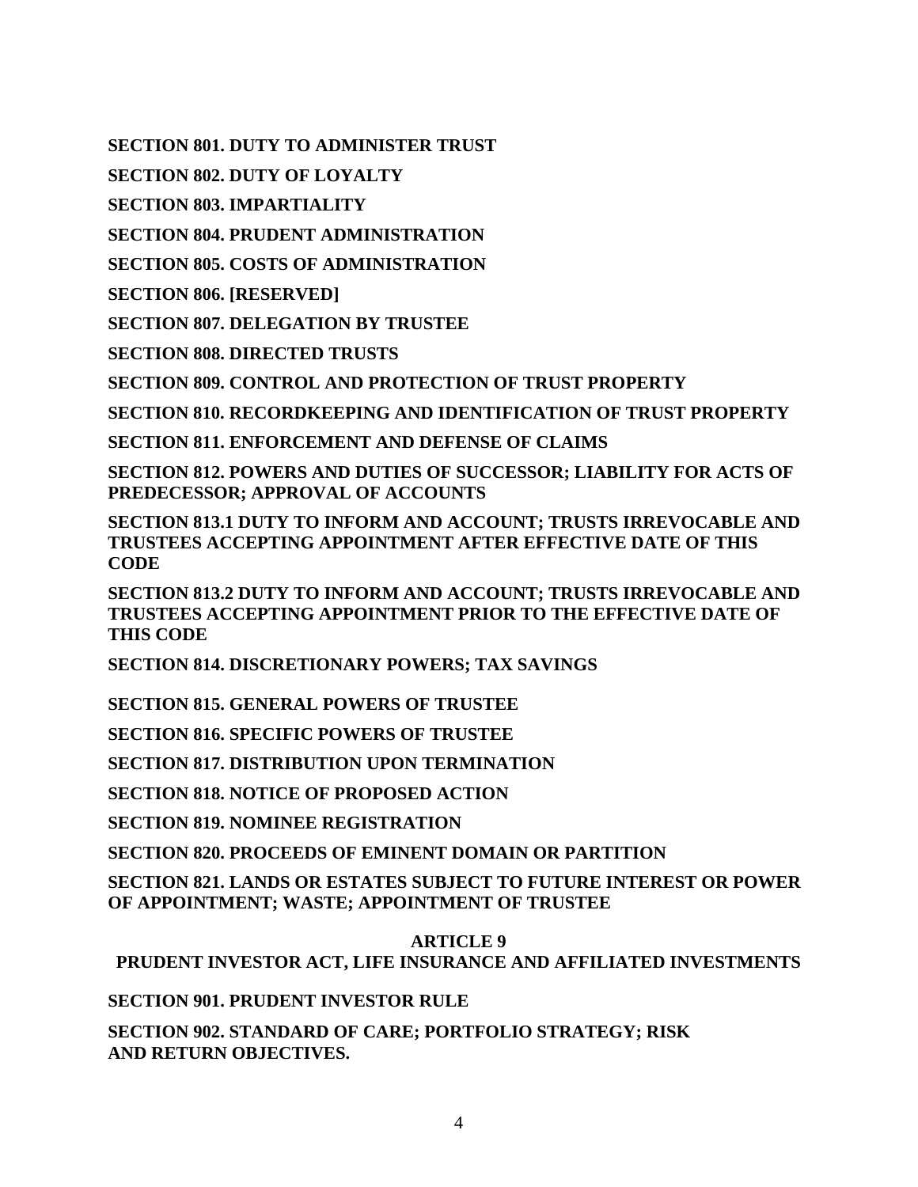**SECTION 801. DUTY TO ADMINISTER TRUST**

**SECTION 802. DUTY OF LOYALTY**

**SECTION 803. IMPARTIALITY**

**SECTION 804. PRUDENT ADMINISTRATION**

**SECTION 805. COSTS OF ADMINISTRATION**

**SECTION 806. [RESERVED]**

**SECTION 807. DELEGATION BY TRUSTEE**

**SECTION 808. DIRECTED TRUSTS**

**SECTION 809. CONTROL AND PROTECTION OF TRUST PROPERTY**

**SECTION 810. RECORDKEEPING AND IDENTIFICATION OF TRUST PROPERTY**

**SECTION 811. ENFORCEMENT AND DEFENSE OF CLAIMS**

**SECTION 812. POWERS AND DUTIES OF SUCCESSOR; LIABILITY FOR ACTS OF PREDECESSOR; APPROVAL OF ACCOUNTS**

**SECTION 813.1 DUTY TO INFORM AND ACCOUNT; TRUSTS IRREVOCABLE AND TRUSTEES ACCEPTING APPOINTMENT AFTER EFFECTIVE DATE OF THIS CODE**

**SECTION 813.2 DUTY TO INFORM AND ACCOUNT; TRUSTS IRREVOCABLE AND TRUSTEES ACCEPTING APPOINTMENT PRIOR TO THE EFFECTIVE DATE OF THIS CODE**

**SECTION 814. DISCRETIONARY POWERS; TAX SAVINGS**

**SECTION 815. GENERAL POWERS OF TRUSTEE**

**SECTION 816. SPECIFIC POWERS OF TRUSTEE**

**SECTION 817. DISTRIBUTION UPON TERMINATION**

**SECTION 818. NOTICE OF PROPOSED ACTION**

**SECTION 819. NOMINEE REGISTRATION**

**SECTION 820. PROCEEDS OF EMINENT DOMAIN OR PARTITION**

**SECTION 821. LANDS OR ESTATES SUBJECT TO FUTURE INTEREST OR POWER OF APPOINTMENT; WASTE; APPOINTMENT OF TRUSTEE**

## ARTICLE 9
## PRUDENT INVESTOR ACT, LIFE INSURANCE AND AFFILIATED INVESTMENTS

**SECTION 901. PRUDENT INVESTOR RULE**

**SECTION 902. STANDARD OF CARE; PORTFOLIO STRATEGY; RISK AND RETURN OBJECTIVES.**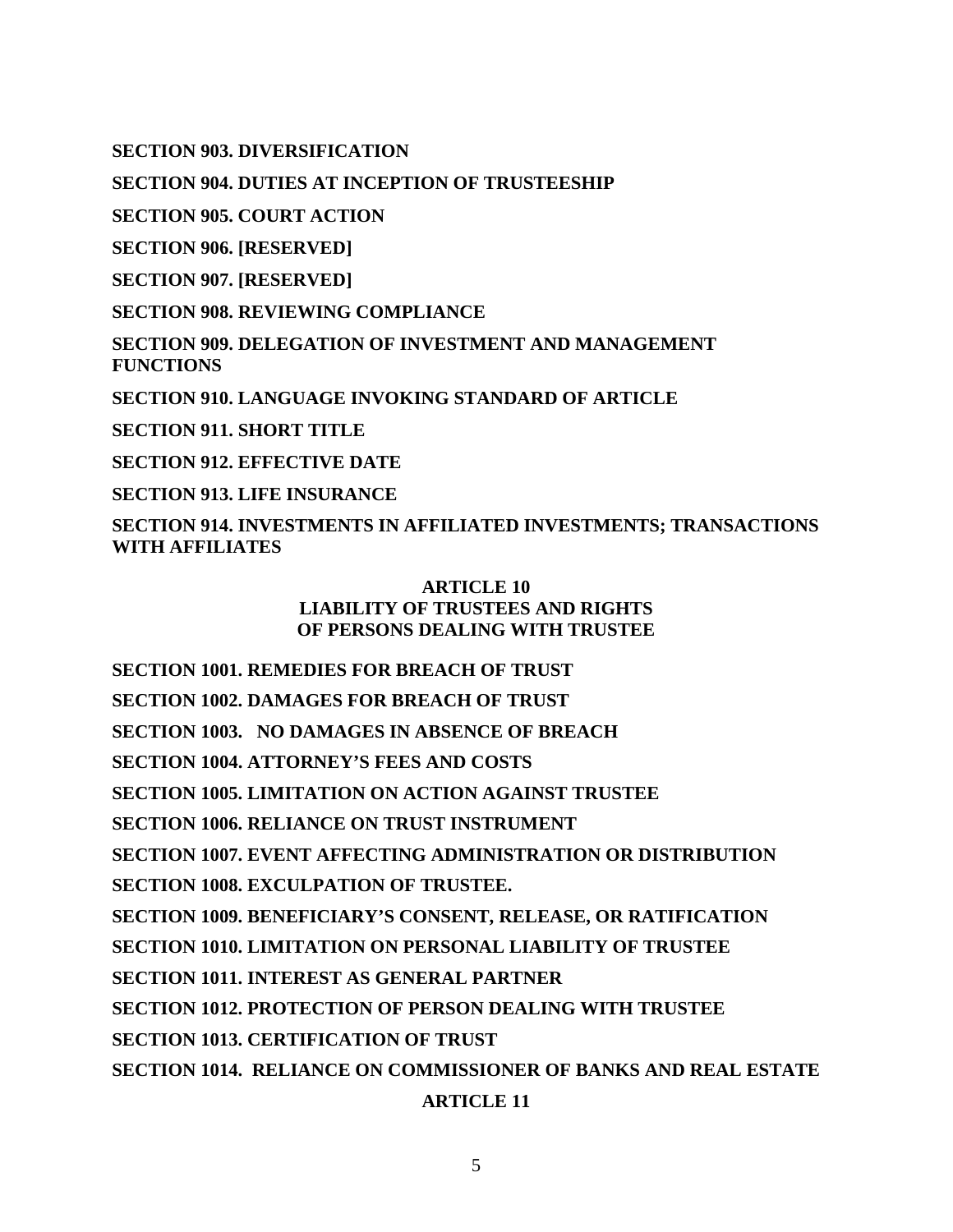**SECTION 903. DIVERSIFICATION**

**SECTION 904. DUTIES AT INCEPTION OF TRUSTEESHIP**

**SECTION 905. COURT ACTION**

**SECTION 906. [RESERVED]**

**SECTION 907. [RESERVED]**

**SECTION 908. REVIEWING COMPLIANCE**

**SECTION 909. DELEGATION OF INVESTMENT AND MANAGEMENT FUNCTIONS**

**SECTION 910. LANGUAGE INVOKING STANDARD OF ARTICLE**

**SECTION 911. SHORT TITLE**

**SECTION 912. EFFECTIVE DATE**

**SECTION 913. LIFE INSURANCE**

**SECTION 914. INVESTMENTS IN AFFILIATED INVESTMENTS; TRANSACTIONS WITH AFFILIATES**

## ARTICLE 10
## LIABILITY OF TRUSTEES AND RIGHTS OF PERSONS DEALING WITH TRUSTEE

**SECTION 1001. REMEDIES FOR BREACH OF TRUST**

**SECTION 1002. DAMAGES FOR BREACH OF TRUST**

**SECTION 1003. NO DAMAGES IN ABSENCE OF BREACH**

**SECTION 1004. ATTORNEY'S FEES AND COSTS**

**SECTION 1005. LIMITATION ON ACTION AGAINST TRUSTEE**

**SECTION 1006. RELIANCE ON TRUST INSTRUMENT**

**SECTION 1007. EVENT AFFECTING ADMINISTRATION OR DISTRIBUTION**

**SECTION 1008. EXCULPATION OF TRUSTEE.**

**SECTION 1009. BENEFICIARY'S CONSENT, RELEASE, OR RATIFICATION**

**SECTION 1010. LIMITATION ON PERSONAL LIABILITY OF TRUSTEE**

**SECTION 1011. INTEREST AS GENERAL PARTNER**

**SECTION 1012. PROTECTION OF PERSON DEALING WITH TRUSTEE**

**SECTION 1013. CERTIFICATION OF TRUST**

**SECTION 1014. RELIANCE ON COMMISSIONER OF BANKS AND REAL ESTATE**

## ARTICLE 11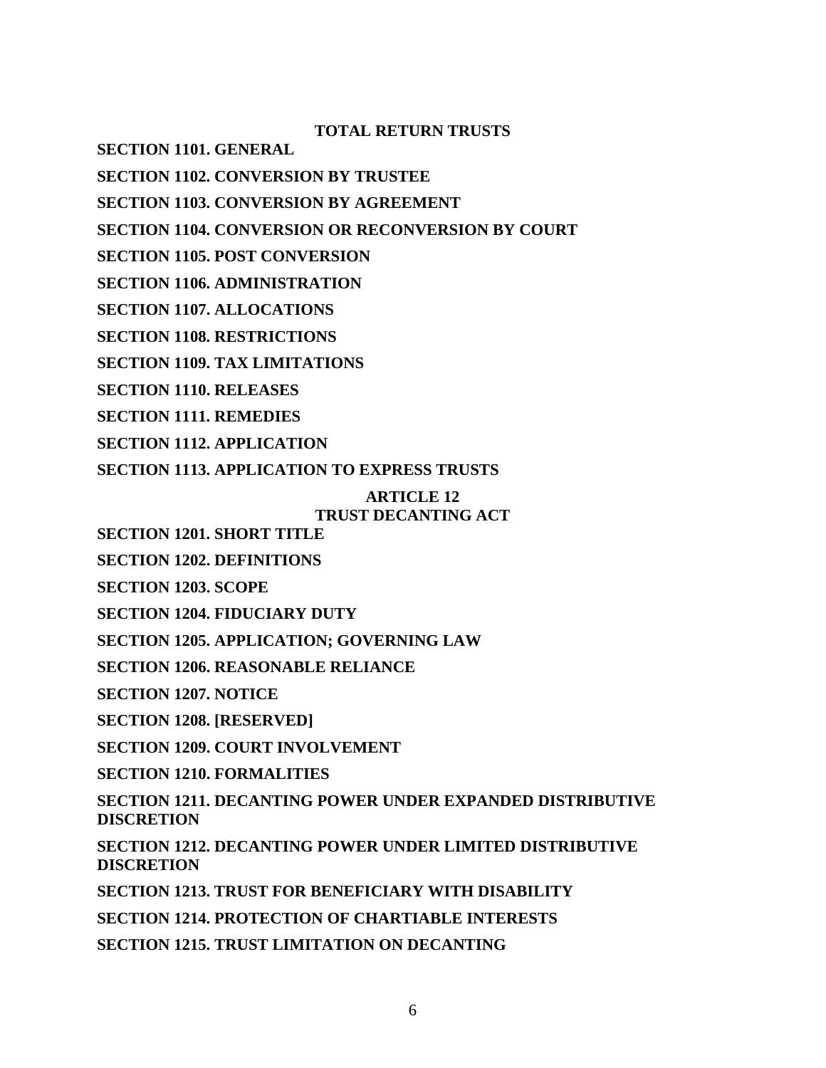**TOTAL RETURN TRUSTS**

**SECTION 1101. GENERAL**

**SECTION 1102. CONVERSION BY TRUSTEE**

**SECTION 1103. CONVERSION BY AGREEMENT**

**SECTION 1104. CONVERSION OR RECONVERSION BY COURT**

**SECTION 1105. POST CONVERSION**

**SECTION 1106. ADMINISTRATION**

**SECTION 1107. ALLOCATIONS**

**SECTION 1108. RESTRICTIONS**

**SECTION 1109. TAX LIMITATIONS**

**SECTION 1110. RELEASES**

**SECTION 1111. REMEDIES**

**SECTION 1112. APPLICATION**

**SECTION 1113. APPLICATION TO EXPRESS TRUSTS**

**ARTICLE 12**
**TRUST DECANTING ACT**

**SECTION 1201. SHORT TITLE**

**SECTION 1202. DEFINITIONS**

**SECTION 1203. SCOPE**

**SECTION 1204. FIDUCIARY DUTY**

**SECTION 1205. APPLICATION; GOVERNING LAW**

**SECTION 1206. REASONABLE RELIANCE**

**SECTION 1207. NOTICE**

**SECTION 1208. [RESERVED]**

**SECTION 1209. COURT INVOLVEMENT**

**SECTION 1210. FORMALITIES**

**SECTION 1211. DECANTING POWER UNDER EXPANDED DISTRIBUTIVE DISCRETION**

**SECTION 1212. DECANTING POWER UNDER LIMITED DISTRIBUTIVE DISCRETION**

**SECTION 1213. TRUST FOR BENEFICIARY WITH DISABILITY**

**SECTION 1214. PROTECTION OF CHARTIABLE INTERESTS**

**SECTION 1215. TRUST LIMITATION ON DECANTING**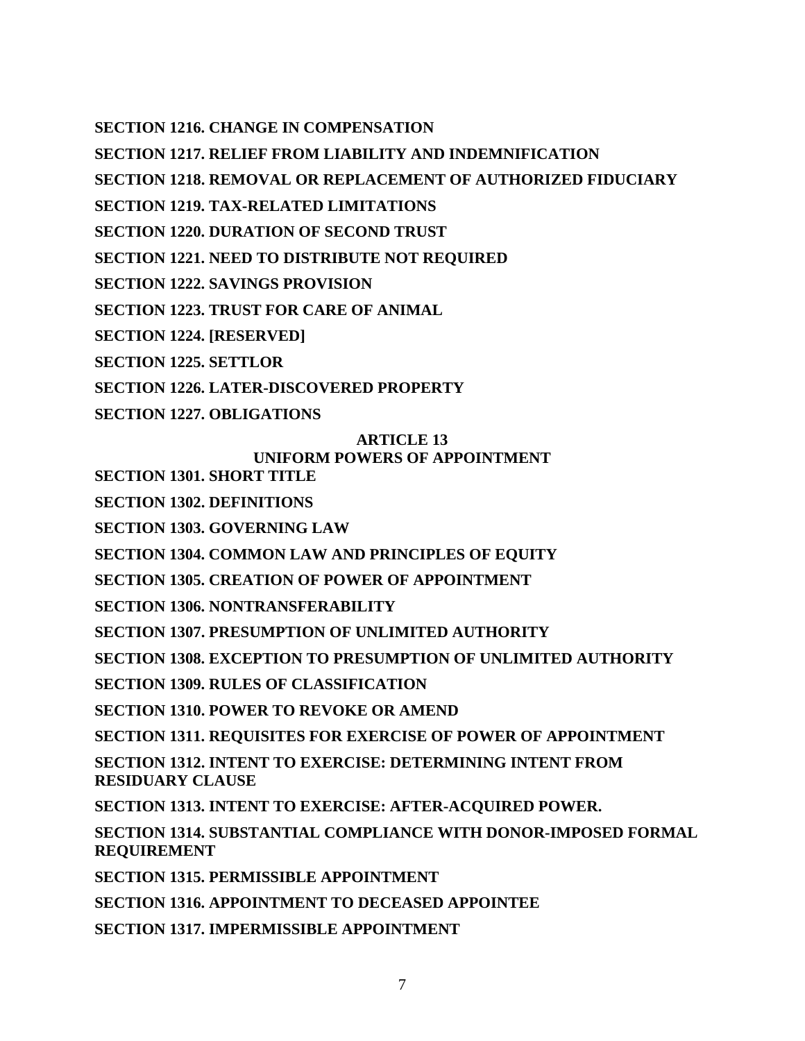**SECTION 1216. CHANGE IN COMPENSATION**

**SECTION 1217. RELIEF FROM LIABILITY AND INDEMNIFICATION**

**SECTION 1218. REMOVAL OR REPLACEMENT OF AUTHORIZED FIDUCIARY**

**SECTION 1219. TAX-RELATED LIMITATIONS**

**SECTION 1220. DURATION OF SECOND TRUST**

**SECTION 1221. NEED TO DISTRIBUTE NOT REQUIRED**

**SECTION 1222. SAVINGS PROVISION**

**SECTION 1223. TRUST FOR CARE OF ANIMAL**

**SECTION 1224. [RESERVED]**

**SECTION 1225. SETTLOR**

**SECTION 1226. LATER-DISCOVERED PROPERTY**

**SECTION 1227. OBLIGATIONS**

## ARTICLE 13
## UNIFORM POWERS OF APPOINTMENT

**SECTION 1301. SHORT TITLE**

**SECTION 1302. DEFINITIONS**

**SECTION 1303. GOVERNING LAW**

**SECTION 1304. COMMON LAW AND PRINCIPLES OF EQUITY**

**SECTION 1305. CREATION OF POWER OF APPOINTMENT**

**SECTION 1306. NONTRANSFERABILITY**

**SECTION 1307. PRESUMPTION OF UNLIMITED AUTHORITY**

**SECTION 1308. EXCEPTION TO PRESUMPTION OF UNLIMITED AUTHORITY**

**SECTION 1309. RULES OF CLASSIFICATION**

**SECTION 1310. POWER TO REVOKE OR AMEND**

**SECTION 1311. REQUISITES FOR EXERCISE OF POWER OF APPOINTMENT**

**SECTION 1312. INTENT TO EXERCISE: DETERMINING INTENT FROM RESIDUARY CLAUSE**

**SECTION 1313. INTENT TO EXERCISE: AFTER-ACQUIRED POWER.**

**SECTION 1314. SUBSTANTIAL COMPLIANCE WITH DONOR-IMPOSED FORMAL REQUIREMENT**

**SECTION 1315. PERMISSIBLE APPOINTMENT**

**SECTION 1316. APPOINTMENT TO DECEASED APPOINTEE**

**SECTION 1317. IMPERMISSIBLE APPOINTMENT**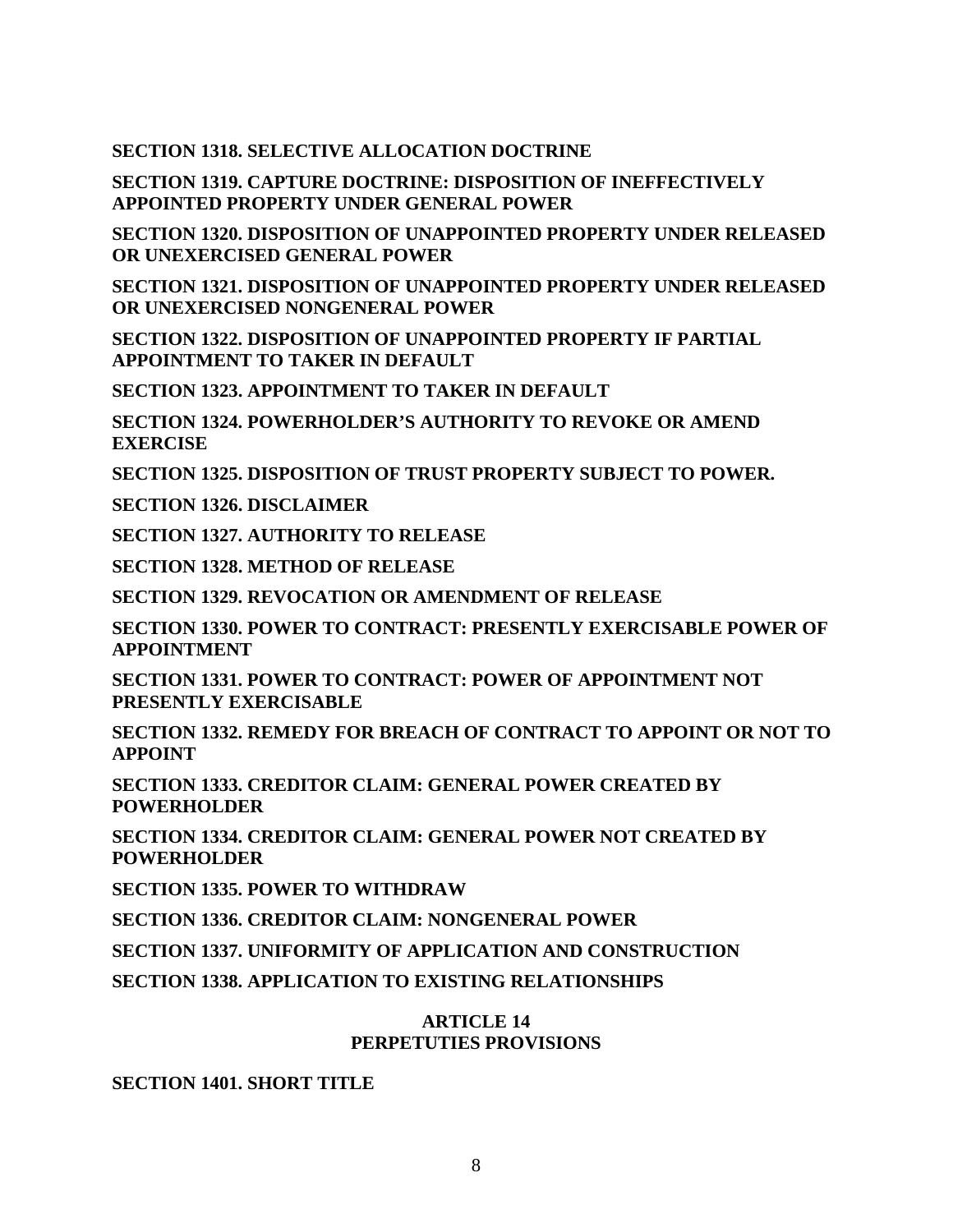**SECTION 1318. SELECTIVE ALLOCATION DOCTRINE**

**SECTION 1319. CAPTURE DOCTRINE: DISPOSITION OF INEFFECTIVELY APPOINTED PROPERTY UNDER GENERAL POWER**

**SECTION 1320. DISPOSITION OF UNAPPOINTED PROPERTY UNDER RELEASED OR UNEXERCISED GENERAL POWER**

**SECTION 1321. DISPOSITION OF UNAPPOINTED PROPERTY UNDER RELEASED OR UNEXERCISED NONGENERAL POWER**

**SECTION 1322. DISPOSITION OF UNAPPOINTED PROPERTY IF PARTIAL APPOINTMENT TO TAKER IN DEFAULT**

**SECTION 1323. APPOINTMENT TO TAKER IN DEFAULT**

**SECTION 1324. POWERHOLDER'S AUTHORITY TO REVOKE OR AMEND EXERCISE**

**SECTION 1325. DISPOSITION OF TRUST PROPERTY SUBJECT TO POWER.**

**SECTION 1326. DISCLAIMER**

**SECTION 1327. AUTHORITY TO RELEASE**

**SECTION 1328. METHOD OF RELEASE**

**SECTION 1329. REVOCATION OR AMENDMENT OF RELEASE**

**SECTION 1330. POWER TO CONTRACT: PRESENTLY EXERCISABLE POWER OF APPOINTMENT**

**SECTION 1331. POWER TO CONTRACT: POWER OF APPOINTMENT NOT PRESENTLY EXERCISABLE**

**SECTION 1332. REMEDY FOR BREACH OF CONTRACT TO APPOINT OR NOT TO APPOINT**

**SECTION 1333. CREDITOR CLAIM: GENERAL POWER CREATED BY POWERHOLDER**

**SECTION 1334. CREDITOR CLAIM: GENERAL POWER NOT CREATED BY POWERHOLDER**

**SECTION 1335. POWER TO WITHDRAW**

**SECTION 1336. CREDITOR CLAIM: NONGENERAL POWER**

**SECTION 1337. UNIFORMITY OF APPLICATION AND CONSTRUCTION**

**SECTION 1338. APPLICATION TO EXISTING RELATIONSHIPS**

## ARTICLE 14
## PERPETUTIES PROVISIONS

**SECTION 1401. SHORT TITLE**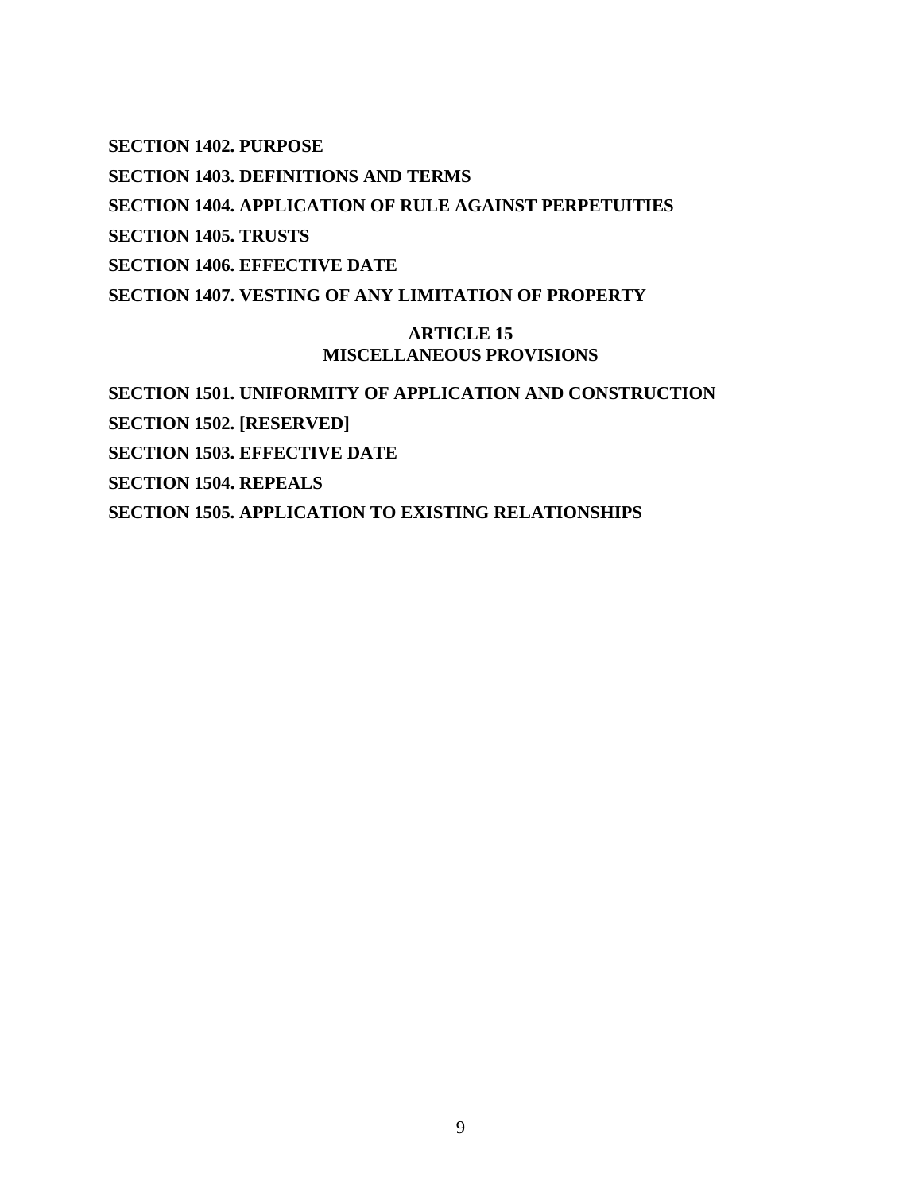**SECTION 1402. PURPOSE**

**SECTION 1403. DEFINITIONS AND TERMS**

**SECTION 1404. APPLICATION OF RULE AGAINST PERPETUITIES**

**SECTION 1405. TRUSTS**

**SECTION 1406. EFFECTIVE DATE**

**SECTION 1407. VESTING OF ANY LIMITATION OF PROPERTY**

## ARTICLE 15
## MISCELLANEOUS PROVISIONS

**SECTION 1501. UNIFORMITY OF APPLICATION AND CONSTRUCTION**

**SECTION 1502. [RESERVED]**

**SECTION 1503. EFFECTIVE DATE**

**SECTION 1504. REPEALS**

**SECTION 1505. APPLICATION TO EXISTING RELATIONSHIPS**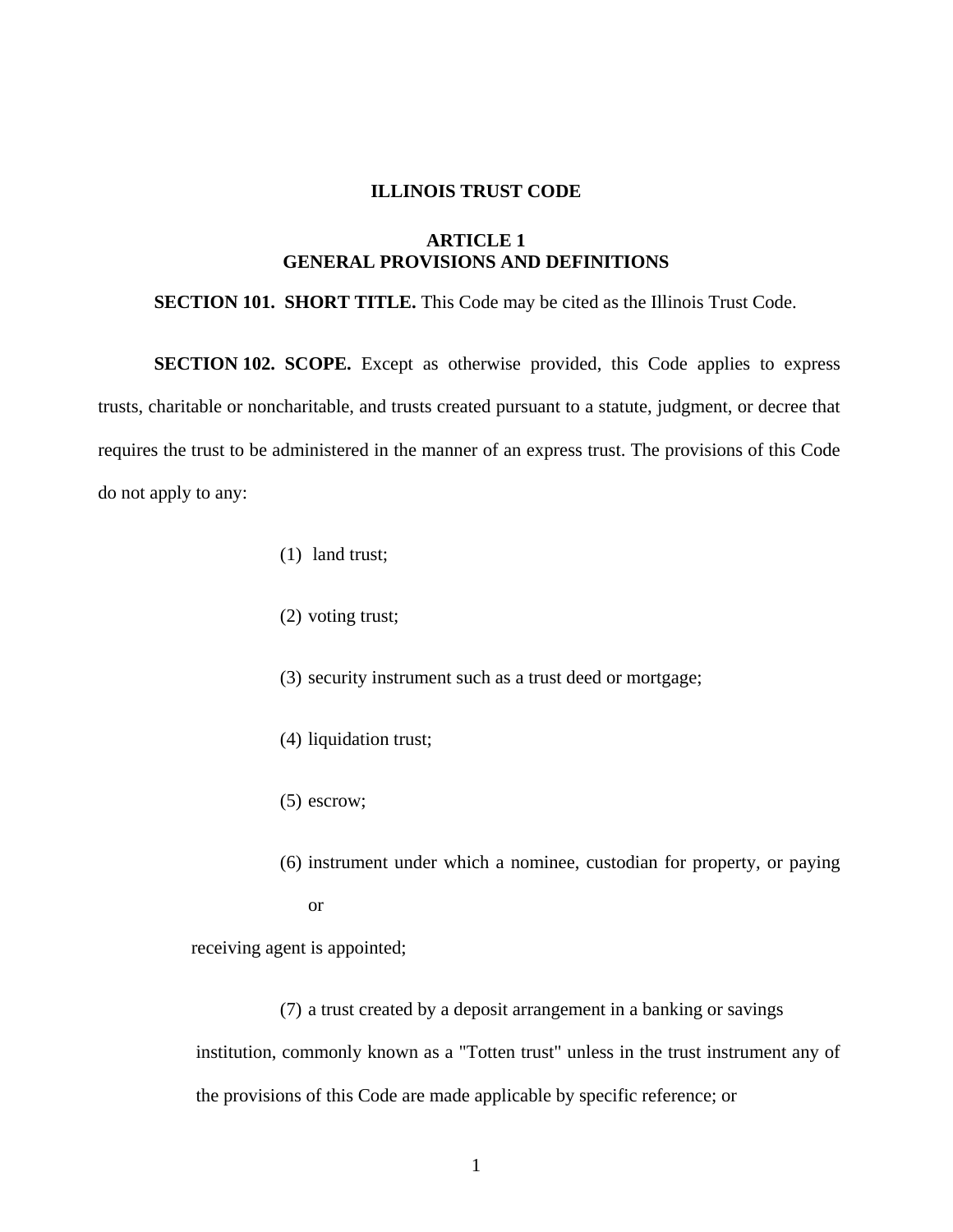# ILLINOIS TRUST CODE

## ARTICLE 1
## GENERAL PROVISIONS AND DEFINITIONS

**SECTION 101. SHORT TITLE.** This Code may be cited as the Illinois Trust Code.

**SECTION 102. SCOPE.** Except as otherwise provided, this Code applies to express trusts, charitable or noncharitable, and trusts created pursuant to a statute, judgment, or decree that requires the trust to be administered in the manner of an express trust. The provisions of this Code do not apply to any:

(1) land trust;

(2) voting trust;

(3) security instrument such as a trust deed or mortgage;

(4) liquidation trust;

(5) escrow;

(6) instrument under which a nominee, custodian for property, or paying or receiving agent is appointed;

(7) a trust created by a deposit arrangement in a banking or savings institution, commonly known as a "Totten trust" unless in the trust instrument any of the provisions of this Code are made applicable by specific reference; or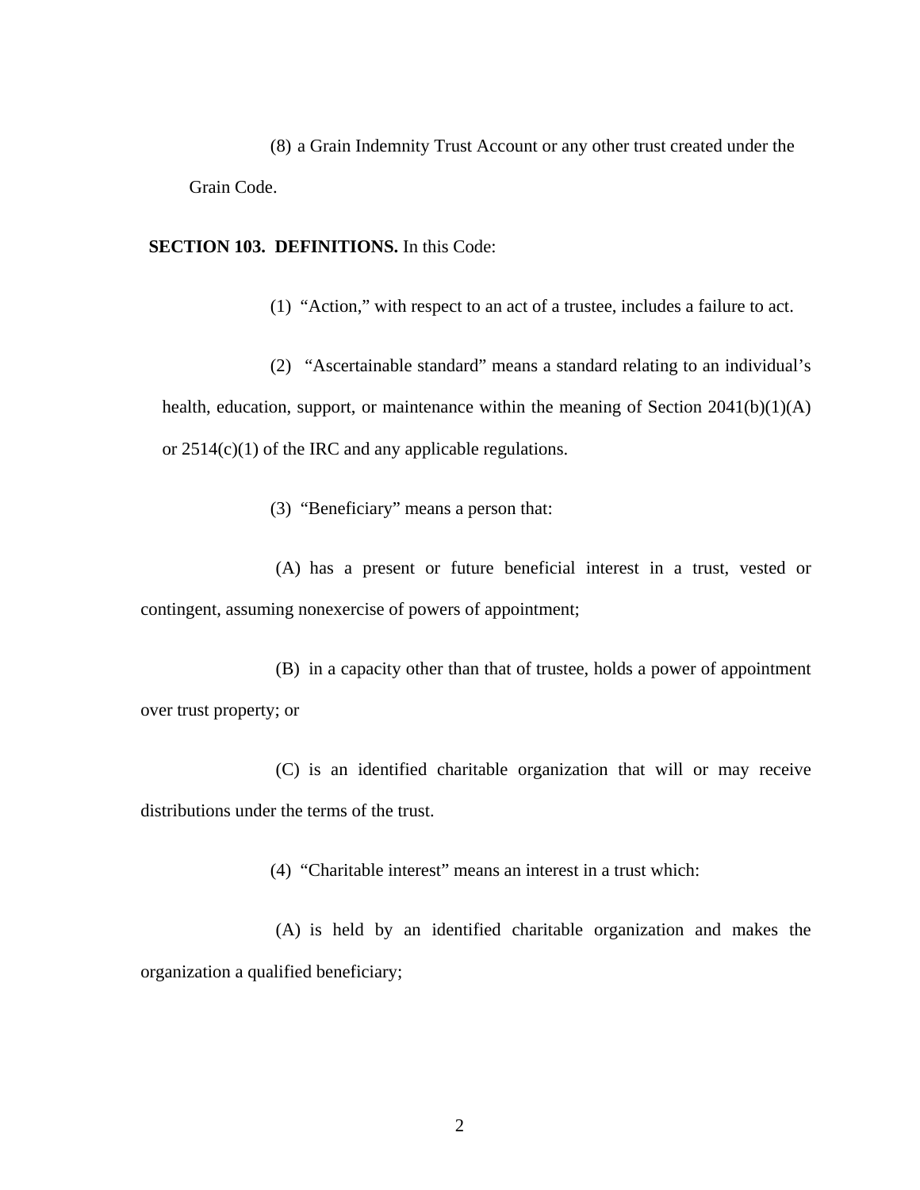(8) a Grain Indemnity Trust Account or any other trust created under the Grain Code.

**SECTION 103. DEFINITIONS.** In this Code:

(1) "Action," with respect to an act of a trustee, includes a failure to act.

(2) "Ascertainable standard" means a standard relating to an individual's health, education, support, or maintenance within the meaning of Section 2041(b)(1)(A) or 2514(c)(1) of the IRC and any applicable regulations.

(3) "Beneficiary" means a person that:

(A) has a present or future beneficial interest in a trust, vested or contingent, assuming nonexercise of powers of appointment;

(B) in a capacity other than that of trustee, holds a power of appointment over trust property; or

(C) is an identified charitable organization that will or may receive distributions under the terms of the trust.

(4) "Charitable interest" means an interest in a trust which:

(A) is held by an identified charitable organization and makes the organization a qualified beneficiary;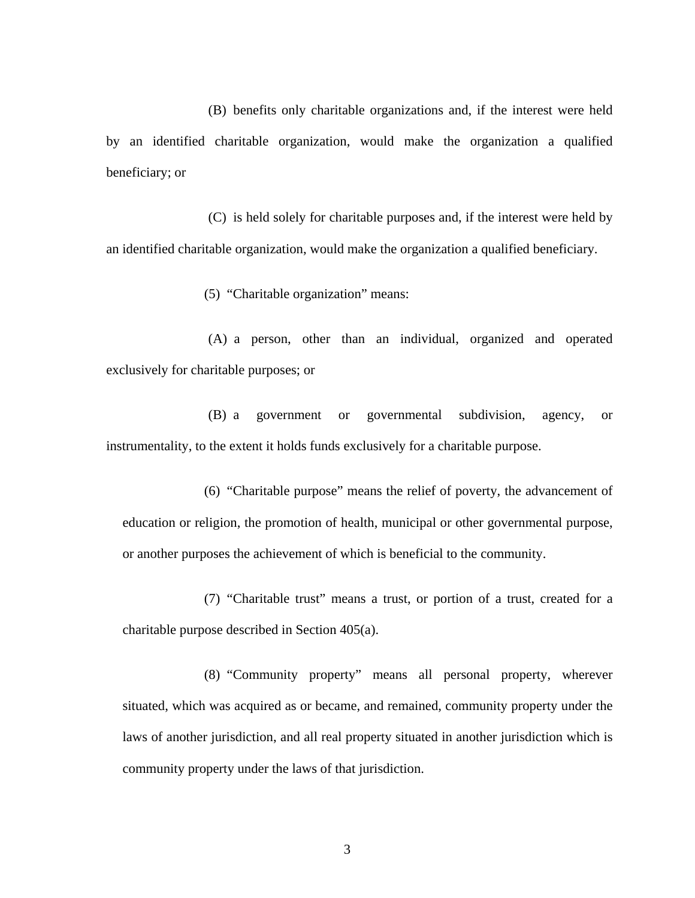(B) benefits only charitable organizations and, if the interest were held by an identified charitable organization, would make the organization a qualified beneficiary; or

(C) is held solely for charitable purposes and, if the interest were held by an identified charitable organization, would make the organization a qualified beneficiary.

(5) "Charitable organization" means:

(A) a person, other than an individual, organized and operated exclusively for charitable purposes; or

(B) a government or governmental subdivision, agency, or instrumentality, to the extent it holds funds exclusively for a charitable purpose.

(6) "Charitable purpose" means the relief of poverty, the advancement of education or religion, the promotion of health, municipal or other governmental purpose, or another purposes the achievement of which is beneficial to the community.

(7) "Charitable trust" means a trust, or portion of a trust, created for a charitable purpose described in Section 405(a).

(8) "Community property" means all personal property, wherever situated, which was acquired as or became, and remained, community property under the laws of another jurisdiction, and all real property situated in another jurisdiction which is community property under the laws of that jurisdiction.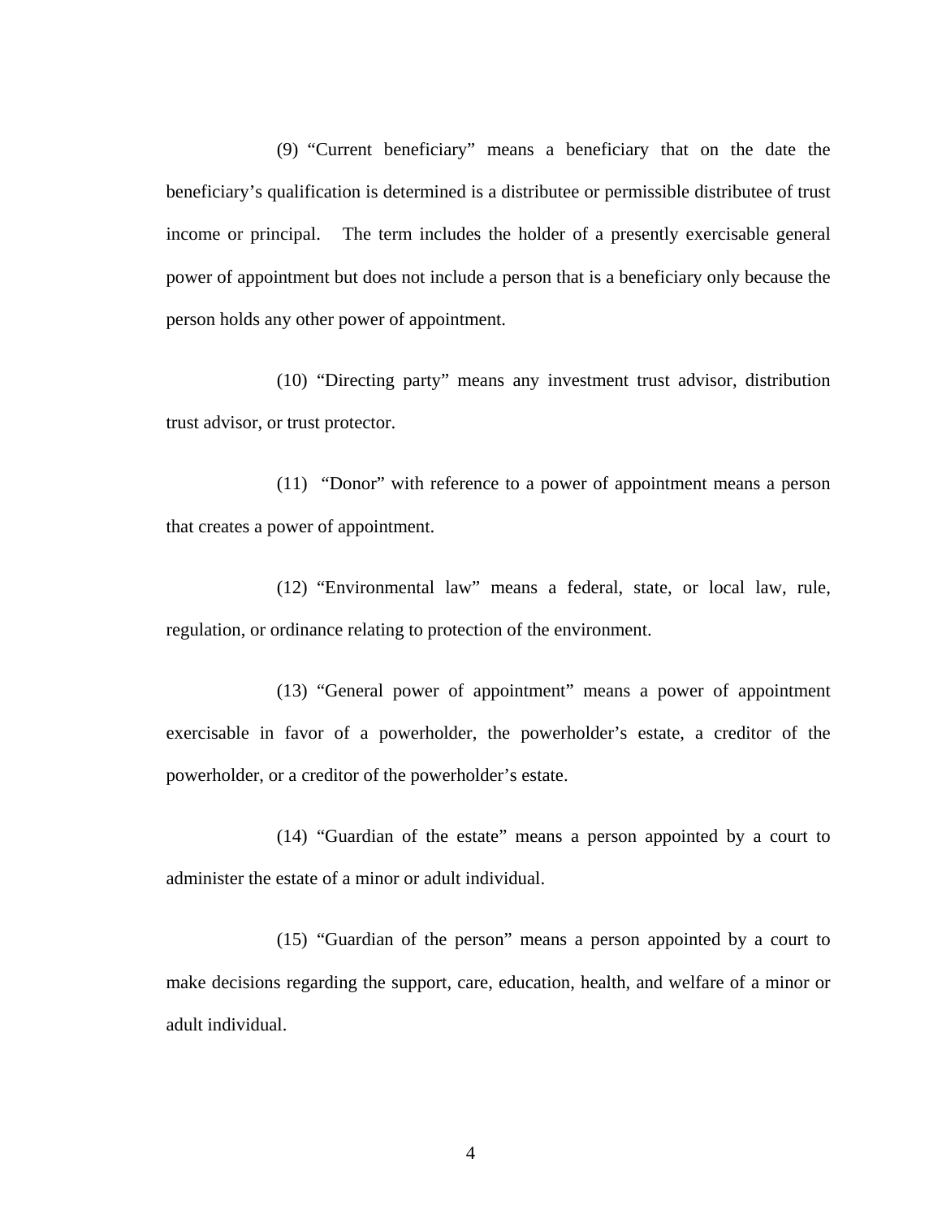(9) "Current beneficiary" means a beneficiary that on the date the beneficiary's qualification is determined is a distributee or permissible distributee of trust income or principal. The term includes the holder of a presently exercisable general power of appointment but does not include a person that is a beneficiary only because the person holds any other power of appointment.

(10) "Directing party" means any investment trust advisor, distribution trust advisor, or trust protector.

(11) "Donor" with reference to a power of appointment means a person that creates a power of appointment.

(12) "Environmental law" means a federal, state, or local law, rule, regulation, or ordinance relating to protection of the environment.

(13) "General power of appointment" means a power of appointment exercisable in favor of a powerholder, the powerholder's estate, a creditor of the powerholder, or a creditor of the powerholder's estate.

(14) "Guardian of the estate" means a person appointed by a court to administer the estate of a minor or adult individual.

(15) "Guardian of the person" means a person appointed by a court to make decisions regarding the support, care, education, health, and welfare of a minor or adult individual.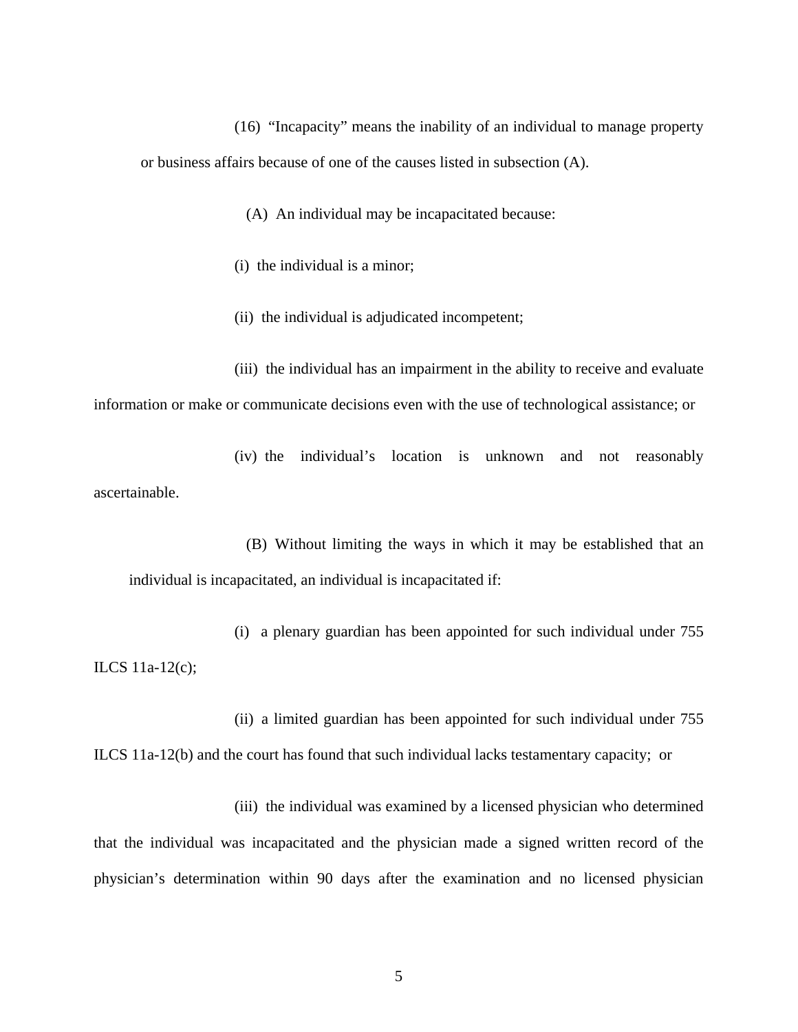(16) "Incapacity" means the inability of an individual to manage property or business affairs because of one of the causes listed in subsection (A).

(A) An individual may be incapacitated because:

(i) the individual is a minor;

(ii) the individual is adjudicated incompetent;

(iii) the individual has an impairment in the ability to receive and evaluate information or make or communicate decisions even with the use of technological assistance; or

(iv) the individual's location is unknown and not reasonably ascertainable.

(B) Without limiting the ways in which it may be established that an individual is incapacitated, an individual is incapacitated if:

(i) a plenary guardian has been appointed for such individual under 755 ILCS 11a-12(c);

(ii) a limited guardian has been appointed for such individual under 755 ILCS 11a-12(b) and the court has found that such individual lacks testamentary capacity; or

(iii) the individual was examined by a licensed physician who determined that the individual was incapacitated and the physician made a signed written record of the physician's determination within 90 days after the examination and no licensed physician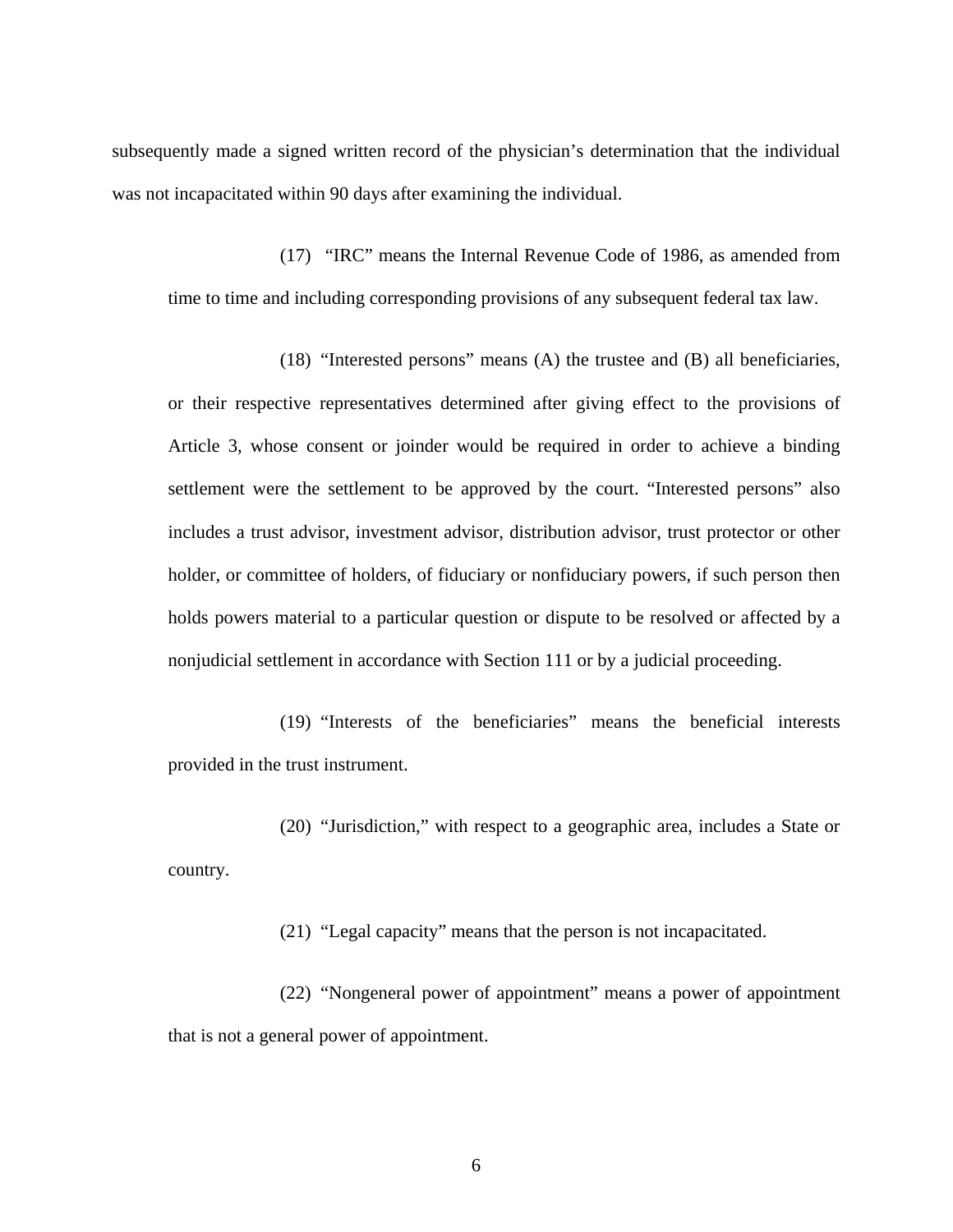subsequently made a signed written record of the physician's determination that the individual was not incapacitated within 90 days after examining the individual.

(17) "IRC" means the Internal Revenue Code of 1986, as amended from time to time and including corresponding provisions of any subsequent federal tax law.

(18) "Interested persons" means (A) the trustee and (B) all beneficiaries, or their respective representatives determined after giving effect to the provisions of Article 3, whose consent or joinder would be required in order to achieve a binding settlement were the settlement to be approved by the court. "Interested persons" also includes a trust advisor, investment advisor, distribution advisor, trust protector or other holder, or committee of holders, of fiduciary or nonfiduciary powers, if such person then holds powers material to a particular question or dispute to be resolved or affected by a nonjudicial settlement in accordance with Section 111 or by a judicial proceeding.

(19) "Interests of the beneficiaries" means the beneficial interests provided in the trust instrument.

(20) "Jurisdiction," with respect to a geographic area, includes a State or country.

(21) "Legal capacity" means that the person is not incapacitated.

(22) "Nongeneral power of appointment" means a power of appointment that is not a general power of appointment.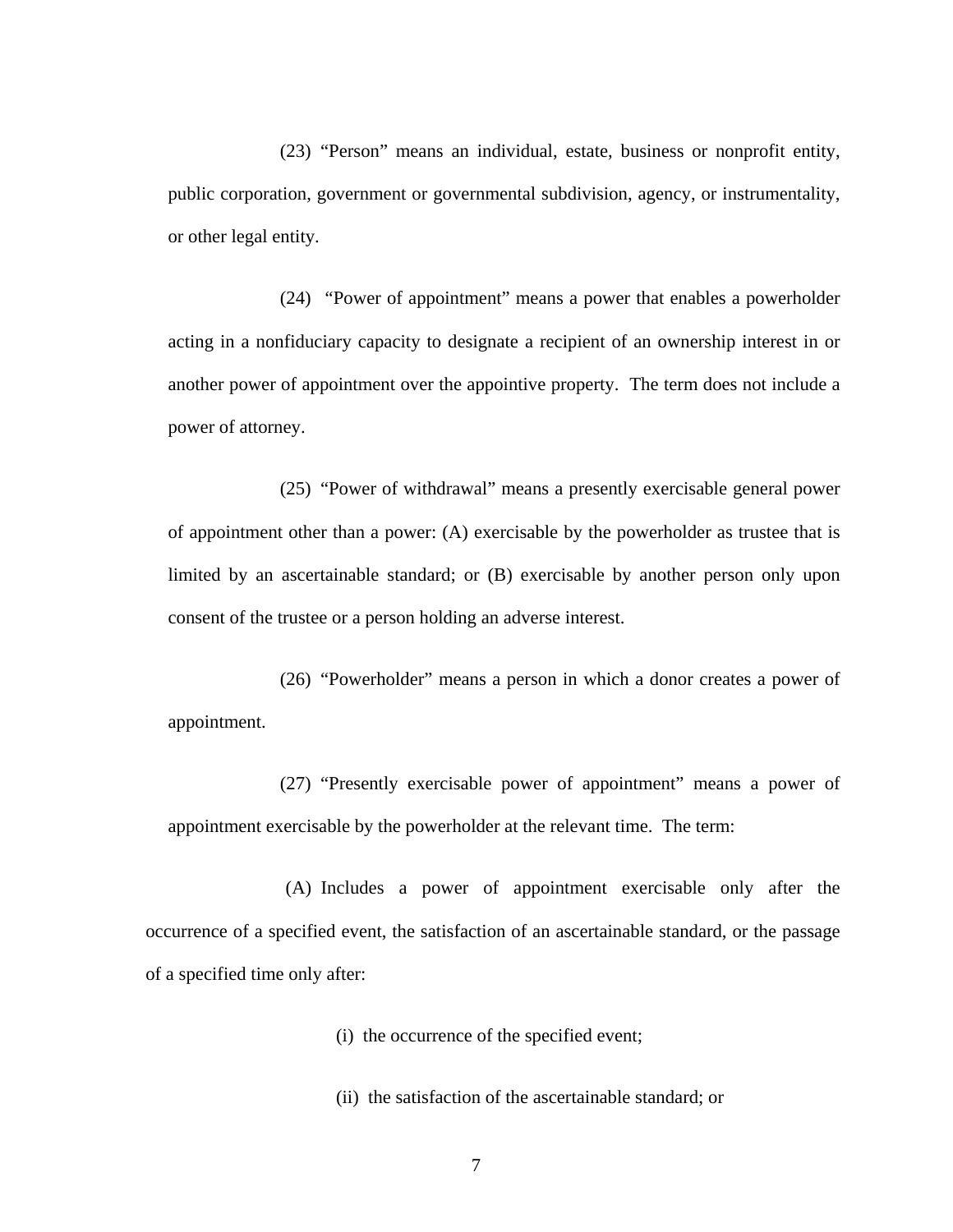(23) "Person" means an individual, estate, business or nonprofit entity, public corporation, government or governmental subdivision, agency, or instrumentality, or other legal entity.

(24) "Power of appointment" means a power that enables a powerholder acting in a nonfiduciary capacity to designate a recipient of an ownership interest in or another power of appointment over the appointive property. The term does not include a power of attorney.

(25) "Power of withdrawal" means a presently exercisable general power of appointment other than a power: (A) exercisable by the powerholder as trustee that is limited by an ascertainable standard; or (B) exercisable by another person only upon consent of the trustee or a person holding an adverse interest.

(26) "Powerholder" means a person in which a donor creates a power of appointment.

(27) "Presently exercisable power of appointment" means a power of appointment exercisable by the powerholder at the relevant time. The term:

(A) Includes a power of appointment exercisable only after the occurrence of a specified event, the satisfaction of an ascertainable standard, or the passage of a specified time only after:

(i) the occurrence of the specified event;

(ii) the satisfaction of the ascertainable standard; or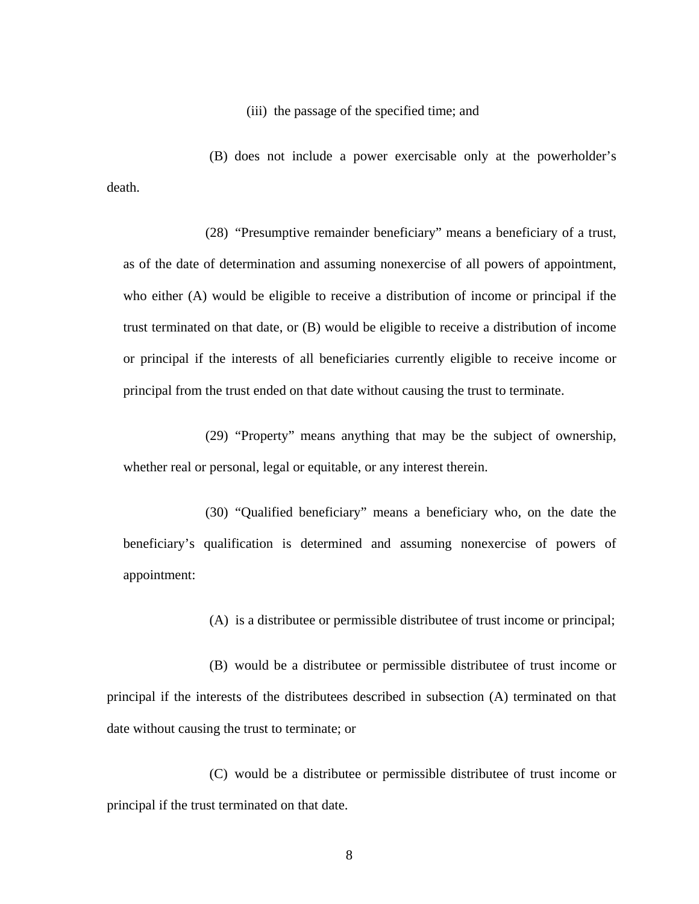(iii) the passage of the specified time; and

(B) does not include a power exercisable only at the powerholder's death.

(28) "Presumptive remainder beneficiary" means a beneficiary of a trust, as of the date of determination and assuming nonexercise of all powers of appointment, who either (A) would be eligible to receive a distribution of income or principal if the trust terminated on that date, or (B) would be eligible to receive a distribution of income or principal if the interests of all beneficiaries currently eligible to receive income or principal from the trust ended on that date without causing the trust to terminate.

(29) "Property" means anything that may be the subject of ownership, whether real or personal, legal or equitable, or any interest therein.

(30) "Qualified beneficiary" means a beneficiary who, on the date the beneficiary's qualification is determined and assuming nonexercise of powers of appointment:

(A) is a distributee or permissible distributee of trust income or principal;

(B) would be a distributee or permissible distributee of trust income or principal if the interests of the distributees described in subsection (A) terminated on that date without causing the trust to terminate; or

(C) would be a distributee or permissible distributee of trust income or principal if the trust terminated on that date.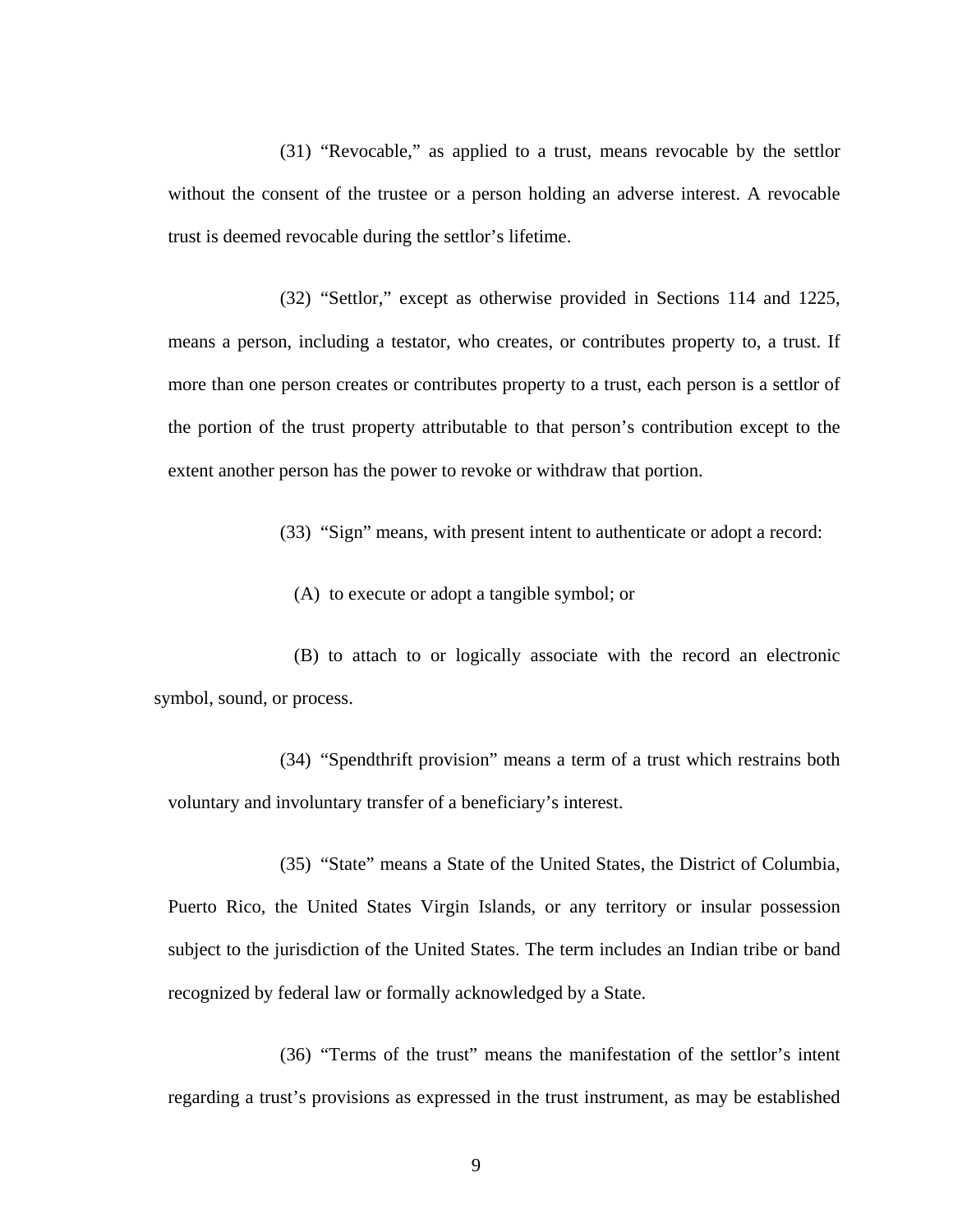(31) "Revocable," as applied to a trust, means revocable by the settlor without the consent of the trustee or a person holding an adverse interest. A revocable trust is deemed revocable during the settlor's lifetime.

(32) "Settlor," except as otherwise provided in Sections 114 and 1225, means a person, including a testator, who creates, or contributes property to, a trust. If more than one person creates or contributes property to a trust, each person is a settlor of the portion of the trust property attributable to that person's contribution except to the extent another person has the power to revoke or withdraw that portion.

(33) "Sign" means, with present intent to authenticate or adopt a record:

(A) to execute or adopt a tangible symbol; or

(B) to attach to or logically associate with the record an electronic symbol, sound, or process.

(34) "Spendthrift provision" means a term of a trust which restrains both voluntary and involuntary transfer of a beneficiary's interest.

(35) "State" means a State of the United States, the District of Columbia, Puerto Rico, the United States Virgin Islands, or any territory or insular possession subject to the jurisdiction of the United States. The term includes an Indian tribe or band recognized by federal law or formally acknowledged by a State.

(36) "Terms of the trust" means the manifestation of the settlor's intent regarding a trust's provisions as expressed in the trust instrument, as may be established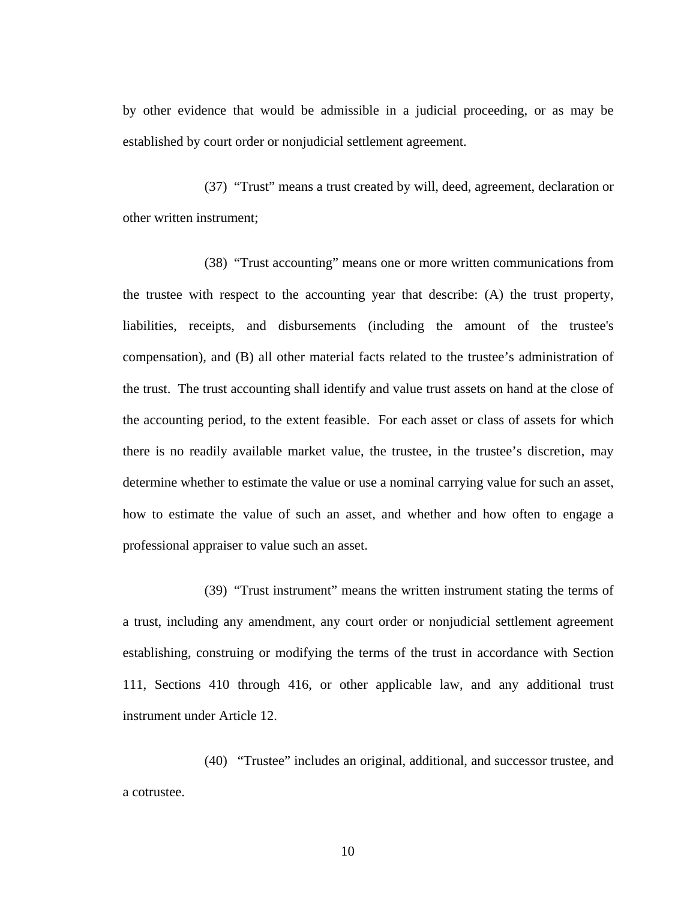by other evidence that would be admissible in a judicial proceeding, or as may be established by court order or nonjudicial settlement agreement.

(37) "Trust" means a trust created by will, deed, agreement, declaration or other written instrument;

(38) "Trust accounting" means one or more written communications from the trustee with respect to the accounting year that describe: (A) the trust property, liabilities, receipts, and disbursements (including the amount of the trustee's compensation), and (B) all other material facts related to the trustee's administration of the trust. The trust accounting shall identify and value trust assets on hand at the close of the accounting period, to the extent feasible. For each asset or class of assets for which there is no readily available market value, the trustee, in the trustee's discretion, may determine whether to estimate the value or use a nominal carrying value for such an asset, how to estimate the value of such an asset, and whether and how often to engage a professional appraiser to value such an asset.

(39) "Trust instrument" means the written instrument stating the terms of a trust, including any amendment, any court order or nonjudicial settlement agreement establishing, construing or modifying the terms of the trust in accordance with Section 111, Sections 410 through 416, or other applicable law, and any additional trust instrument under Article 12.

(40) "Trustee" includes an original, additional, and successor trustee, and a cotrustee.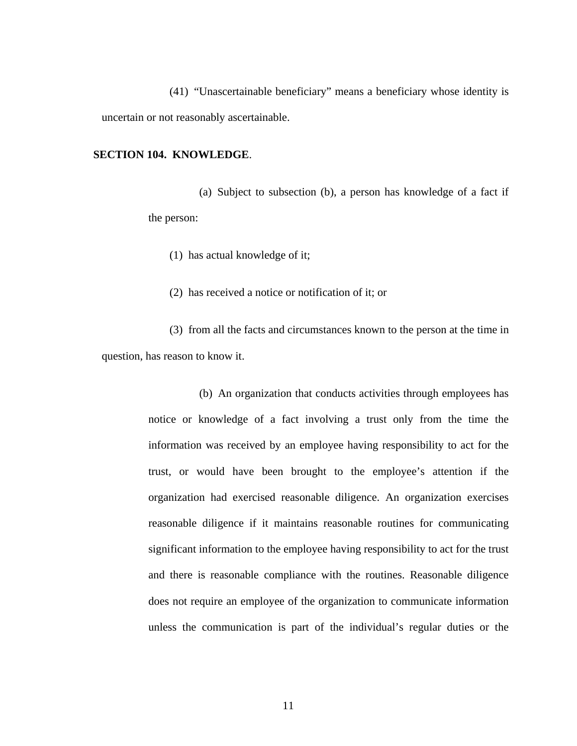(41) "Unascertainable beneficiary" means a beneficiary whose identity is uncertain or not reasonably ascertainable.

**SECTION 104. KNOWLEDGE**.

(a) Subject to subsection (b), a person has knowledge of a fact if the person:

(1) has actual knowledge of it;

(2) has received a notice or notification of it; or

(3) from all the facts and circumstances known to the person at the time in question, has reason to know it.

(b) An organization that conducts activities through employees has notice or knowledge of a fact involving a trust only from the time the information was received by an employee having responsibility to act for the trust, or would have been brought to the employee's attention if the organization had exercised reasonable diligence. An organization exercises reasonable diligence if it maintains reasonable routines for communicating significant information to the employee having responsibility to act for the trust and there is reasonable compliance with the routines. Reasonable diligence does not require an employee of the organization to communicate information unless the communication is part of the individual's regular duties or the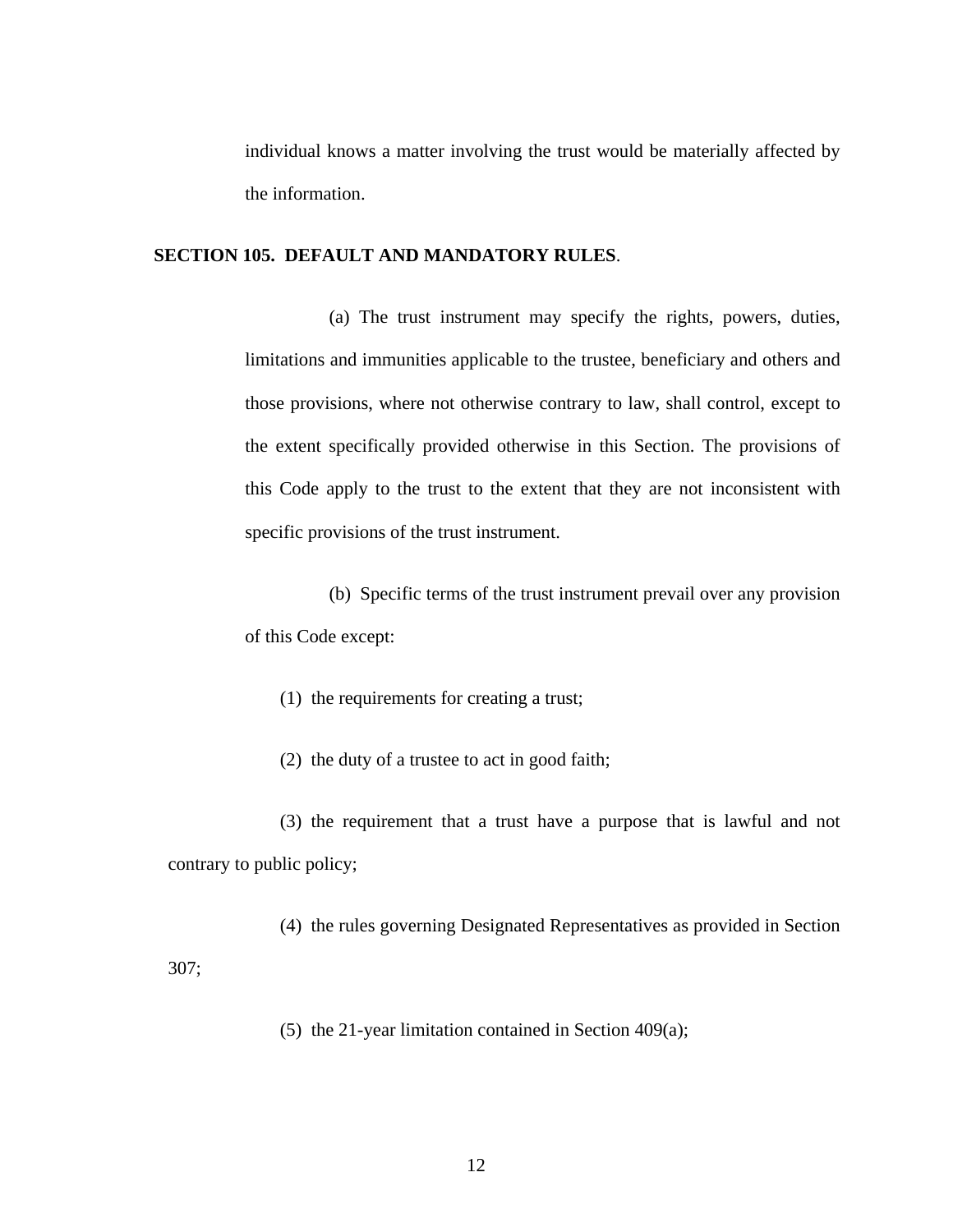individual knows a matter involving the trust would be materially affected by the information.

**SECTION 105. DEFAULT AND MANDATORY RULES**.

(a) The trust instrument may specify the rights, powers, duties, limitations and immunities applicable to the trustee, beneficiary and others and those provisions, where not otherwise contrary to law, shall control, except to the extent specifically provided otherwise in this Section. The provisions of this Code apply to the trust to the extent that they are not inconsistent with specific provisions of the trust instrument.

(b) Specific terms of the trust instrument prevail over any provision of this Code except:

(1) the requirements for creating a trust;

(2) the duty of a trustee to act in good faith;

(3) the requirement that a trust have a purpose that is lawful and not contrary to public policy;

(4) the rules governing Designated Representatives as provided in Section 307;

(5) the 21-year limitation contained in Section 409(a);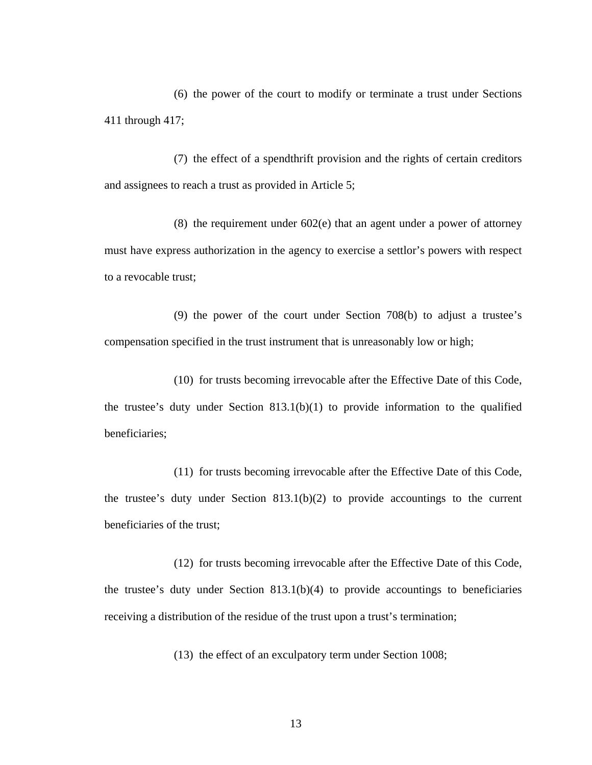(6) the power of the court to modify or terminate a trust under Sections 411 through 417;

(7) the effect of a spendthrift provision and the rights of certain creditors and assignees to reach a trust as provided in Article 5;

(8) the requirement under 602(e) that an agent under a power of attorney must have express authorization in the agency to exercise a settlor's powers with respect to a revocable trust;

(9) the power of the court under Section 708(b) to adjust a trustee's compensation specified in the trust instrument that is unreasonably low or high;

(10) for trusts becoming irrevocable after the Effective Date of this Code, the trustee's duty under Section 813.1(b)(1) to provide information to the qualified beneficiaries;

(11) for trusts becoming irrevocable after the Effective Date of this Code, the trustee's duty under Section 813.1(b)(2) to provide accountings to the current beneficiaries of the trust;

(12) for trusts becoming irrevocable after the Effective Date of this Code, the trustee's duty under Section 813.1(b)(4) to provide accountings to beneficiaries receiving a distribution of the residue of the trust upon a trust's termination;

(13) the effect of an exculpatory term under Section 1008;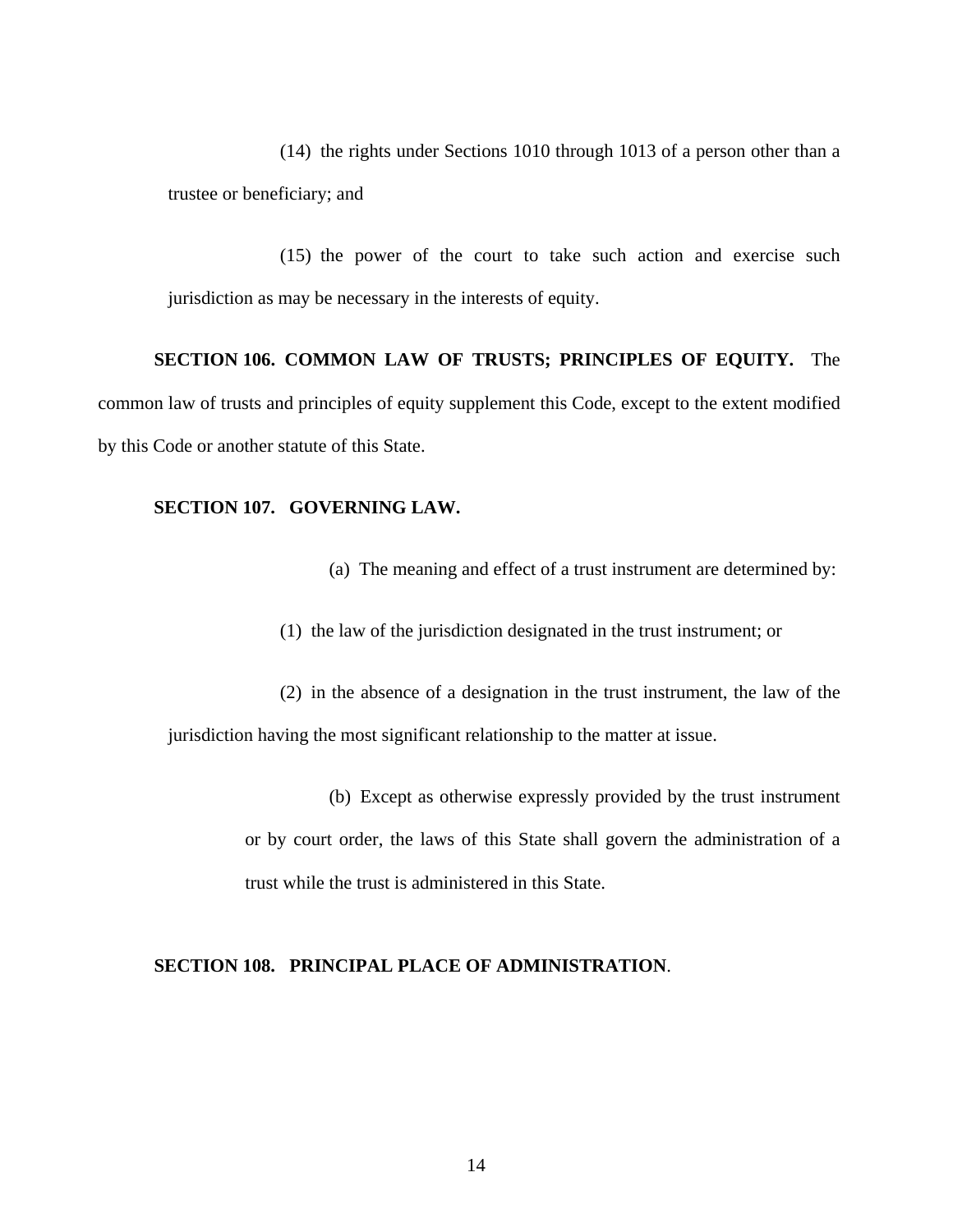(14) the rights under Sections 1010 through 1013 of a person other than a trustee or beneficiary; and

(15) the power of the court to take such action and exercise such jurisdiction as may be necessary in the interests of equity.

**SECTION 106. COMMON LAW OF TRUSTS; PRINCIPLES OF EQUITY.** The common law of trusts and principles of equity supplement this Code, except to the extent modified by this Code or another statute of this State.

**SECTION 107. GOVERNING LAW.**

(a) The meaning and effect of a trust instrument are determined by:

(1) the law of the jurisdiction designated in the trust instrument; or

(2) in the absence of a designation in the trust instrument, the law of the jurisdiction having the most significant relationship to the matter at issue.

(b) Except as otherwise expressly provided by the trust instrument or by court order, the laws of this State shall govern the administration of a trust while the trust is administered in this State.

**SECTION 108. PRINCIPAL PLACE OF ADMINISTRATION**.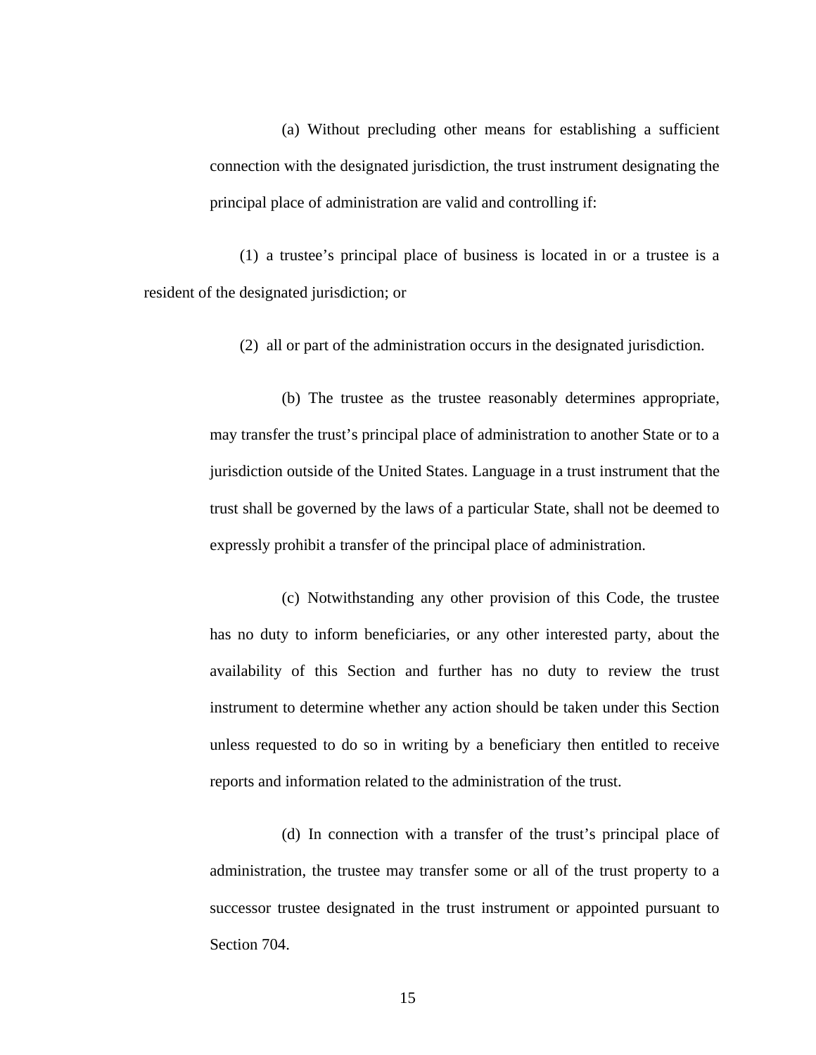(a) Without precluding other means for establishing a sufficient connection with the designated jurisdiction, the trust instrument designating the principal place of administration are valid and controlling if:

(1) a trustee's principal place of business is located in or a trustee is a resident of the designated jurisdiction; or

(2) all or part of the administration occurs in the designated jurisdiction.

(b) The trustee as the trustee reasonably determines appropriate, may transfer the trust's principal place of administration to another State or to a jurisdiction outside of the United States. Language in a trust instrument that the trust shall be governed by the laws of a particular State, shall not be deemed to expressly prohibit a transfer of the principal place of administration.

(c) Notwithstanding any other provision of this Code, the trustee has no duty to inform beneficiaries, or any other interested party, about the availability of this Section and further has no duty to review the trust instrument to determine whether any action should be taken under this Section unless requested to do so in writing by a beneficiary then entitled to receive reports and information related to the administration of the trust.

(d) In connection with a transfer of the trust's principal place of administration, the trustee may transfer some or all of the trust property to a successor trustee designated in the trust instrument or appointed pursuant to Section 704.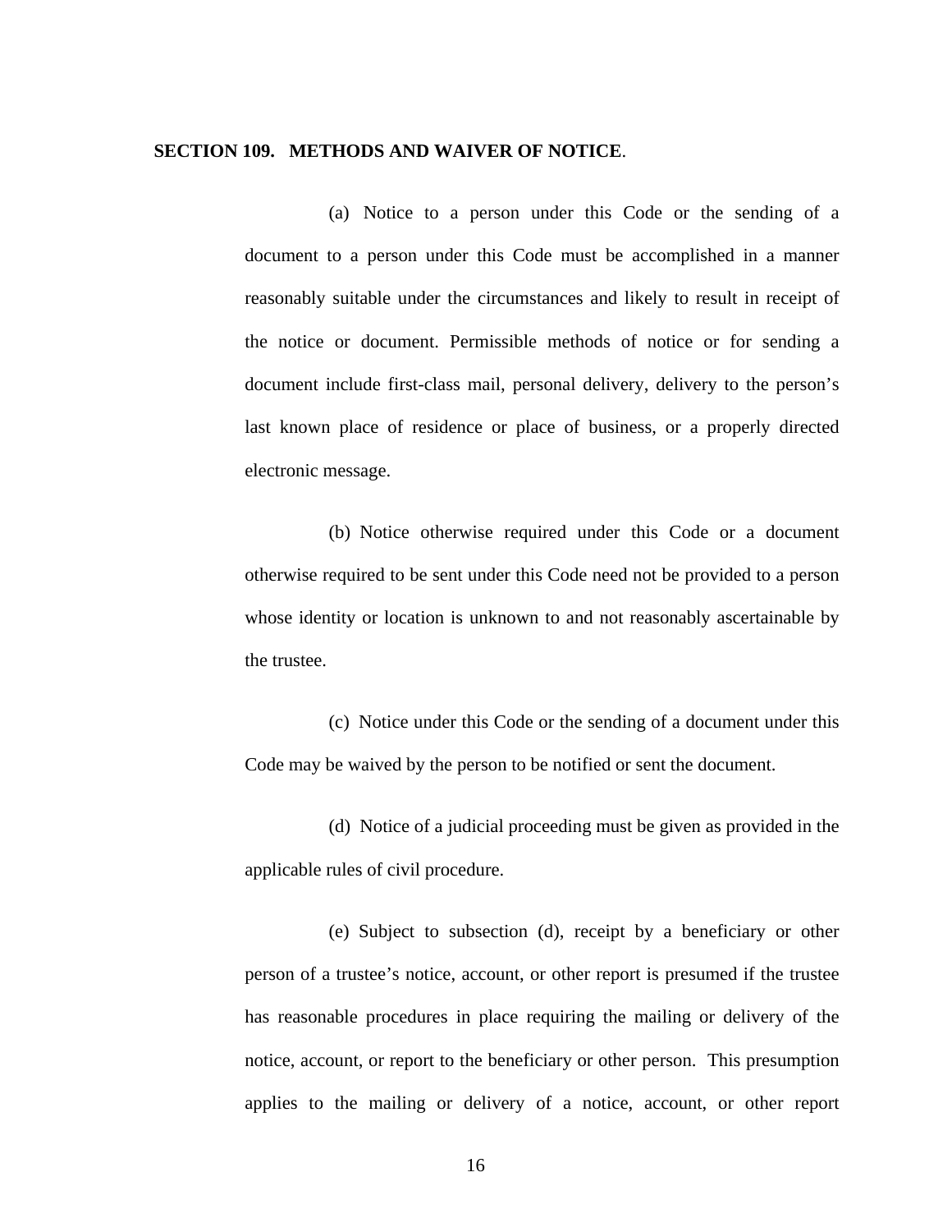**SECTION 109. METHODS AND WAIVER OF NOTICE**.

(a) Notice to a person under this Code or the sending of a document to a person under this Code must be accomplished in a manner reasonably suitable under the circumstances and likely to result in receipt of the notice or document. Permissible methods of notice or for sending a document include first-class mail, personal delivery, delivery to the person's last known place of residence or place of business, or a properly directed electronic message.

(b) Notice otherwise required under this Code or a document otherwise required to be sent under this Code need not be provided to a person whose identity or location is unknown to and not reasonably ascertainable by the trustee.

(c) Notice under this Code or the sending of a document under this Code may be waived by the person to be notified or sent the document.

(d) Notice of a judicial proceeding must be given as provided in the applicable rules of civil procedure.

(e) Subject to subsection (d), receipt by a beneficiary or other person of a trustee's notice, account, or other report is presumed if the trustee has reasonable procedures in place requiring the mailing or delivery of the notice, account, or report to the beneficiary or other person. This presumption applies to the mailing or delivery of a notice, account, or other report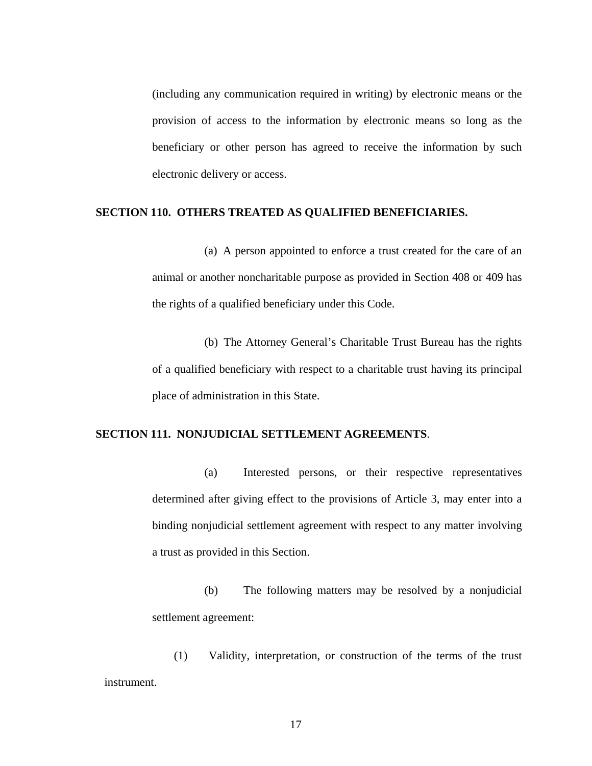(including any communication required in writing) by electronic means or the provision of access to the information by electronic means so long as the beneficiary or other person has agreed to receive the information by such electronic delivery or access.

**SECTION 110. OTHERS TREATED AS QUALIFIED BENEFICIARIES.**

(a) A person appointed to enforce a trust created for the care of an animal or another noncharitable purpose as provided in Section 408 or 409 has the rights of a qualified beneficiary under this Code.

(b) The Attorney General's Charitable Trust Bureau has the rights of a qualified beneficiary with respect to a charitable trust having its principal place of administration in this State.

**SECTION 111. NONJUDICIAL SETTLEMENT AGREEMENTS.**

(a) Interested persons, or their respective representatives determined after giving effect to the provisions of Article 3, may enter into a binding nonjudicial settlement agreement with respect to any matter involving a trust as provided in this Section.

(b) The following matters may be resolved by a nonjudicial settlement agreement:

(1) Validity, interpretation, or construction of the terms of the trust instrument.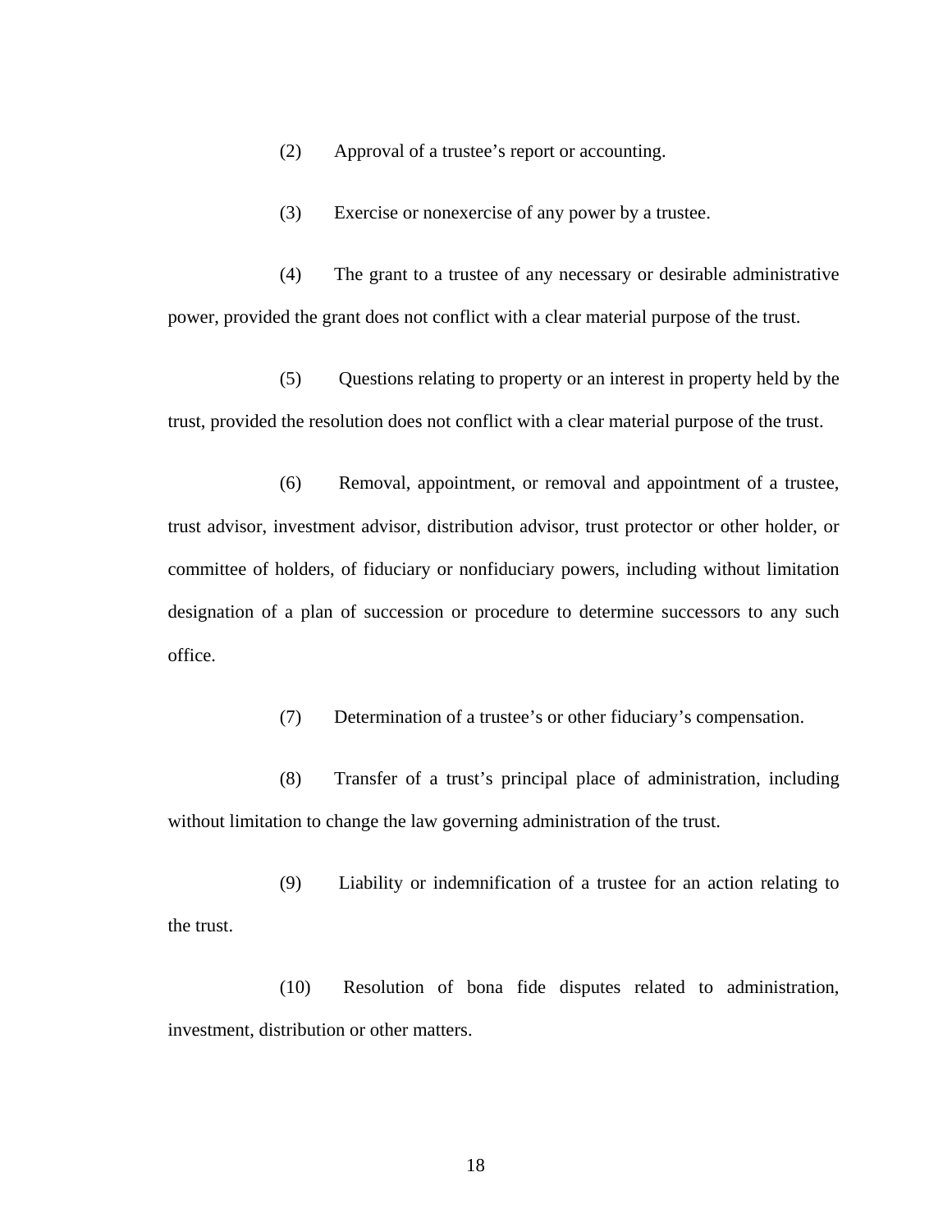(2) Approval of a trustee’s report or accounting.

(3) Exercise or nonexercise of any power by a trustee.

(4) The grant to a trustee of any necessary or desirable administrative power, provided the grant does not conflict with a clear material purpose of the trust.

(5) Questions relating to property or an interest in property held by the trust, provided the resolution does not conflict with a clear material purpose of the trust.

(6) Removal, appointment, or removal and appointment of a trustee, trust advisor, investment advisor, distribution advisor, trust protector or other holder, or committee of holders, of fiduciary or nonfiduciary powers, including without limitation designation of a plan of succession or procedure to determine successors to any such office.

(7) Determination of a trustee’s or other fiduciary’s compensation.

(8) Transfer of a trust’s principal place of administration, including without limitation to change the law governing administration of the trust.

(9) Liability or indemnification of a trustee for an action relating to the trust.

(10) Resolution of bona fide disputes related to administration, investment, distribution or other matters.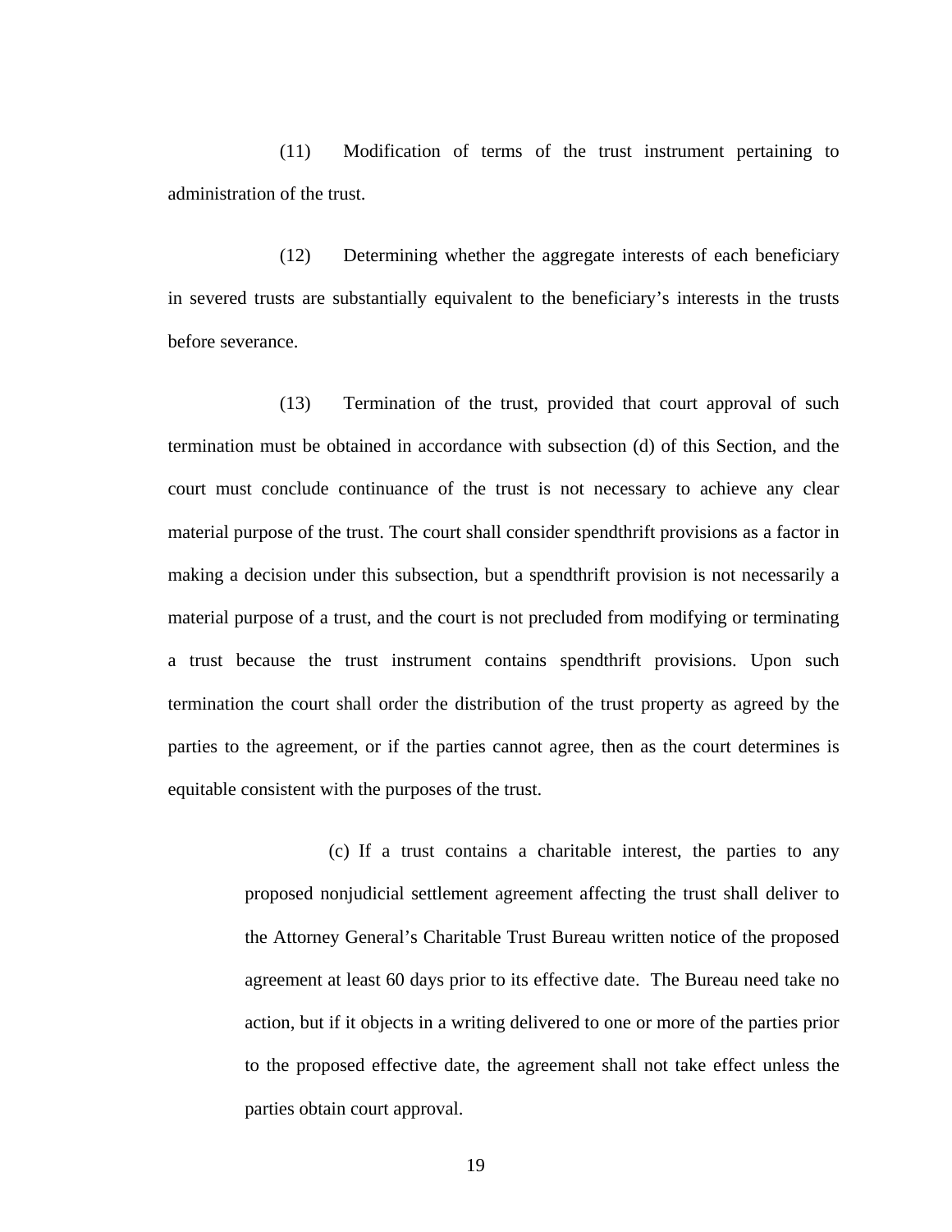(11) Modification of terms of the trust instrument pertaining to administration of the trust.

(12) Determining whether the aggregate interests of each beneficiary in severed trusts are substantially equivalent to the beneficiary's interests in the trusts before severance.

(13) Termination of the trust, provided that court approval of such termination must be obtained in accordance with subsection (d) of this Section, and the court must conclude continuance of the trust is not necessary to achieve any clear material purpose of the trust. The court shall consider spendthrift provisions as a factor in making a decision under this subsection, but a spendthrift provision is not necessarily a material purpose of a trust, and the court is not precluded from modifying or terminating a trust because the trust instrument contains spendthrift provisions. Upon such termination the court shall order the distribution of the trust property as agreed by the parties to the agreement, or if the parties cannot agree, then as the court determines is equitable consistent with the purposes of the trust.

> (c) If a trust contains a charitable interest, the parties to any proposed nonjudicial settlement agreement affecting the trust shall deliver to the Attorney General's Charitable Trust Bureau written notice of the proposed agreement at least 60 days prior to its effective date. The Bureau need take no action, but if it objects in a writing delivered to one or more of the parties prior to the proposed effective date, the agreement shall not take effect unless the parties obtain court approval.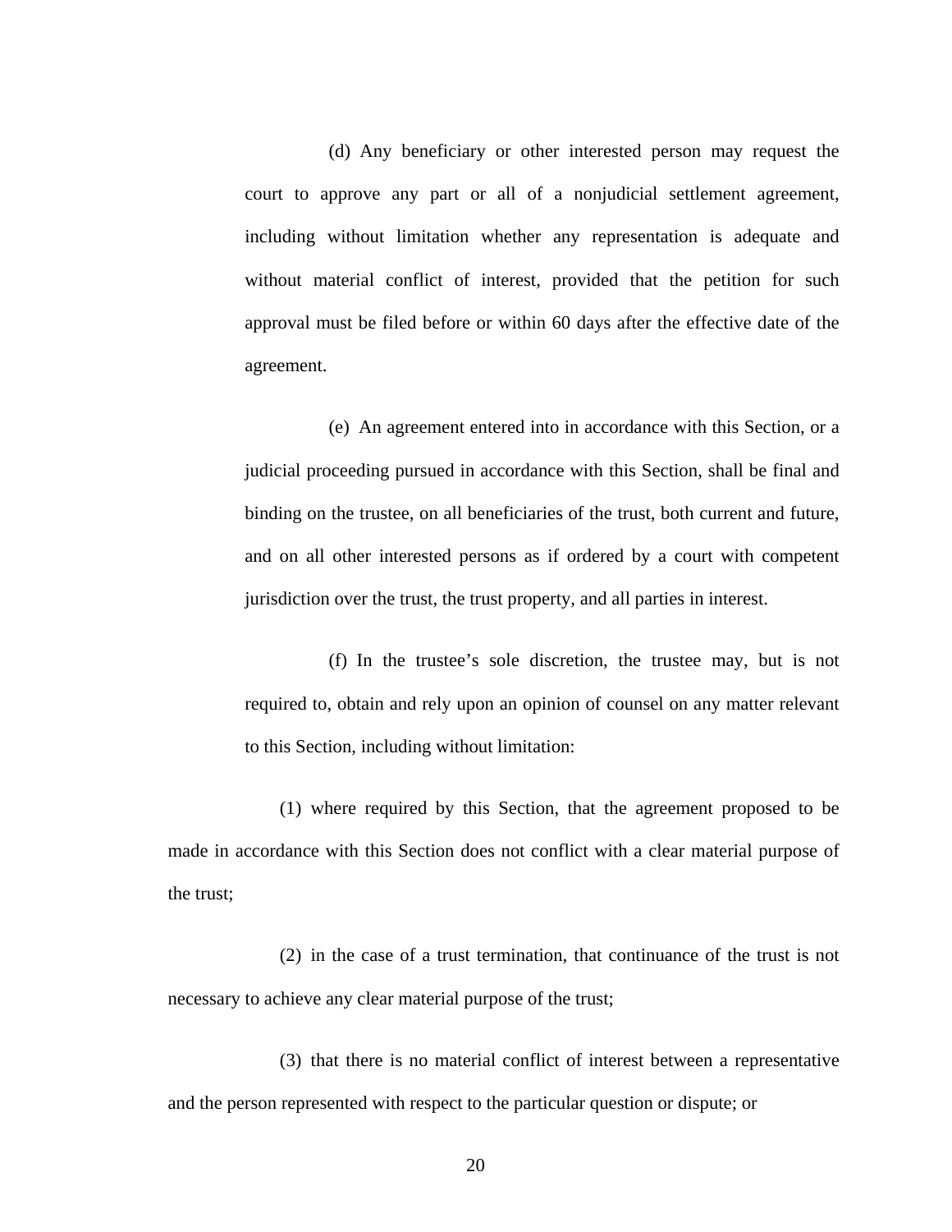(d) Any beneficiary or other interested person may request the court to approve any part or all of a nonjudicial settlement agreement, including without limitation whether any representation is adequate and without material conflict of interest, provided that the petition for such approval must be filed before or within 60 days after the effective date of the agreement.

(e) An agreement entered into in accordance with this Section, or a judicial proceeding pursued in accordance with this Section, shall be final and binding on the trustee, on all beneficiaries of the trust, both current and future, and on all other interested persons as if ordered by a court with competent jurisdiction over the trust, the trust property, and all parties in interest.

(f) In the trustee's sole discretion, the trustee may, but is not required to, obtain and rely upon an opinion of counsel on any matter relevant to this Section, including without limitation:

(1) where required by this Section, that the agreement proposed to be made in accordance with this Section does not conflict with a clear material purpose of the trust;

(2) in the case of a trust termination, that continuance of the trust is not necessary to achieve any clear material purpose of the trust;

(3) that there is no material conflict of interest between a representative and the person represented with respect to the particular question or dispute; or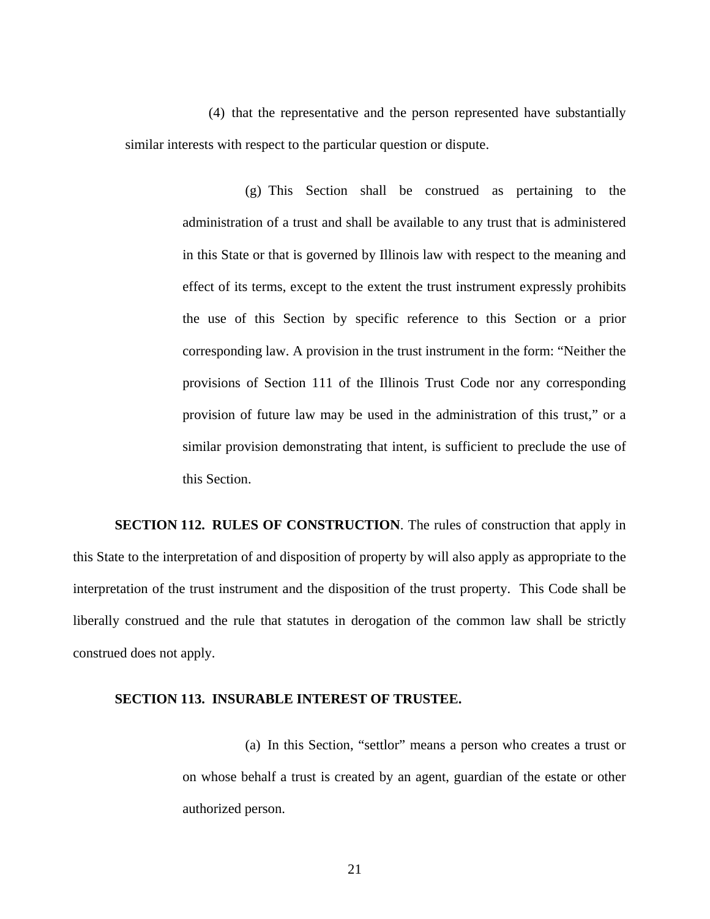(4) that the representative and the person represented have substantially similar interests with respect to the particular question or dispute.

(g) This Section shall be construed as pertaining to the administration of a trust and shall be available to any trust that is administered in this State or that is governed by Illinois law with respect to the meaning and effect of its terms, except to the extent the trust instrument expressly prohibits the use of this Section by specific reference to this Section or a prior corresponding law. A provision in the trust instrument in the form: "Neither the provisions of Section 111 of the Illinois Trust Code nor any corresponding provision of future law may be used in the administration of this trust," or a similar provision demonstrating that intent, is sufficient to preclude the use of this Section.

**SECTION 112. RULES OF CONSTRUCTION**. The rules of construction that apply in this State to the interpretation of and disposition of property by will also apply as appropriate to the interpretation of the trust instrument and the disposition of the trust property. This Code shall be liberally construed and the rule that statutes in derogation of the common law shall be strictly construed does not apply.

**SECTION 113. INSURABLE INTEREST OF TRUSTEE.**

(a) In this Section, "settlor" means a person who creates a trust or on whose behalf a trust is created by an agent, guardian of the estate or other authorized person.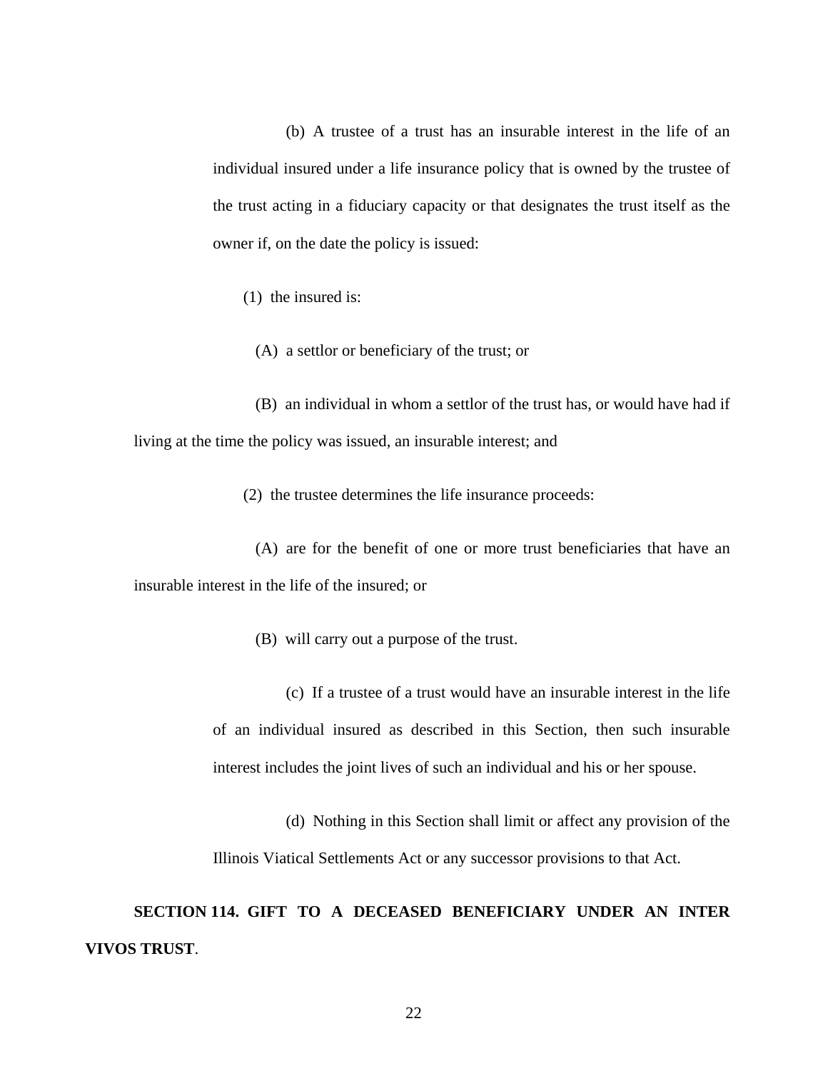(b) A trustee of a trust has an insurable interest in the life of an individual insured under a life insurance policy that is owned by the trustee of the trust acting in a fiduciary capacity or that designates the trust itself as the owner if, on the date the policy is issued:

(1) the insured is:

(A) a settlor or beneficiary of the trust; or

(B) an individual in whom a settlor of the trust has, or would have had if living at the time the policy was issued, an insurable interest; and

(2) the trustee determines the life insurance proceeds:

(A) are for the benefit of one or more trust beneficiaries that have an insurable interest in the life of the insured; or

(B) will carry out a purpose of the trust.

(c) If a trustee of a trust would have an insurable interest in the life of an individual insured as described in this Section, then such insurable interest includes the joint lives of such an individual and his or her spouse.

(d) Nothing in this Section shall limit or affect any provision of the Illinois Viatical Settlements Act or any successor provisions to that Act.

**SECTION 114. GIFT TO A DECEASED BENEFICIARY UNDER AN INTER VIVOS TRUST**.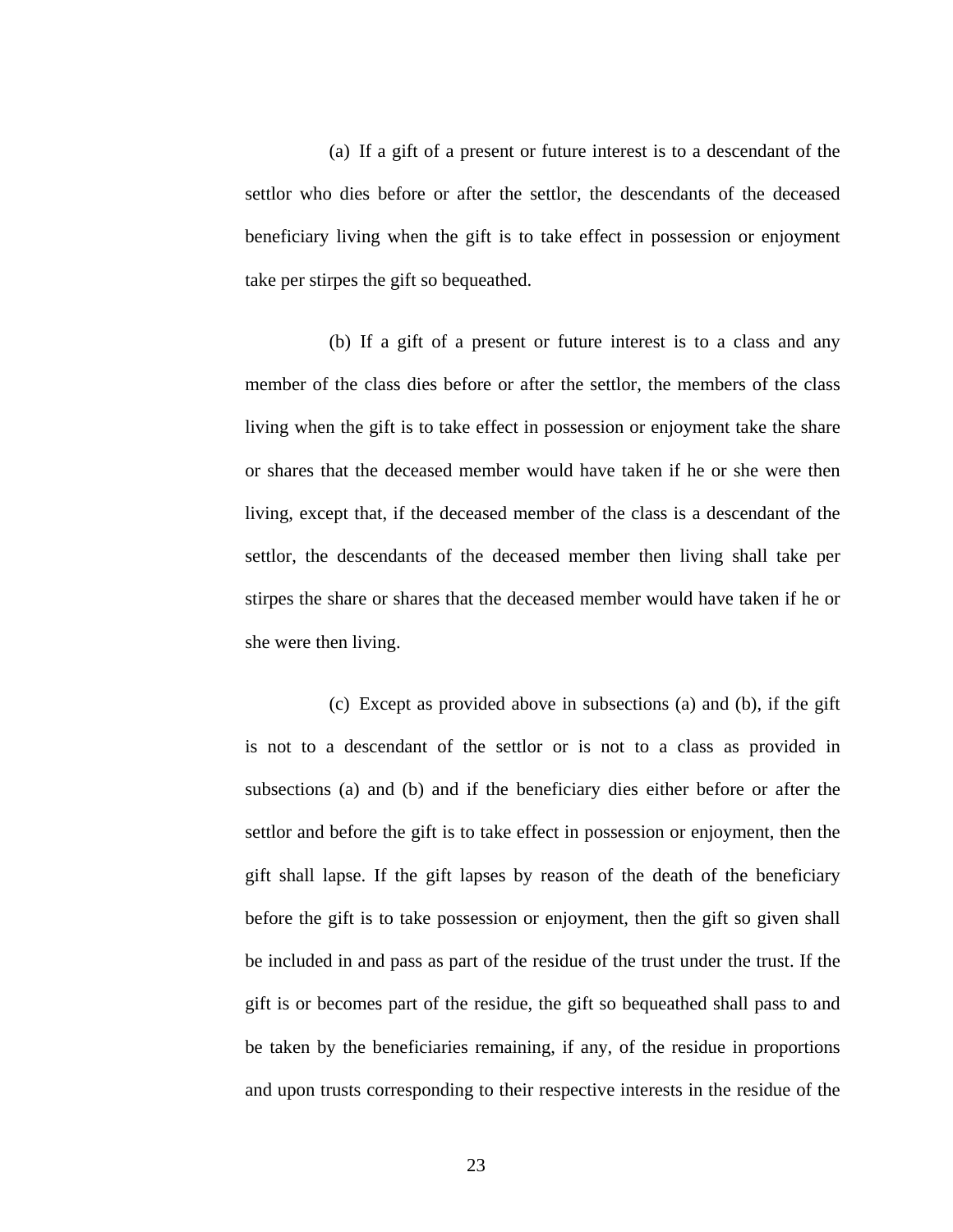(a) If a gift of a present or future interest is to a descendant of the settlor who dies before or after the settlor, the descendants of the deceased beneficiary living when the gift is to take effect in possession or enjoyment take per stirpes the gift so bequeathed.

(b) If a gift of a present or future interest is to a class and any member of the class dies before or after the settlor, the members of the class living when the gift is to take effect in possession or enjoyment take the share or shares that the deceased member would have taken if he or she were then living, except that, if the deceased member of the class is a descendant of the settlor, the descendants of the deceased member then living shall take per stirpes the share or shares that the deceased member would have taken if he or she were then living.

(c) Except as provided above in subsections (a) and (b), if the gift is not to a descendant of the settlor or is not to a class as provided in subsections (a) and (b) and if the beneficiary dies either before or after the settlor and before the gift is to take effect in possession or enjoyment, then the gift shall lapse. If the gift lapses by reason of the death of the beneficiary before the gift is to take possession or enjoyment, then the gift so given shall be included in and pass as part of the residue of the trust under the trust. If the gift is or becomes part of the residue, the gift so bequeathed shall pass to and be taken by the beneficiaries remaining, if any, of the residue in proportions and upon trusts corresponding to their respective interests in the residue of the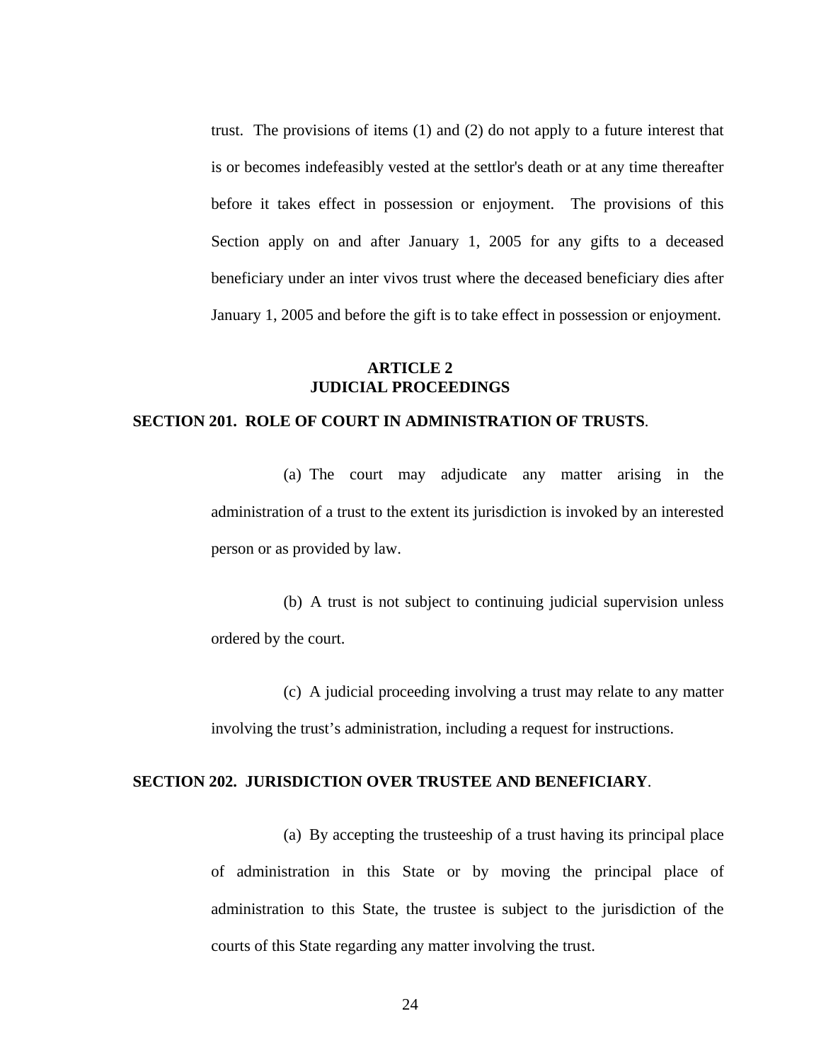trust. The provisions of items (1) and (2) do not apply to a future interest that is or becomes indefeasibly vested at the settlor's death or at any time thereafter before it takes effect in possession or enjoyment. The provisions of this Section apply on and after January 1, 2005 for any gifts to a deceased beneficiary under an inter vivos trust where the deceased beneficiary dies after January 1, 2005 and before the gift is to take effect in possession or enjoyment.

## ARTICLE 2
## JUDICIAL PROCEEDINGS

### SECTION 201. ROLE OF COURT IN ADMINISTRATION OF TRUSTS.

(a) The court may adjudicate any matter arising in the administration of a trust to the extent its jurisdiction is invoked by an interested person or as provided by law.

(b) A trust is not subject to continuing judicial supervision unless ordered by the court.

(c) A judicial proceeding involving a trust may relate to any matter involving the trust's administration, including a request for instructions.

### SECTION 202. JURISDICTION OVER TRUSTEE AND BENEFICIARY.

(a) By accepting the trusteeship of a trust having its principal place of administration in this State or by moving the principal place of administration to this State, the trustee is subject to the jurisdiction of the courts of this State regarding any matter involving the trust.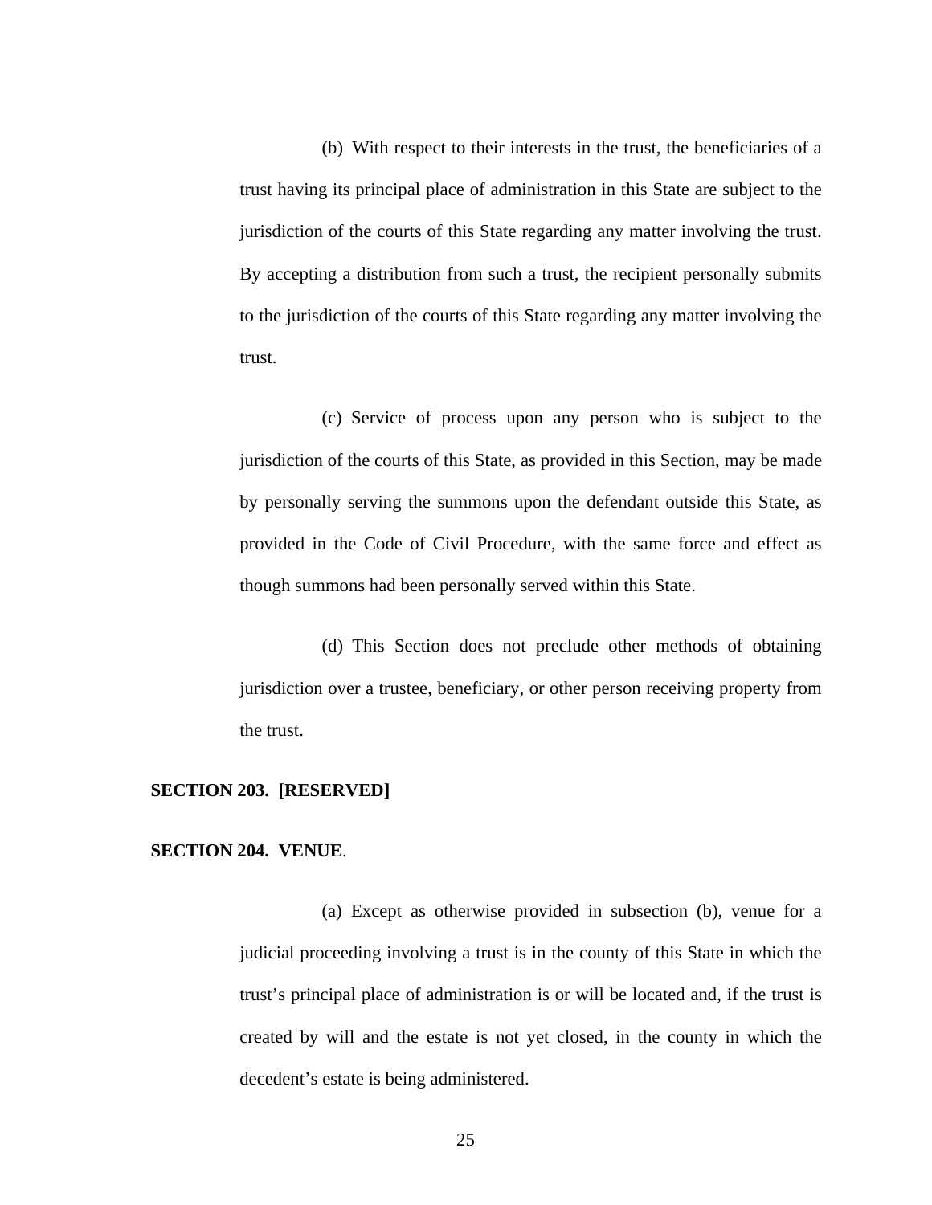(b) With respect to their interests in the trust, the beneficiaries of a trust having its principal place of administration in this State are subject to the jurisdiction of the courts of this State regarding any matter involving the trust. By accepting a distribution from such a trust, the recipient personally submits to the jurisdiction of the courts of this State regarding any matter involving the trust.

(c) Service of process upon any person who is subject to the jurisdiction of the courts of this State, as provided in this Section, may be made by personally serving the summons upon the defendant outside this State, as provided in the Code of Civil Procedure, with the same force and effect as though summons had been personally served within this State.

(d) This Section does not preclude other methods of obtaining jurisdiction over a trustee, beneficiary, or other person receiving property from the trust.

**SECTION 203. [RESERVED]**

**SECTION 204. VENUE**.

(a) Except as otherwise provided in subsection (b), venue for a judicial proceeding involving a trust is in the county of this State in which the trust's principal place of administration is or will be located and, if the trust is created by will and the estate is not yet closed, in the county in which the decedent's estate is being administered.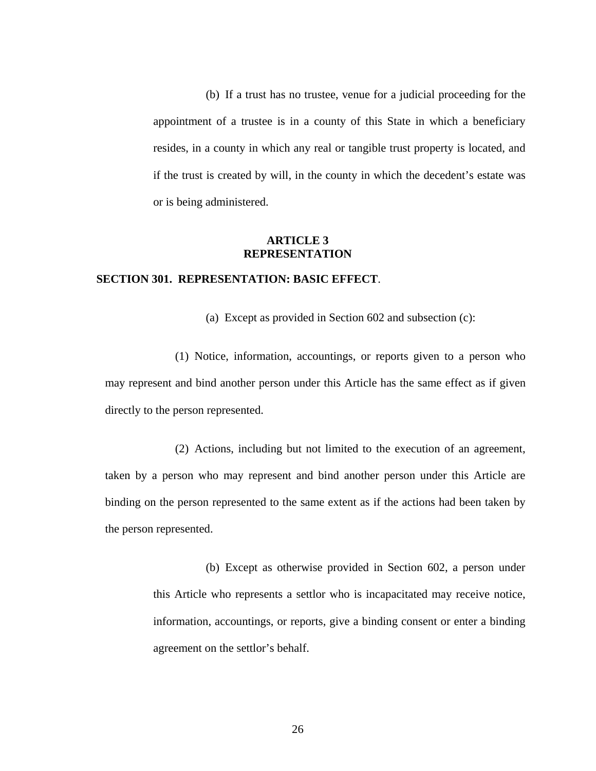(b) If a trust has no trustee, venue for a judicial proceeding for the appointment of a trustee is in a county of this State in which a beneficiary resides, in a county in which any real or tangible trust property is located, and if the trust is created by will, in the county in which the decedent's estate was or is being administered.

## ARTICLE 3
## REPRESENTATION

### SECTION 301. REPRESENTATION: BASIC EFFECT.

(a) Except as provided in Section 602 and subsection (c):

(1) Notice, information, accountings, or reports given to a person who may represent and bind another person under this Article has the same effect as if given directly to the person represented.

(2) Actions, including but not limited to the execution of an agreement, taken by a person who may represent and bind another person under this Article are binding on the person represented to the same extent as if the actions had been taken by the person represented.

(b) Except as otherwise provided in Section 602, a person under this Article who represents a settlor who is incapacitated may receive notice, information, accountings, or reports, give a binding consent or enter a binding agreement on the settlor's behalf.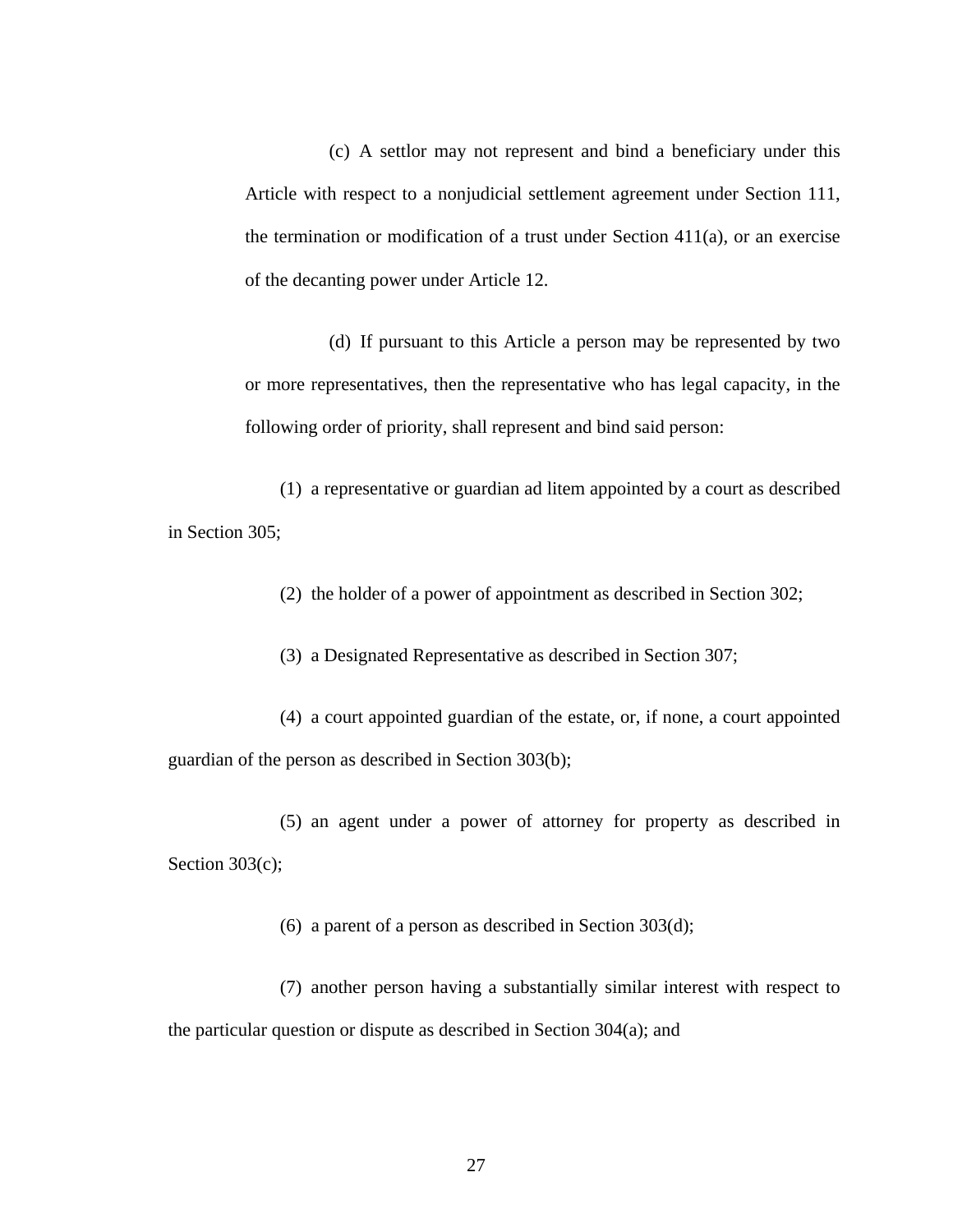(c) A settlor may not represent and bind a beneficiary under this Article with respect to a nonjudicial settlement agreement under Section 111, the termination or modification of a trust under Section 411(a), or an exercise of the decanting power under Article 12.

(d) If pursuant to this Article a person may be represented by two or more representatives, then the representative who has legal capacity, in the following order of priority, shall represent and bind said person:

(1) a representative or guardian ad litem appointed by a court as described in Section 305;

(2) the holder of a power of appointment as described in Section 302;

(3) a Designated Representative as described in Section 307;

(4) a court appointed guardian of the estate, or, if none, a court appointed guardian of the person as described in Section 303(b);

(5) an agent under a power of attorney for property as described in Section 303(c);

(6) a parent of a person as described in Section 303(d);

(7) another person having a substantially similar interest with respect to the particular question or dispute as described in Section 304(a); and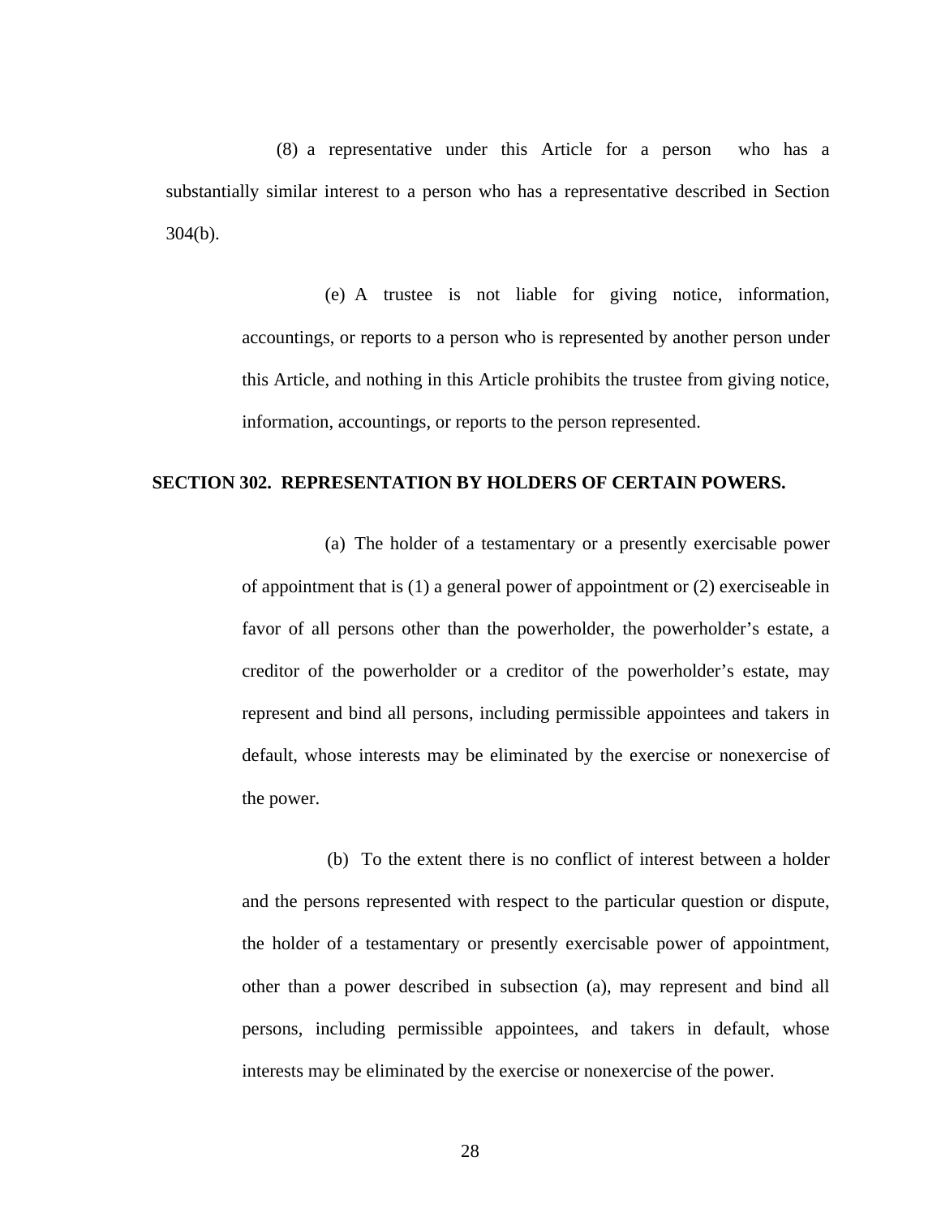(8) a representative under this Article for a person who has a substantially similar interest to a person who has a representative described in Section 304(b).

(e) A trustee is not liable for giving notice, information, accountings, or reports to a person who is represented by another person under this Article, and nothing in this Article prohibits the trustee from giving notice, information, accountings, or reports to the person represented.

**SECTION 302. REPRESENTATION BY HOLDERS OF CERTAIN POWERS.**

(a) The holder of a testamentary or a presently exercisable power of appointment that is (1) a general power of appointment or (2) exerciseable in favor of all persons other than the powerholder, the powerholder's estate, a creditor of the powerholder or a creditor of the powerholder's estate, may represent and bind all persons, including permissible appointees and takers in default, whose interests may be eliminated by the exercise or nonexercise of the power.

(b) To the extent there is no conflict of interest between a holder and the persons represented with respect to the particular question or dispute, the holder of a testamentary or presently exercisable power of appointment, other than a power described in subsection (a), may represent and bind all persons, including permissible appointees, and takers in default, whose interests may be eliminated by the exercise or nonexercise of the power.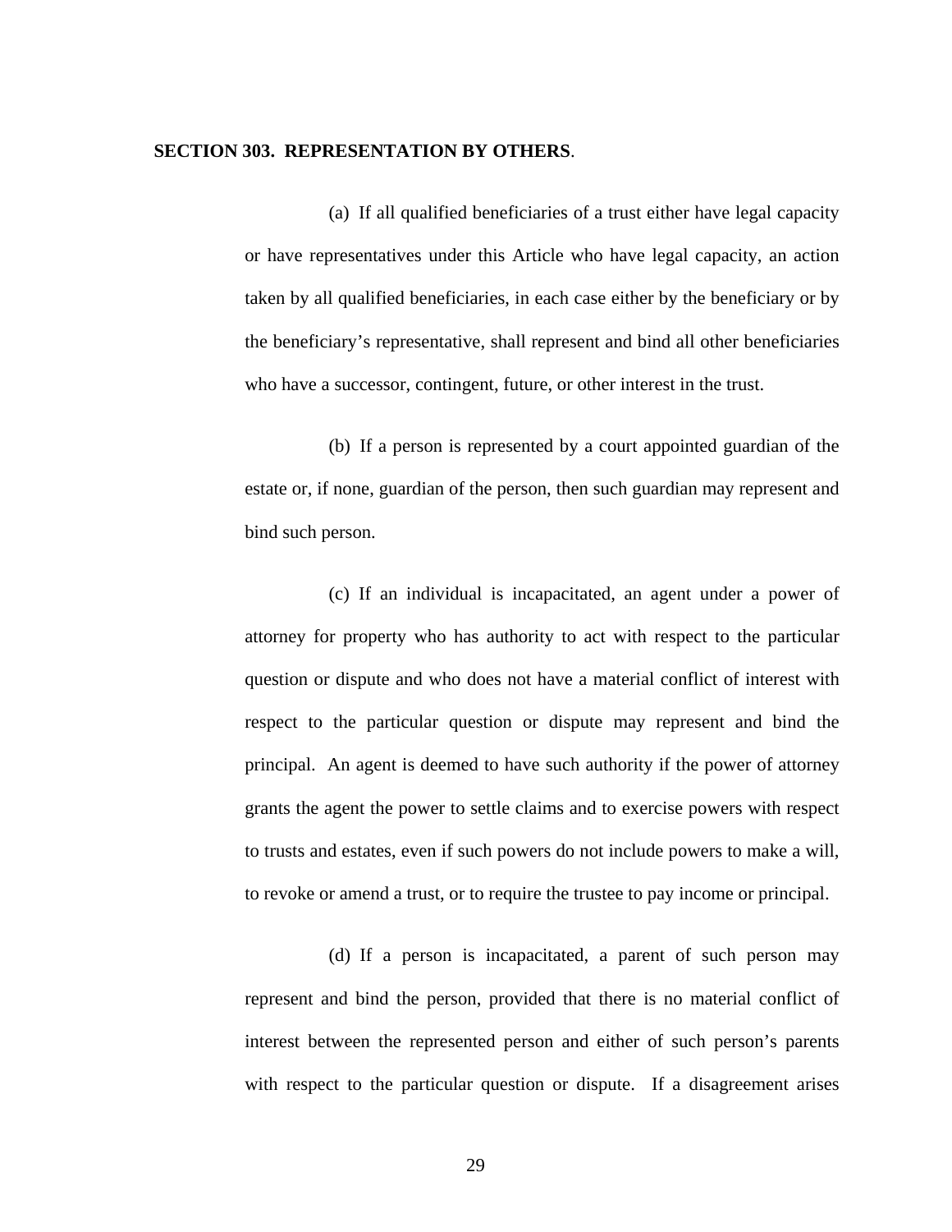**SECTION 303. REPRESENTATION BY OTHERS**.

(a) If all qualified beneficiaries of a trust either have legal capacity or have representatives under this Article who have legal capacity, an action taken by all qualified beneficiaries, in each case either by the beneficiary or by the beneficiary's representative, shall represent and bind all other beneficiaries who have a successor, contingent, future, or other interest in the trust.

(b) If a person is represented by a court appointed guardian of the estate or, if none, guardian of the person, then such guardian may represent and bind such person.

(c) If an individual is incapacitated, an agent under a power of attorney for property who has authority to act with respect to the particular question or dispute and who does not have a material conflict of interest with respect to the particular question or dispute may represent and bind the principal. An agent is deemed to have such authority if the power of attorney grants the agent the power to settle claims and to exercise powers with respect to trusts and estates, even if such powers do not include powers to make a will, to revoke or amend a trust, or to require the trustee to pay income or principal.

(d) If a person is incapacitated, a parent of such person may represent and bind the person, provided that there is no material conflict of interest between the represented person and either of such person's parents with respect to the particular question or dispute. If a disagreement arises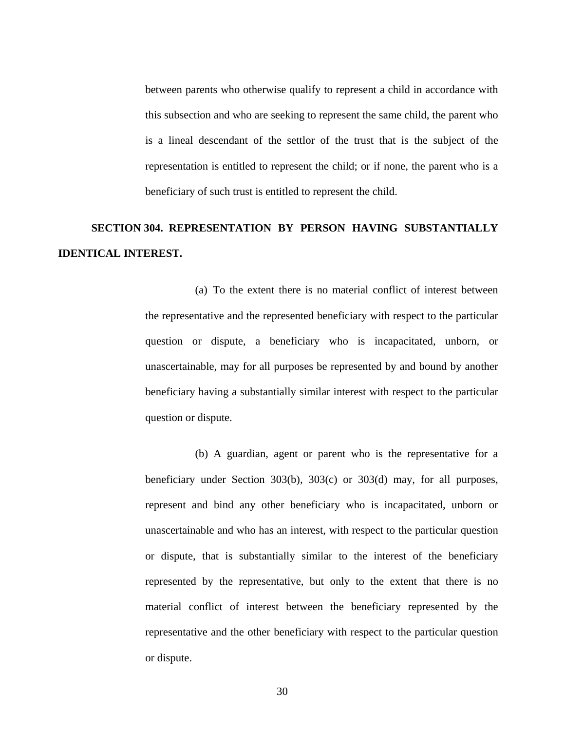between parents who otherwise qualify to represent a child in accordance with this subsection and who are seeking to represent the same child, the parent who is a lineal descendant of the settlor of the trust that is the subject of the representation is entitled to represent the child; or if none, the parent who is a beneficiary of such trust is entitled to represent the child.

**SECTION 304. REPRESENTATION BY PERSON HAVING SUBSTANTIALLY IDENTICAL INTEREST.**

(a) To the extent there is no material conflict of interest between the representative and the represented beneficiary with respect to the particular question or dispute, a beneficiary who is incapacitated, unborn, or unascertainable, may for all purposes be represented by and bound by another beneficiary having a substantially similar interest with respect to the particular question or dispute.

(b) A guardian, agent or parent who is the representative for a beneficiary under Section 303(b), 303(c) or 303(d) may, for all purposes, represent and bind any other beneficiary who is incapacitated, unborn or unascertainable and who has an interest, with respect to the particular question or dispute, that is substantially similar to the interest of the beneficiary represented by the representative, but only to the extent that there is no material conflict of interest between the beneficiary represented by the representative and the other beneficiary with respect to the particular question or dispute.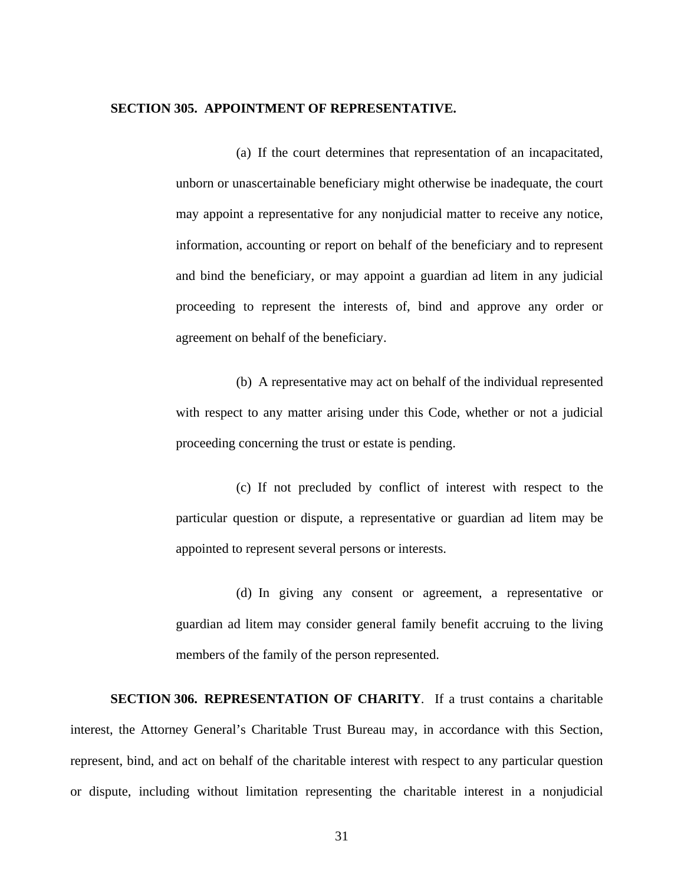**SECTION 305. APPOINTMENT OF REPRESENTATIVE.**

(a) If the court determines that representation of an incapacitated, unborn or unascertainable beneficiary might otherwise be inadequate, the court may appoint a representative for any nonjudicial matter to receive any notice, information, accounting or report on behalf of the beneficiary and to represent and bind the beneficiary, or may appoint a guardian ad litem in any judicial proceeding to represent the interests of, bind and approve any order or agreement on behalf of the beneficiary.

(b) A representative may act on behalf of the individual represented with respect to any matter arising under this Code, whether or not a judicial proceeding concerning the trust or estate is pending.

(c) If not precluded by conflict of interest with respect to the particular question or dispute, a representative or guardian ad litem may be appointed to represent several persons or interests.

(d) In giving any consent or agreement, a representative or guardian ad litem may consider general family benefit accruing to the living members of the family of the person represented.

**SECTION 306. REPRESENTATION OF CHARITY**. If a trust contains a charitable interest, the Attorney General's Charitable Trust Bureau may, in accordance with this Section, represent, bind, and act on behalf of the charitable interest with respect to any particular question or dispute, including without limitation representing the charitable interest in a nonjudicial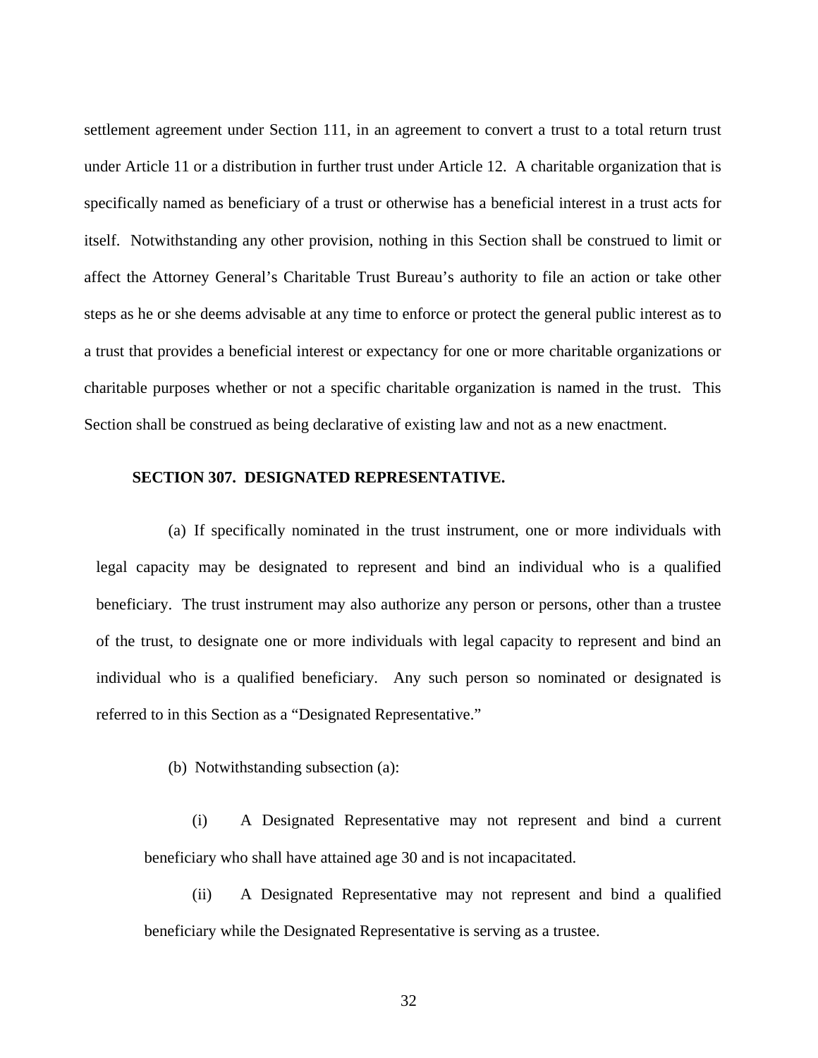settlement agreement under Section 111, in an agreement to convert a trust to a total return trust under Article 11 or a distribution in further trust under Article 12. A charitable organization that is specifically named as beneficiary of a trust or otherwise has a beneficial interest in a trust acts for itself. Notwithstanding any other provision, nothing in this Section shall be construed to limit or affect the Attorney General's Charitable Trust Bureau's authority to file an action or take other steps as he or she deems advisable at any time to enforce or protect the general public interest as to a trust that provides a beneficial interest or expectancy for one or more charitable organizations or charitable purposes whether or not a specific charitable organization is named in the trust. This Section shall be construed as being declarative of existing law and not as a new enactment.

**SECTION 307. DESIGNATED REPRESENTATIVE.**

(a) If specifically nominated in the trust instrument, one or more individuals with legal capacity may be designated to represent and bind an individual who is a qualified beneficiary. The trust instrument may also authorize any person or persons, other than a trustee of the trust, to designate one or more individuals with legal capacity to represent and bind an individual who is a qualified beneficiary. Any such person so nominated or designated is referred to in this Section as a "Designated Representative."

(b) Notwithstanding subsection (a):

(i) A Designated Representative may not represent and bind a current beneficiary who shall have attained age 30 and is not incapacitated.

(ii) A Designated Representative may not represent and bind a qualified beneficiary while the Designated Representative is serving as a trustee.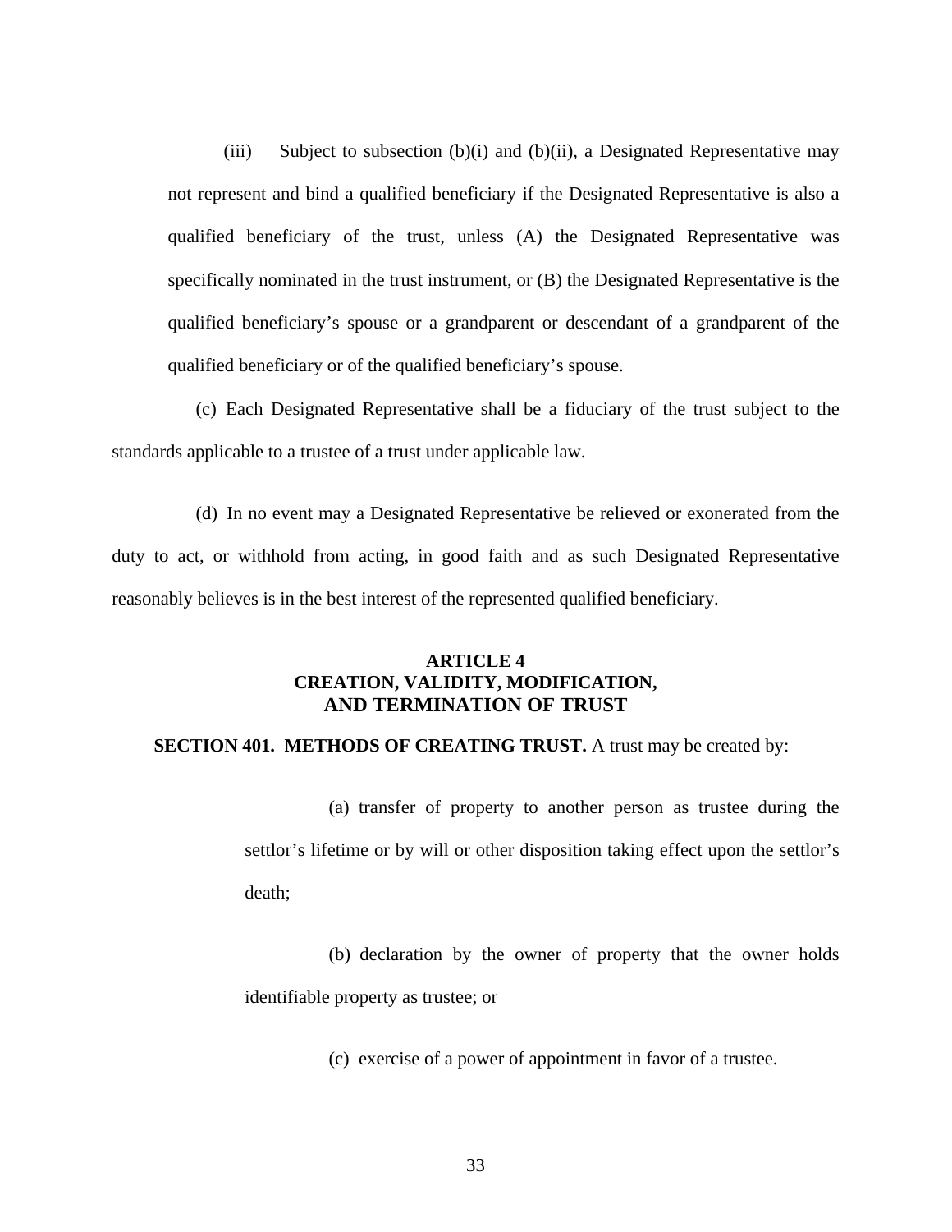(iii) Subject to subsection (b)(i) and (b)(ii), a Designated Representative may not represent and bind a qualified beneficiary if the Designated Representative is also a qualified beneficiary of the trust, unless (A) the Designated Representative was specifically nominated in the trust instrument, or (B) the Designated Representative is the qualified beneficiary's spouse or a grandparent or descendant of a grandparent of the qualified beneficiary or of the qualified beneficiary's spouse.

(c) Each Designated Representative shall be a fiduciary of the trust subject to the standards applicable to a trustee of a trust under applicable law.

(d) In no event may a Designated Representative be relieved or exonerated from the duty to act, or withhold from acting, in good faith and as such Designated Representative reasonably believes is in the best interest of the represented qualified beneficiary.

## ARTICLE 4
## CREATION, VALIDITY, MODIFICATION, AND TERMINATION OF TRUST

**SECTION 401. METHODS OF CREATING TRUST.** A trust may be created by:

(a) transfer of property to another person as trustee during the settlor's lifetime or by will or other disposition taking effect upon the settlor's death;

(b) declaration by the owner of property that the owner holds identifiable property as trustee; or

(c) exercise of a power of appointment in favor of a trustee.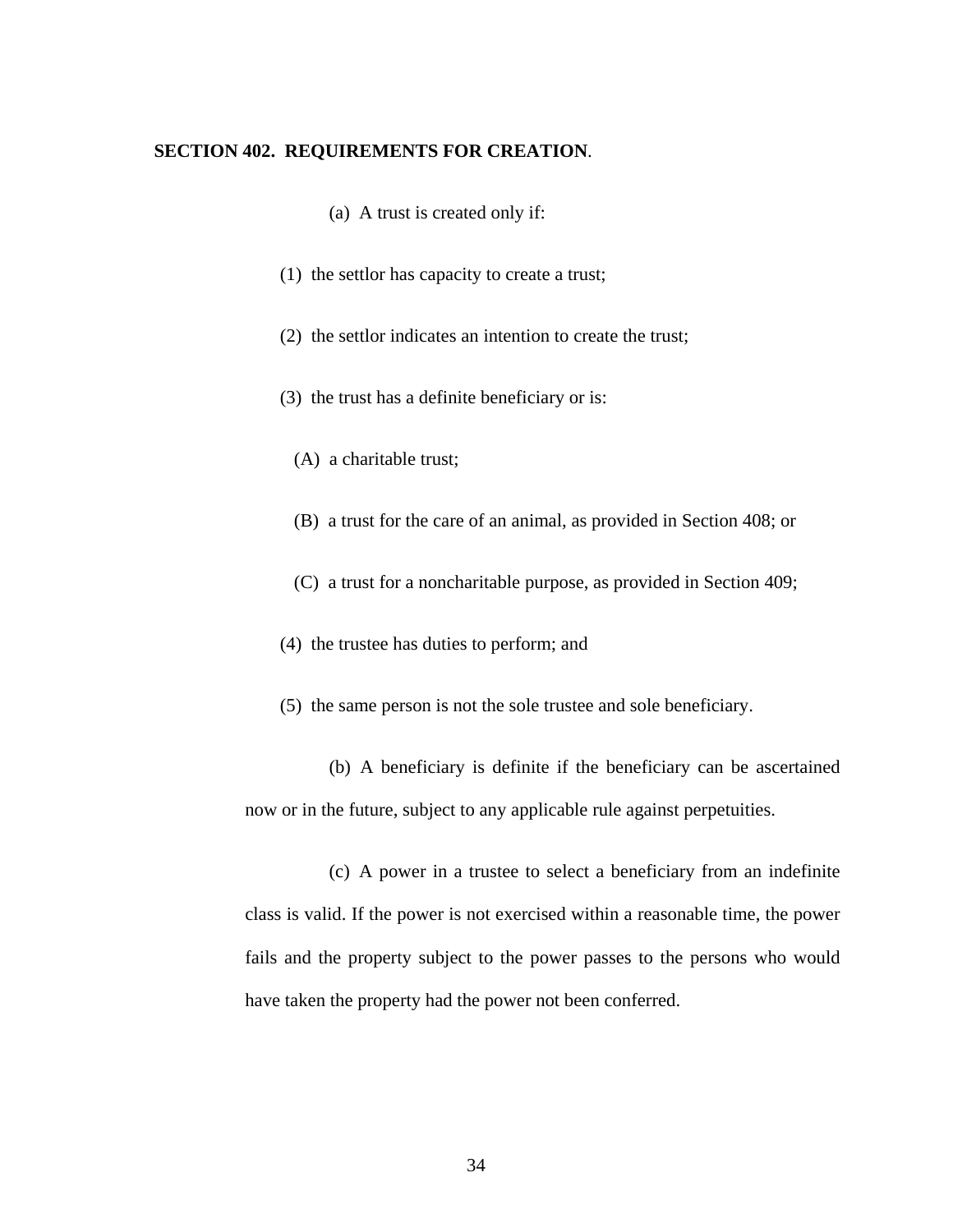**SECTION 402. REQUIREMENTS FOR CREATION**.

(a) A trust is created only if:

(1) the settlor has capacity to create a trust;

(2) the settlor indicates an intention to create the trust;

(3) the trust has a definite beneficiary or is:

(A) a charitable trust;

(B) a trust for the care of an animal, as provided in Section 408; or

(C) a trust for a noncharitable purpose, as provided in Section 409;

(4) the trustee has duties to perform; and

(5) the same person is not the sole trustee and sole beneficiary.

(b) A beneficiary is definite if the beneficiary can be ascertained now or in the future, subject to any applicable rule against perpetuities.

(c) A power in a trustee to select a beneficiary from an indefinite class is valid. If the power is not exercised within a reasonable time, the power fails and the property subject to the power passes to the persons who would have taken the property had the power not been conferred.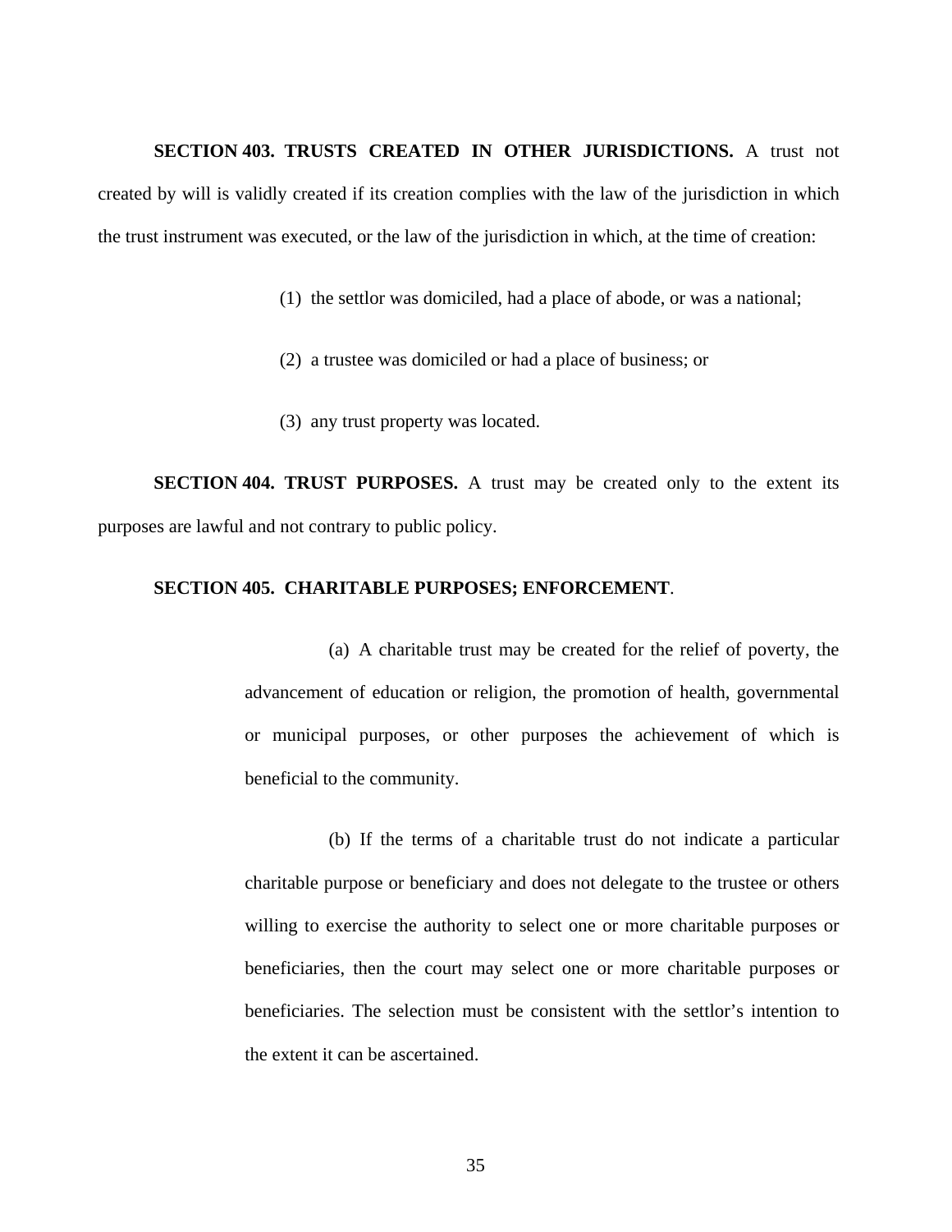**SECTION 403. TRUSTS CREATED IN OTHER JURISDICTIONS.** A trust not created by will is validly created if its creation complies with the law of the jurisdiction in which the trust instrument was executed, or the law of the jurisdiction in which, at the time of creation:

(1) the settlor was domiciled, had a place of abode, or was a national;

(2) a trustee was domiciled or had a place of business; or

(3) any trust property was located.

**SECTION 404. TRUST PURPOSES.** A trust may be created only to the extent its purposes are lawful and not contrary to public policy.

**SECTION 405. CHARITABLE PURPOSES; ENFORCEMENT**.

(a) A charitable trust may be created for the relief of poverty, the advancement of education or religion, the promotion of health, governmental or municipal purposes, or other purposes the achievement of which is beneficial to the community.

(b) If the terms of a charitable trust do not indicate a particular charitable purpose or beneficiary and does not delegate to the trustee or others willing to exercise the authority to select one or more charitable purposes or beneficiaries, then the court may select one or more charitable purposes or beneficiaries. The selection must be consistent with the settlor's intention to the extent it can be ascertained.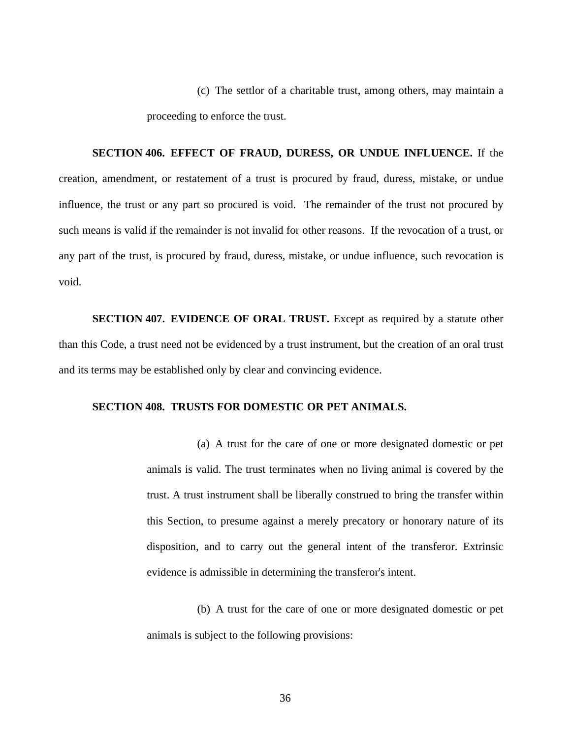(c) The settlor of a charitable trust, among others, may maintain a proceeding to enforce the trust.

**SECTION 406. EFFECT OF FRAUD, DURESS, OR UNDUE INFLUENCE.** If the creation, amendment, or restatement of a trust is procured by fraud, duress, mistake, or undue influence, the trust or any part so procured is void. The remainder of the trust not procured by such means is valid if the remainder is not invalid for other reasons. If the revocation of a trust, or any part of the trust, is procured by fraud, duress, mistake, or undue influence, such revocation is void.

**SECTION 407. EVIDENCE OF ORAL TRUST.** Except as required by a statute other than this Code, a trust need not be evidenced by a trust instrument, but the creation of an oral trust and its terms may be established only by clear and convincing evidence.

**SECTION 408. TRUSTS FOR DOMESTIC OR PET ANIMALS.**

(a) A trust for the care of one or more designated domestic or pet animals is valid. The trust terminates when no living animal is covered by the trust. A trust instrument shall be liberally construed to bring the transfer within this Section, to presume against a merely precatory or honorary nature of its disposition, and to carry out the general intent of the transferor. Extrinsic evidence is admissible in determining the transferor's intent.

(b) A trust for the care of one or more designated domestic or pet animals is subject to the following provisions: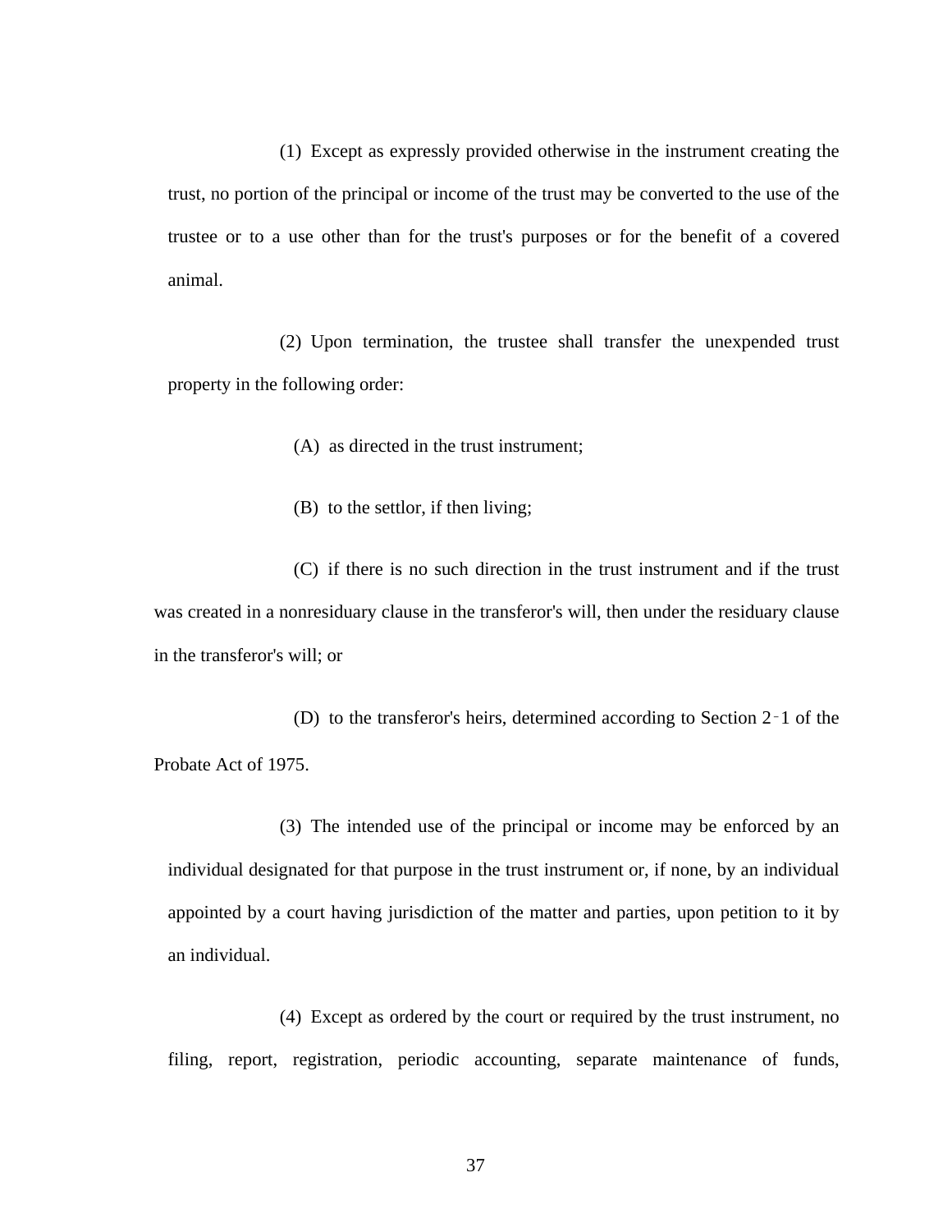(1) Except as expressly provided otherwise in the instrument creating the trust, no portion of the principal or income of the trust may be converted to the use of the trustee or to a use other than for the trust's purposes or for the benefit of a covered animal.

(2) Upon termination, the trustee shall transfer the unexpended trust property in the following order:

(A) as directed in the trust instrument;

(B) to the settlor, if then living;

(C) if there is no such direction in the trust instrument and if the trust was created in a nonresiduary clause in the transferor's will, then under the residuary clause in the transferor's will; or

(D) to the transferor's heirs, determined according to Section 2-1 of the Probate Act of 1975.

(3) The intended use of the principal or income may be enforced by an individual designated for that purpose in the trust instrument or, if none, by an individual appointed by a court having jurisdiction of the matter and parties, upon petition to it by an individual.

(4) Except as ordered by the court or required by the trust instrument, no filing, report, registration, periodic accounting, separate maintenance of funds,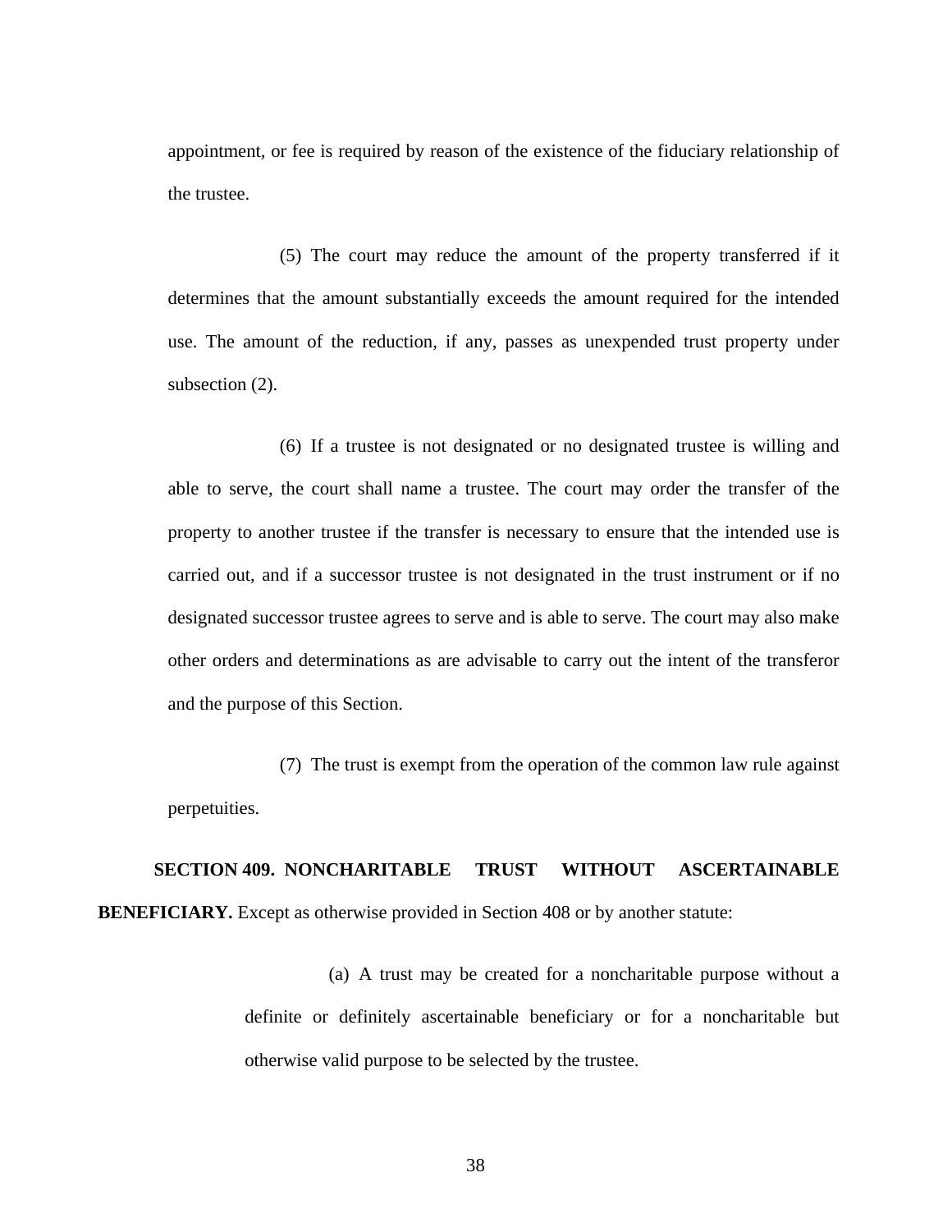appointment, or fee is required by reason of the existence of the fiduciary relationship of the trustee.

(5) The court may reduce the amount of the property transferred if it determines that the amount substantially exceeds the amount required for the intended use. The amount of the reduction, if any, passes as unexpended trust property under subsection (2).

(6) If a trustee is not designated or no designated trustee is willing and able to serve, the court shall name a trustee. The court may order the transfer of the property to another trustee if the transfer is necessary to ensure that the intended use is carried out, and if a successor trustee is not designated in the trust instrument or if no designated successor trustee agrees to serve and is able to serve. The court may also make other orders and determinations as are advisable to carry out the intent of the transferor and the purpose of this Section.

(7) The trust is exempt from the operation of the common law rule against perpetuities.

**SECTION 409. NONCHARITABLE TRUST WITHOUT ASCERTAINABLE BENEFICIARY.** Except as otherwise provided in Section 408 or by another statute:

(a) A trust may be created for a noncharitable purpose without a definite or definitely ascertainable beneficiary or for a noncharitable but otherwise valid purpose to be selected by the trustee.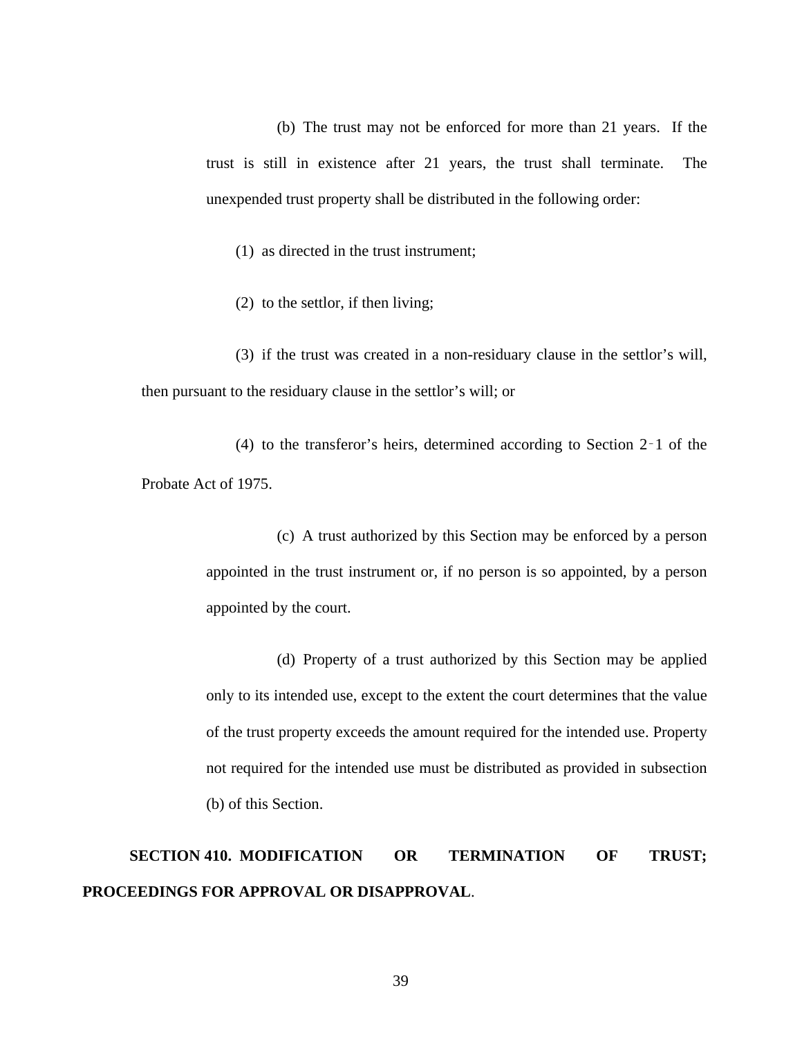(b) The trust may not be enforced for more than 21 years. If the trust is still in existence after 21 years, the trust shall terminate. The unexpended trust property shall be distributed in the following order:

(1) as directed in the trust instrument;

(2) to the settlor, if then living;

(3) if the trust was created in a non-residuary clause in the settlor's will, then pursuant to the residuary clause in the settlor's will; or

(4) to the transferor's heirs, determined according to Section 2‑1 of the Probate Act of 1975.

(c) A trust authorized by this Section may be enforced by a person appointed in the trust instrument or, if no person is so appointed, by a person appointed by the court.

(d) Property of a trust authorized by this Section may be applied only to its intended use, except to the extent the court determines that the value of the trust property exceeds the amount required for the intended use. Property not required for the intended use must be distributed as provided in subsection (b) of this Section.

**SECTION 410. MODIFICATION OR TERMINATION OF TRUST; PROCEEDINGS FOR APPROVAL OR DISAPPROVAL**.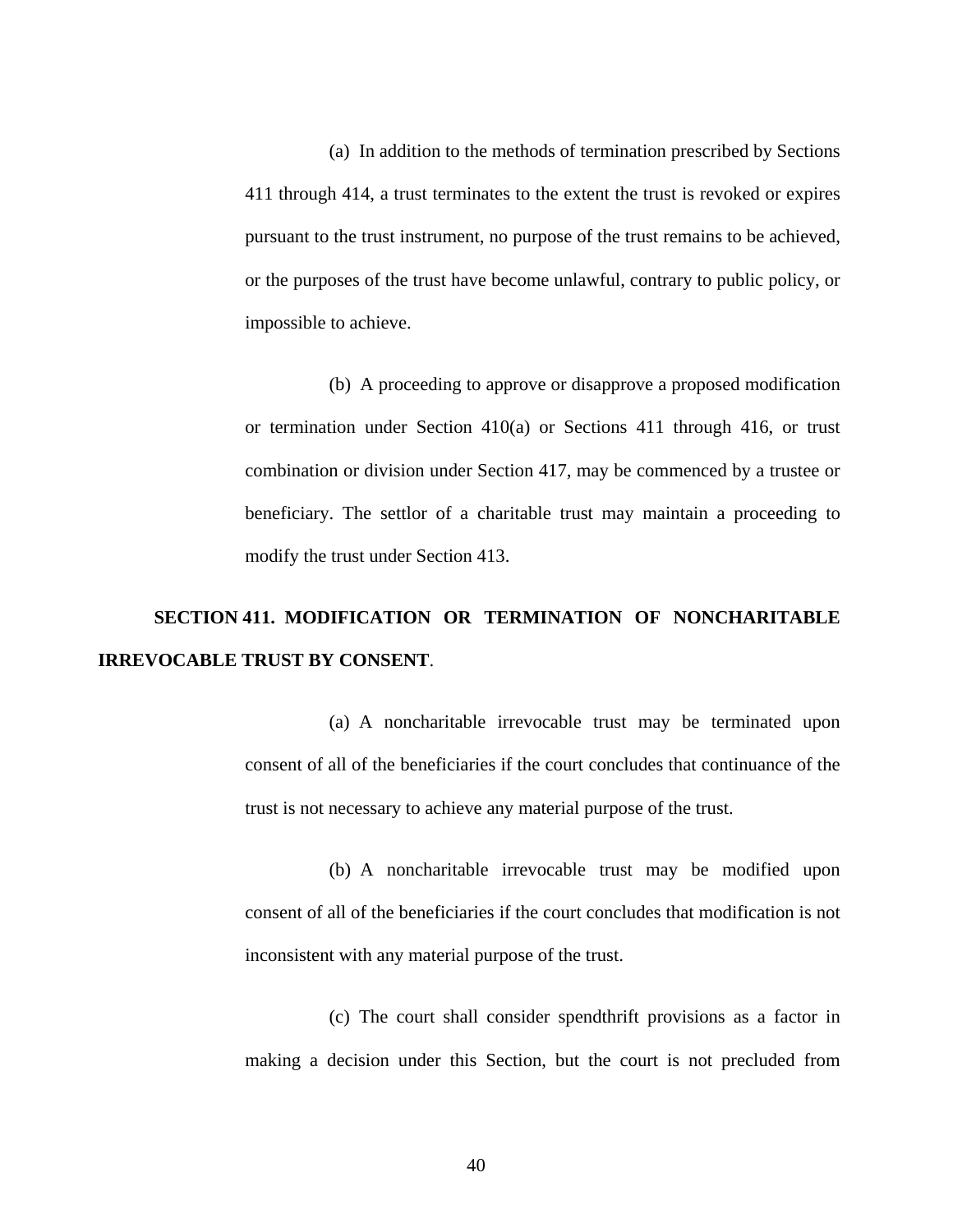(a) In addition to the methods of termination prescribed by Sections 411 through 414, a trust terminates to the extent the trust is revoked or expires pursuant to the trust instrument, no purpose of the trust remains to be achieved, or the purposes of the trust have become unlawful, contrary to public policy, or impossible to achieve.

(b) A proceeding to approve or disapprove a proposed modification or termination under Section 410(a) or Sections 411 through 416, or trust combination or division under Section 417, may be commenced by a trustee or beneficiary. The settlor of a charitable trust may maintain a proceeding to modify the trust under Section 413.

**SECTION 411. MODIFICATION OR TERMINATION OF NONCHARITABLE IRREVOCABLE TRUST BY CONSENT**.

(a) A noncharitable irrevocable trust may be terminated upon consent of all of the beneficiaries if the court concludes that continuance of the trust is not necessary to achieve any material purpose of the trust.

(b) A noncharitable irrevocable trust may be modified upon consent of all of the beneficiaries if the court concludes that modification is not inconsistent with any material purpose of the trust.

(c) The court shall consider spendthrift provisions as a factor in making a decision under this Section, but the court is not precluded from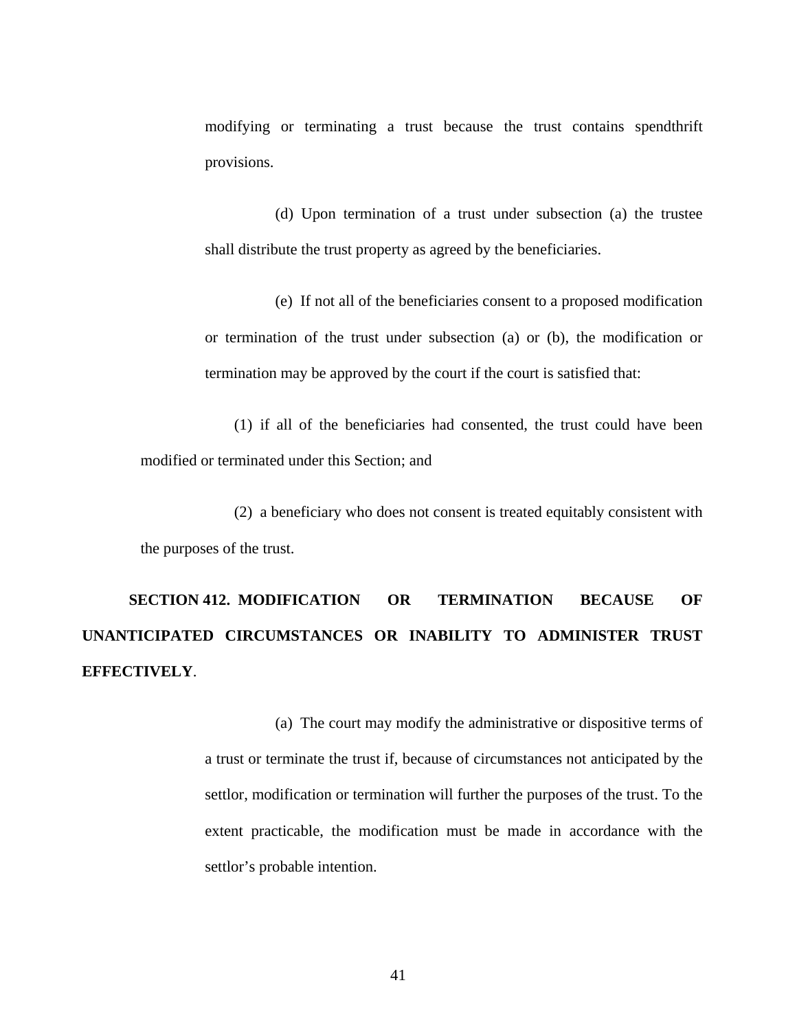modifying or terminating a trust because the trust contains spendthrift provisions.

(d) Upon termination of a trust under subsection (a) the trustee shall distribute the trust property as agreed by the beneficiaries.

(e) If not all of the beneficiaries consent to a proposed modification or termination of the trust under subsection (a) or (b), the modification or termination may be approved by the court if the court is satisfied that:

(1) if all of the beneficiaries had consented, the trust could have been modified or terminated under this Section; and

(2) a beneficiary who does not consent is treated equitably consistent with the purposes of the trust.

**SECTION 412. MODIFICATION OR TERMINATION BECAUSE OF UNANTICIPATED CIRCUMSTANCES OR INABILITY TO ADMINISTER TRUST EFFECTIVELY**.

(a) The court may modify the administrative or dispositive terms of a trust or terminate the trust if, because of circumstances not anticipated by the settlor, modification or termination will further the purposes of the trust. To the extent practicable, the modification must be made in accordance with the settlor's probable intention.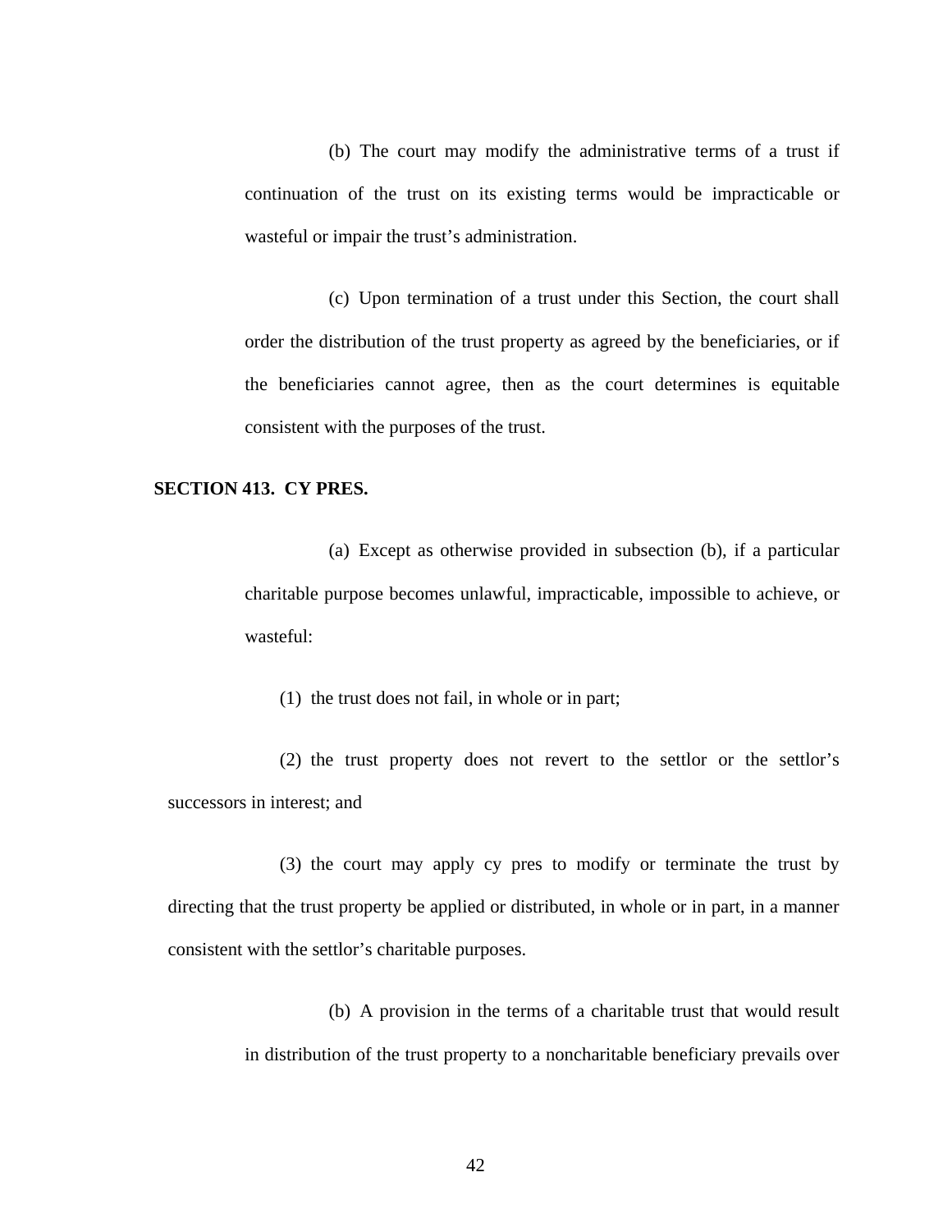(b) The court may modify the administrative terms of a trust if continuation of the trust on its existing terms would be impracticable or wasteful or impair the trust's administration.

(c) Upon termination of a trust under this Section, the court shall order the distribution of the trust property as agreed by the beneficiaries, or if the beneficiaries cannot agree, then as the court determines is equitable consistent with the purposes of the trust.

**SECTION 413. CY PRES.**

(a) Except as otherwise provided in subsection (b), if a particular charitable purpose becomes unlawful, impracticable, impossible to achieve, or wasteful:

(1) the trust does not fail, in whole or in part;

(2) the trust property does not revert to the settlor or the settlor's successors in interest; and

(3) the court may apply cy pres to modify or terminate the trust by directing that the trust property be applied or distributed, in whole or in part, in a manner consistent with the settlor's charitable purposes.

(b) A provision in the terms of a charitable trust that would result in distribution of the trust property to a noncharitable beneficiary prevails over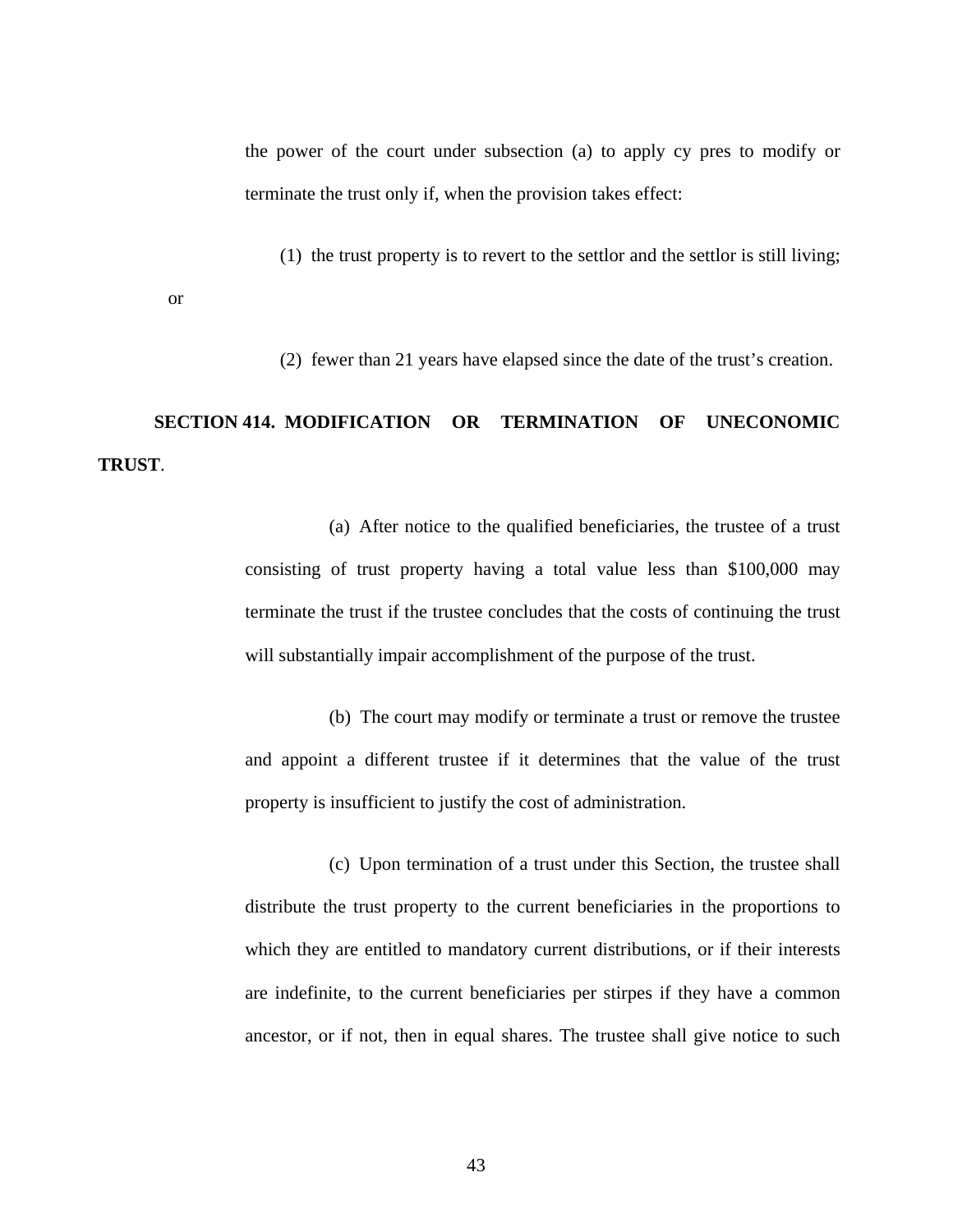the power of the court under subsection (a) to apply cy pres to modify or terminate the trust only if, when the provision takes effect:

(1) the trust property is to revert to the settlor and the settlor is still living; or

(2) fewer than 21 years have elapsed since the date of the trust's creation.

**SECTION 414. MODIFICATION OR TERMINATION OF UNECONOMIC TRUST**.

(a) After notice to the qualified beneficiaries, the trustee of a trust consisting of trust property having a total value less than $100,000 may terminate the trust if the trustee concludes that the costs of continuing the trust will substantially impair accomplishment of the purpose of the trust.

(b) The court may modify or terminate a trust or remove the trustee and appoint a different trustee if it determines that the value of the trust property is insufficient to justify the cost of administration.

(c) Upon termination of a trust under this Section, the trustee shall distribute the trust property to the current beneficiaries in the proportions to which they are entitled to mandatory current distributions, or if their interests are indefinite, to the current beneficiaries per stirpes if they have a common ancestor, or if not, then in equal shares. The trustee shall give notice to such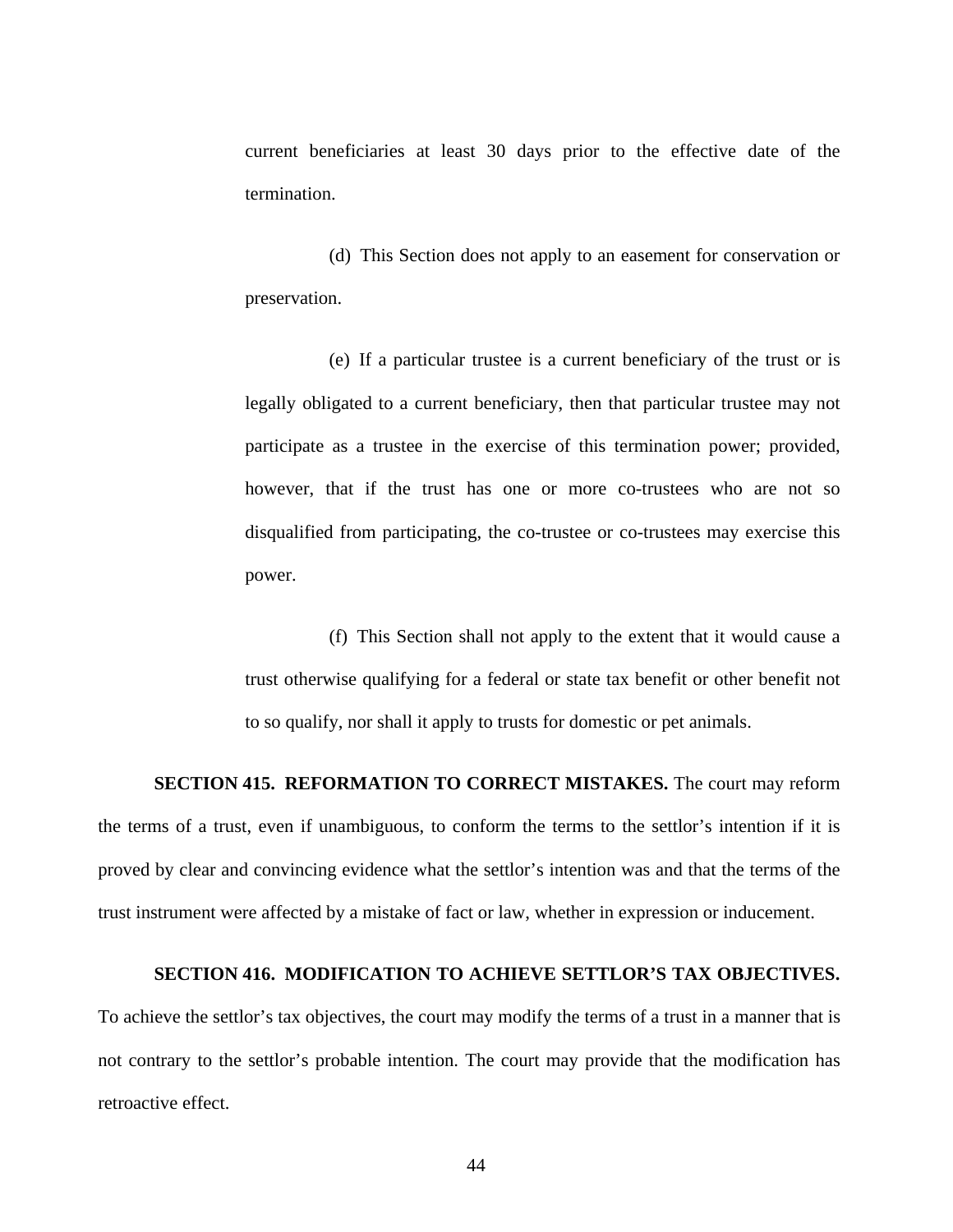current beneficiaries at least 30 days prior to the effective date of the termination.

(d) This Section does not apply to an easement for conservation or preservation.

(e) If a particular trustee is a current beneficiary of the trust or is legally obligated to a current beneficiary, then that particular trustee may not participate as a trustee in the exercise of this termination power; provided, however, that if the trust has one or more co-trustees who are not so disqualified from participating, the co-trustee or co-trustees may exercise this power.

(f) This Section shall not apply to the extent that it would cause a trust otherwise qualifying for a federal or state tax benefit or other benefit not to so qualify, nor shall it apply to trusts for domestic or pet animals.

**SECTION 415. REFORMATION TO CORRECT MISTAKES.** The court may reform the terms of a trust, even if unambiguous, to conform the terms to the settlor's intention if it is proved by clear and convincing evidence what the settlor's intention was and that the terms of the trust instrument were affected by a mistake of fact or law, whether in expression or inducement.

**SECTION 416. MODIFICATION TO ACHIEVE SETTLOR'S TAX OBJECTIVES.** To achieve the settlor's tax objectives, the court may modify the terms of a trust in a manner that is not contrary to the settlor's probable intention. The court may provide that the modification has retroactive effect.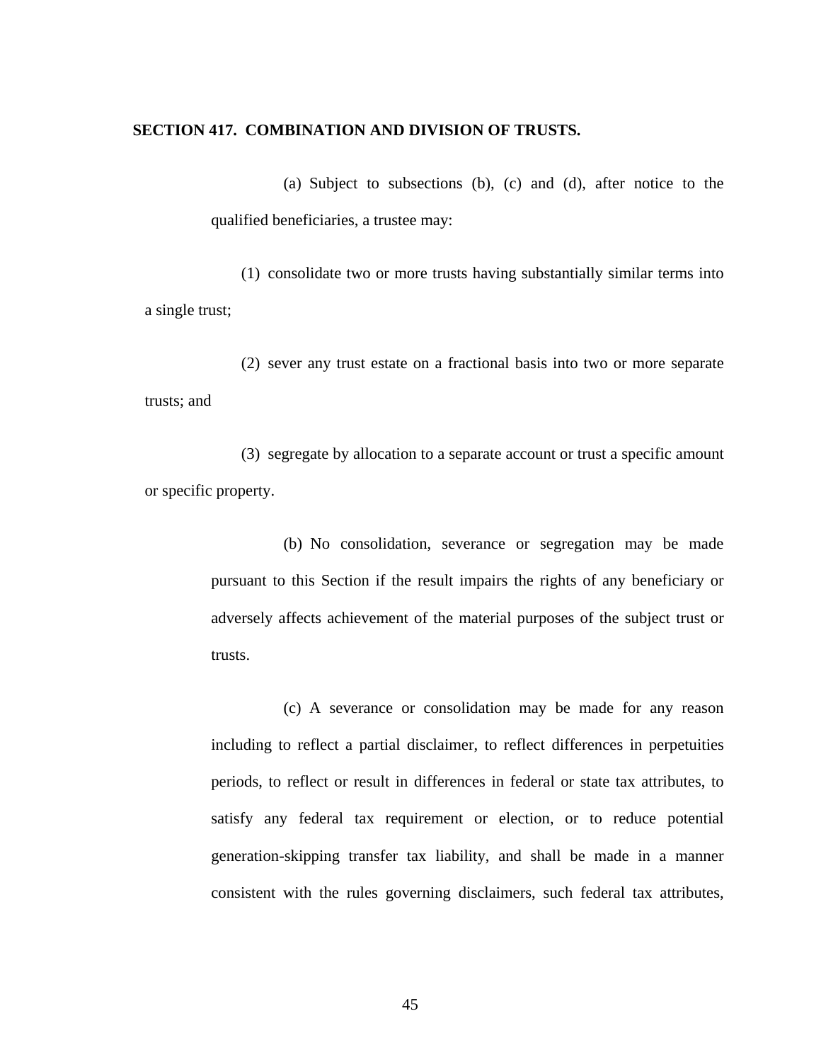**SECTION 417. COMBINATION AND DIVISION OF TRUSTS.**

(a) Subject to subsections (b), (c) and (d), after notice to the qualified beneficiaries, a trustee may:

(1) consolidate two or more trusts having substantially similar terms into a single trust;

(2) sever any trust estate on a fractional basis into two or more separate trusts; and

(3) segregate by allocation to a separate account or trust a specific amount or specific property.

(b) No consolidation, severance or segregation may be made pursuant to this Section if the result impairs the rights of any beneficiary or adversely affects achievement of the material purposes of the subject trust or trusts.

(c) A severance or consolidation may be made for any reason including to reflect a partial disclaimer, to reflect differences in perpetuities periods, to reflect or result in differences in federal or state tax attributes, to satisfy any federal tax requirement or election, or to reduce potential generation-skipping transfer tax liability, and shall be made in a manner consistent with the rules governing disclaimers, such federal tax attributes,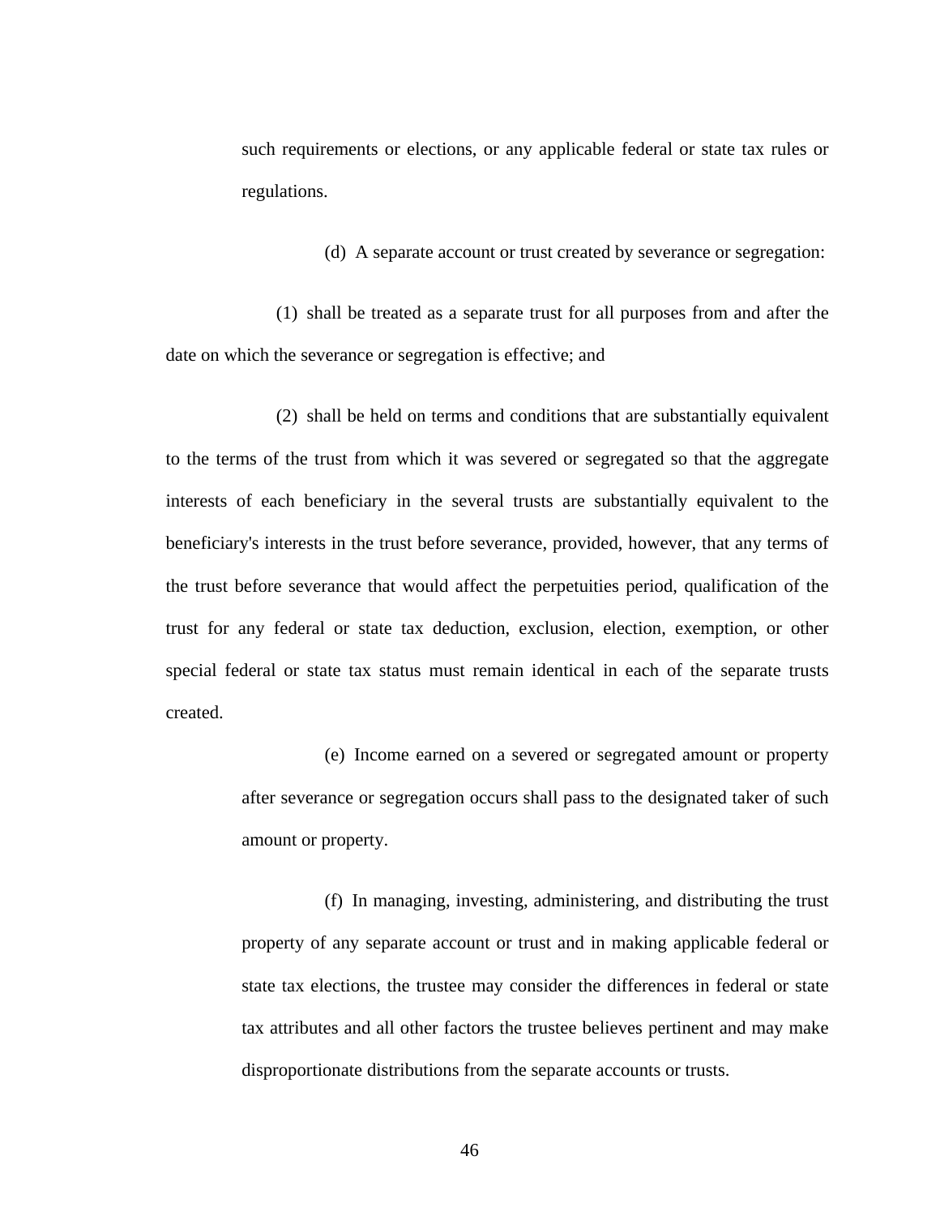such requirements or elections, or any applicable federal or state tax rules or regulations.

(d) A separate account or trust created by severance or segregation:

(1) shall be treated as a separate trust for all purposes from and after the date on which the severance or segregation is effective; and

(2) shall be held on terms and conditions that are substantially equivalent to the terms of the trust from which it was severed or segregated so that the aggregate interests of each beneficiary in the several trusts are substantially equivalent to the beneficiary's interests in the trust before severance, provided, however, that any terms of the trust before severance that would affect the perpetuities period, qualification of the trust for any federal or state tax deduction, exclusion, election, exemption, or other special federal or state tax status must remain identical in each of the separate trusts created.

(e) Income earned on a severed or segregated amount or property after severance or segregation occurs shall pass to the designated taker of such amount or property.

(f) In managing, investing, administering, and distributing the trust property of any separate account or trust and in making applicable federal or state tax elections, the trustee may consider the differences in federal or state tax attributes and all other factors the trustee believes pertinent and may make disproportionate distributions from the separate accounts or trusts.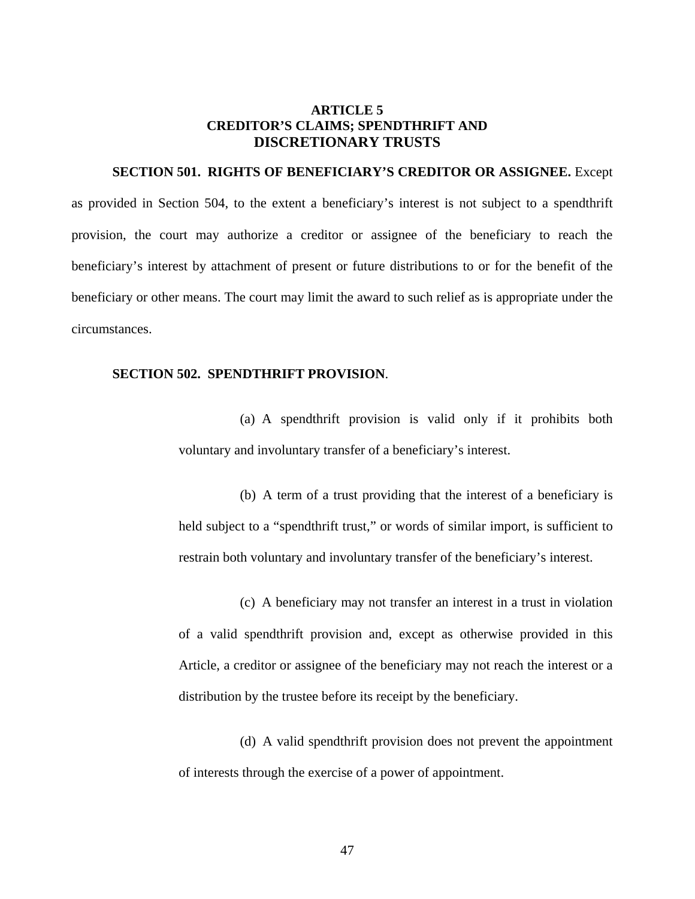# ARTICLE 5
# CREDITOR'S CLAIMS; SPENDTHRIFT AND DISCRETIONARY TRUSTS

**SECTION 501. RIGHTS OF BENEFICIARY'S CREDITOR OR ASSIGNEE.** Except as provided in Section 504, to the extent a beneficiary's interest is not subject to a spendthrift provision, the court may authorize a creditor or assignee of the beneficiary to reach the beneficiary's interest by attachment of present or future distributions to or for the benefit of the beneficiary or other means. The court may limit the award to such relief as is appropriate under the circumstances.

**SECTION 502. SPENDTHRIFT PROVISION**.

(a) A spendthrift provision is valid only if it prohibits both voluntary and involuntary transfer of a beneficiary's interest.

(b) A term of a trust providing that the interest of a beneficiary is held subject to a "spendthrift trust," or words of similar import, is sufficient to restrain both voluntary and involuntary transfer of the beneficiary's interest.

(c) A beneficiary may not transfer an interest in a trust in violation of a valid spendthrift provision and, except as otherwise provided in this Article, a creditor or assignee of the beneficiary may not reach the interest or a distribution by the trustee before its receipt by the beneficiary.

(d) A valid spendthrift provision does not prevent the appointment of interests through the exercise of a power of appointment.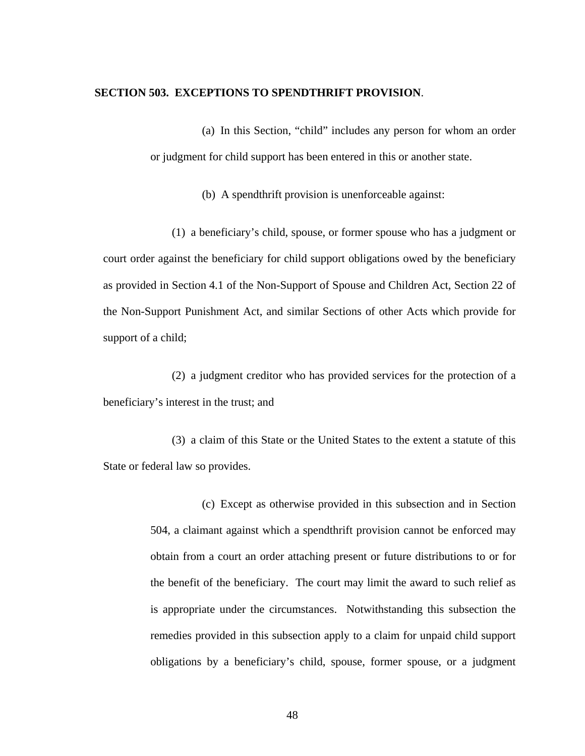**SECTION 503. EXCEPTIONS TO SPENDTHRIFT PROVISION**.

(a) In this Section, "child" includes any person for whom an order or judgment for child support has been entered in this or another state.

(b) A spendthrift provision is unenforceable against:

(1) a beneficiary's child, spouse, or former spouse who has a judgment or court order against the beneficiary for child support obligations owed by the beneficiary as provided in Section 4.1 of the Non-Support of Spouse and Children Act, Section 22 of the Non-Support Punishment Act, and similar Sections of other Acts which provide for support of a child;

(2) a judgment creditor who has provided services for the protection of a beneficiary's interest in the trust; and

(3) a claim of this State or the United States to the extent a statute of this State or federal law so provides.

(c) Except as otherwise provided in this subsection and in Section 504, a claimant against which a spendthrift provision cannot be enforced may obtain from a court an order attaching present or future distributions to or for the benefit of the beneficiary. The court may limit the award to such relief as is appropriate under the circumstances. Notwithstanding this subsection the remedies provided in this subsection apply to a claim for unpaid child support obligations by a beneficiary's child, spouse, former spouse, or a judgment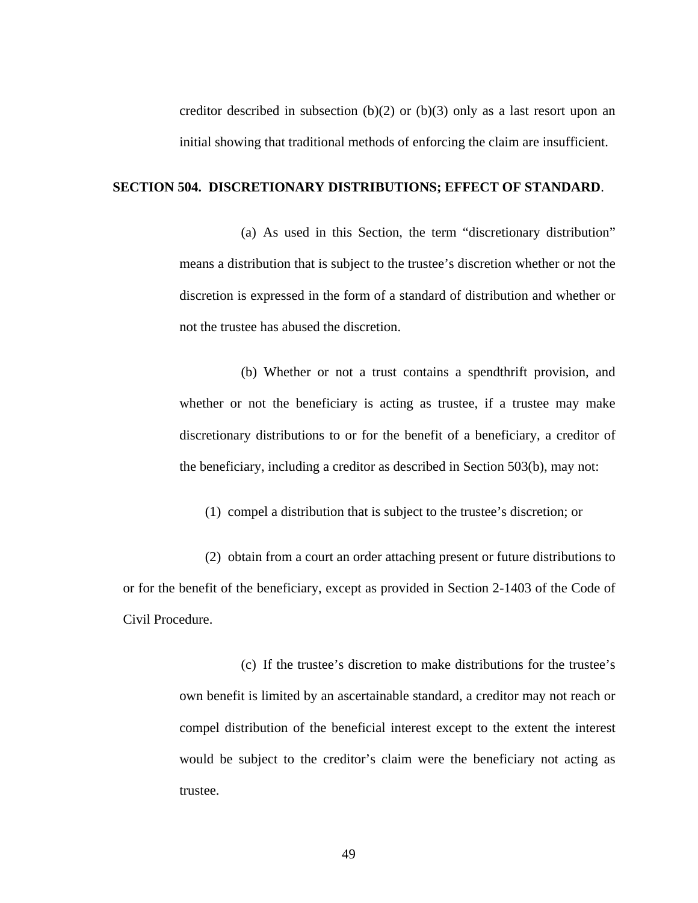creditor described in subsection (b)(2) or (b)(3) only as a last resort upon an initial showing that traditional methods of enforcing the claim are insufficient.

**SECTION 504. DISCRETIONARY DISTRIBUTIONS; EFFECT OF STANDARD**.

(a) As used in this Section, the term "discretionary distribution" means a distribution that is subject to the trustee's discretion whether or not the discretion is expressed in the form of a standard of distribution and whether or not the trustee has abused the discretion.

(b) Whether or not a trust contains a spendthrift provision, and whether or not the beneficiary is acting as trustee, if a trustee may make discretionary distributions to or for the benefit of a beneficiary, a creditor of the beneficiary, including a creditor as described in Section 503(b), may not:

(1) compel a distribution that is subject to the trustee's discretion; or

(2) obtain from a court an order attaching present or future distributions to or for the benefit of the beneficiary, except as provided in Section 2-1403 of the Code of Civil Procedure.

(c) If the trustee's discretion to make distributions for the trustee's own benefit is limited by an ascertainable standard, a creditor may not reach or compel distribution of the beneficial interest except to the extent the interest would be subject to the creditor's claim were the beneficiary not acting as trustee.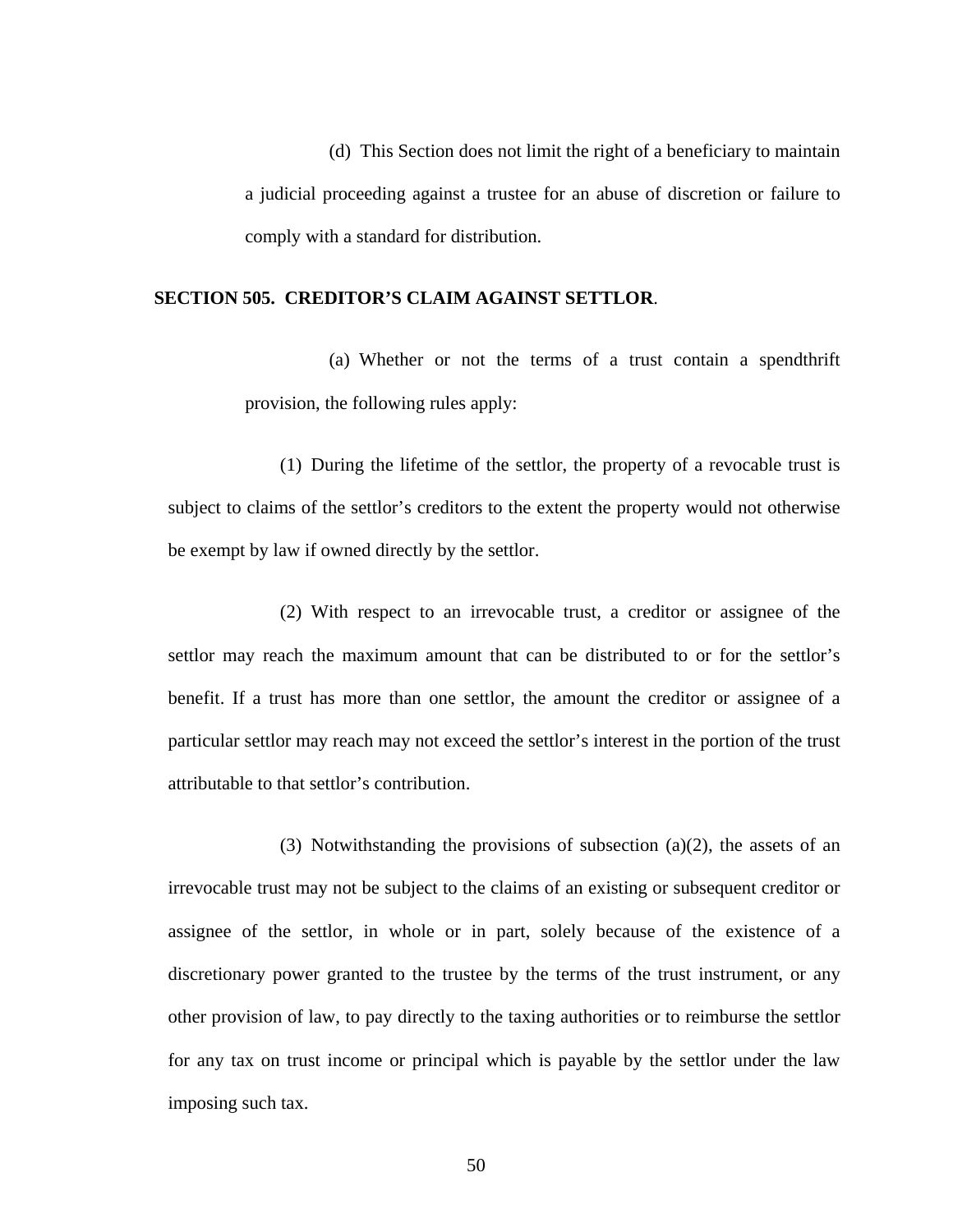(d) This Section does not limit the right of a beneficiary to maintain a judicial proceeding against a trustee for an abuse of discretion or failure to comply with a standard for distribution.

## SECTION 505. CREDITOR'S CLAIM AGAINST SETTLOR.

(a) Whether or not the terms of a trust contain a spendthrift provision, the following rules apply:

(1) During the lifetime of the settlor, the property of a revocable trust is subject to claims of the settlor's creditors to the extent the property would not otherwise be exempt by law if owned directly by the settlor.

(2) With respect to an irrevocable trust, a creditor or assignee of the settlor may reach the maximum amount that can be distributed to or for the settlor's benefit. If a trust has more than one settlor, the amount the creditor or assignee of a particular settlor may reach may not exceed the settlor's interest in the portion of the trust attributable to that settlor's contribution.

(3) Notwithstanding the provisions of subsection (a)(2), the assets of an irrevocable trust may not be subject to the claims of an existing or subsequent creditor or assignee of the settlor, in whole or in part, solely because of the existence of a discretionary power granted to the trustee by the terms of the trust instrument, or any other provision of law, to pay directly to the taxing authorities or to reimburse the settlor for any tax on trust income or principal which is payable by the settlor under the law imposing such tax.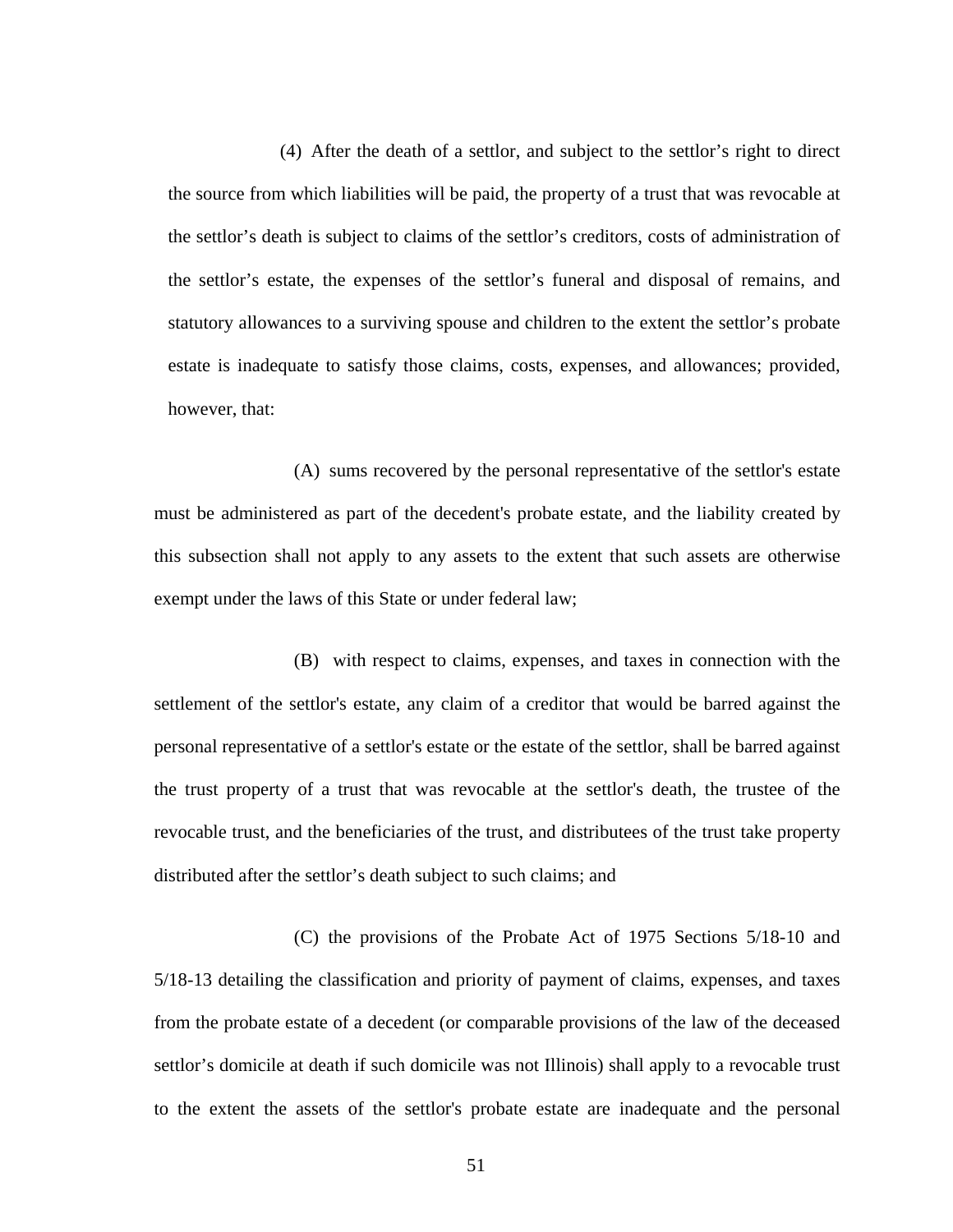(4) After the death of a settlor, and subject to the settlor's right to direct the source from which liabilities will be paid, the property of a trust that was revocable at the settlor's death is subject to claims of the settlor's creditors, costs of administration of the settlor's estate, the expenses of the settlor's funeral and disposal of remains, and statutory allowances to a surviving spouse and children to the extent the settlor's probate estate is inadequate to satisfy those claims, costs, expenses, and allowances; provided, however, that:

(A) sums recovered by the personal representative of the settlor's estate must be administered as part of the decedent's probate estate, and the liability created by this subsection shall not apply to any assets to the extent that such assets are otherwise exempt under the laws of this State or under federal law;

(B) with respect to claims, expenses, and taxes in connection with the settlement of the settlor's estate, any claim of a creditor that would be barred against the personal representative of a settlor's estate or the estate of the settlor, shall be barred against the trust property of a trust that was revocable at the settlor's death, the trustee of the revocable trust, and the beneficiaries of the trust, and distributees of the trust take property distributed after the settlor's death subject to such claims; and

(C) the provisions of the Probate Act of 1975 Sections 5/18-10 and 5/18-13 detailing the classification and priority of payment of claims, expenses, and taxes from the probate estate of a decedent (or comparable provisions of the law of the deceased settlor's domicile at death if such domicile was not Illinois) shall apply to a revocable trust to the extent the assets of the settlor's probate estate are inadequate and the personal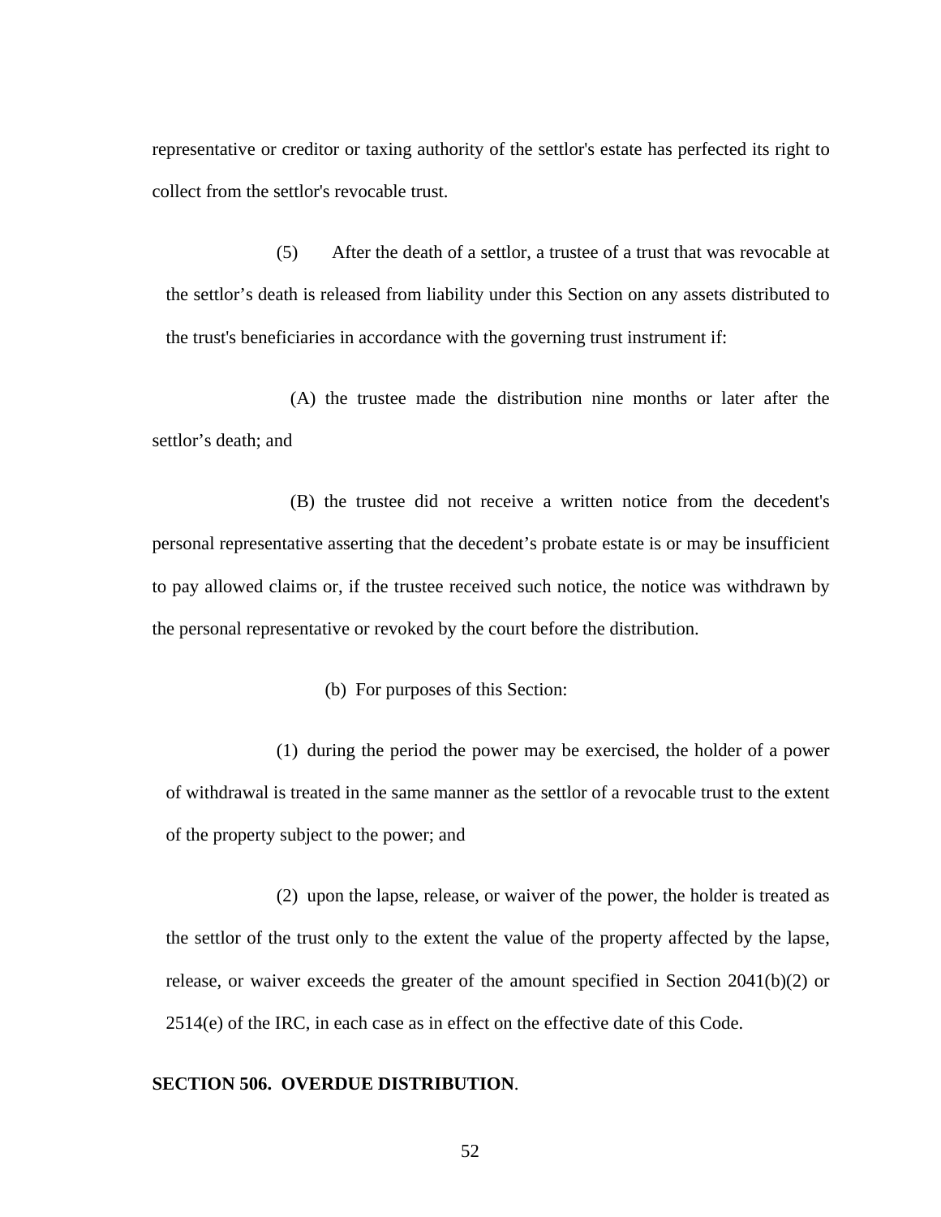representative or creditor or taxing authority of the settlor's estate has perfected its right to collect from the settlor's revocable trust.

(5) After the death of a settlor, a trustee of a trust that was revocable at the settlor’s death is released from liability under this Section on any assets distributed to the trust's beneficiaries in accordance with the governing trust instrument if:

(A) the trustee made the distribution nine months or later after the settlor’s death; and

(B) the trustee did not receive a written notice from the decedent's personal representative asserting that the decedent’s probate estate is or may be insufficient to pay allowed claims or, if the trustee received such notice, the notice was withdrawn by the personal representative or revoked by the court before the distribution.

(b) For purposes of this Section:

(1) during the period the power may be exercised, the holder of a power of withdrawal is treated in the same manner as the settlor of a revocable trust to the extent of the property subject to the power; and

(2) upon the lapse, release, or waiver of the power, the holder is treated as the settlor of the trust only to the extent the value of the property affected by the lapse, release, or waiver exceeds the greater of the amount specified in Section 2041(b)(2) or 2514(e) of the IRC, in each case as in effect on the effective date of this Code.

**SECTION 506. OVERDUE DISTRIBUTION**.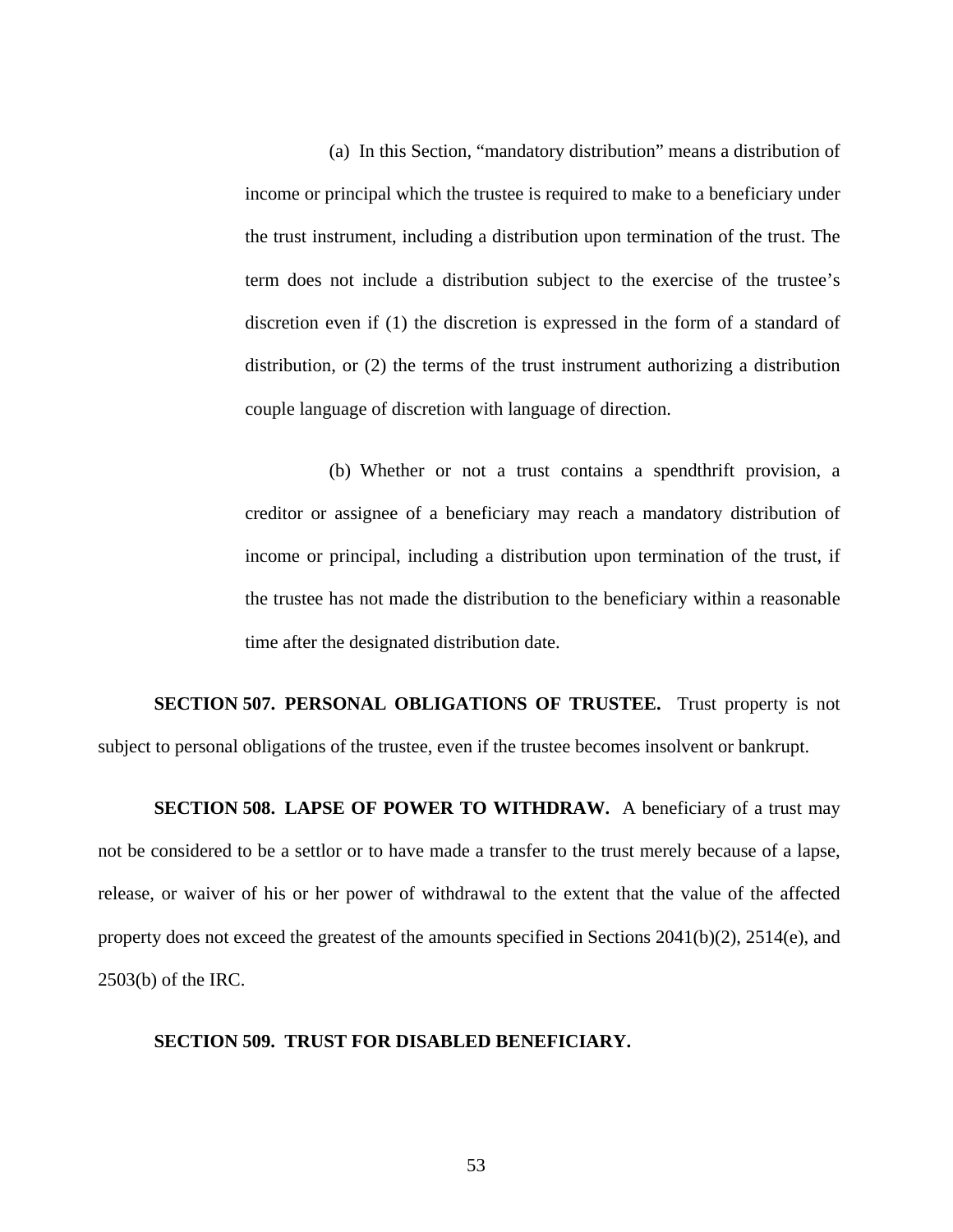(a) In this Section, "mandatory distribution" means a distribution of income or principal which the trustee is required to make to a beneficiary under the trust instrument, including a distribution upon termination of the trust. The term does not include a distribution subject to the exercise of the trustee's discretion even if (1) the discretion is expressed in the form of a standard of distribution, or (2) the terms of the trust instrument authorizing a distribution couple language of discretion with language of direction.

(b) Whether or not a trust contains a spendthrift provision, a creditor or assignee of a beneficiary may reach a mandatory distribution of income or principal, including a distribution upon termination of the trust, if the trustee has not made the distribution to the beneficiary within a reasonable time after the designated distribution date.

**SECTION 507. PERSONAL OBLIGATIONS OF TRUSTEE.** Trust property is not subject to personal obligations of the trustee, even if the trustee becomes insolvent or bankrupt.

**SECTION 508. LAPSE OF POWER TO WITHDRAW.** A beneficiary of a trust may not be considered to be a settlor or to have made a transfer to the trust merely because of a lapse, release, or waiver of his or her power of withdrawal to the extent that the value of the affected property does not exceed the greatest of the amounts specified in Sections 2041(b)(2), 2514(e), and 2503(b) of the IRC.

**SECTION 509. TRUST FOR DISABLED BENEFICIARY.**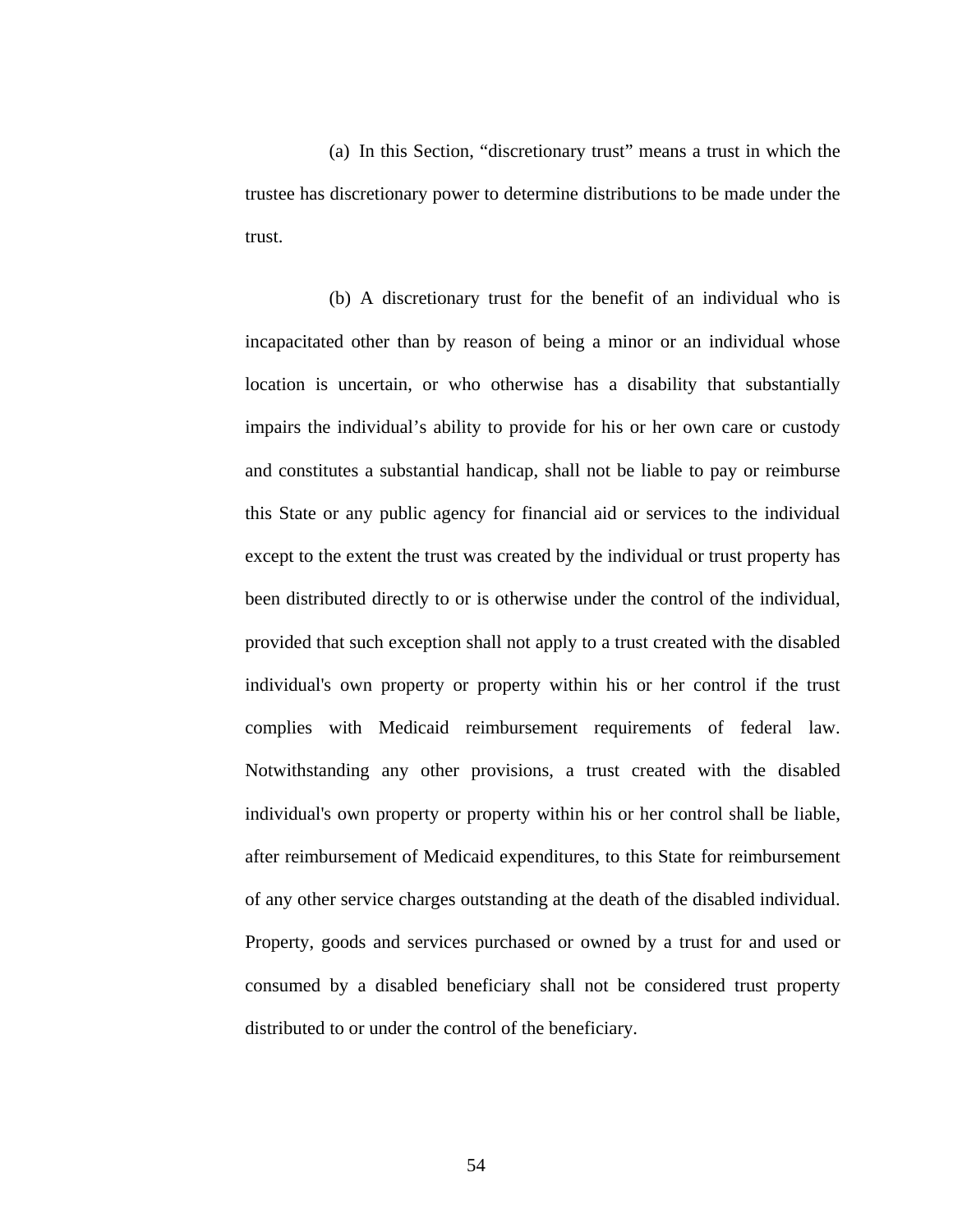(a) In this Section, “discretionary trust” means a trust in which the trustee has discretionary power to determine distributions to be made under the trust.

(b) A discretionary trust for the benefit of an individual who is incapacitated other than by reason of being a minor or an individual whose location is uncertain, or who otherwise has a disability that substantially impairs the individual’s ability to provide for his or her own care or custody and constitutes a substantial handicap, shall not be liable to pay or reimburse this State or any public agency for financial aid or services to the individual except to the extent the trust was created by the individual or trust property has been distributed directly to or is otherwise under the control of the individual, provided that such exception shall not apply to a trust created with the disabled individual's own property or property within his or her control if the trust complies with Medicaid reimbursement requirements of federal law. Notwithstanding any other provisions, a trust created with the disabled individual's own property or property within his or her control shall be liable, after reimbursement of Medicaid expenditures, to this State for reimbursement of any other service charges outstanding at the death of the disabled individual. Property, goods and services purchased or owned by a trust for and used or consumed by a disabled beneficiary shall not be considered trust property distributed to or under the control of the beneficiary.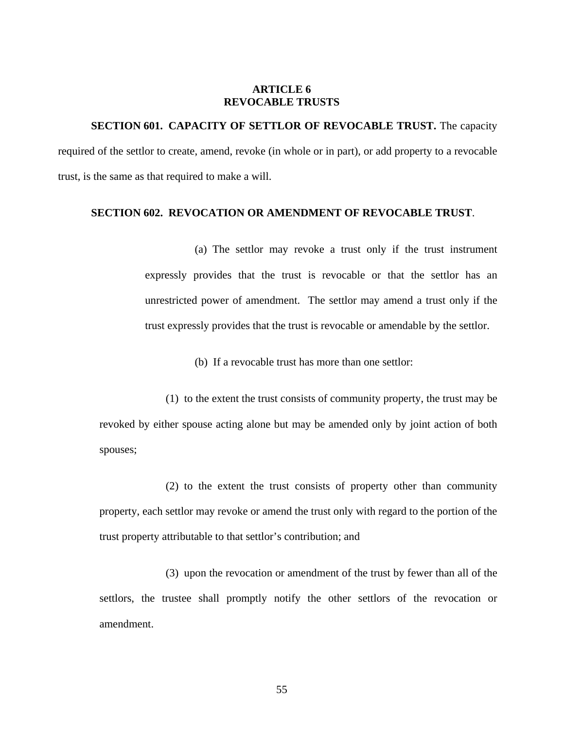# ARTICLE 6
# REVOCABLE TRUSTS

**SECTION 601. CAPACITY OF SETTLOR OF REVOCABLE TRUST.** The capacity required of the settlor to create, amend, revoke (in whole or in part), or add property to a revocable trust, is the same as that required to make a will.

**SECTION 602. REVOCATION OR AMENDMENT OF REVOCABLE TRUST**.

(a) The settlor may revoke a trust only if the trust instrument expressly provides that the trust is revocable or that the settlor has an unrestricted power of amendment. The settlor may amend a trust only if the trust expressly provides that the trust is revocable or amendable by the settlor.

(b) If a revocable trust has more than one settlor:

(1) to the extent the trust consists of community property, the trust may be revoked by either spouse acting alone but may be amended only by joint action of both spouses;

(2) to the extent the trust consists of property other than community property, each settlor may revoke or amend the trust only with regard to the portion of the trust property attributable to that settlor's contribution; and

(3) upon the revocation or amendment of the trust by fewer than all of the settlors, the trustee shall promptly notify the other settlors of the revocation or amendment.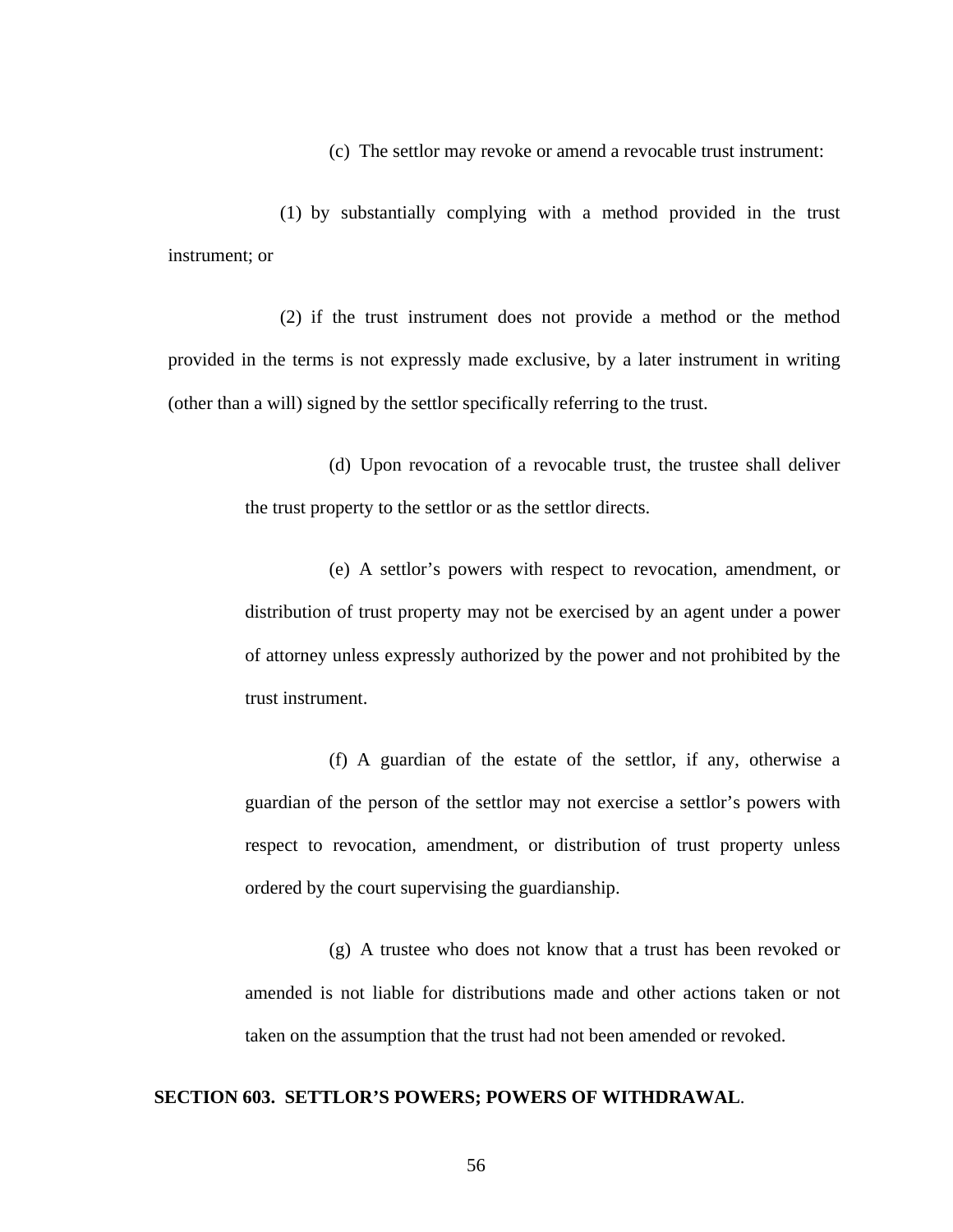(c) The settlor may revoke or amend a revocable trust instrument:

(1) by substantially complying with a method provided in the trust instrument; or

(2) if the trust instrument does not provide a method or the method provided in the terms is not expressly made exclusive, by a later instrument in writing (other than a will) signed by the settlor specifically referring to the trust.

(d) Upon revocation of a revocable trust, the trustee shall deliver the trust property to the settlor or as the settlor directs.

(e) A settlor's powers with respect to revocation, amendment, or distribution of trust property may not be exercised by an agent under a power of attorney unless expressly authorized by the power and not prohibited by the trust instrument.

(f) A guardian of the estate of the settlor, if any, otherwise a guardian of the person of the settlor may not exercise a settlor's powers with respect to revocation, amendment, or distribution of trust property unless ordered by the court supervising the guardianship.

(g) A trustee who does not know that a trust has been revoked or amended is not liable for distributions made and other actions taken or not taken on the assumption that the trust had not been amended or revoked.

**SECTION 603. SETTLOR'S POWERS; POWERS OF WITHDRAWAL**.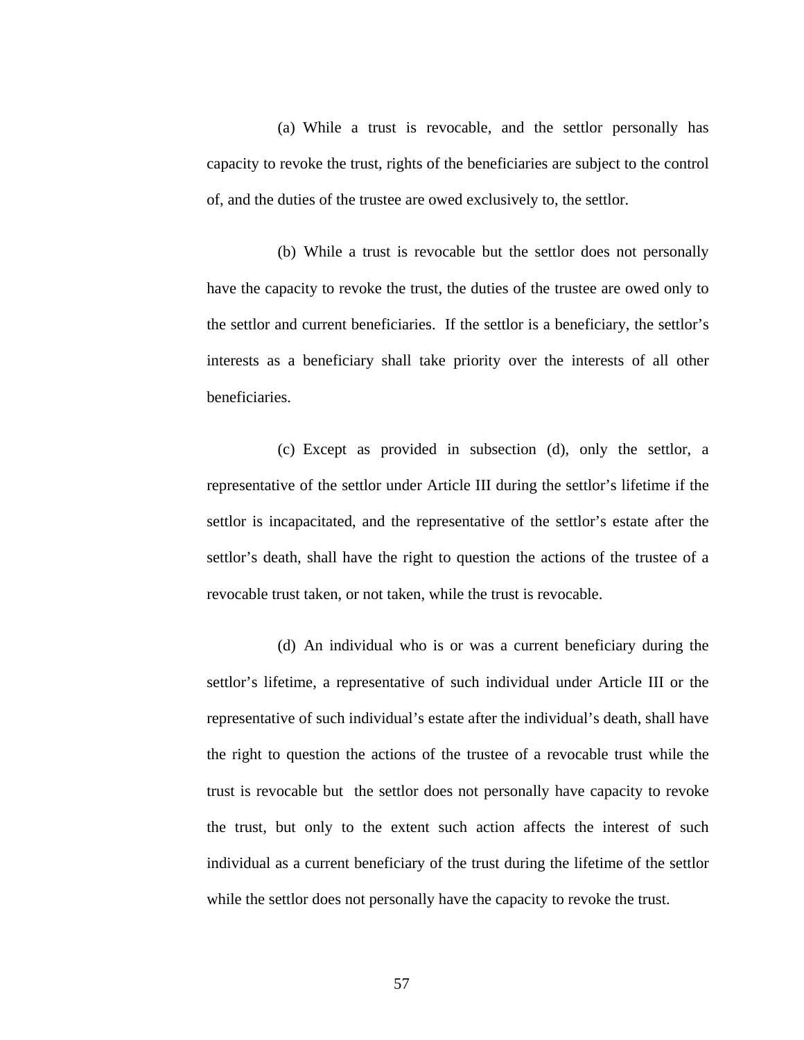(a) While a trust is revocable, and the settlor personally has capacity to revoke the trust, rights of the beneficiaries are subject to the control of, and the duties of the trustee are owed exclusively to, the settlor.

(b) While a trust is revocable but the settlor does not personally have the capacity to revoke the trust, the duties of the trustee are owed only to the settlor and current beneficiaries. If the settlor is a beneficiary, the settlor's interests as a beneficiary shall take priority over the interests of all other beneficiaries.

(c) Except as provided in subsection (d), only the settlor, a representative of the settlor under Article III during the settlor's lifetime if the settlor is incapacitated, and the representative of the settlor's estate after the settlor's death, shall have the right to question the actions of the trustee of a revocable trust taken, or not taken, while the trust is revocable.

(d) An individual who is or was a current beneficiary during the settlor's lifetime, a representative of such individual under Article III or the representative of such individual's estate after the individual's death, shall have the right to question the actions of the trustee of a revocable trust while the trust is revocable but the settlor does not personally have capacity to revoke the trust, but only to the extent such action affects the interest of such individual as a current beneficiary of the trust during the lifetime of the settlor while the settlor does not personally have the capacity to revoke the trust.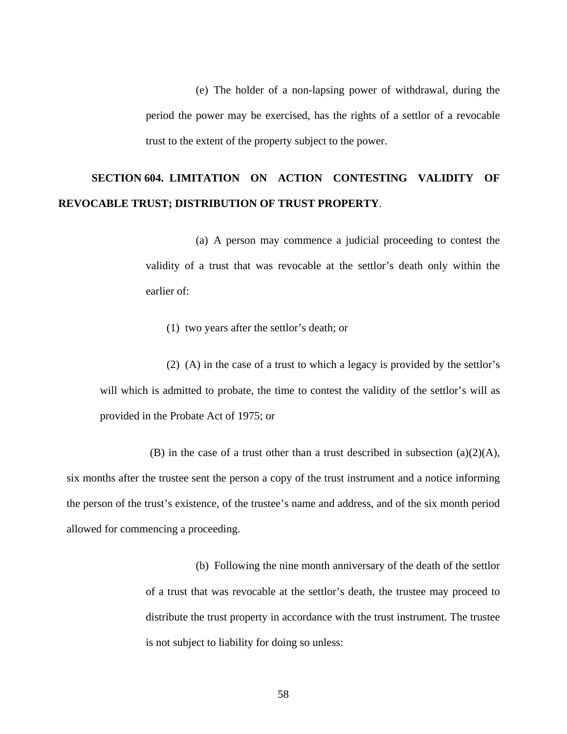(e) The holder of a non-lapsing power of withdrawal, during the period the power may be exercised, has the rights of a settlor of a revocable trust to the extent of the property subject to the power.

**SECTION 604. LIMITATION ON ACTION CONTESTING VALIDITY OF REVOCABLE TRUST; DISTRIBUTION OF TRUST PROPERTY**.

(a) A person may commence a judicial proceeding to contest the validity of a trust that was revocable at the settlor's death only within the earlier of:

(1) two years after the settlor's death; or

(2) (A) in the case of a trust to which a legacy is provided by the settlor's will which is admitted to probate, the time to contest the validity of the settlor's will as provided in the Probate Act of 1975; or

(B) in the case of a trust other than a trust described in subsection (a)(2)(A), six months after the trustee sent the person a copy of the trust instrument and a notice informing the person of the trust's existence, of the trustee's name and address, and of the six month period allowed for commencing a proceeding.

(b) Following the nine month anniversary of the death of the settlor of a trust that was revocable at the settlor's death, the trustee may proceed to distribute the trust property in accordance with the trust instrument. The trustee is not subject to liability for doing so unless: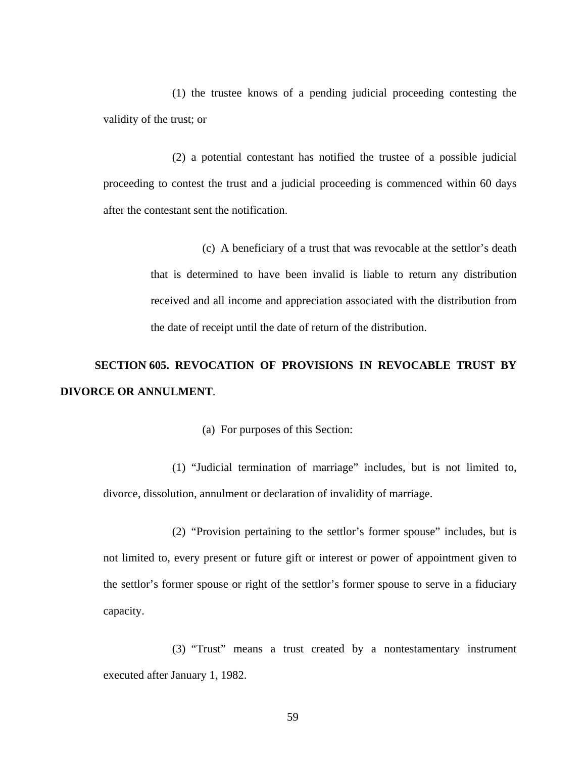(1) the trustee knows of a pending judicial proceeding contesting the validity of the trust; or

(2) a potential contestant has notified the trustee of a possible judicial proceeding to contest the trust and a judicial proceeding is commenced within 60 days after the contestant sent the notification.

(c) A beneficiary of a trust that was revocable at the settlor's death that is determined to have been invalid is liable to return any distribution received and all income and appreciation associated with the distribution from the date of receipt until the date of return of the distribution.

**SECTION 605. REVOCATION OF PROVISIONS IN REVOCABLE TRUST BY DIVORCE OR ANNULMENT**.

(a) For purposes of this Section:

(1) "Judicial termination of marriage" includes, but is not limited to, divorce, dissolution, annulment or declaration of invalidity of marriage.

(2) "Provision pertaining to the settlor's former spouse" includes, but is not limited to, every present or future gift or interest or power of appointment given to the settlor's former spouse or right of the settlor's former spouse to serve in a fiduciary capacity.

(3) "Trust" means a trust created by a nontestamentary instrument executed after January 1, 1982.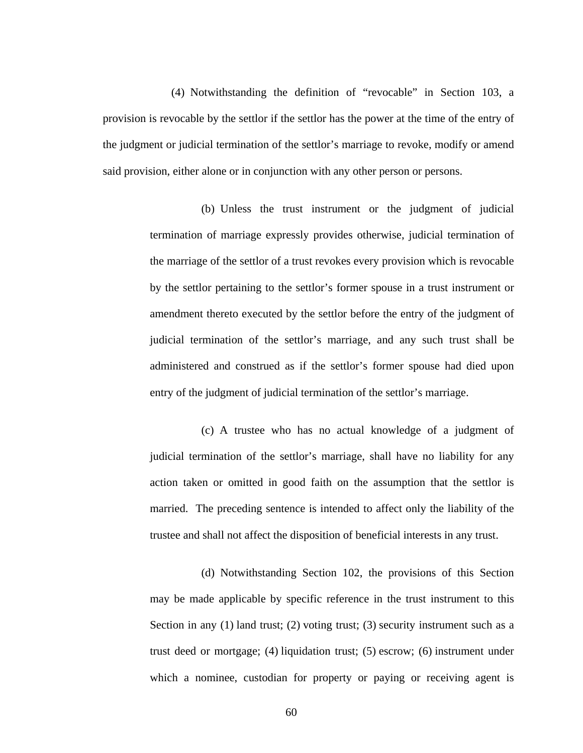(4) Notwithstanding the definition of "revocable" in Section 103, a provision is revocable by the settlor if the settlor has the power at the time of the entry of the judgment or judicial termination of the settlor's marriage to revoke, modify or amend said provision, either alone or in conjunction with any other person or persons.

(b) Unless the trust instrument or the judgment of judicial termination of marriage expressly provides otherwise, judicial termination of the marriage of the settlor of a trust revokes every provision which is revocable by the settlor pertaining to the settlor's former spouse in a trust instrument or amendment thereto executed by the settlor before the entry of the judgment of judicial termination of the settlor's marriage, and any such trust shall be administered and construed as if the settlor's former spouse had died upon entry of the judgment of judicial termination of the settlor's marriage.

(c) A trustee who has no actual knowledge of a judgment of judicial termination of the settlor's marriage, shall have no liability for any action taken or omitted in good faith on the assumption that the settlor is married. The preceding sentence is intended to affect only the liability of the trustee and shall not affect the disposition of beneficial interests in any trust.

(d) Notwithstanding Section 102, the provisions of this Section may be made applicable by specific reference in the trust instrument to this Section in any (1) land trust; (2) voting trust; (3) security instrument such as a trust deed or mortgage; (4) liquidation trust; (5) escrow; (6) instrument under which a nominee, custodian for property or paying or receiving agent is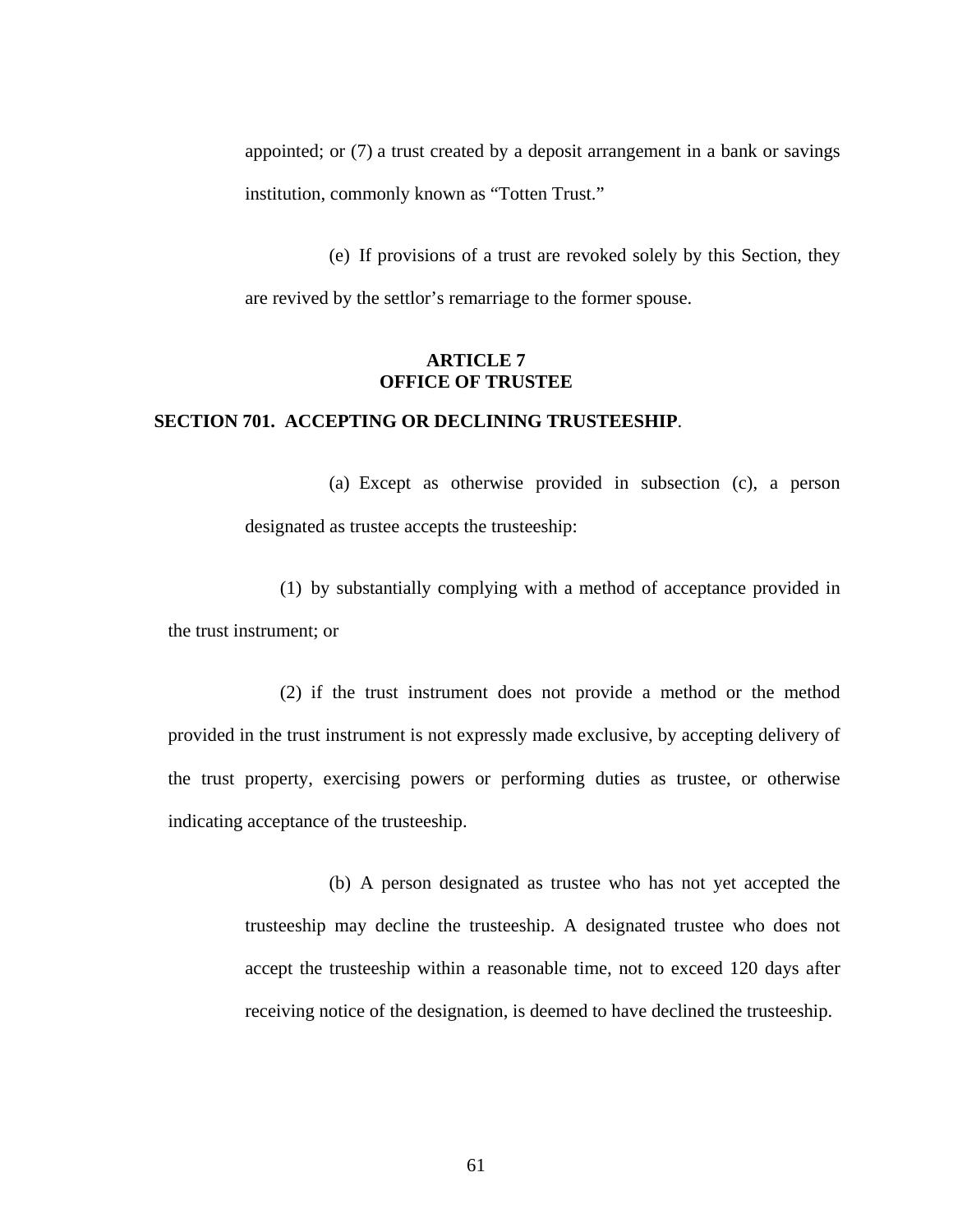appointed; or (7) a trust created by a deposit arrangement in a bank or savings institution, commonly known as "Totten Trust."

(e) If provisions of a trust are revoked solely by this Section, they are revived by the settlor's remarriage to the former spouse.

## ARTICLE 7
## OFFICE OF TRUSTEE

### SECTION 701. ACCEPTING OR DECLINING TRUSTEESHIP.

(a) Except as otherwise provided in subsection (c), a person designated as trustee accepts the trusteeship:

(1) by substantially complying with a method of acceptance provided in the trust instrument; or

(2) if the trust instrument does not provide a method or the method provided in the trust instrument is not expressly made exclusive, by accepting delivery of the trust property, exercising powers or performing duties as trustee, or otherwise indicating acceptance of the trusteeship.

(b) A person designated as trustee who has not yet accepted the trusteeship may decline the trusteeship. A designated trustee who does not accept the trusteeship within a reasonable time, not to exceed 120 days after receiving notice of the designation, is deemed to have declined the trusteeship.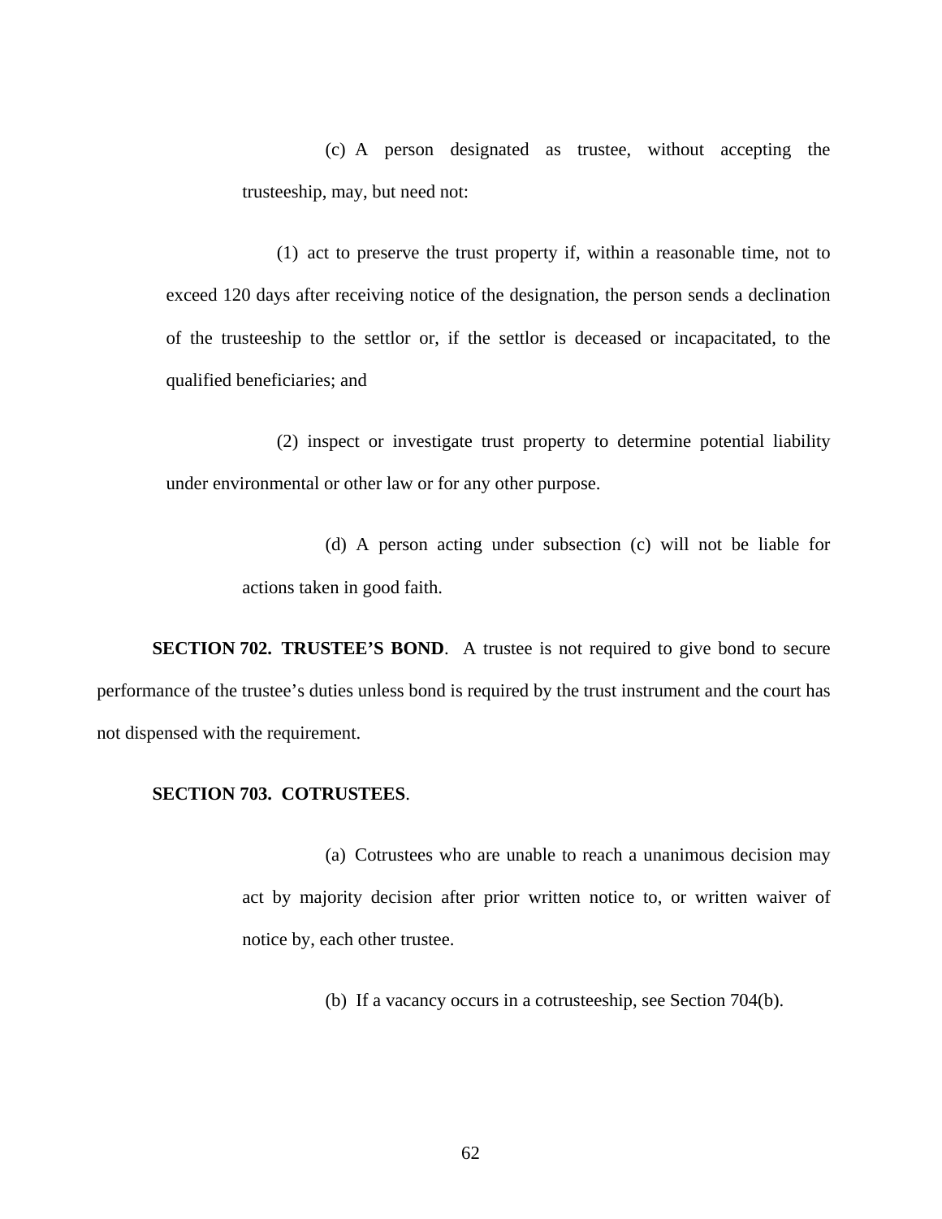(c) A person designated as trustee, without accepting the trusteeship, may, but need not:

(1) act to preserve the trust property if, within a reasonable time, not to exceed 120 days after receiving notice of the designation, the person sends a declination of the trusteeship to the settlor or, if the settlor is deceased or incapacitated, to the qualified beneficiaries; and

(2) inspect or investigate trust property to determine potential liability under environmental or other law or for any other purpose.

(d) A person acting under subsection (c) will not be liable for actions taken in good faith.

**SECTION 702. TRUSTEE'S BOND**. A trustee is not required to give bond to secure performance of the trustee's duties unless bond is required by the trust instrument and the court has not dispensed with the requirement.

**SECTION 703. COTRUSTEES**.

(a) Cotrustees who are unable to reach a unanimous decision may act by majority decision after prior written notice to, or written waiver of notice by, each other trustee.

(b) If a vacancy occurs in a cotrusteeship, see Section 704(b).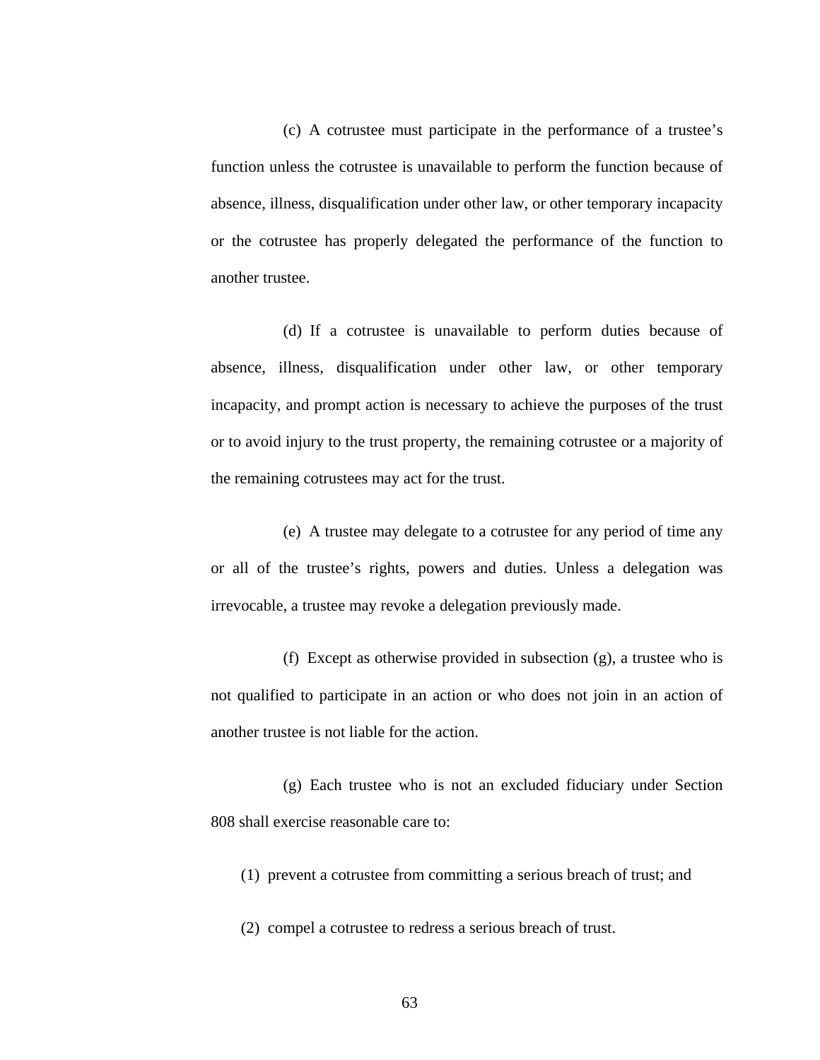(c) A cotrustee must participate in the performance of a trustee's function unless the cotrustee is unavailable to perform the function because of absence, illness, disqualification under other law, or other temporary incapacity or the cotrustee has properly delegated the performance of the function to another trustee.

(d) If a cotrustee is unavailable to perform duties because of absence, illness, disqualification under other law, or other temporary incapacity, and prompt action is necessary to achieve the purposes of the trust or to avoid injury to the trust property, the remaining cotrustee or a majority of the remaining cotrustees may act for the trust.

(e) A trustee may delegate to a cotrustee for any period of time any or all of the trustee's rights, powers and duties. Unless a delegation was irrevocable, a trustee may revoke a delegation previously made.

(f) Except as otherwise provided in subsection (g), a trustee who is not qualified to participate in an action or who does not join in an action of another trustee is not liable for the action.

(g) Each trustee who is not an excluded fiduciary under Section 808 shall exercise reasonable care to:

(1) prevent a cotrustee from committing a serious breach of trust; and

(2) compel a cotrustee to redress a serious breach of trust.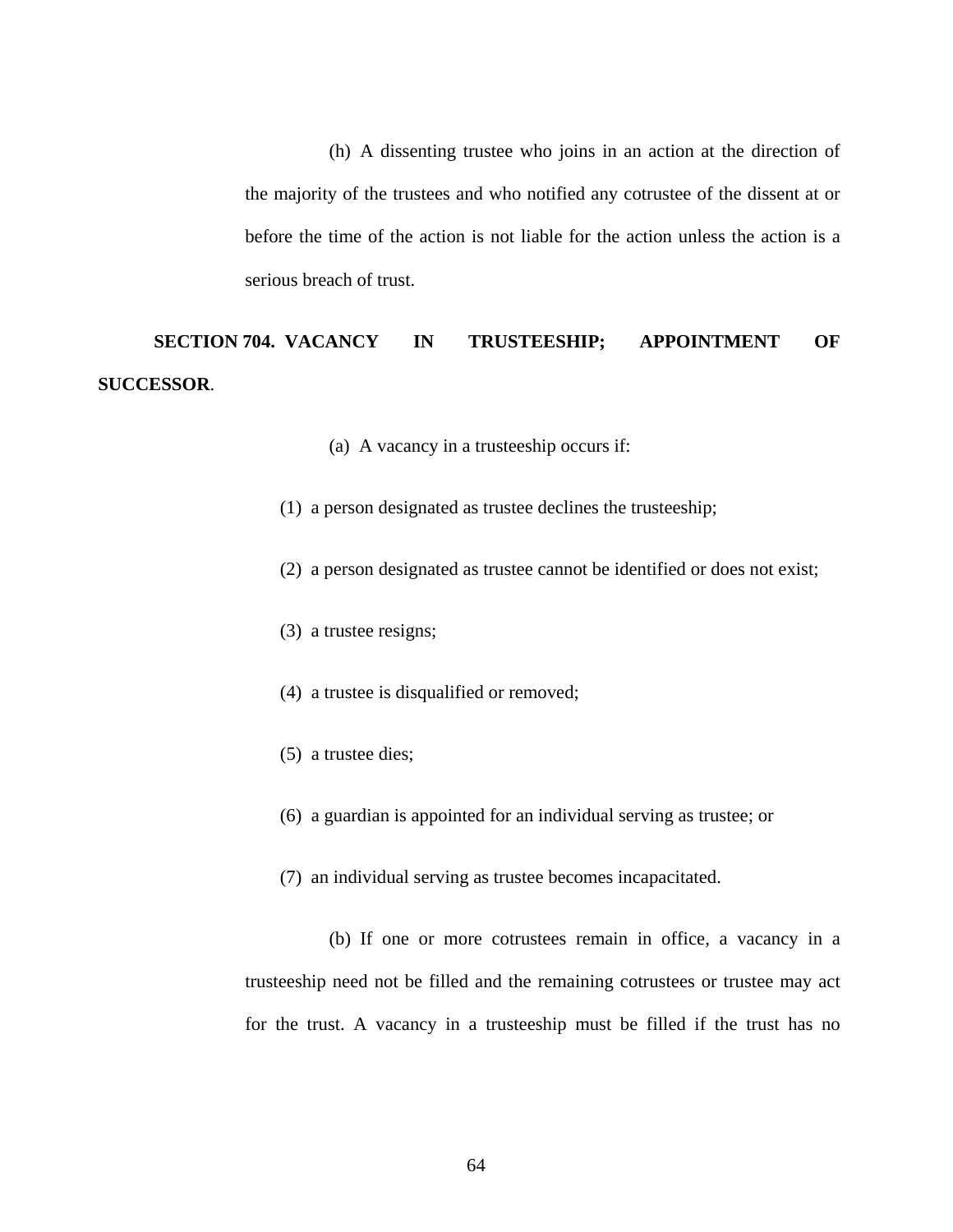(h) A dissenting trustee who joins in an action at the direction of the majority of the trustees and who notified any cotrustee of the dissent at or before the time of the action is not liable for the action unless the action is a serious breach of trust.

**SECTION 704. VACANCY IN TRUSTEESHIP; APPOINTMENT OF SUCCESSOR.**

(a) A vacancy in a trusteeship occurs if:

(1) a person designated as trustee declines the trusteeship;

(2) a person designated as trustee cannot be identified or does not exist;

(3) a trustee resigns;

(4) a trustee is disqualified or removed;

(5) a trustee dies;

(6) a guardian is appointed for an individual serving as trustee; or

(7) an individual serving as trustee becomes incapacitated.

(b) If one or more cotrustees remain in office, a vacancy in a trusteeship need not be filled and the remaining cotrustees or trustee may act for the trust. A vacancy in a trusteeship must be filled if the trust has no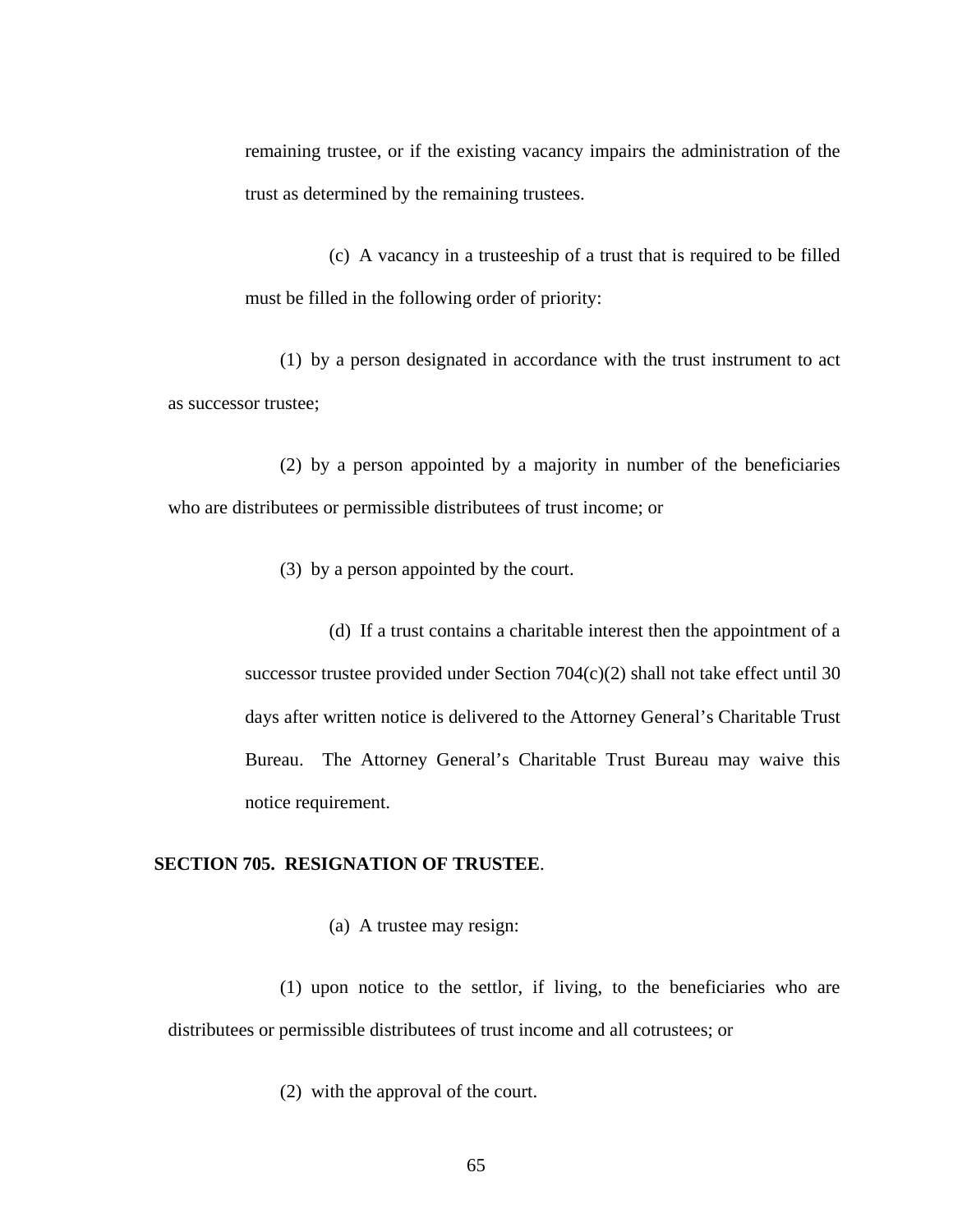remaining trustee, or if the existing vacancy impairs the administration of the trust as determined by the remaining trustees.

(c) A vacancy in a trusteeship of a trust that is required to be filled must be filled in the following order of priority:

(1) by a person designated in accordance with the trust instrument to act as successor trustee;

(2) by a person appointed by a majority in number of the beneficiaries who are distributees or permissible distributees of trust income; or

(3) by a person appointed by the court.

(d) If a trust contains a charitable interest then the appointment of a successor trustee provided under Section 704(c)(2) shall not take effect until 30 days after written notice is delivered to the Attorney General's Charitable Trust Bureau. The Attorney General's Charitable Trust Bureau may waive this notice requirement.

**SECTION 705. RESIGNATION OF TRUSTEE**.

(a) A trustee may resign:

(1) upon notice to the settlor, if living, to the beneficiaries who are distributees or permissible distributees of trust income and all cotrustees; or

(2) with the approval of the court.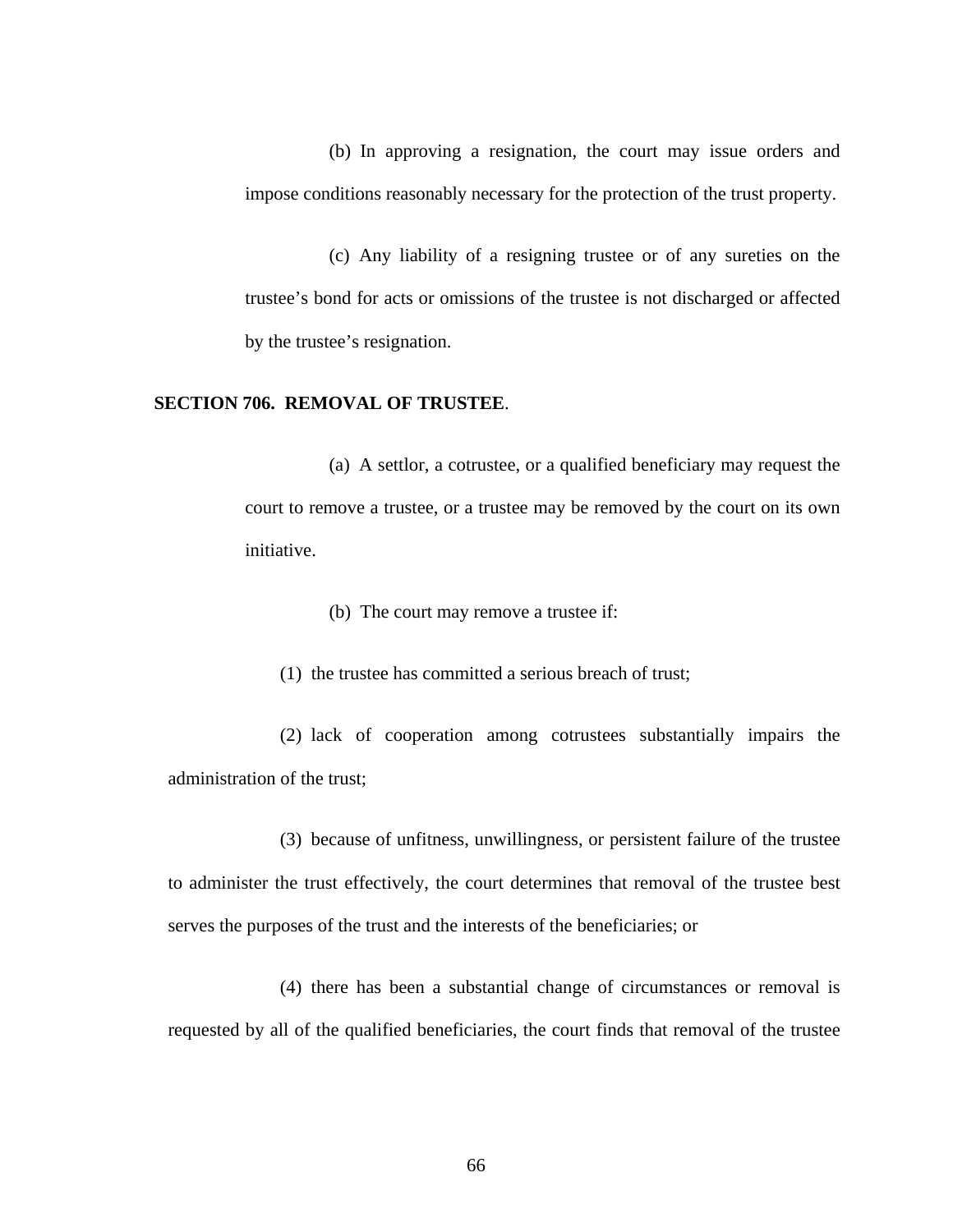(b) In approving a resignation, the court may issue orders and impose conditions reasonably necessary for the protection of the trust property.

(c) Any liability of a resigning trustee or of any sureties on the trustee's bond for acts or omissions of the trustee is not discharged or affected by the trustee's resignation.

**SECTION 706. REMOVAL OF TRUSTEE**.

(a) A settlor, a cotrustee, or a qualified beneficiary may request the court to remove a trustee, or a trustee may be removed by the court on its own initiative.

(b) The court may remove a trustee if:

(1) the trustee has committed a serious breach of trust;

(2) lack of cooperation among cotrustees substantially impairs the administration of the trust;

(3) because of unfitness, unwillingness, or persistent failure of the trustee to administer the trust effectively, the court determines that removal of the trustee best serves the purposes of the trust and the interests of the beneficiaries; or

(4) there has been a substantial change of circumstances or removal is requested by all of the qualified beneficiaries, the court finds that removal of the trustee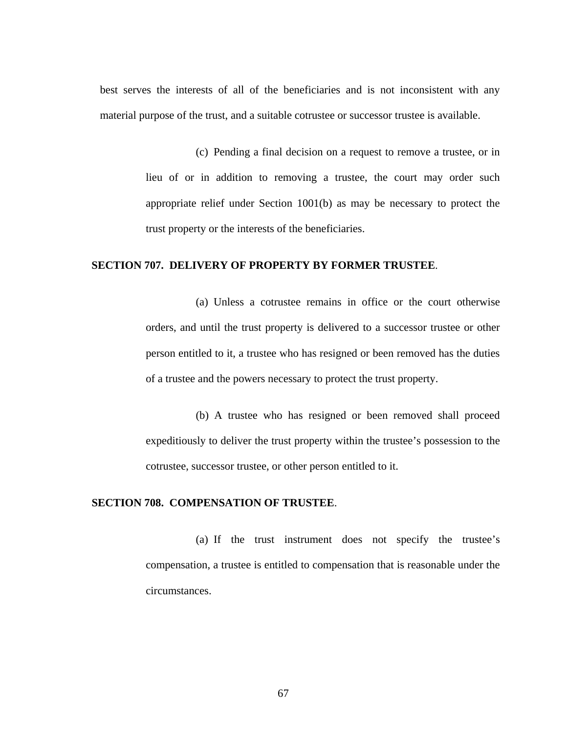best serves the interests of all of the beneficiaries and is not inconsistent with any material purpose of the trust, and a suitable cotrustee or successor trustee is available.

(c) Pending a final decision on a request to remove a trustee, or in lieu of or in addition to removing a trustee, the court may order such appropriate relief under Section 1001(b) as may be necessary to protect the trust property or the interests of the beneficiaries.

**SECTION 707. DELIVERY OF PROPERTY BY FORMER TRUSTEE**.

(a) Unless a cotrustee remains in office or the court otherwise orders, and until the trust property is delivered to a successor trustee or other person entitled to it, a trustee who has resigned or been removed has the duties of a trustee and the powers necessary to protect the trust property.

(b) A trustee who has resigned or been removed shall proceed expeditiously to deliver the trust property within the trustee's possession to the cotrustee, successor trustee, or other person entitled to it.

**SECTION 708. COMPENSATION OF TRUSTEE**.

(a) If the trust instrument does not specify the trustee's compensation, a trustee is entitled to compensation that is reasonable under the circumstances.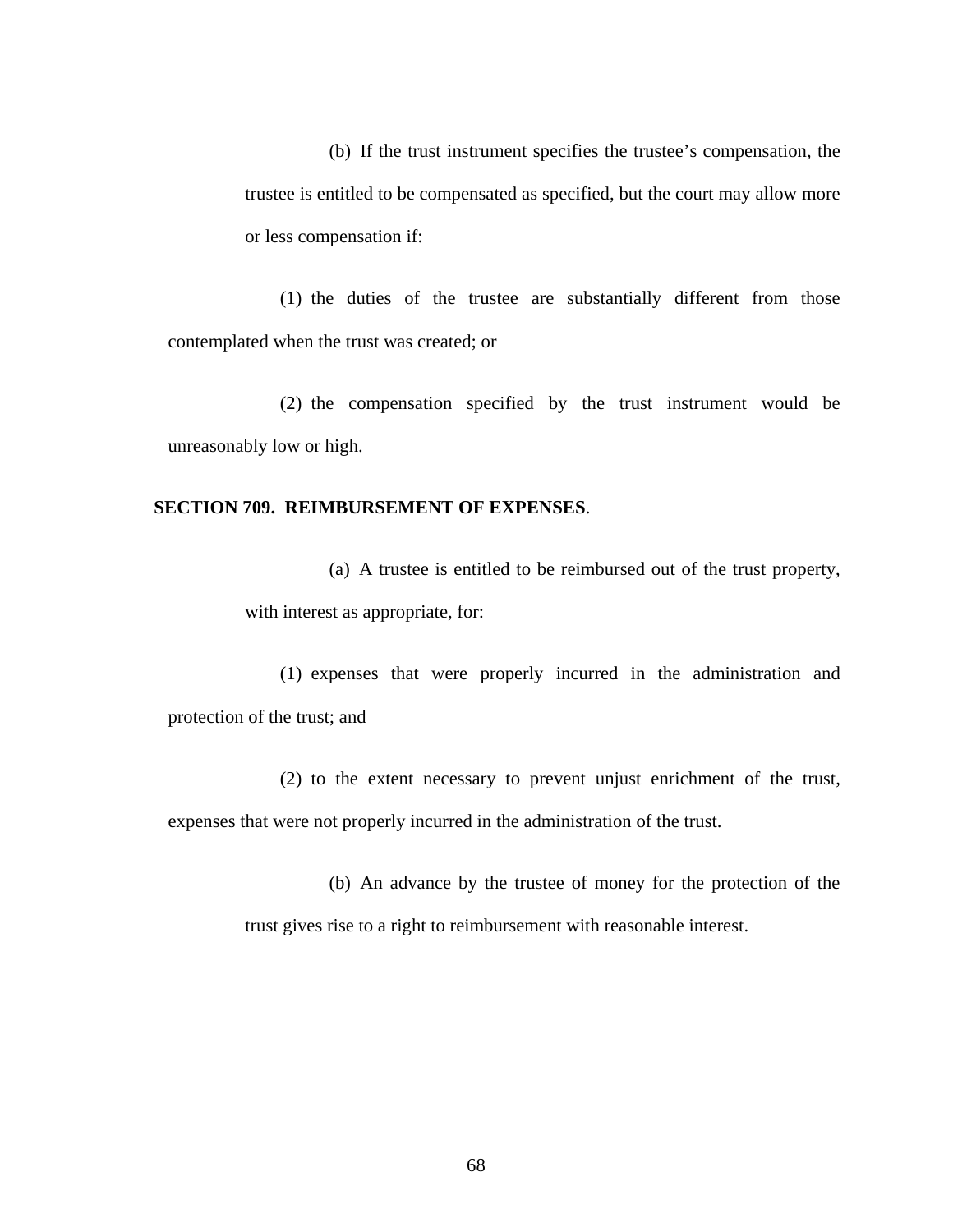(b) If the trust instrument specifies the trustee's compensation, the trustee is entitled to be compensated as specified, but the court may allow more or less compensation if:

(1) the duties of the trustee are substantially different from those contemplated when the trust was created; or

(2) the compensation specified by the trust instrument would be unreasonably low or high.

**SECTION 709. REIMBURSEMENT OF EXPENSES**.

(a) A trustee is entitled to be reimbursed out of the trust property, with interest as appropriate, for:

(1) expenses that were properly incurred in the administration and protection of the trust; and

(2) to the extent necessary to prevent unjust enrichment of the trust, expenses that were not properly incurred in the administration of the trust.

(b) An advance by the trustee of money for the protection of the trust gives rise to a right to reimbursement with reasonable interest.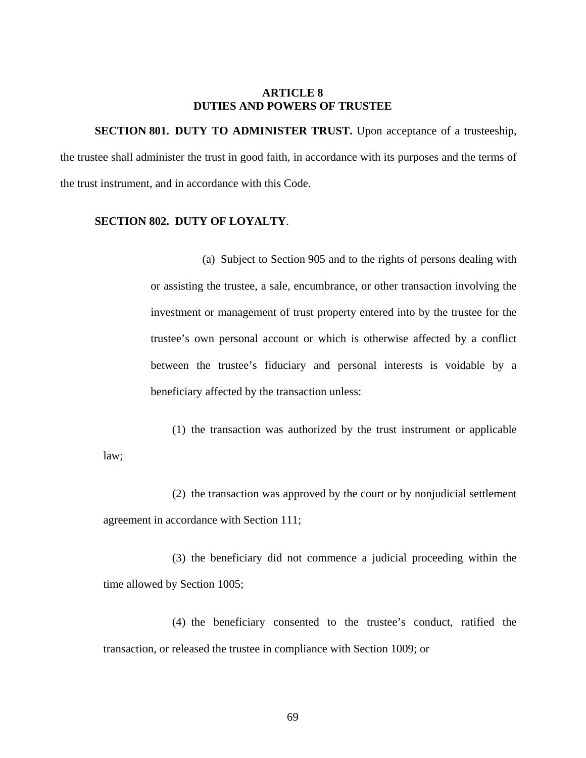# ARTICLE 8
# DUTIES AND POWERS OF TRUSTEE

**SECTION 801. DUTY TO ADMINISTER TRUST.** Upon acceptance of a trusteeship, the trustee shall administer the trust in good faith, in accordance with its purposes and the terms of the trust instrument, and in accordance with this Code.

**SECTION 802. DUTY OF LOYALTY**.

(a) Subject to Section 905 and to the rights of persons dealing with or assisting the trustee, a sale, encumbrance, or other transaction involving the investment or management of trust property entered into by the trustee for the trustee's own personal account or which is otherwise affected by a conflict between the trustee's fiduciary and personal interests is voidable by a beneficiary affected by the transaction unless:

(1) the transaction was authorized by the trust instrument or applicable law;

(2) the transaction was approved by the court or by nonjudicial settlement agreement in accordance with Section 111;

(3) the beneficiary did not commence a judicial proceeding within the time allowed by Section 1005;

(4) the beneficiary consented to the trustee's conduct, ratified the transaction, or released the trustee in compliance with Section 1009; or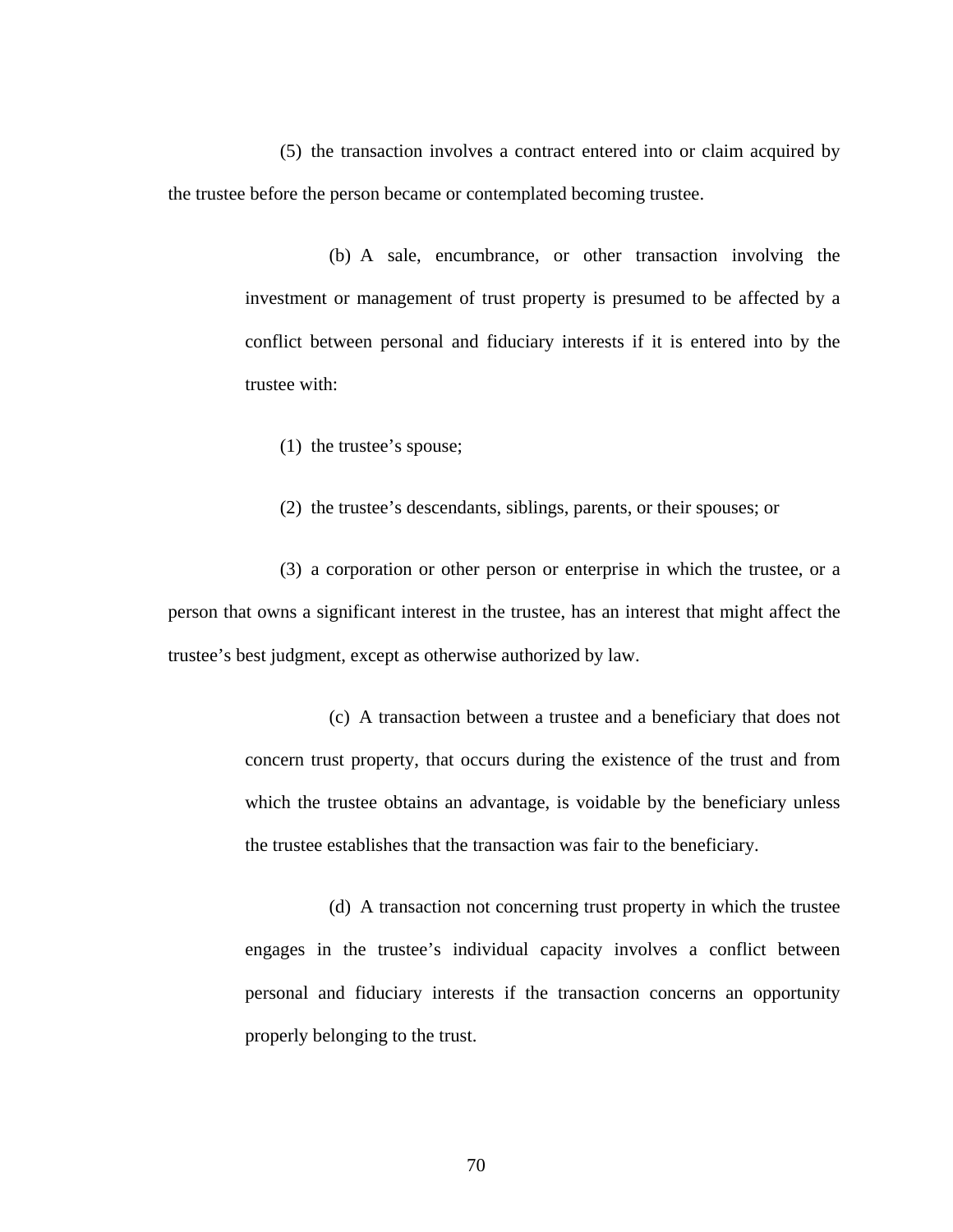(5) the transaction involves a contract entered into or claim acquired by the trustee before the person became or contemplated becoming trustee.

(b) A sale, encumbrance, or other transaction involving the investment or management of trust property is presumed to be affected by a conflict between personal and fiduciary interests if it is entered into by the trustee with:

(1) the trustee's spouse;

(2) the trustee's descendants, siblings, parents, or their spouses; or

(3) a corporation or other person or enterprise in which the trustee, or a person that owns a significant interest in the trustee, has an interest that might affect the trustee's best judgment, except as otherwise authorized by law.

(c) A transaction between a trustee and a beneficiary that does not concern trust property, that occurs during the existence of the trust and from which the trustee obtains an advantage, is voidable by the beneficiary unless the trustee establishes that the transaction was fair to the beneficiary.

(d) A transaction not concerning trust property in which the trustee engages in the trustee's individual capacity involves a conflict between personal and fiduciary interests if the transaction concerns an opportunity properly belonging to the trust.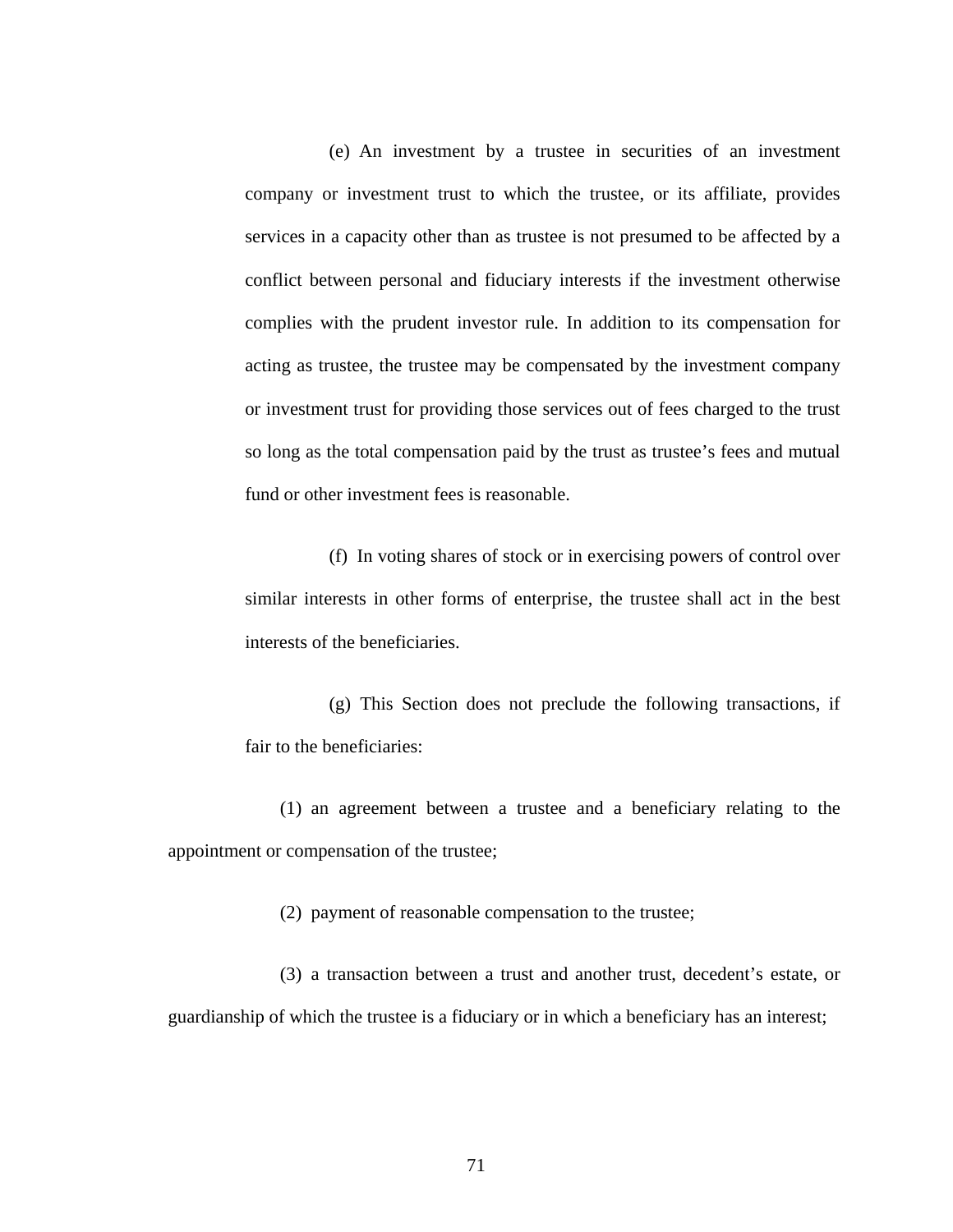(e) An investment by a trustee in securities of an investment company or investment trust to which the trustee, or its affiliate, provides services in a capacity other than as trustee is not presumed to be affected by a conflict between personal and fiduciary interests if the investment otherwise complies with the prudent investor rule. In addition to its compensation for acting as trustee, the trustee may be compensated by the investment company or investment trust for providing those services out of fees charged to the trust so long as the total compensation paid by the trust as trustee's fees and mutual fund or other investment fees is reasonable.

(f) In voting shares of stock or in exercising powers of control over similar interests in other forms of enterprise, the trustee shall act in the best interests of the beneficiaries.

(g) This Section does not preclude the following transactions, if fair to the beneficiaries:

(1) an agreement between a trustee and a beneficiary relating to the appointment or compensation of the trustee;

(2) payment of reasonable compensation to the trustee;

(3) a transaction between a trust and another trust, decedent's estate, or guardianship of which the trustee is a fiduciary or in which a beneficiary has an interest;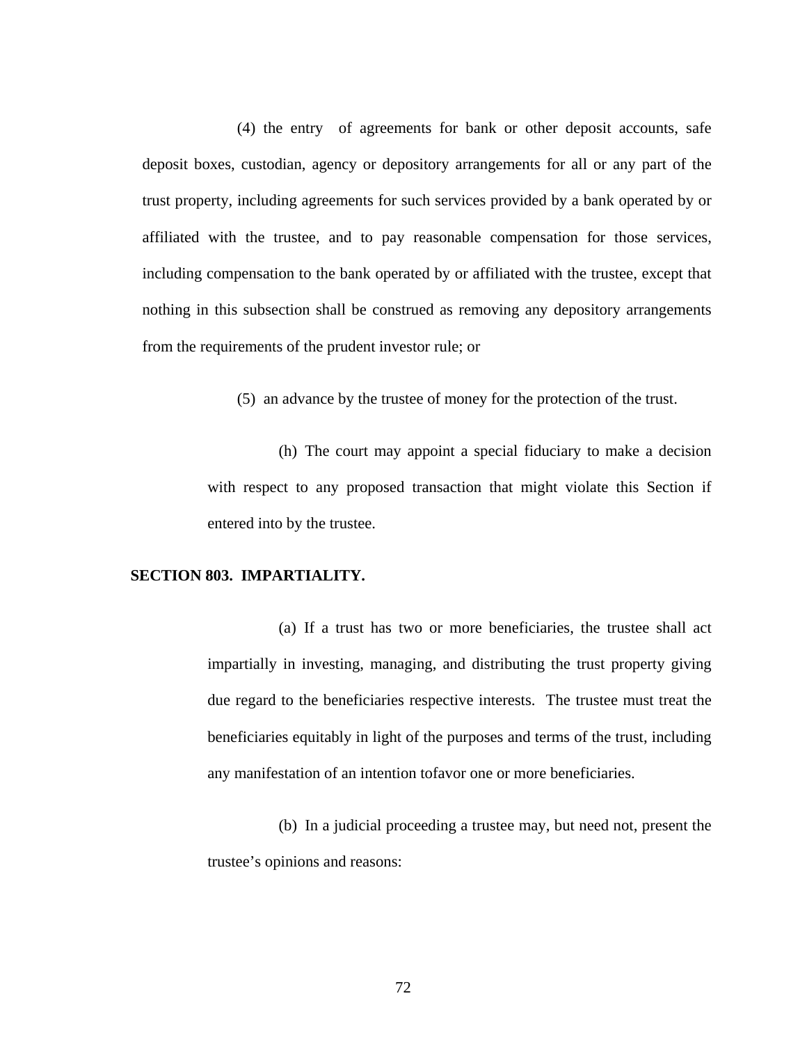(4) the entry of agreements for bank or other deposit accounts, safe deposit boxes, custodian, agency or depository arrangements for all or any part of the trust property, including agreements for such services provided by a bank operated by or affiliated with the trustee, and to pay reasonable compensation for those services, including compensation to the bank operated by or affiliated with the trustee, except that nothing in this subsection shall be construed as removing any depository arrangements from the requirements of the prudent investor rule; or

(5) an advance by the trustee of money for the protection of the trust.

(h) The court may appoint a special fiduciary to make a decision with respect to any proposed transaction that might violate this Section if entered into by the trustee.

**SECTION 803. IMPARTIALITY.**

(a) If a trust has two or more beneficiaries, the trustee shall act impartially in investing, managing, and distributing the trust property giving due regard to the beneficiaries respective interests. The trustee must treat the beneficiaries equitably in light of the purposes and terms of the trust, including any manifestation of an intention tofavor one or more beneficiaries.

(b) In a judicial proceeding a trustee may, but need not, present the trustee's opinions and reasons: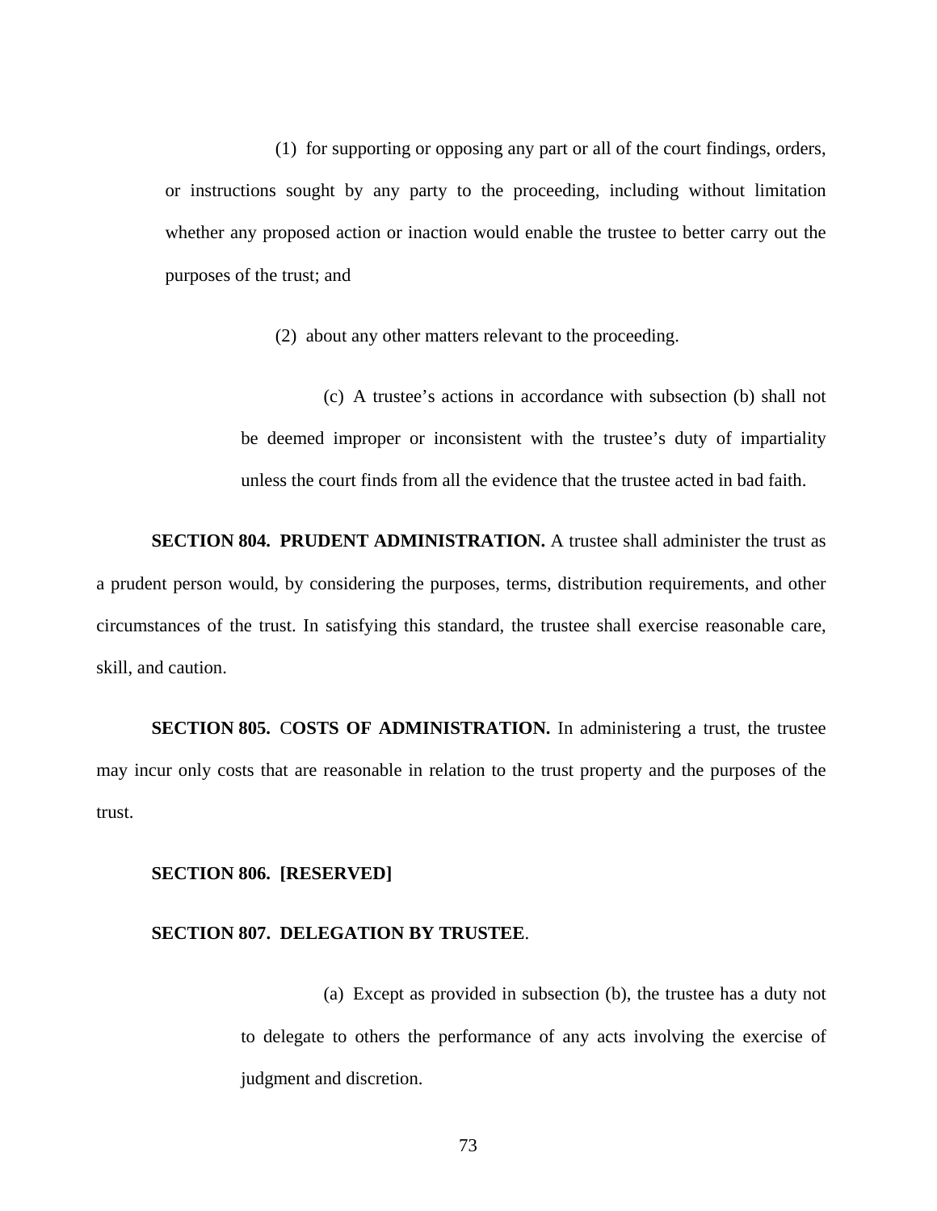(1) for supporting or opposing any part or all of the court findings, orders, or instructions sought by any party to the proceeding, including without limitation whether any proposed action or inaction would enable the trustee to better carry out the purposes of the trust; and

(2) about any other matters relevant to the proceeding.

(c) A trustee's actions in accordance with subsection (b) shall not be deemed improper or inconsistent with the trustee's duty of impartiality unless the court finds from all the evidence that the trustee acted in bad faith.

**SECTION 804. PRUDENT ADMINISTRATION.** A trustee shall administer the trust as a prudent person would, by considering the purposes, terms, distribution requirements, and other circumstances of the trust. In satisfying this standard, the trustee shall exercise reasonable care, skill, and caution.

**SECTION 805. COSTS OF ADMINISTRATION.** In administering a trust, the trustee may incur only costs that are reasonable in relation to the trust property and the purposes of the trust.

**SECTION 806. [RESERVED]**

**SECTION 807. DELEGATION BY TRUSTEE**.

(a) Except as provided in subsection (b), the trustee has a duty not to delegate to others the performance of any acts involving the exercise of judgment and discretion.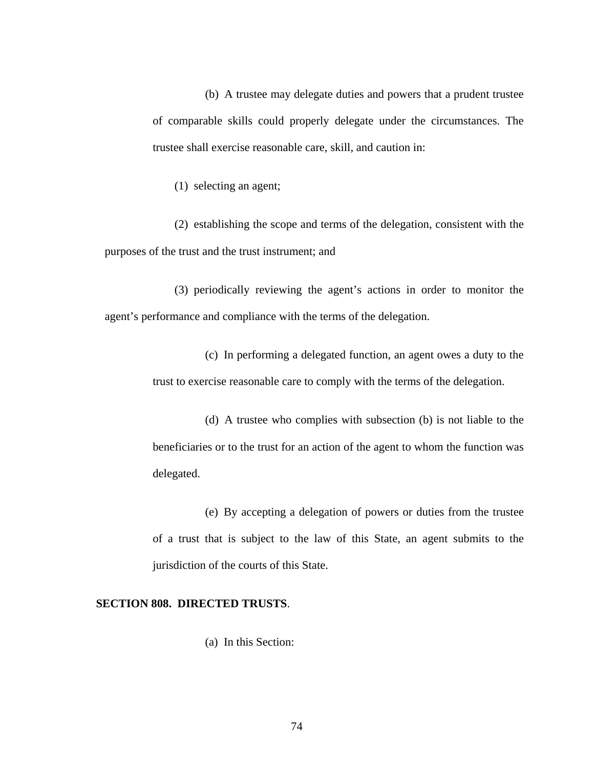(b) A trustee may delegate duties and powers that a prudent trustee of comparable skills could properly delegate under the circumstances. The trustee shall exercise reasonable care, skill, and caution in:

(1) selecting an agent;

(2) establishing the scope and terms of the delegation, consistent with the purposes of the trust and the trust instrument; and

(3) periodically reviewing the agent's actions in order to monitor the agent's performance and compliance with the terms of the delegation.

(c) In performing a delegated function, an agent owes a duty to the trust to exercise reasonable care to comply with the terms of the delegation.

(d) A trustee who complies with subsection (b) is not liable to the beneficiaries or to the trust for an action of the agent to whom the function was delegated.

(e) By accepting a delegation of powers or duties from the trustee of a trust that is subject to the law of this State, an agent submits to the jurisdiction of the courts of this State.

**SECTION 808. DIRECTED TRUSTS**.

(a) In this Section: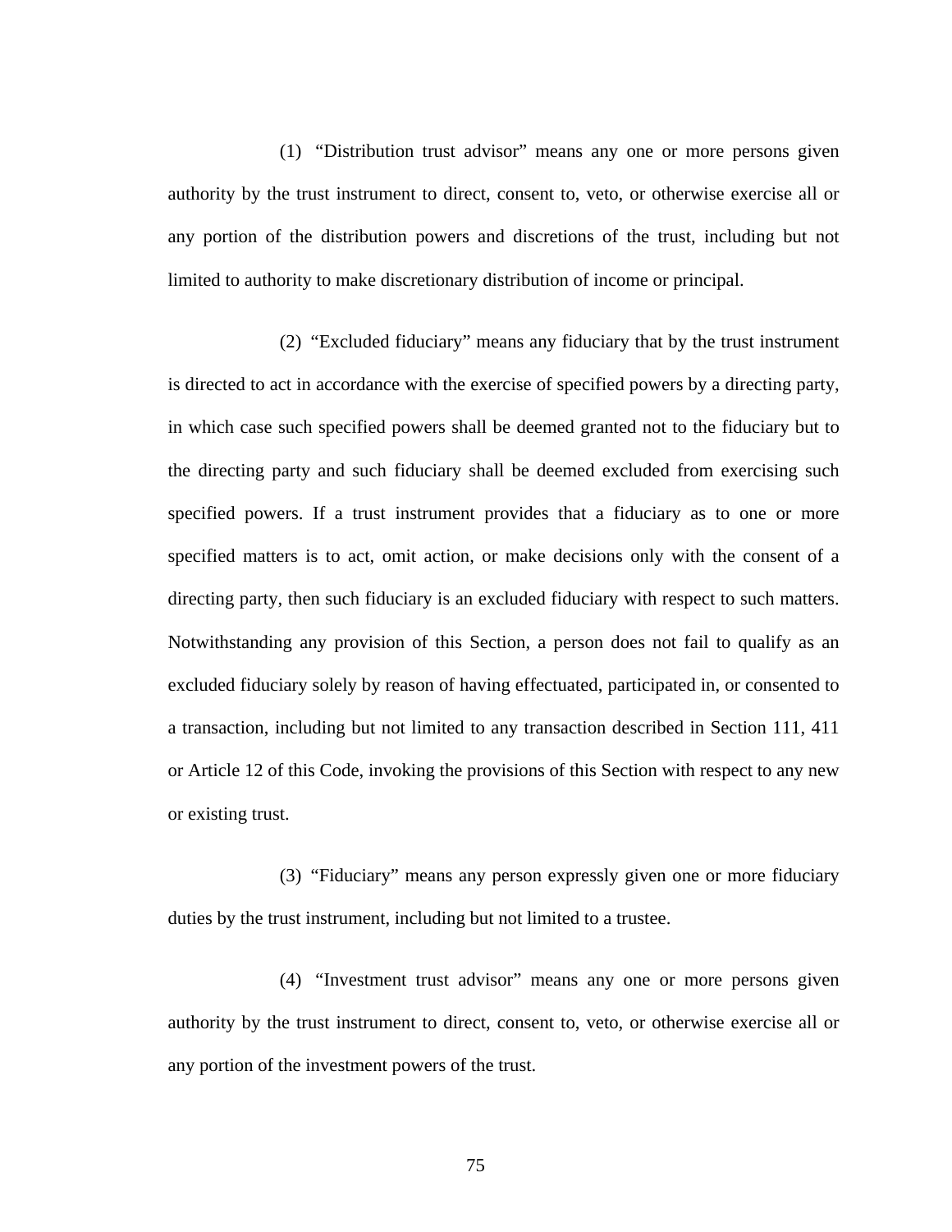(1) "Distribution trust advisor" means any one or more persons given authority by the trust instrument to direct, consent to, veto, or otherwise exercise all or any portion of the distribution powers and discretions of the trust, including but not limited to authority to make discretionary distribution of income or principal.

(2) "Excluded fiduciary" means any fiduciary that by the trust instrument is directed to act in accordance with the exercise of specified powers by a directing party, in which case such specified powers shall be deemed granted not to the fiduciary but to the directing party and such fiduciary shall be deemed excluded from exercising such specified powers. If a trust instrument provides that a fiduciary as to one or more specified matters is to act, omit action, or make decisions only with the consent of a directing party, then such fiduciary is an excluded fiduciary with respect to such matters. Notwithstanding any provision of this Section, a person does not fail to qualify as an excluded fiduciary solely by reason of having effectuated, participated in, or consented to a transaction, including but not limited to any transaction described in Section 111, 411 or Article 12 of this Code, invoking the provisions of this Section with respect to any new or existing trust.

(3) "Fiduciary" means any person expressly given one or more fiduciary duties by the trust instrument, including but not limited to a trustee.

(4) "Investment trust advisor" means any one or more persons given authority by the trust instrument to direct, consent to, veto, or otherwise exercise all or any portion of the investment powers of the trust.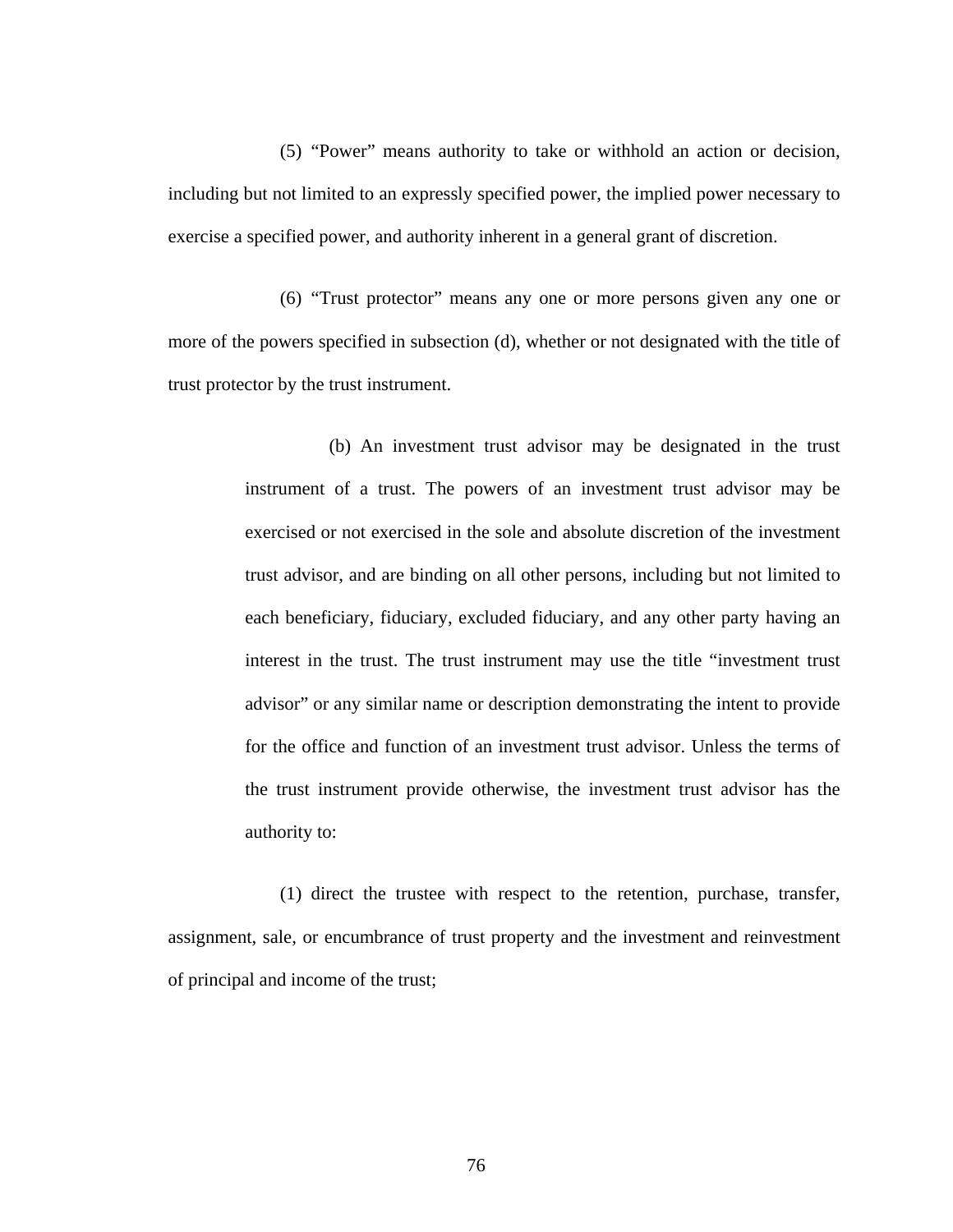(5) "Power" means authority to take or withhold an action or decision, including but not limited to an expressly specified power, the implied power necessary to exercise a specified power, and authority inherent in a general grant of discretion.

(6) "Trust protector" means any one or more persons given any one or more of the powers specified in subsection (d), whether or not designated with the title of trust protector by the trust instrument.

> (b) An investment trust advisor may be designated in the trust instrument of a trust. The powers of an investment trust advisor may be exercised or not exercised in the sole and absolute discretion of the investment trust advisor, and are binding on all other persons, including but not limited to each beneficiary, fiduciary, excluded fiduciary, and any other party having an interest in the trust. The trust instrument may use the title "investment trust advisor" or any similar name or description demonstrating the intent to provide for the office and function of an investment trust advisor. Unless the terms of the trust instrument provide otherwise, the investment trust advisor has the authority to:

(1) direct the trustee with respect to the retention, purchase, transfer, assignment, sale, or encumbrance of trust property and the investment and reinvestment of principal and income of the trust;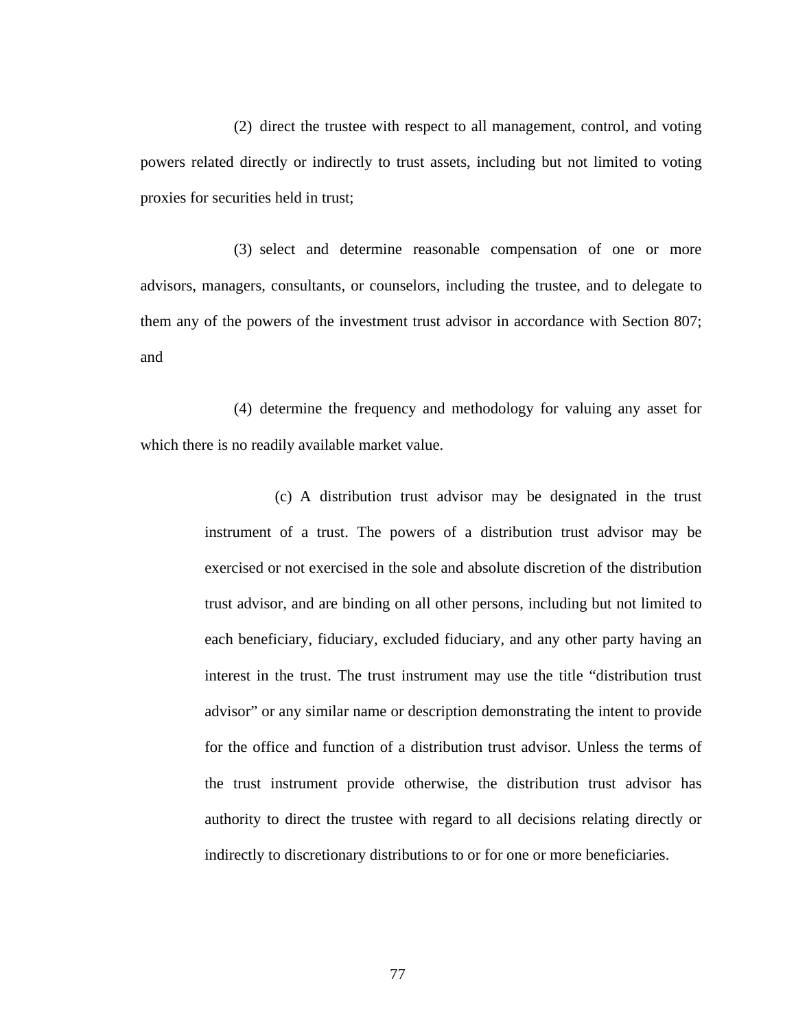(2) direct the trustee with respect to all management, control, and voting powers related directly or indirectly to trust assets, including but not limited to voting proxies for securities held in trust;

(3) select and determine reasonable compensation of one or more advisors, managers, consultants, or counselors, including the trustee, and to delegate to them any of the powers of the investment trust advisor in accordance with Section 807; and

(4) determine the frequency and methodology for valuing any asset for which there is no readily available market value.

(c) A distribution trust advisor may be designated in the trust instrument of a trust. The powers of a distribution trust advisor may be exercised or not exercised in the sole and absolute discretion of the distribution trust advisor, and are binding on all other persons, including but not limited to each beneficiary, fiduciary, excluded fiduciary, and any other party having an interest in the trust. The trust instrument may use the title "distribution trust advisor" or any similar name or description demonstrating the intent to provide for the office and function of a distribution trust advisor. Unless the terms of the trust instrument provide otherwise, the distribution trust advisor has authority to direct the trustee with regard to all decisions relating directly or indirectly to discretionary distributions to or for one or more beneficiaries.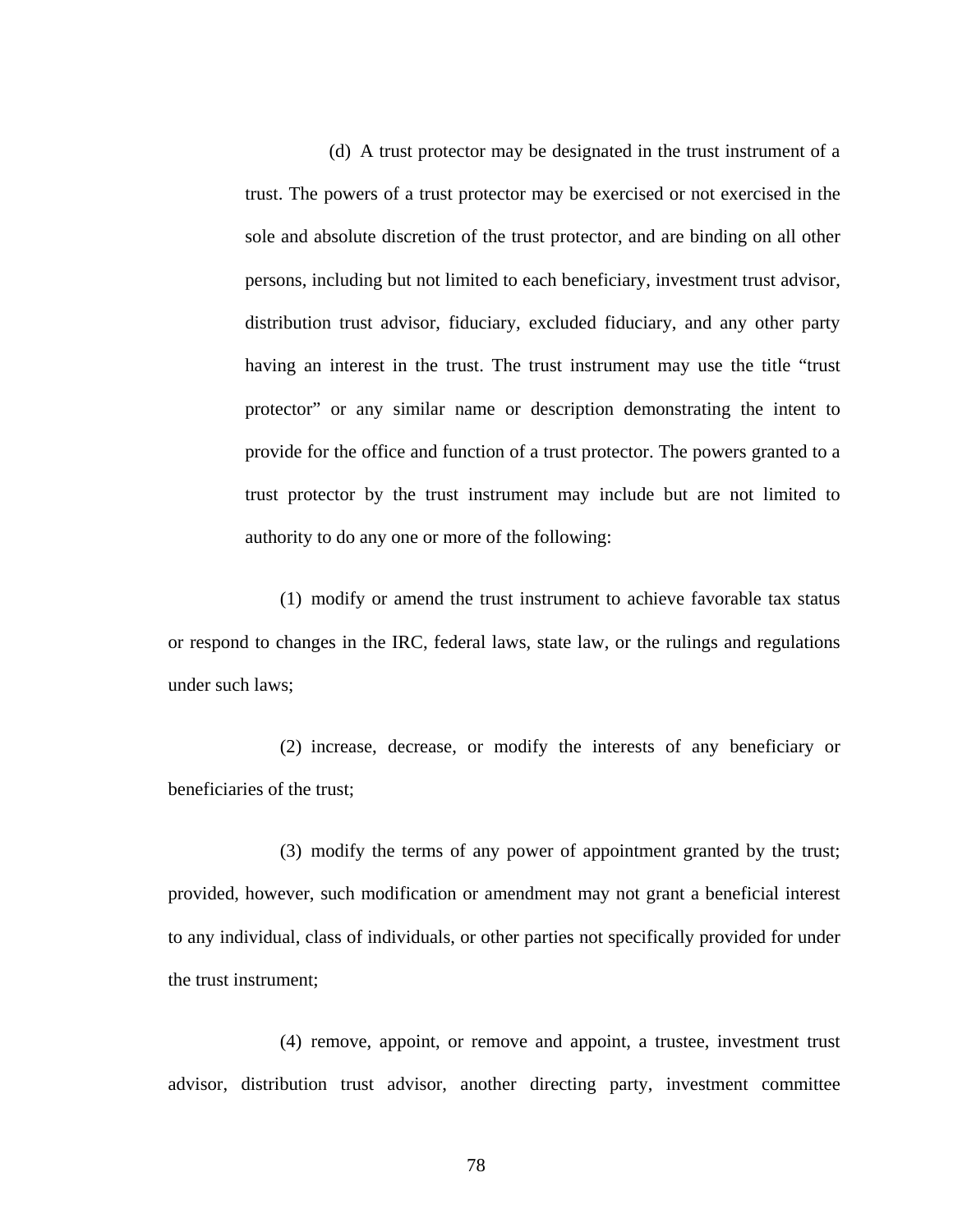(d) A trust protector may be designated in the trust instrument of a trust. The powers of a trust protector may be exercised or not exercised in the sole and absolute discretion of the trust protector, and are binding on all other persons, including but not limited to each beneficiary, investment trust advisor, distribution trust advisor, fiduciary, excluded fiduciary, and any other party having an interest in the trust. The trust instrument may use the title "trust protector" or any similar name or description demonstrating the intent to provide for the office and function of a trust protector. The powers granted to a trust protector by the trust instrument may include but are not limited to authority to do any one or more of the following:

(1) modify or amend the trust instrument to achieve favorable tax status or respond to changes in the IRC, federal laws, state law, or the rulings and regulations under such laws;

(2) increase, decrease, or modify the interests of any beneficiary or beneficiaries of the trust;

(3) modify the terms of any power of appointment granted by the trust; provided, however, such modification or amendment may not grant a beneficial interest to any individual, class of individuals, or other parties not specifically provided for under the trust instrument;

(4) remove, appoint, or remove and appoint, a trustee, investment trust advisor, distribution trust advisor, another directing party, investment committee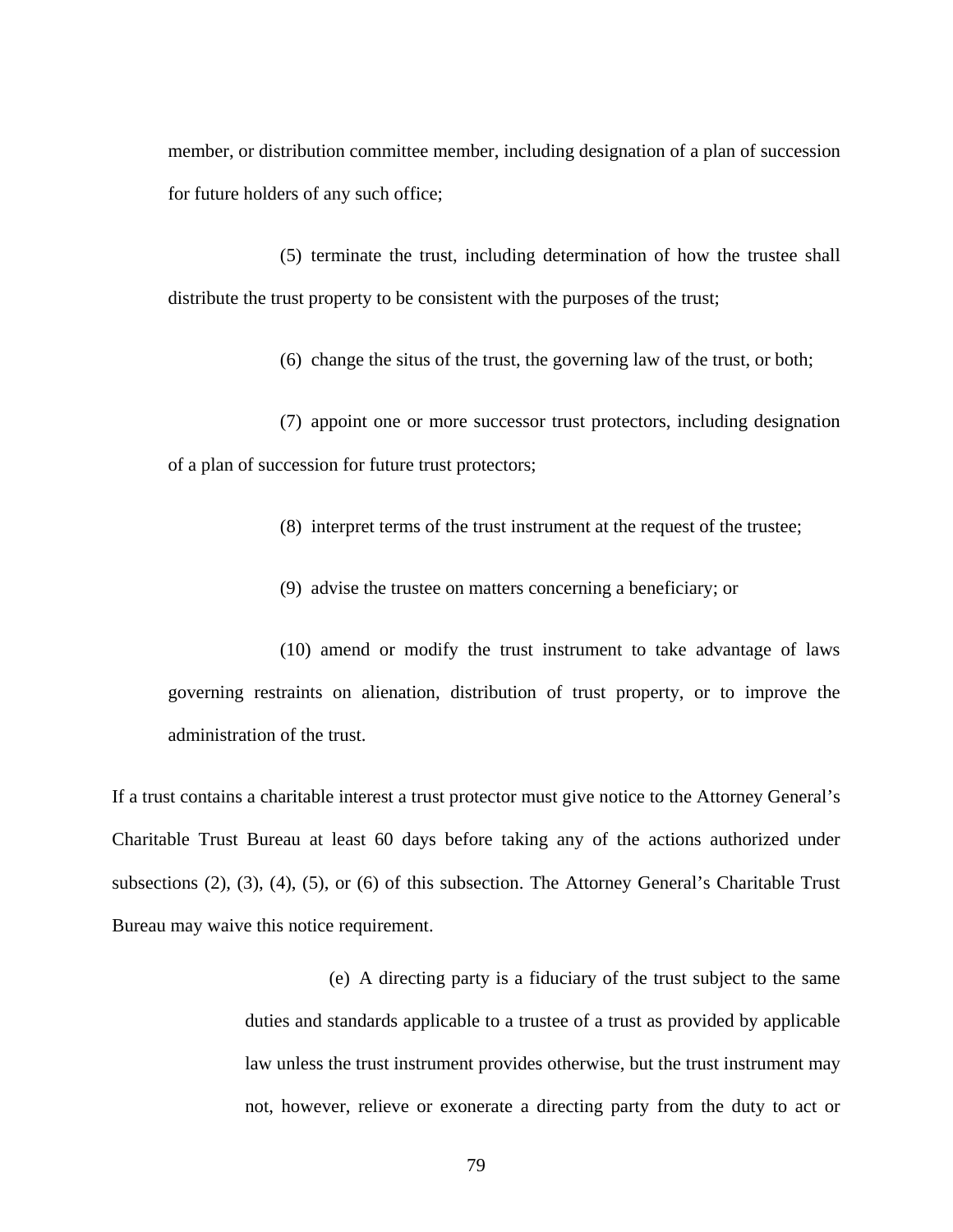member, or distribution committee member, including designation of a plan of succession for future holders of any such office;

(5) terminate the trust, including determination of how the trustee shall distribute the trust property to be consistent with the purposes of the trust;

(6) change the situs of the trust, the governing law of the trust, or both;

(7) appoint one or more successor trust protectors, including designation of a plan of succession for future trust protectors;

(8) interpret terms of the trust instrument at the request of the trustee;

(9) advise the trustee on matters concerning a beneficiary; or

(10) amend or modify the trust instrument to take advantage of laws governing restraints on alienation, distribution of trust property, or to improve the administration of the trust.

If a trust contains a charitable interest a trust protector must give notice to the Attorney General's Charitable Trust Bureau at least 60 days before taking any of the actions authorized under subsections (2), (3), (4), (5), or (6) of this subsection. The Attorney General's Charitable Trust Bureau may waive this notice requirement.

(e) A directing party is a fiduciary of the trust subject to the same duties and standards applicable to a trustee of a trust as provided by applicable law unless the trust instrument provides otherwise, but the trust instrument may not, however, relieve or exonerate a directing party from the duty to act or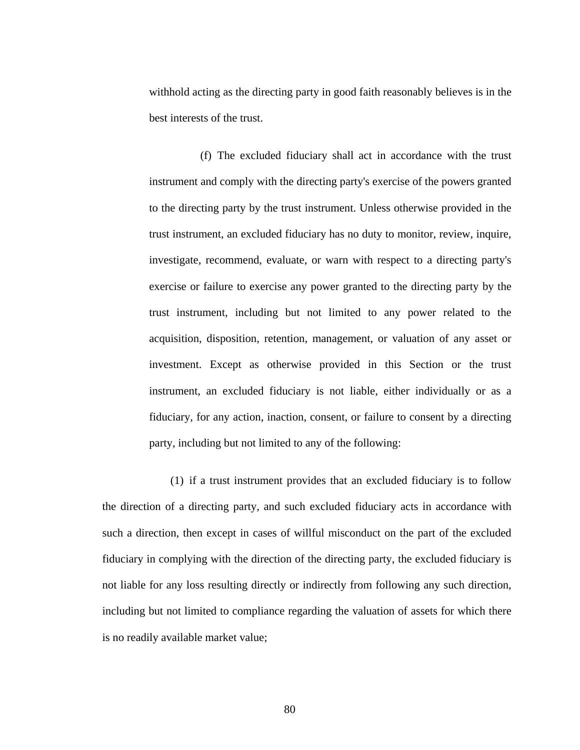withhold acting as the directing party in good faith reasonably believes is in the best interests of the trust.

(f) The excluded fiduciary shall act in accordance with the trust instrument and comply with the directing party's exercise of the powers granted to the directing party by the trust instrument. Unless otherwise provided in the trust instrument, an excluded fiduciary has no duty to monitor, review, inquire, investigate, recommend, evaluate, or warn with respect to a directing party's exercise or failure to exercise any power granted to the directing party by the trust instrument, including but not limited to any power related to the acquisition, disposition, retention, management, or valuation of any asset or investment. Except as otherwise provided in this Section or the trust instrument, an excluded fiduciary is not liable, either individually or as a fiduciary, for any action, inaction, consent, or failure to consent by a directing party, including but not limited to any of the following:

(1) if a trust instrument provides that an excluded fiduciary is to follow the direction of a directing party, and such excluded fiduciary acts in accordance with such a direction, then except in cases of willful misconduct on the part of the excluded fiduciary in complying with the direction of the directing party, the excluded fiduciary is not liable for any loss resulting directly or indirectly from following any such direction, including but not limited to compliance regarding the valuation of assets for which there is no readily available market value;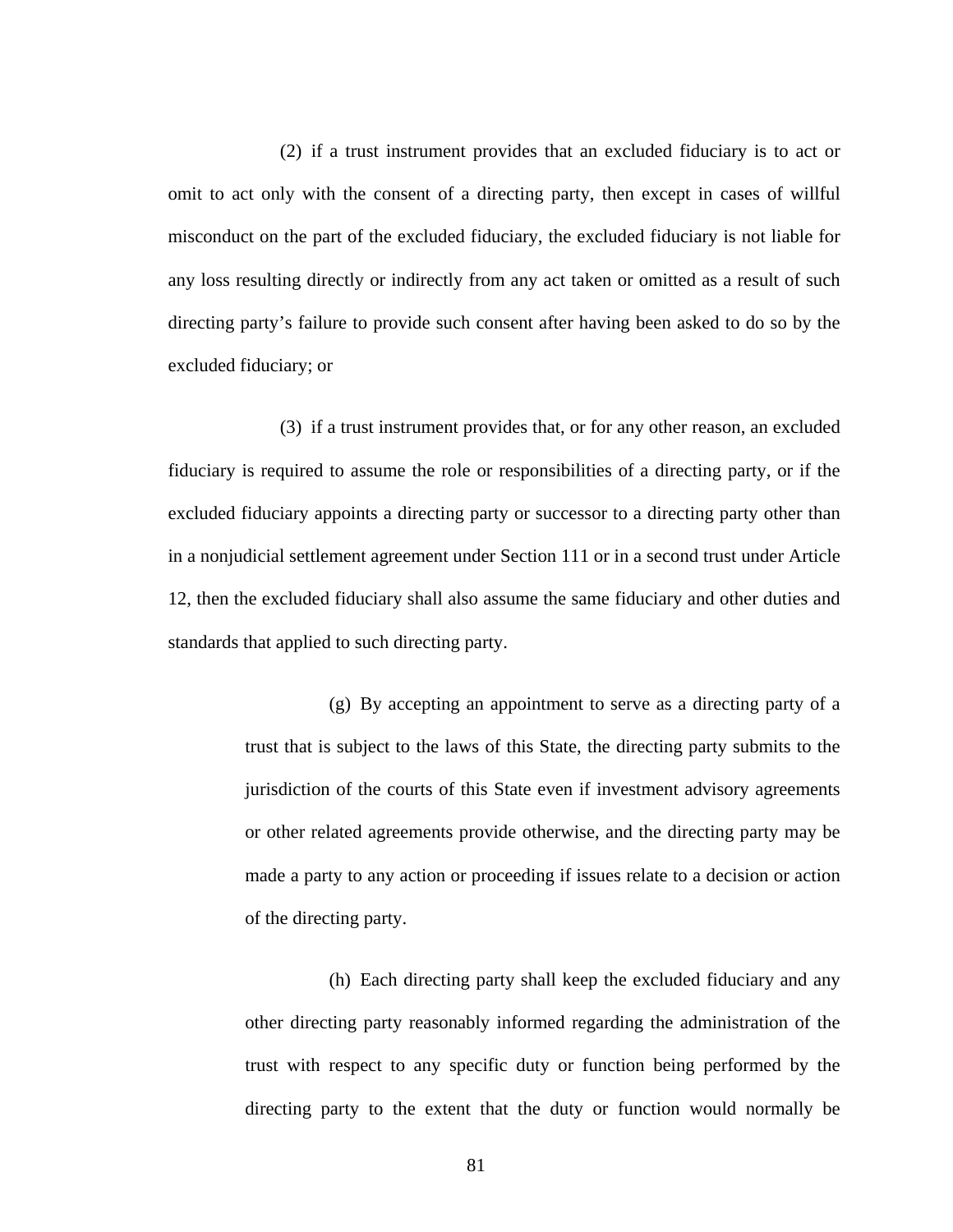(2) if a trust instrument provides that an excluded fiduciary is to act or omit to act only with the consent of a directing party, then except in cases of willful misconduct on the part of the excluded fiduciary, the excluded fiduciary is not liable for any loss resulting directly or indirectly from any act taken or omitted as a result of such directing party's failure to provide such consent after having been asked to do so by the excluded fiduciary; or

(3) if a trust instrument provides that, or for any other reason, an excluded fiduciary is required to assume the role or responsibilities of a directing party, or if the excluded fiduciary appoints a directing party or successor to a directing party other than in a nonjudicial settlement agreement under Section 111 or in a second trust under Article 12, then the excluded fiduciary shall also assume the same fiduciary and other duties and standards that applied to such directing party.

> (g) By accepting an appointment to serve as a directing party of a trust that is subject to the laws of this State, the directing party submits to the jurisdiction of the courts of this State even if investment advisory agreements or other related agreements provide otherwise, and the directing party may be made a party to any action or proceeding if issues relate to a decision or action of the directing party.
>
> (h) Each directing party shall keep the excluded fiduciary and any other directing party reasonably informed regarding the administration of the trust with respect to any specific duty or function being performed by the directing party to the extent that the duty or function would normally be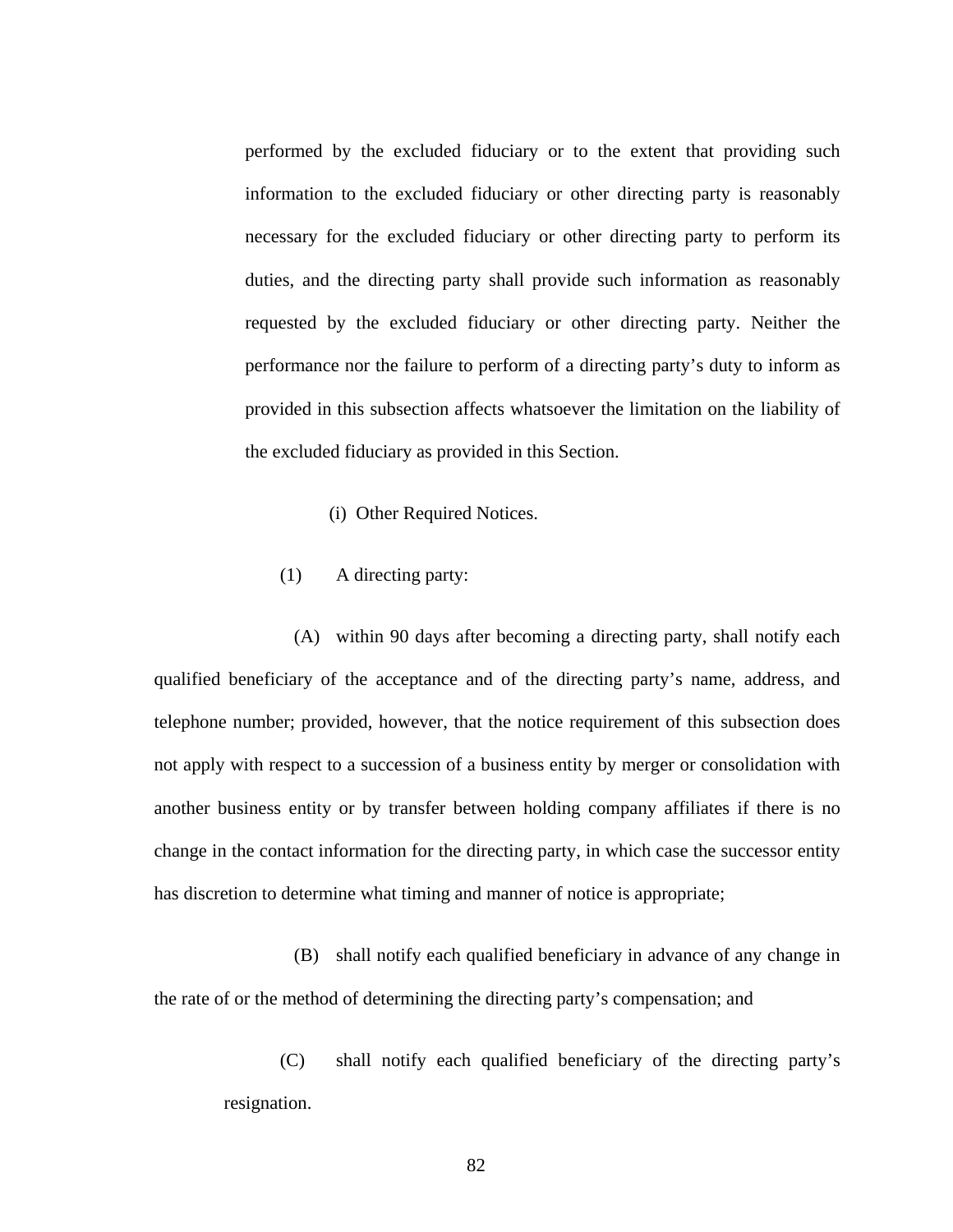performed by the excluded fiduciary or to the extent that providing such information to the excluded fiduciary or other directing party is reasonably necessary for the excluded fiduciary or other directing party to perform its duties, and the directing party shall provide such information as reasonably requested by the excluded fiduciary or other directing party. Neither the performance nor the failure to perform of a directing party's duty to inform as provided in this subsection affects whatsoever the limitation on the liability of the excluded fiduciary as provided in this Section.

(i) Other Required Notices.

(1) A directing party:

(A) within 90 days after becoming a directing party, shall notify each qualified beneficiary of the acceptance and of the directing party's name, address, and telephone number; provided, however, that the notice requirement of this subsection does not apply with respect to a succession of a business entity by merger or consolidation with another business entity or by transfer between holding company affiliates if there is no change in the contact information for the directing party, in which case the successor entity has discretion to determine what timing and manner of notice is appropriate;

(B) shall notify each qualified beneficiary in advance of any change in the rate of or the method of determining the directing party's compensation; and

(C) shall notify each qualified beneficiary of the directing party's resignation.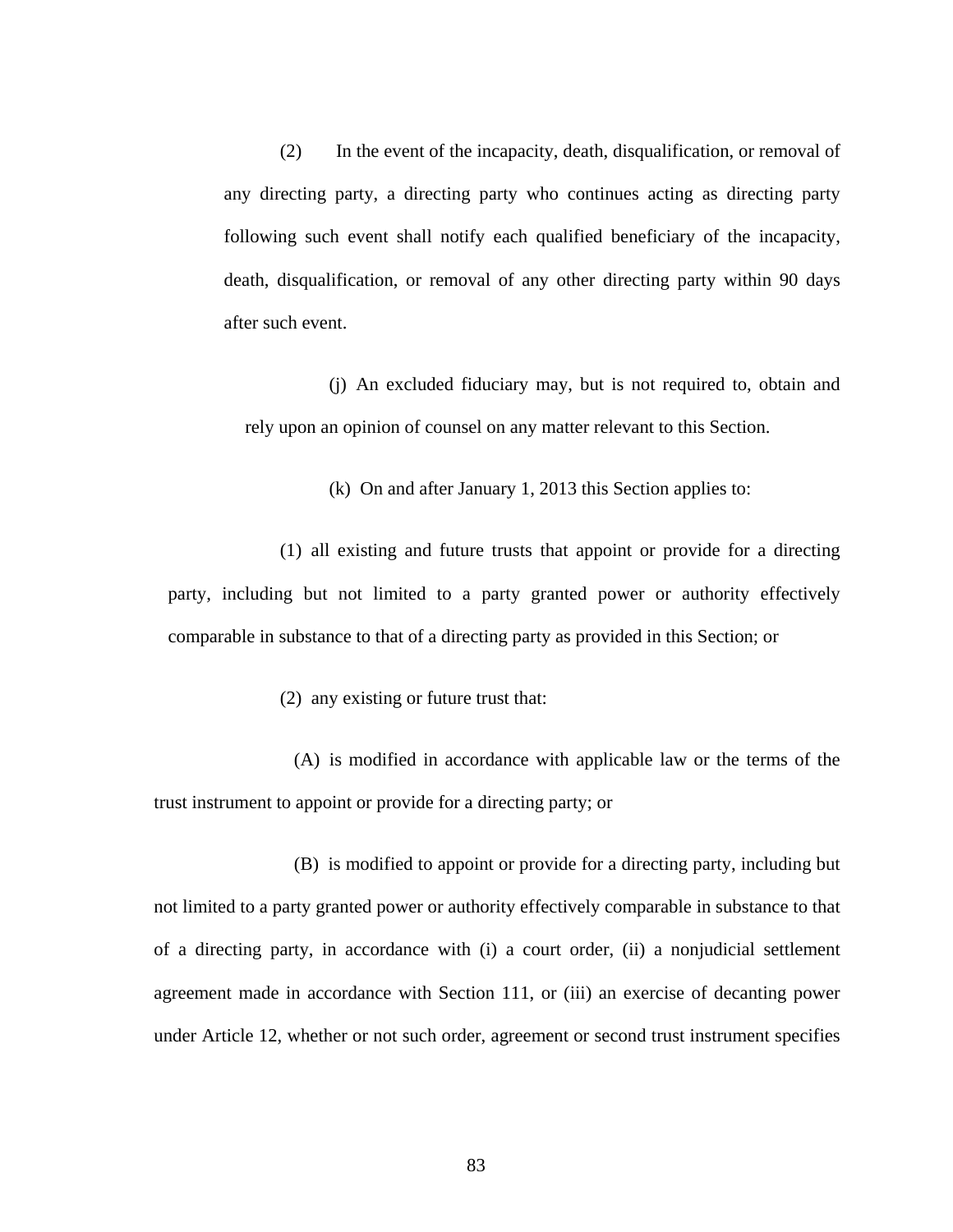(2) In the event of the incapacity, death, disqualification, or removal of any directing party, a directing party who continues acting as directing party following such event shall notify each qualified beneficiary of the incapacity, death, disqualification, or removal of any other directing party within 90 days after such event.

(j) An excluded fiduciary may, but is not required to, obtain and rely upon an opinion of counsel on any matter relevant to this Section.

(k) On and after January 1, 2013 this Section applies to:

(1) all existing and future trusts that appoint or provide for a directing party, including but not limited to a party granted power or authority effectively comparable in substance to that of a directing party as provided in this Section; or

(2) any existing or future trust that:

(A) is modified in accordance with applicable law or the terms of the trust instrument to appoint or provide for a directing party; or

(B) is modified to appoint or provide for a directing party, including but not limited to a party granted power or authority effectively comparable in substance to that of a directing party, in accordance with (i) a court order, (ii) a nonjudicial settlement agreement made in accordance with Section 111, or (iii) an exercise of decanting power under Article 12, whether or not such order, agreement or second trust instrument specifies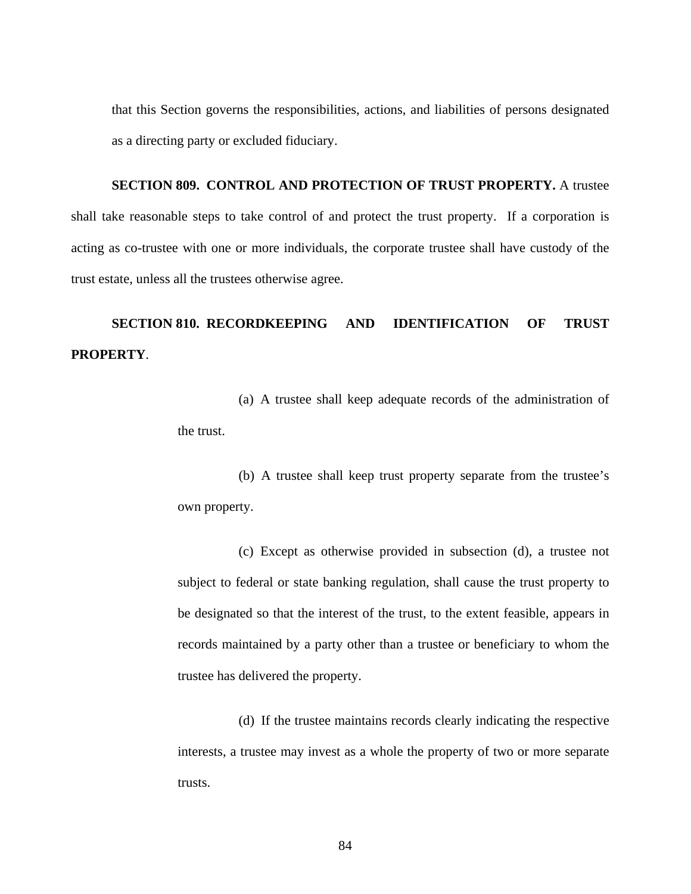that this Section governs the responsibilities, actions, and liabilities of persons designated as a directing party or excluded fiduciary.

**SECTION 809. CONTROL AND PROTECTION OF TRUST PROPERTY.** A trustee shall take reasonable steps to take control of and protect the trust property. If a corporation is acting as co-trustee with one or more individuals, the corporate trustee shall have custody of the trust estate, unless all the trustees otherwise agree.

**SECTION 810. RECORDKEEPING AND IDENTIFICATION OF TRUST PROPERTY**.

(a) A trustee shall keep adequate records of the administration of the trust.

(b) A trustee shall keep trust property separate from the trustee's own property.

(c) Except as otherwise provided in subsection (d), a trustee not subject to federal or state banking regulation, shall cause the trust property to be designated so that the interest of the trust, to the extent feasible, appears in records maintained by a party other than a trustee or beneficiary to whom the trustee has delivered the property.

(d) If the trustee maintains records clearly indicating the respective interests, a trustee may invest as a whole the property of two or more separate trusts.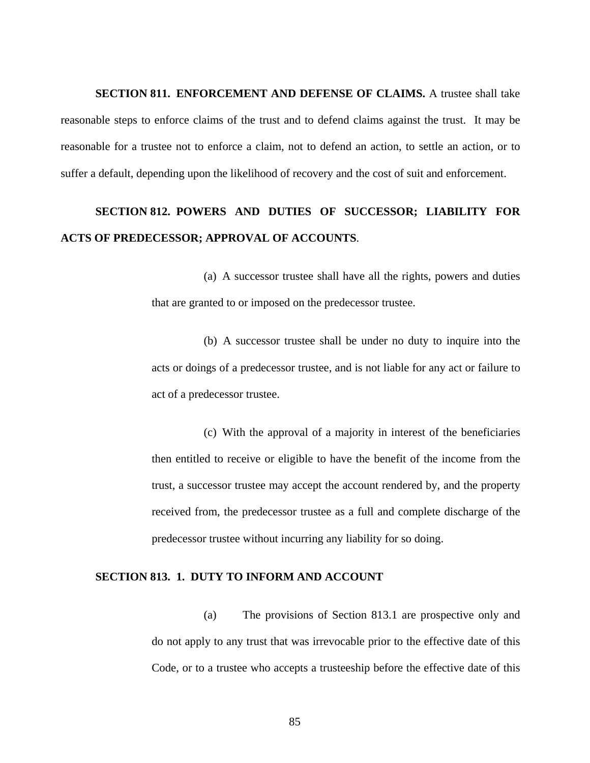**SECTION 811. ENFORCEMENT AND DEFENSE OF CLAIMS.** A trustee shall take reasonable steps to enforce claims of the trust and to defend claims against the trust. It may be reasonable for a trustee not to enforce a claim, not to defend an action, to settle an action, or to suffer a default, depending upon the likelihood of recovery and the cost of suit and enforcement.

**SECTION 812. POWERS AND DUTIES OF SUCCESSOR; LIABILITY FOR ACTS OF PREDECESSOR; APPROVAL OF ACCOUNTS**.

(a) A successor trustee shall have all the rights, powers and duties that are granted to or imposed on the predecessor trustee.

(b) A successor trustee shall be under no duty to inquire into the acts or doings of a predecessor trustee, and is not liable for any act or failure to act of a predecessor trustee.

(c) With the approval of a majority in interest of the beneficiaries then entitled to receive or eligible to have the benefit of the income from the trust, a successor trustee may accept the account rendered by, and the property received from, the predecessor trustee as a full and complete discharge of the predecessor trustee without incurring any liability for so doing.

**SECTION 813. 1. DUTY TO INFORM AND ACCOUNT**

(a) The provisions of Section 813.1 are prospective only and do not apply to any trust that was irrevocable prior to the effective date of this Code, or to a trustee who accepts a trusteeship before the effective date of this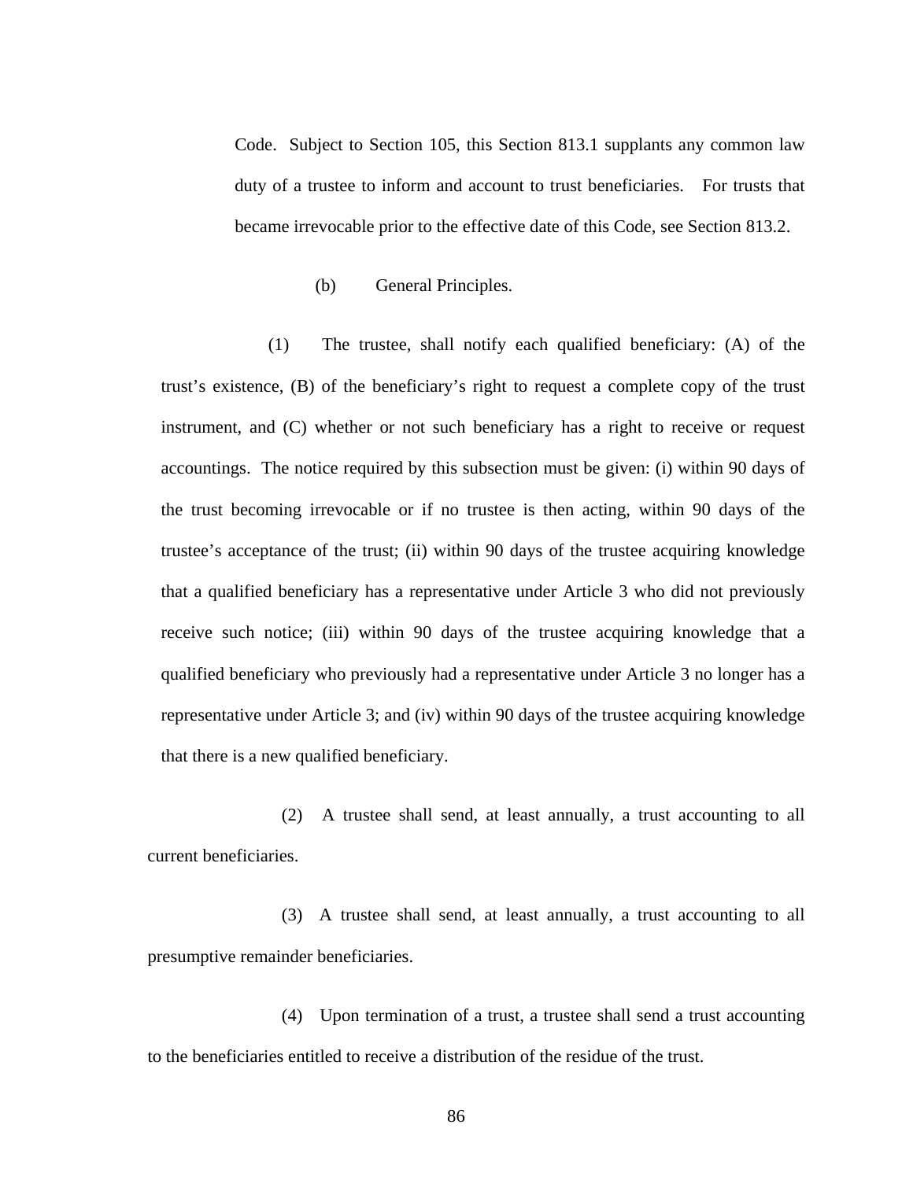Code. Subject to Section 105, this Section 813.1 supplants any common law duty of a trustee to inform and account to trust beneficiaries. For trusts that became irrevocable prior to the effective date of this Code, see Section 813.2.

(b) General Principles.

(1) The trustee, shall notify each qualified beneficiary: (A) of the trust's existence, (B) of the beneficiary's right to request a complete copy of the trust instrument, and (C) whether or not such beneficiary has a right to receive or request accountings. The notice required by this subsection must be given: (i) within 90 days of the trust becoming irrevocable or if no trustee is then acting, within 90 days of the trustee's acceptance of the trust; (ii) within 90 days of the trustee acquiring knowledge that a qualified beneficiary has a representative under Article 3 who did not previously receive such notice; (iii) within 90 days of the trustee acquiring knowledge that a qualified beneficiary who previously had a representative under Article 3 no longer has a representative under Article 3; and (iv) within 90 days of the trustee acquiring knowledge that there is a new qualified beneficiary.

(2) A trustee shall send, at least annually, a trust accounting to all current beneficiaries.

(3) A trustee shall send, at least annually, a trust accounting to all presumptive remainder beneficiaries.

(4) Upon termination of a trust, a trustee shall send a trust accounting to the beneficiaries entitled to receive a distribution of the residue of the trust.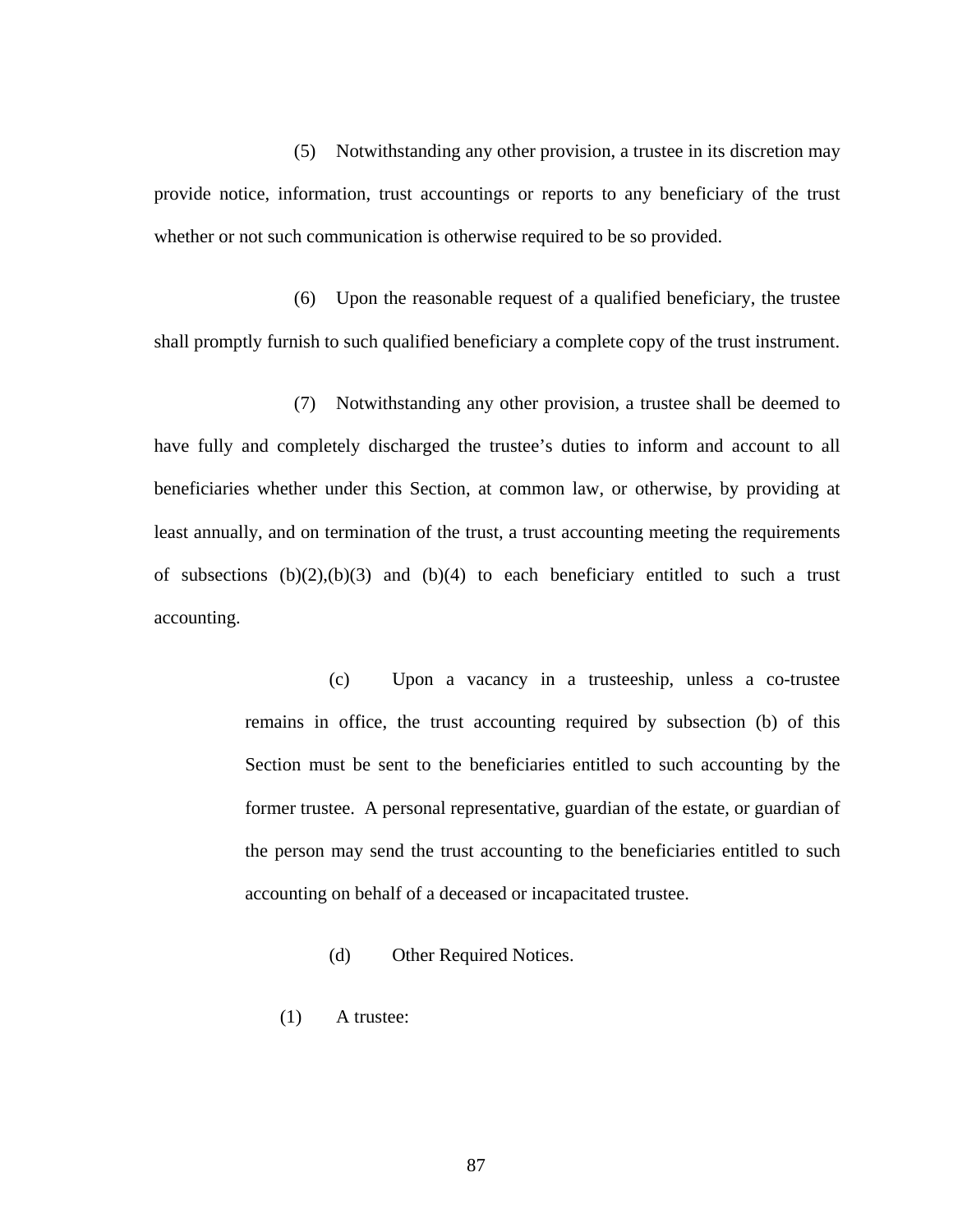(5) Notwithstanding any other provision, a trustee in its discretion may provide notice, information, trust accountings or reports to any beneficiary of the trust whether or not such communication is otherwise required to be so provided.

(6) Upon the reasonable request of a qualified beneficiary, the trustee shall promptly furnish to such qualified beneficiary a complete copy of the trust instrument.

(7) Notwithstanding any other provision, a trustee shall be deemed to have fully and completely discharged the trustee's duties to inform and account to all beneficiaries whether under this Section, at common law, or otherwise, by providing at least annually, and on termination of the trust, a trust accounting meeting the requirements of subsections (b)(2),(b)(3) and (b)(4) to each beneficiary entitled to such a trust accounting.

(c) Upon a vacancy in a trusteeship, unless a co-trustee remains in office, the trust accounting required by subsection (b) of this Section must be sent to the beneficiaries entitled to such accounting by the former trustee. A personal representative, guardian of the estate, or guardian of the person may send the trust accounting to the beneficiaries entitled to such accounting on behalf of a deceased or incapacitated trustee.

(d) Other Required Notices.

(1) A trustee: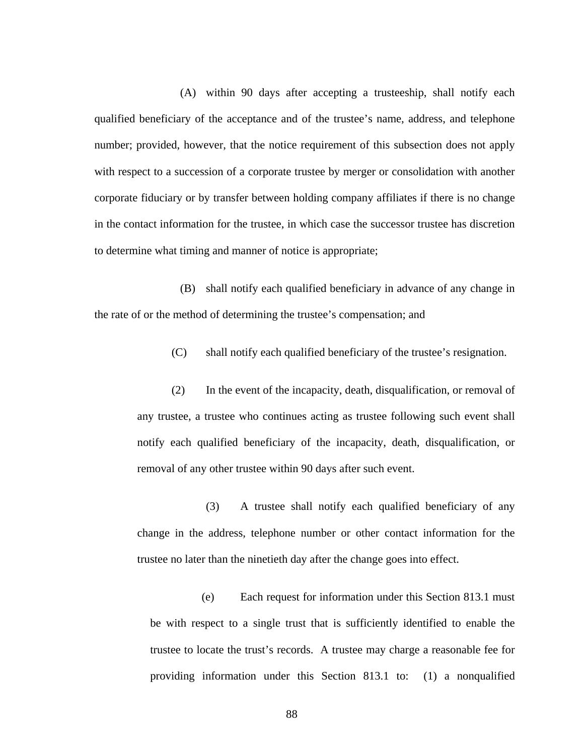(A) within 90 days after accepting a trusteeship, shall notify each qualified beneficiary of the acceptance and of the trustee's name, address, and telephone number; provided, however, that the notice requirement of this subsection does not apply with respect to a succession of a corporate trustee by merger or consolidation with another corporate fiduciary or by transfer between holding company affiliates if there is no change in the contact information for the trustee, in which case the successor trustee has discretion to determine what timing and manner of notice is appropriate;

(B) shall notify each qualified beneficiary in advance of any change in the rate of or the method of determining the trustee's compensation; and

(C) shall notify each qualified beneficiary of the trustee's resignation.

(2) In the event of the incapacity, death, disqualification, or removal of any trustee, a trustee who continues acting as trustee following such event shall notify each qualified beneficiary of the incapacity, death, disqualification, or removal of any other trustee within 90 days after such event.

(3) A trustee shall notify each qualified beneficiary of any change in the address, telephone number or other contact information for the trustee no later than the ninetieth day after the change goes into effect.

(e) Each request for information under this Section 813.1 must be with respect to a single trust that is sufficiently identified to enable the trustee to locate the trust's records. A trustee may charge a reasonable fee for providing information under this Section 813.1 to: (1) a nonqualified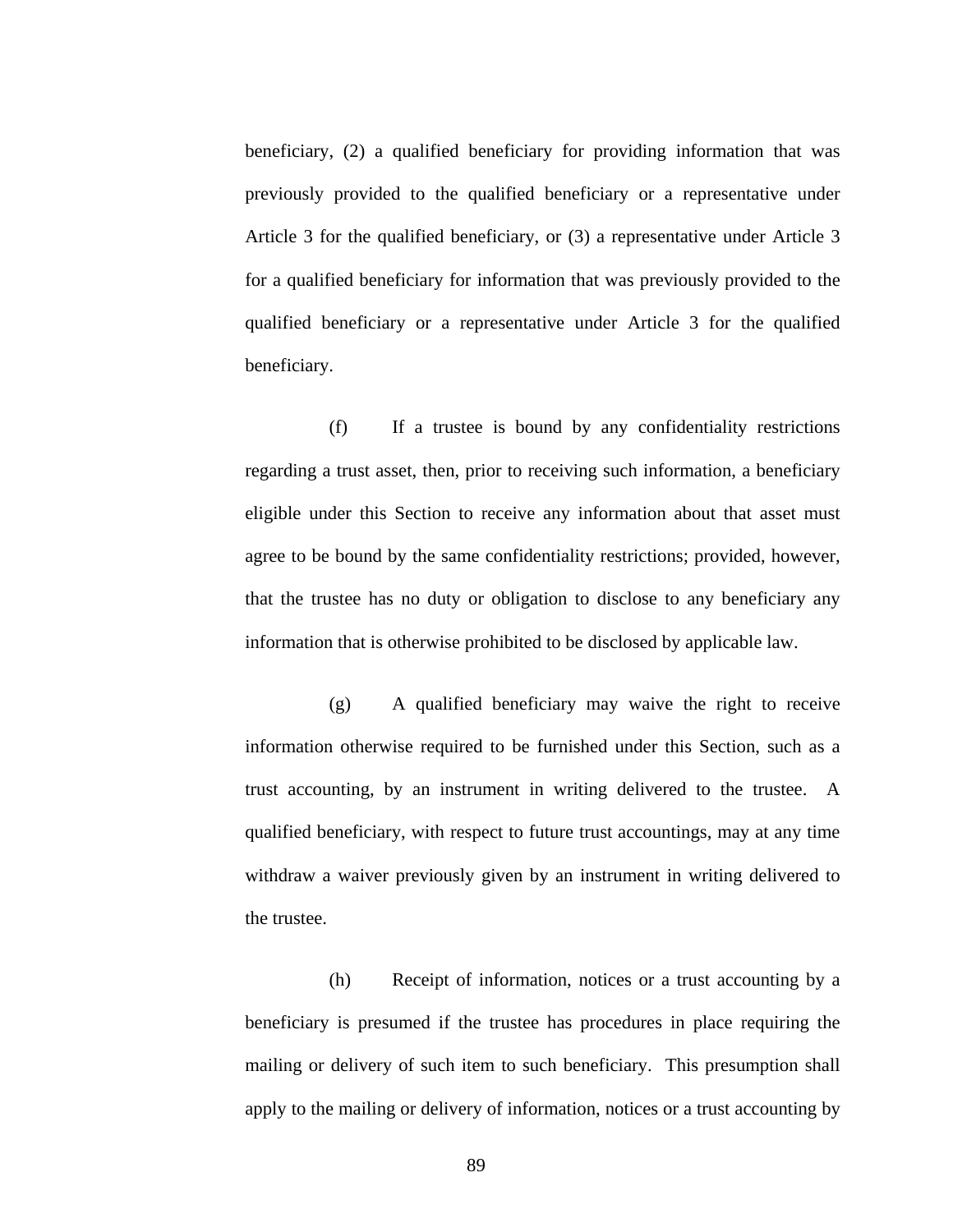beneficiary, (2) a qualified beneficiary for providing information that was previously provided to the qualified beneficiary or a representative under Article 3 for the qualified beneficiary, or (3) a representative under Article 3 for a qualified beneficiary for information that was previously provided to the qualified beneficiary or a representative under Article 3 for the qualified beneficiary.

(f) If a trustee is bound by any confidentiality restrictions regarding a trust asset, then, prior to receiving such information, a beneficiary eligible under this Section to receive any information about that asset must agree to be bound by the same confidentiality restrictions; provided, however, that the trustee has no duty or obligation to disclose to any beneficiary any information that is otherwise prohibited to be disclosed by applicable law.

(g) A qualified beneficiary may waive the right to receive information otherwise required to be furnished under this Section, such as a trust accounting, by an instrument in writing delivered to the trustee. A qualified beneficiary, with respect to future trust accountings, may at any time withdraw a waiver previously given by an instrument in writing delivered to the trustee.

(h) Receipt of information, notices or a trust accounting by a beneficiary is presumed if the trustee has procedures in place requiring the mailing or delivery of such item to such beneficiary. This presumption shall apply to the mailing or delivery of information, notices or a trust accounting by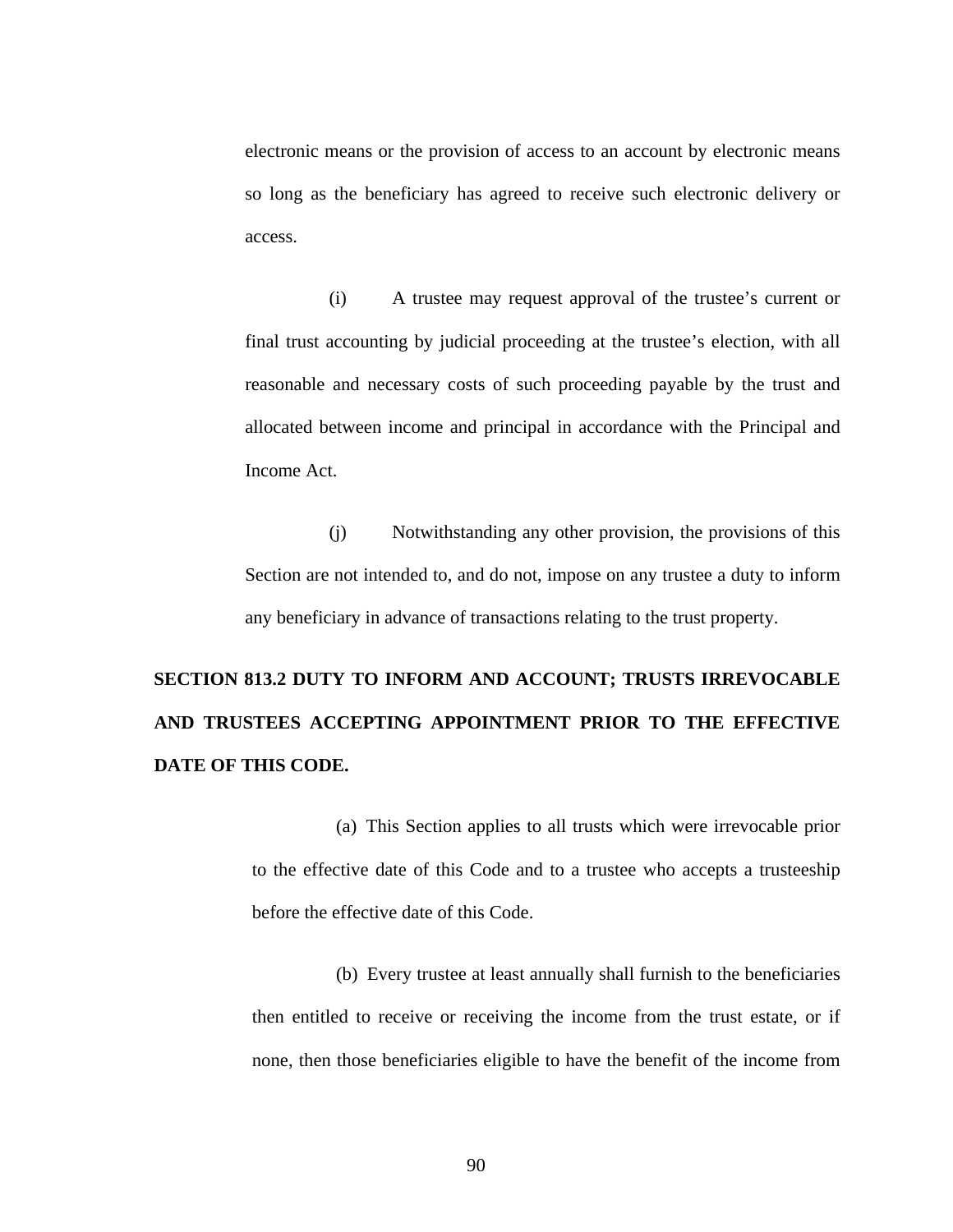electronic means or the provision of access to an account by electronic means so long as the beneficiary has agreed to receive such electronic delivery or access.

(i) A trustee may request approval of the trustee's current or final trust accounting by judicial proceeding at the trustee's election, with all reasonable and necessary costs of such proceeding payable by the trust and allocated between income and principal in accordance with the Principal and Income Act.

(j) Notwithstanding any other provision, the provisions of this Section are not intended to, and do not, impose on any trustee a duty to inform any beneficiary in advance of transactions relating to the trust property.

## SECTION 813.2 DUTY TO INFORM AND ACCOUNT; TRUSTS IRREVOCABLE AND TRUSTEES ACCEPTING APPOINTMENT PRIOR TO THE EFFECTIVE DATE OF THIS CODE.

(a) This Section applies to all trusts which were irrevocable prior to the effective date of this Code and to a trustee who accepts a trusteeship before the effective date of this Code.

(b) Every trustee at least annually shall furnish to the beneficiaries then entitled to receive or receiving the income from the trust estate, or if none, then those beneficiaries eligible to have the benefit of the income from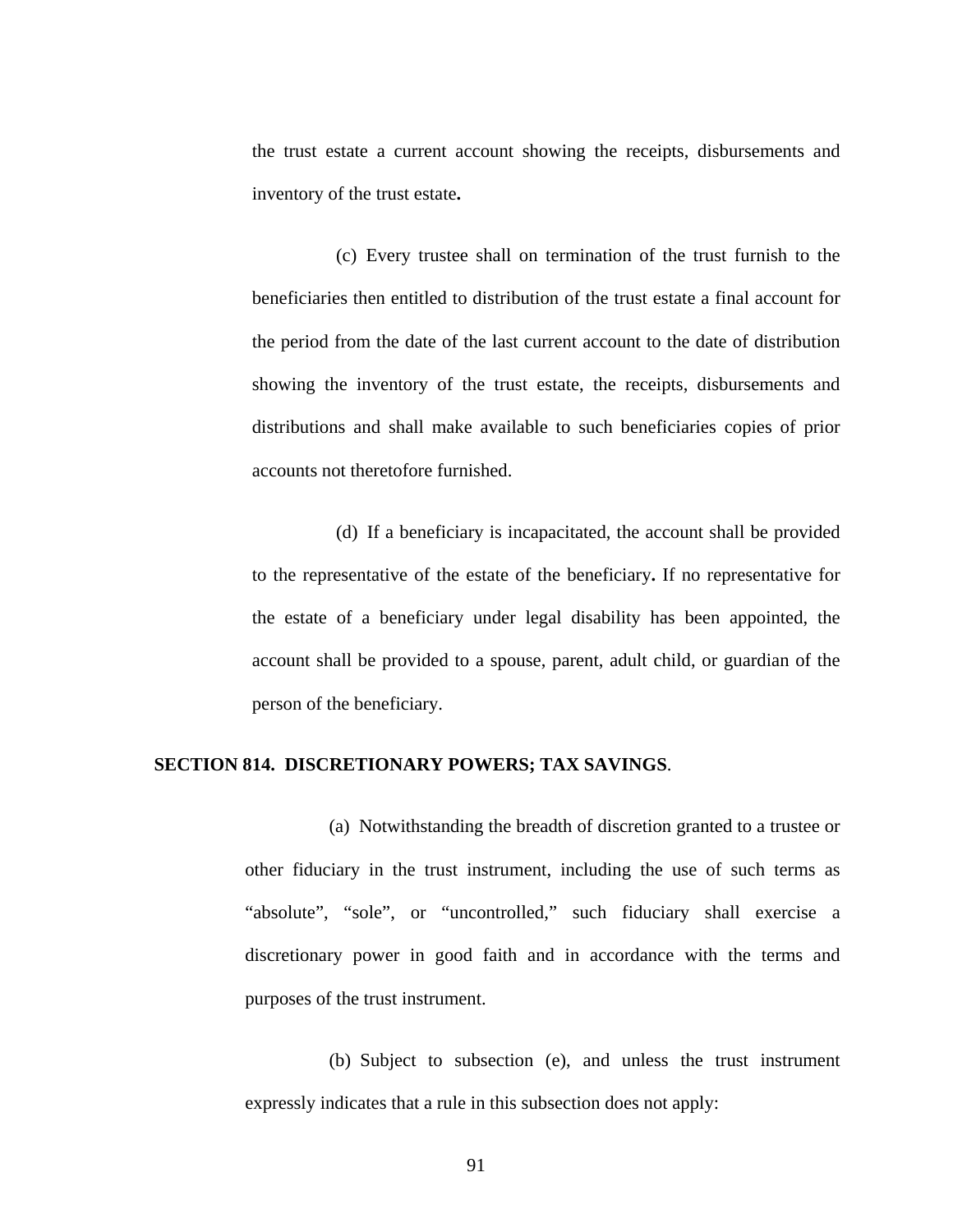the trust estate a current account showing the receipts, disbursements and inventory of the trust estate**.**

(c) Every trustee shall on termination of the trust furnish to the beneficiaries then entitled to distribution of the trust estate a final account for the period from the date of the last current account to the date of distribution showing the inventory of the trust estate, the receipts, disbursements and distributions and shall make available to such beneficiaries copies of prior accounts not theretofore furnished.

(d) If a beneficiary is incapacitated, the account shall be provided to the representative of the estate of the beneficiary**.** If no representative for the estate of a beneficiary under legal disability has been appointed, the account shall be provided to a spouse, parent, adult child, or guardian of the person of the beneficiary.

**SECTION 814. DISCRETIONARY POWERS; TAX SAVINGS**.

(a) Notwithstanding the breadth of discretion granted to a trustee or other fiduciary in the trust instrument, including the use of such terms as "absolute", "sole", or "uncontrolled," such fiduciary shall exercise a discretionary power in good faith and in accordance with the terms and purposes of the trust instrument.

(b) Subject to subsection (e), and unless the trust instrument expressly indicates that a rule in this subsection does not apply: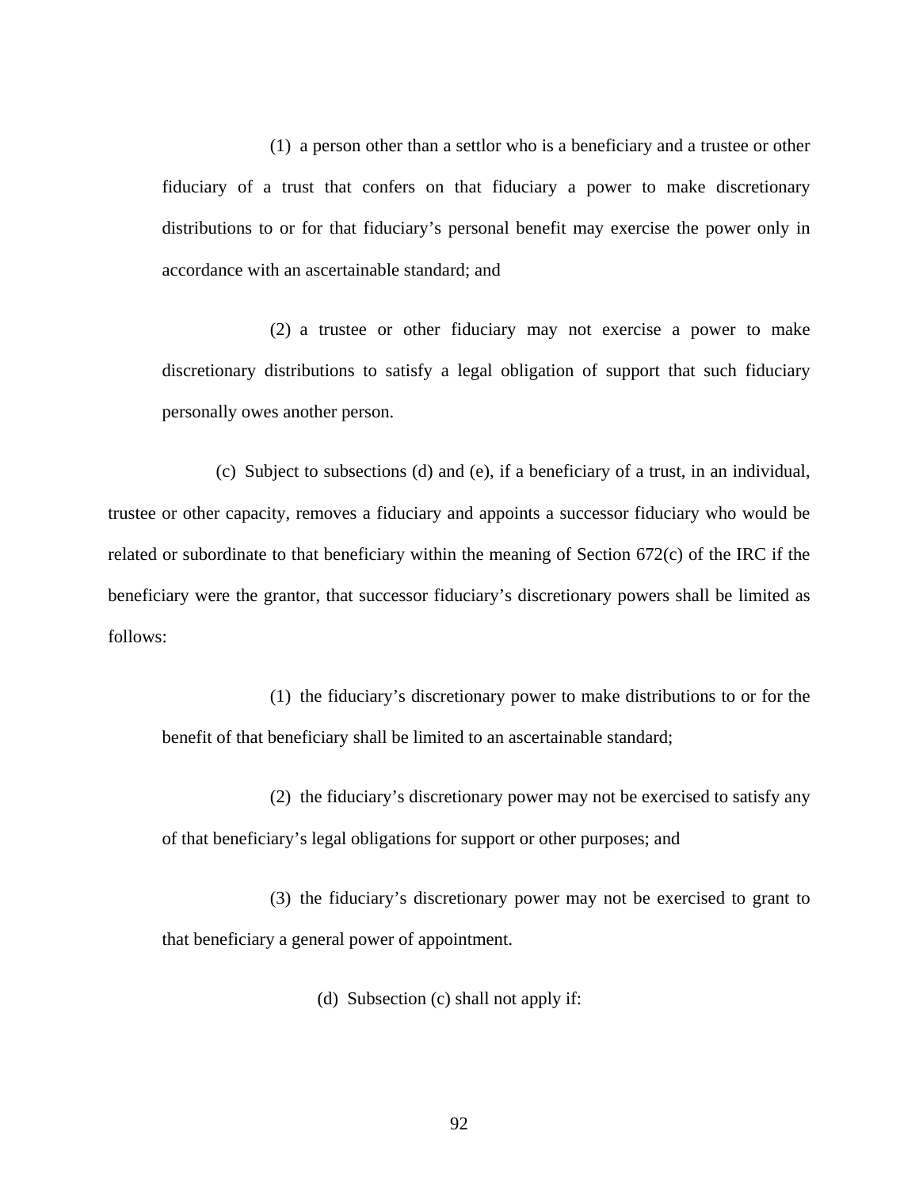(1) a person other than a settlor who is a beneficiary and a trustee or other fiduciary of a trust that confers on that fiduciary a power to make discretionary distributions to or for that fiduciary's personal benefit may exercise the power only in accordance with an ascertainable standard; and

(2) a trustee or other fiduciary may not exercise a power to make discretionary distributions to satisfy a legal obligation of support that such fiduciary personally owes another person.

(c) Subject to subsections (d) and (e), if a beneficiary of a trust, in an individual, trustee or other capacity, removes a fiduciary and appoints a successor fiduciary who would be related or subordinate to that beneficiary within the meaning of Section 672(c) of the IRC if the beneficiary were the grantor, that successor fiduciary's discretionary powers shall be limited as follows:

(1) the fiduciary's discretionary power to make distributions to or for the benefit of that beneficiary shall be limited to an ascertainable standard;

(2) the fiduciary's discretionary power may not be exercised to satisfy any of that beneficiary's legal obligations for support or other purposes; and

(3) the fiduciary's discretionary power may not be exercised to grant to that beneficiary a general power of appointment.

(d) Subsection (c) shall not apply if: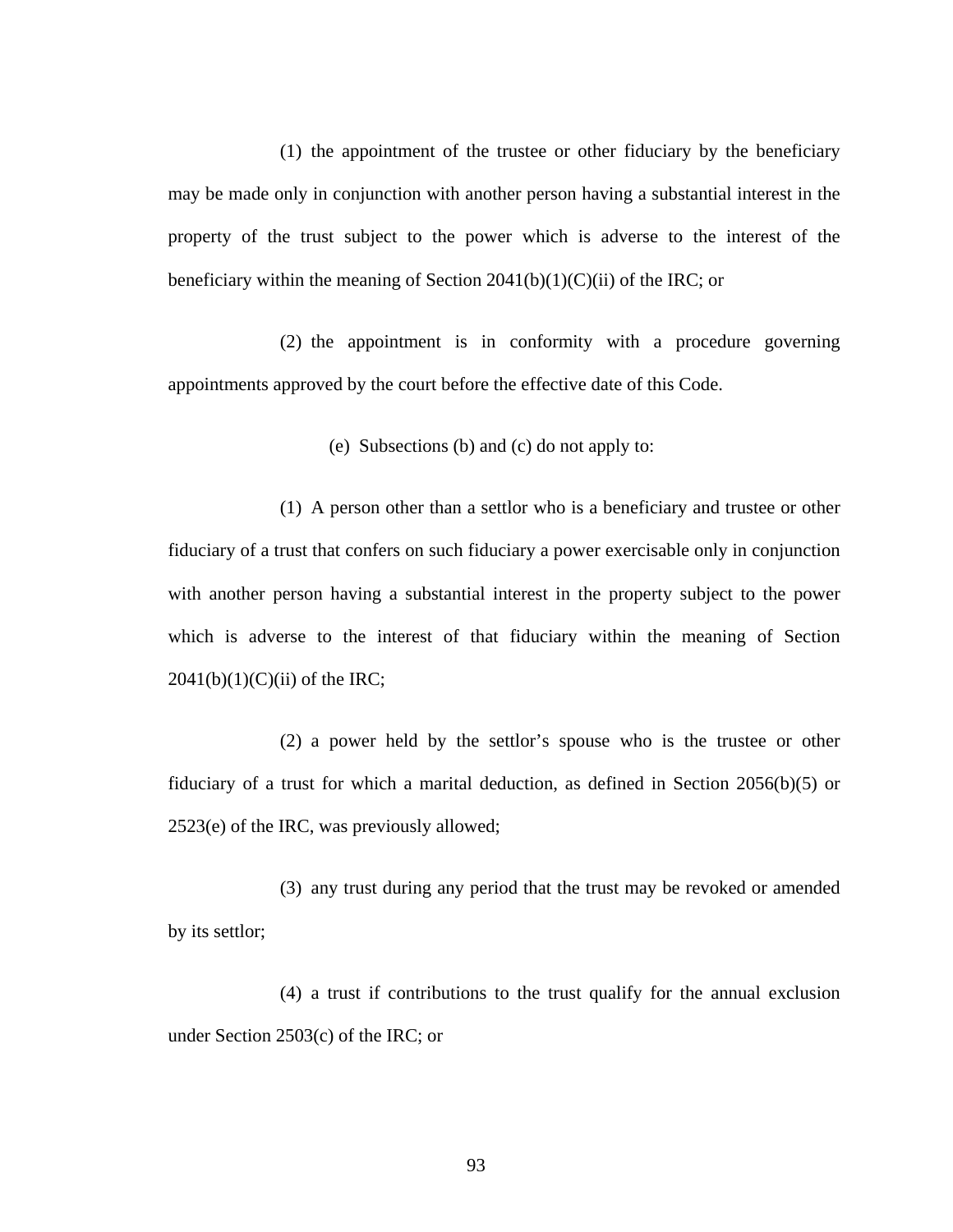(1) the appointment of the trustee or other fiduciary by the beneficiary may be made only in conjunction with another person having a substantial interest in the property of the trust subject to the power which is adverse to the interest of the beneficiary within the meaning of Section 2041(b)(1)(C)(ii) of the IRC; or

(2) the appointment is in conformity with a procedure governing appointments approved by the court before the effective date of this Code.

(e) Subsections (b) and (c) do not apply to:

(1) A person other than a settlor who is a beneficiary and trustee or other fiduciary of a trust that confers on such fiduciary a power exercisable only in conjunction with another person having a substantial interest in the property subject to the power which is adverse to the interest of that fiduciary within the meaning of Section 2041(b)(1)(C)(ii) of the IRC;

(2) a power held by the settlor's spouse who is the trustee or other fiduciary of a trust for which a marital deduction, as defined in Section 2056(b)(5) or 2523(e) of the IRC, was previously allowed;

(3) any trust during any period that the trust may be revoked or amended by its settlor;

(4) a trust if contributions to the trust qualify for the annual exclusion under Section 2503(c) of the IRC; or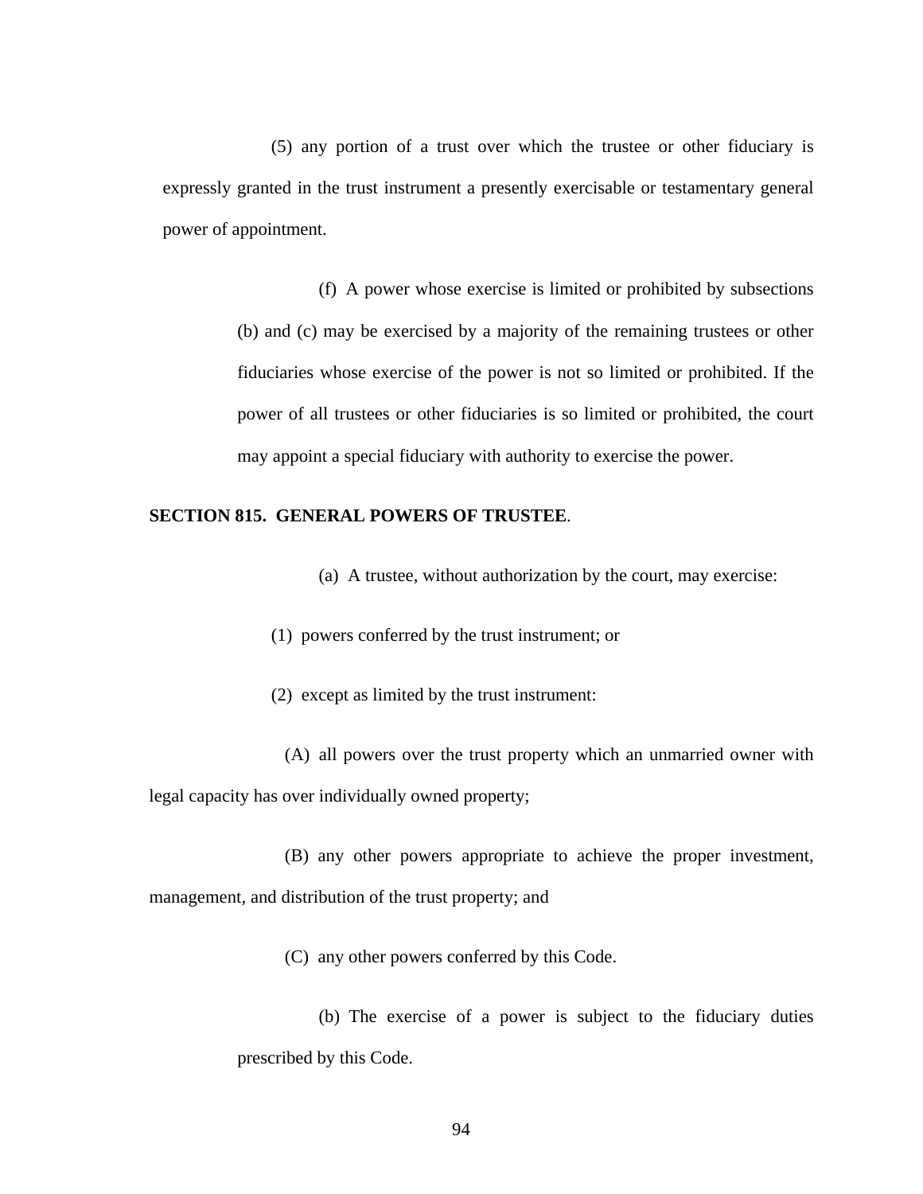(5) any portion of a trust over which the trustee or other fiduciary is expressly granted in the trust instrument a presently exercisable or testamentary general power of appointment.

(f) A power whose exercise is limited or prohibited by subsections (b) and (c) may be exercised by a majority of the remaining trustees or other fiduciaries whose exercise of the power is not so limited or prohibited. If the power of all trustees or other fiduciaries is so limited or prohibited, the court may appoint a special fiduciary with authority to exercise the power.

**SECTION 815. GENERAL POWERS OF TRUSTEE**.

(a) A trustee, without authorization by the court, may exercise:

(1) powers conferred by the trust instrument; or

(2) except as limited by the trust instrument:

(A) all powers over the trust property which an unmarried owner with legal capacity has over individually owned property;

(B) any other powers appropriate to achieve the proper investment, management, and distribution of the trust property; and

(C) any other powers conferred by this Code.

(b) The exercise of a power is subject to the fiduciary duties prescribed by this Code.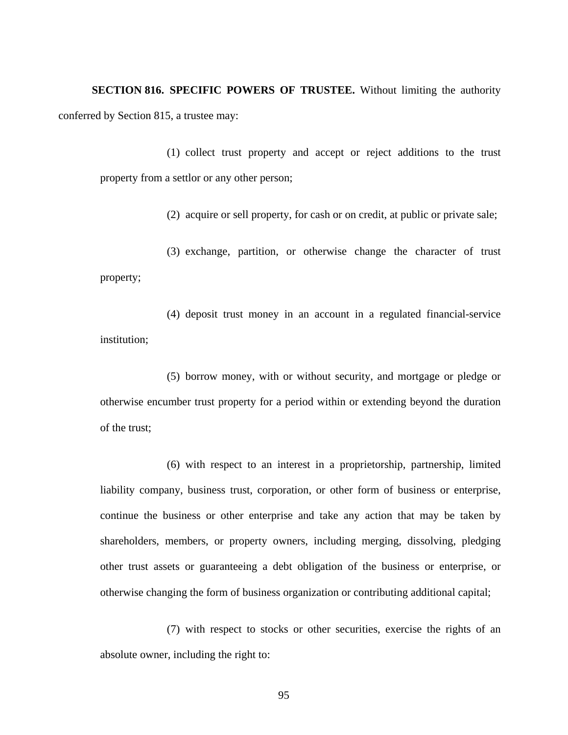**SECTION 816. SPECIFIC POWERS OF TRUSTEE.** Without limiting the authority conferred by Section 815, a trustee may:

(1) collect trust property and accept or reject additions to the trust property from a settlor or any other person;

(2) acquire or sell property, for cash or on credit, at public or private sale;

(3) exchange, partition, or otherwise change the character of trust property;

(4) deposit trust money in an account in a regulated financial-service institution;

(5) borrow money, with or without security, and mortgage or pledge or otherwise encumber trust property for a period within or extending beyond the duration of the trust;

(6) with respect to an interest in a proprietorship, partnership, limited liability company, business trust, corporation, or other form of business or enterprise, continue the business or other enterprise and take any action that may be taken by shareholders, members, or property owners, including merging, dissolving, pledging other trust assets or guaranteeing a debt obligation of the business or enterprise, or otherwise changing the form of business organization or contributing additional capital;

(7) with respect to stocks or other securities, exercise the rights of an absolute owner, including the right to: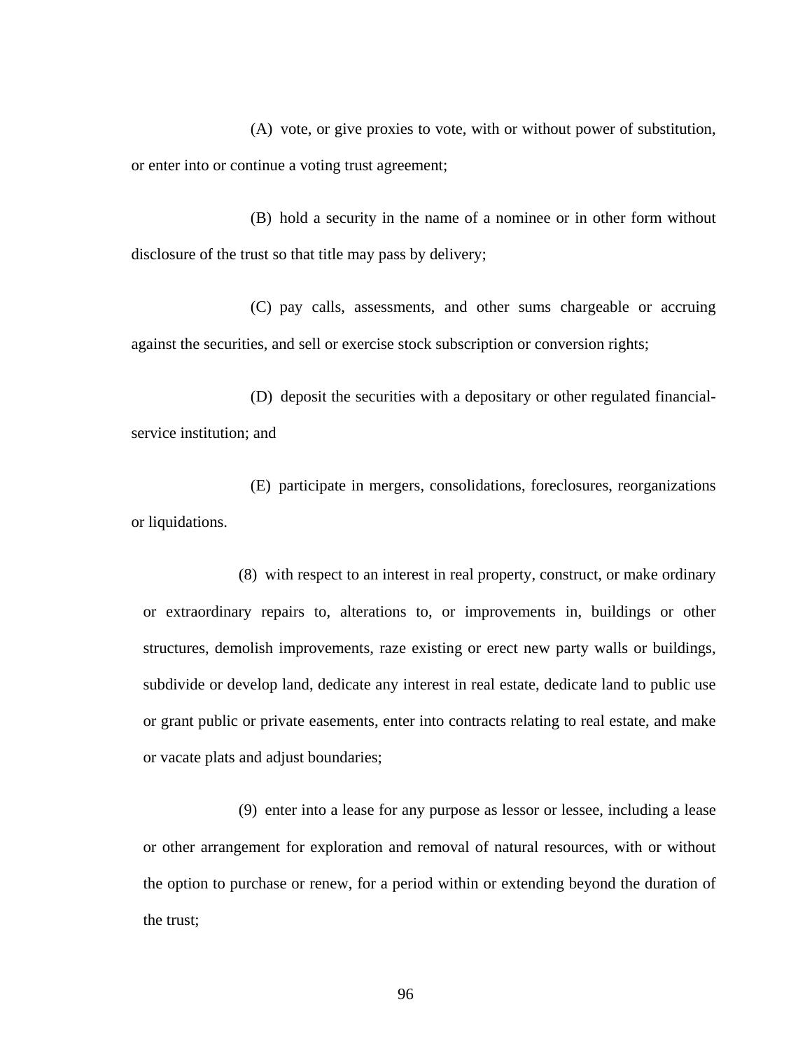(A) vote, or give proxies to vote, with or without power of substitution, or enter into or continue a voting trust agreement;

(B) hold a security in the name of a nominee or in other form without disclosure of the trust so that title may pass by delivery;

(C) pay calls, assessments, and other sums chargeable or accruing against the securities, and sell or exercise stock subscription or conversion rights;

(D) deposit the securities with a depositary or other regulated financial-service institution; and

(E) participate in mergers, consolidations, foreclosures, reorganizations or liquidations.

(8) with respect to an interest in real property, construct, or make ordinary or extraordinary repairs to, alterations to, or improvements in, buildings or other structures, demolish improvements, raze existing or erect new party walls or buildings, subdivide or develop land, dedicate any interest in real estate, dedicate land to public use or grant public or private easements, enter into contracts relating to real estate, and make or vacate plats and adjust boundaries;

(9) enter into a lease for any purpose as lessor or lessee, including a lease or other arrangement for exploration and removal of natural resources, with or without the option to purchase or renew, for a period within or extending beyond the duration of the trust;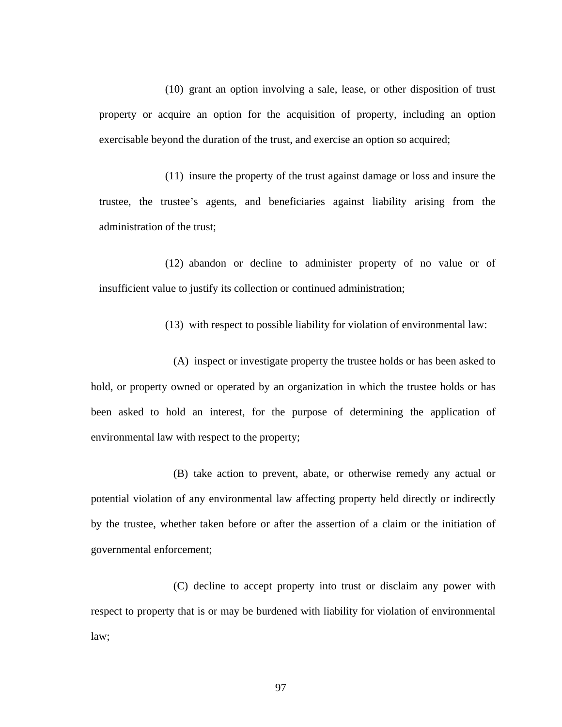(10) grant an option involving a sale, lease, or other disposition of trust property or acquire an option for the acquisition of property, including an option exercisable beyond the duration of the trust, and exercise an option so acquired;

(11) insure the property of the trust against damage or loss and insure the trustee, the trustee's agents, and beneficiaries against liability arising from the administration of the trust;

(12) abandon or decline to administer property of no value or of insufficient value to justify its collection or continued administration;

(13) with respect to possible liability for violation of environmental law:

(A) inspect or investigate property the trustee holds or has been asked to hold, or property owned or operated by an organization in which the trustee holds or has been asked to hold an interest, for the purpose of determining the application of environmental law with respect to the property;

(B) take action to prevent, abate, or otherwise remedy any actual or potential violation of any environmental law affecting property held directly or indirectly by the trustee, whether taken before or after the assertion of a claim or the initiation of governmental enforcement;

(C) decline to accept property into trust or disclaim any power with respect to property that is or may be burdened with liability for violation of environmental law;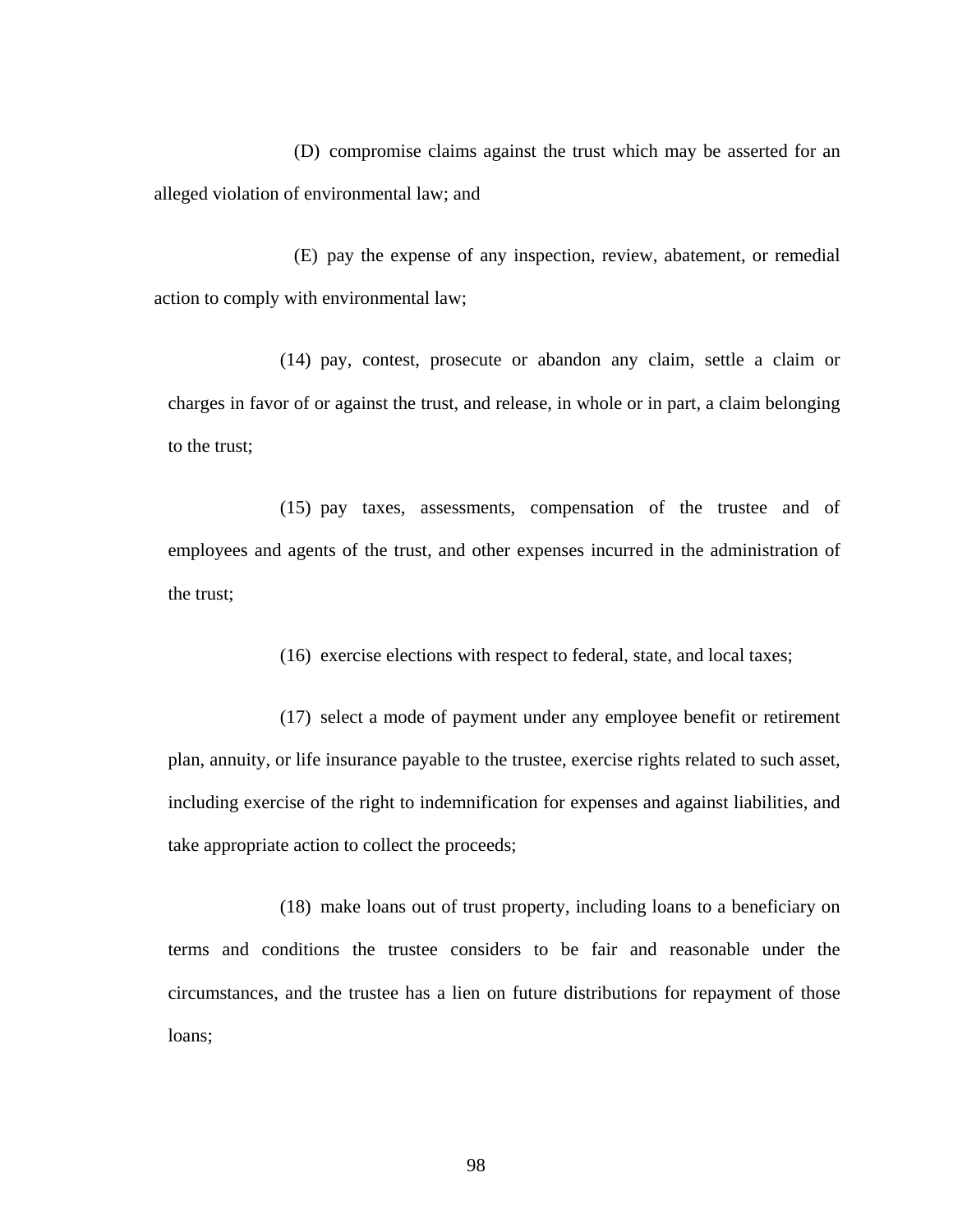(D) compromise claims against the trust which may be asserted for an alleged violation of environmental law; and

(E) pay the expense of any inspection, review, abatement, or remedial action to comply with environmental law;

(14) pay, contest, prosecute or abandon any claim, settle a claim or charges in favor of or against the trust, and release, in whole or in part, a claim belonging to the trust;

(15) pay taxes, assessments, compensation of the trustee and of employees and agents of the trust, and other expenses incurred in the administration of the trust;

(16) exercise elections with respect to federal, state, and local taxes;

(17) select a mode of payment under any employee benefit or retirement plan, annuity, or life insurance payable to the trustee, exercise rights related to such asset, including exercise of the right to indemnification for expenses and against liabilities, and take appropriate action to collect the proceeds;

(18) make loans out of trust property, including loans to a beneficiary on terms and conditions the trustee considers to be fair and reasonable under the circumstances, and the trustee has a lien on future distributions for repayment of those loans;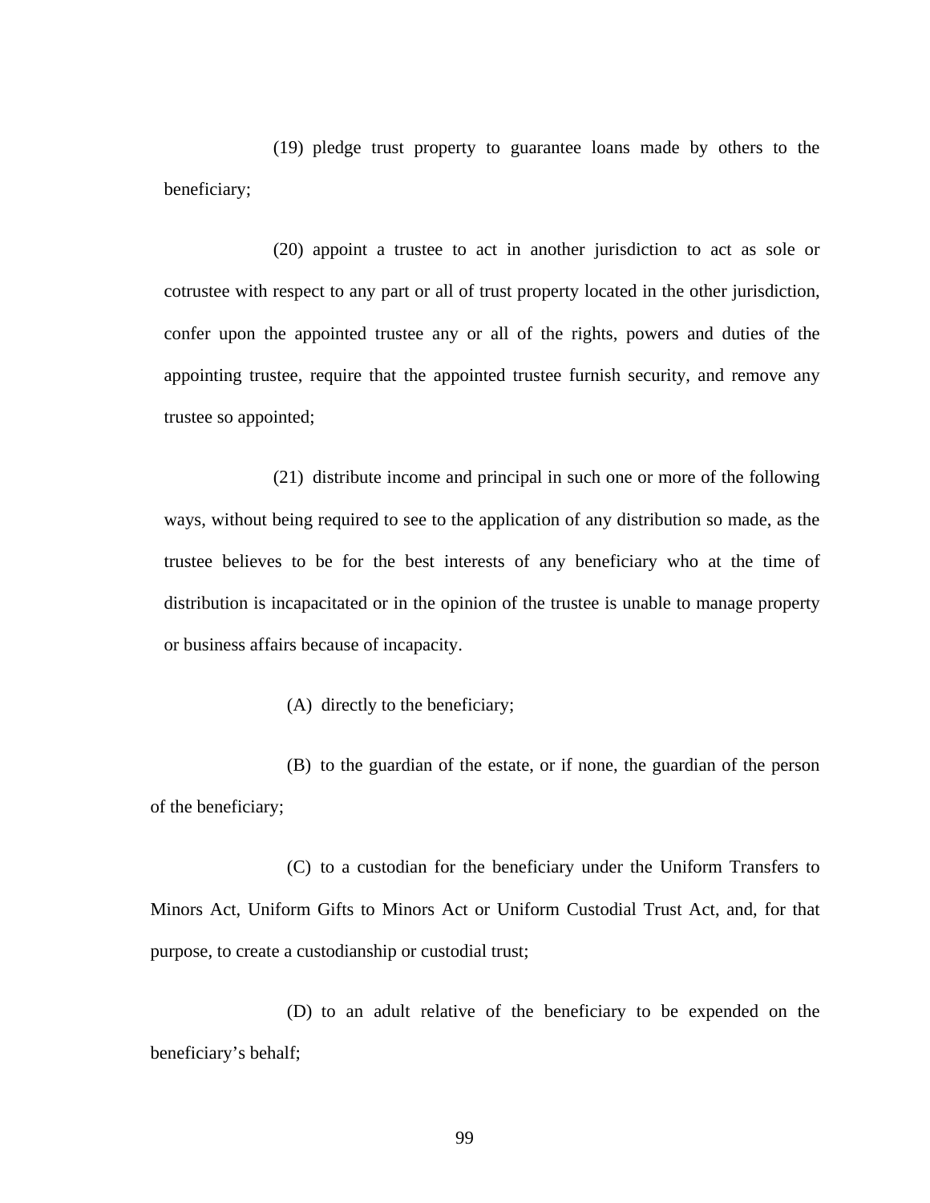(19) pledge trust property to guarantee loans made by others to the beneficiary;

(20) appoint a trustee to act in another jurisdiction to act as sole or cotrustee with respect to any part or all of trust property located in the other jurisdiction, confer upon the appointed trustee any or all of the rights, powers and duties of the appointing trustee, require that the appointed trustee furnish security, and remove any trustee so appointed;

(21) distribute income and principal in such one or more of the following ways, without being required to see to the application of any distribution so made, as the trustee believes to be for the best interests of any beneficiary who at the time of distribution is incapacitated or in the opinion of the trustee is unable to manage property or business affairs because of incapacity.

(A) directly to the beneficiary;

(B) to the guardian of the estate, or if none, the guardian of the person of the beneficiary;

(C) to a custodian for the beneficiary under the Uniform Transfers to Minors Act, Uniform Gifts to Minors Act or Uniform Custodial Trust Act, and, for that purpose, to create a custodianship or custodial trust;

(D) to an adult relative of the beneficiary to be expended on the beneficiary's behalf;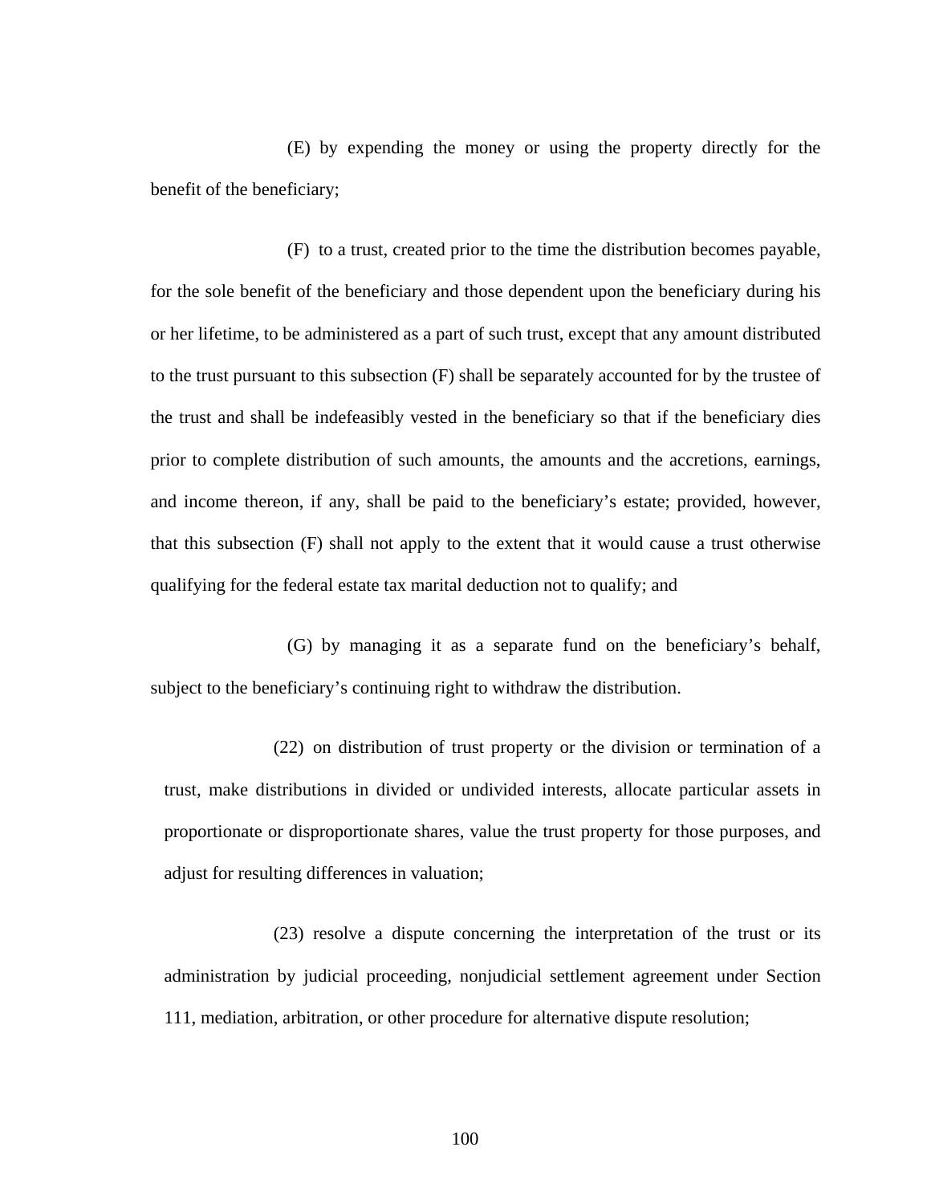(E) by expending the money or using the property directly for the benefit of the beneficiary;

(F) to a trust, created prior to the time the distribution becomes payable, for the sole benefit of the beneficiary and those dependent upon the beneficiary during his or her lifetime, to be administered as a part of such trust, except that any amount distributed to the trust pursuant to this subsection (F) shall be separately accounted for by the trustee of the trust and shall be indefeasibly vested in the beneficiary so that if the beneficiary dies prior to complete distribution of such amounts, the amounts and the accretions, earnings, and income thereon, if any, shall be paid to the beneficiary's estate; provided, however, that this subsection (F) shall not apply to the extent that it would cause a trust otherwise qualifying for the federal estate tax marital deduction not to qualify; and

(G) by managing it as a separate fund on the beneficiary's behalf, subject to the beneficiary's continuing right to withdraw the distribution.

(22) on distribution of trust property or the division or termination of a trust, make distributions in divided or undivided interests, allocate particular assets in proportionate or disproportionate shares, value the trust property for those purposes, and adjust for resulting differences in valuation;

(23) resolve a dispute concerning the interpretation of the trust or its administration by judicial proceeding, nonjudicial settlement agreement under Section 111, mediation, arbitration, or other procedure for alternative dispute resolution;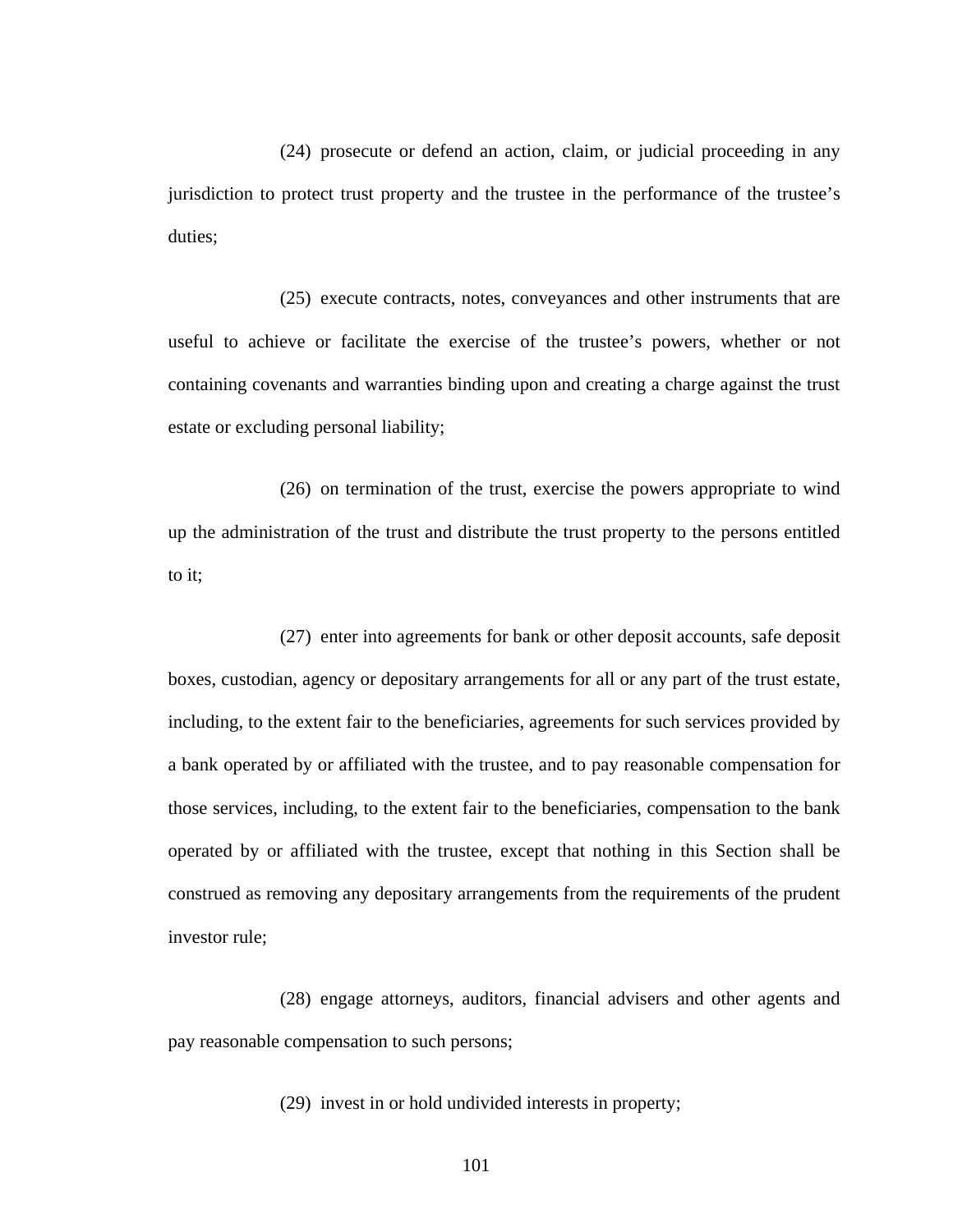(24) prosecute or defend an action, claim, or judicial proceeding in any jurisdiction to protect trust property and the trustee in the performance of the trustee's duties;

(25) execute contracts, notes, conveyances and other instruments that are useful to achieve or facilitate the exercise of the trustee's powers, whether or not containing covenants and warranties binding upon and creating a charge against the trust estate or excluding personal liability;

(26) on termination of the trust, exercise the powers appropriate to wind up the administration of the trust and distribute the trust property to the persons entitled to it;

(27) enter into agreements for bank or other deposit accounts, safe deposit boxes, custodian, agency or depositary arrangements for all or any part of the trust estate, including, to the extent fair to the beneficiaries, agreements for such services provided by a bank operated by or affiliated with the trustee, and to pay reasonable compensation for those services, including, to the extent fair to the beneficiaries, compensation to the bank operated by or affiliated with the trustee, except that nothing in this Section shall be construed as removing any depositary arrangements from the requirements of the prudent investor rule;

(28) engage attorneys, auditors, financial advisers and other agents and pay reasonable compensation to such persons;

(29) invest in or hold undivided interests in property;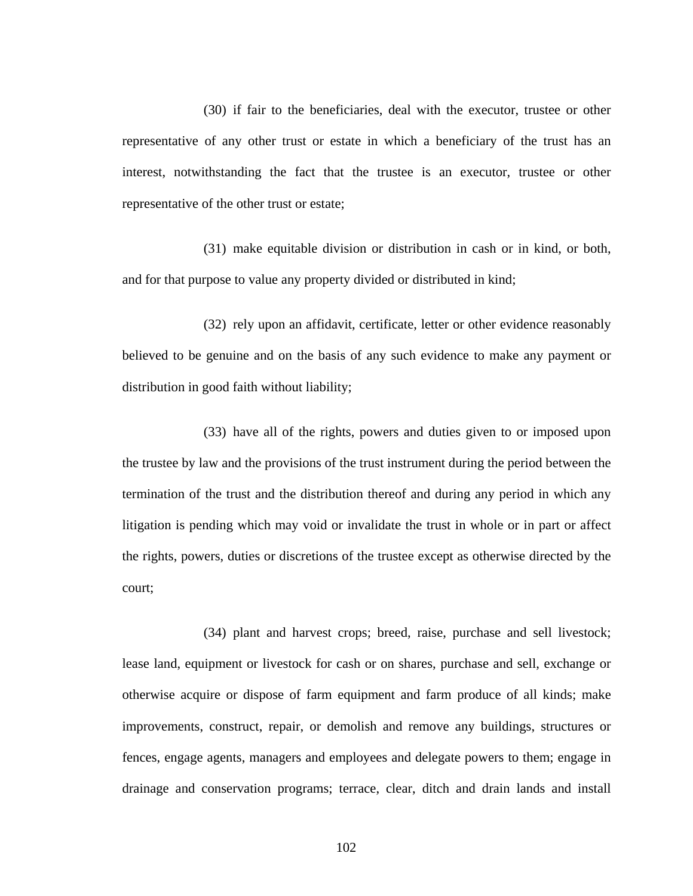(30) if fair to the beneficiaries, deal with the executor, trustee or other representative of any other trust or estate in which a beneficiary of the trust has an interest, notwithstanding the fact that the trustee is an executor, trustee or other representative of the other trust or estate;

(31) make equitable division or distribution in cash or in kind, or both, and for that purpose to value any property divided or distributed in kind;

(32) rely upon an affidavit, certificate, letter or other evidence reasonably believed to be genuine and on the basis of any such evidence to make any payment or distribution in good faith without liability;

(33) have all of the rights, powers and duties given to or imposed upon the trustee by law and the provisions of the trust instrument during the period between the termination of the trust and the distribution thereof and during any period in which any litigation is pending which may void or invalidate the trust in whole or in part or affect the rights, powers, duties or discretions of the trustee except as otherwise directed by the court;

(34) plant and harvest crops; breed, raise, purchase and sell livestock; lease land, equipment or livestock for cash or on shares, purchase and sell, exchange or otherwise acquire or dispose of farm equipment and farm produce of all kinds; make improvements, construct, repair, or demolish and remove any buildings, structures or fences, engage agents, managers and employees and delegate powers to them; engage in drainage and conservation programs; terrace, clear, ditch and drain lands and install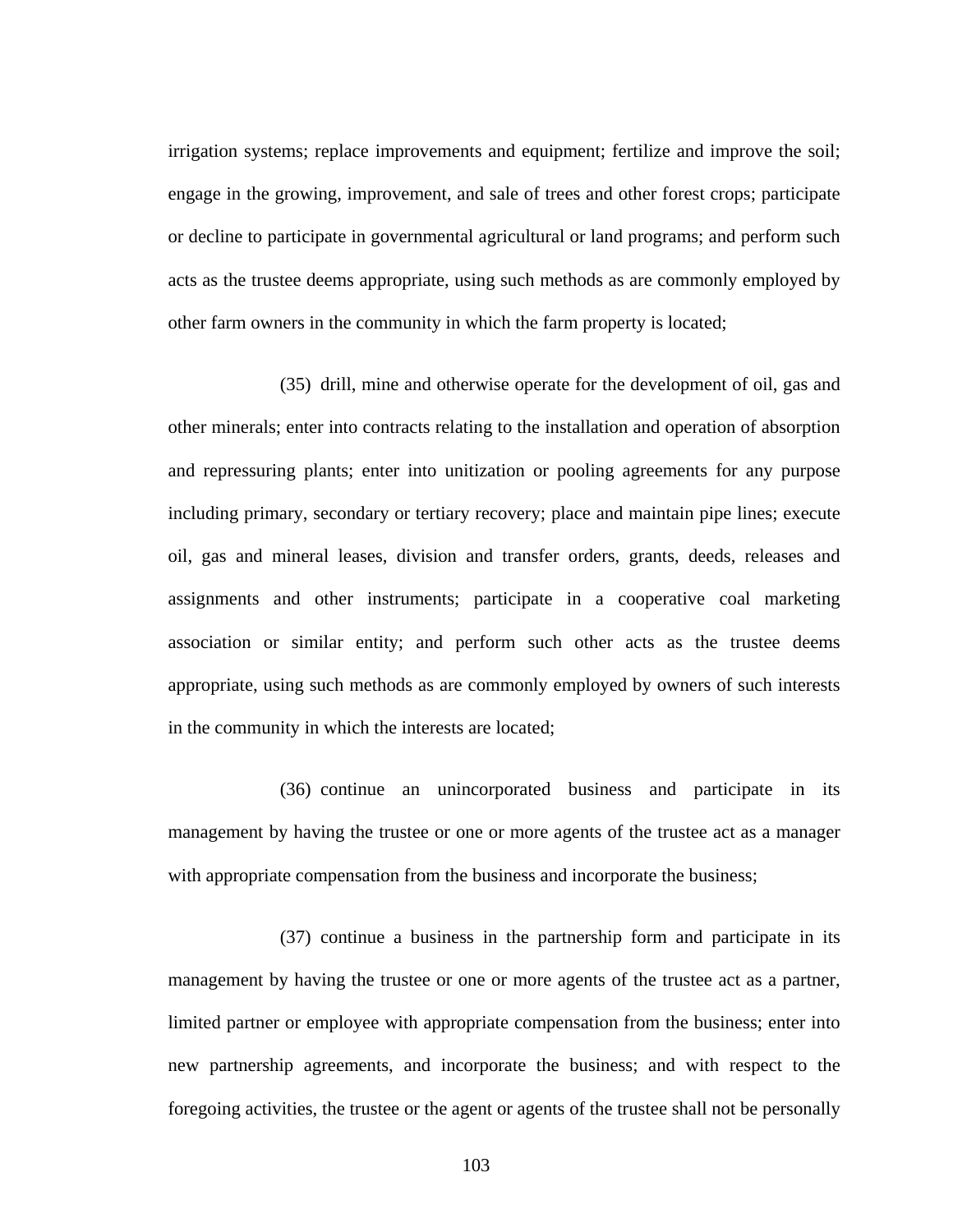irrigation systems; replace improvements and equipment; fertilize and improve the soil; engage in the growing, improvement, and sale of trees and other forest crops; participate or decline to participate in governmental agricultural or land programs; and perform such acts as the trustee deems appropriate, using such methods as are commonly employed by other farm owners in the community in which the farm property is located;

(35) drill, mine and otherwise operate for the development of oil, gas and other minerals; enter into contracts relating to the installation and operation of absorption and repressuring plants; enter into unitization or pooling agreements for any purpose including primary, secondary or tertiary recovery; place and maintain pipe lines; execute oil, gas and mineral leases, division and transfer orders, grants, deeds, releases and assignments and other instruments; participate in a cooperative coal marketing association or similar entity; and perform such other acts as the trustee deems appropriate, using such methods as are commonly employed by owners of such interests in the community in which the interests are located;

(36) continue an unincorporated business and participate in its management by having the trustee or one or more agents of the trustee act as a manager with appropriate compensation from the business and incorporate the business;

(37) continue a business in the partnership form and participate in its management by having the trustee or one or more agents of the trustee act as a partner, limited partner or employee with appropriate compensation from the business; enter into new partnership agreements, and incorporate the business; and with respect to the foregoing activities, the trustee or the agent or agents of the trustee shall not be personally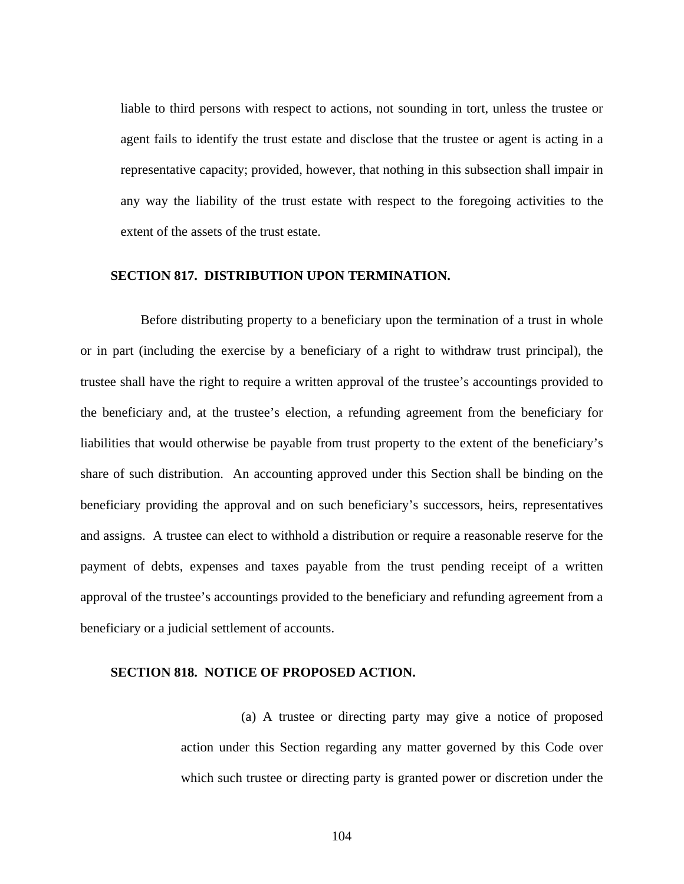liable to third persons with respect to actions, not sounding in tort, unless the trustee or agent fails to identify the trust estate and disclose that the trustee or agent is acting in a representative capacity; provided, however, that nothing in this subsection shall impair in any way the liability of the trust estate with respect to the foregoing activities to the extent of the assets of the trust estate.

**SECTION 817. DISTRIBUTION UPON TERMINATION.**

Before distributing property to a beneficiary upon the termination of a trust in whole or in part (including the exercise by a beneficiary of a right to withdraw trust principal), the trustee shall have the right to require a written approval of the trustee's accountings provided to the beneficiary and, at the trustee's election, a refunding agreement from the beneficiary for liabilities that would otherwise be payable from trust property to the extent of the beneficiary's share of such distribution. An accounting approved under this Section shall be binding on the beneficiary providing the approval and on such beneficiary's successors, heirs, representatives and assigns. A trustee can elect to withhold a distribution or require a reasonable reserve for the payment of debts, expenses and taxes payable from the trust pending receipt of a written approval of the trustee's accountings provided to the beneficiary and refunding agreement from a beneficiary or a judicial settlement of accounts.

**SECTION 818. NOTICE OF PROPOSED ACTION.**

(a) A trustee or directing party may give a notice of proposed action under this Section regarding any matter governed by this Code over which such trustee or directing party is granted power or discretion under the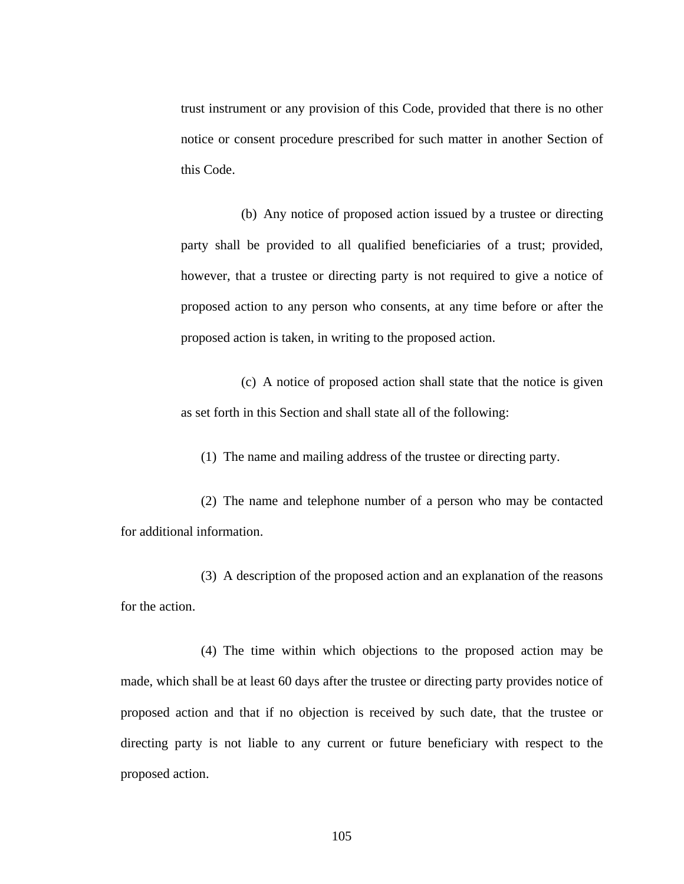trust instrument or any provision of this Code, provided that there is no other notice or consent procedure prescribed for such matter in another Section of this Code.

(b) Any notice of proposed action issued by a trustee or directing party shall be provided to all qualified beneficiaries of a trust; provided, however, that a trustee or directing party is not required to give a notice of proposed action to any person who consents, at any time before or after the proposed action is taken, in writing to the proposed action.

(c) A notice of proposed action shall state that the notice is given as set forth in this Section and shall state all of the following:

(1) The name and mailing address of the trustee or directing party.

(2) The name and telephone number of a person who may be contacted for additional information.

(3) A description of the proposed action and an explanation of the reasons for the action.

(4) The time within which objections to the proposed action may be made, which shall be at least 60 days after the trustee or directing party provides notice of proposed action and that if no objection is received by such date, that the trustee or directing party is not liable to any current or future beneficiary with respect to the proposed action.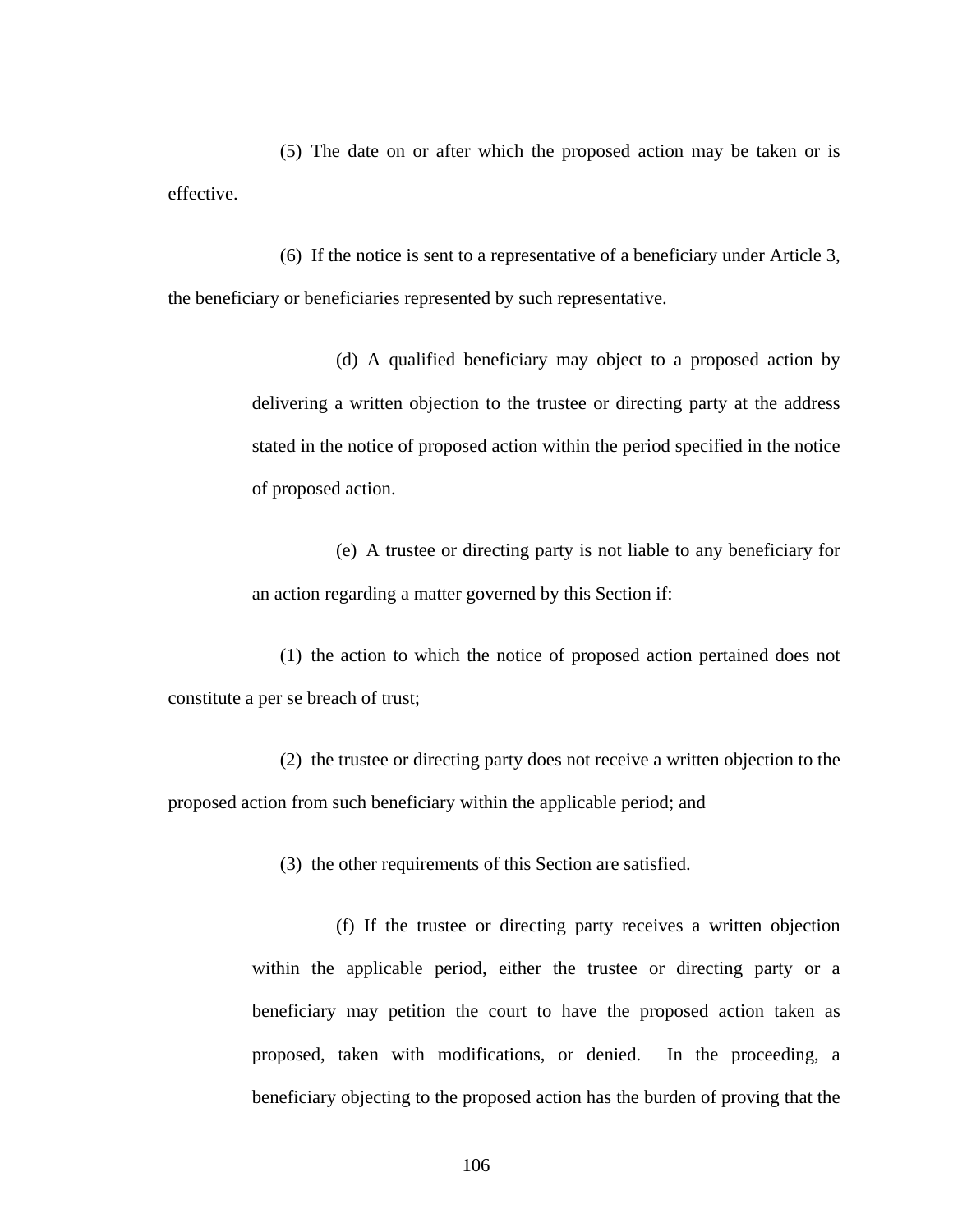(5) The date on or after which the proposed action may be taken or is effective.

(6) If the notice is sent to a representative of a beneficiary under Article 3, the beneficiary or beneficiaries represented by such representative.

> (d) A qualified beneficiary may object to a proposed action by delivering a written objection to the trustee or directing party at the address stated in the notice of proposed action within the period specified in the notice of proposed action.

> (e) A trustee or directing party is not liable to any beneficiary for an action regarding a matter governed by this Section if:

(1) the action to which the notice of proposed action pertained does not constitute a per se breach of trust;

(2) the trustee or directing party does not receive a written objection to the proposed action from such beneficiary within the applicable period; and

(3) the other requirements of this Section are satisfied.

> (f) If the trustee or directing party receives a written objection within the applicable period, either the trustee or directing party or a beneficiary may petition the court to have the proposed action taken as proposed, taken with modifications, or denied. In the proceeding, a beneficiary objecting to the proposed action has the burden of proving that the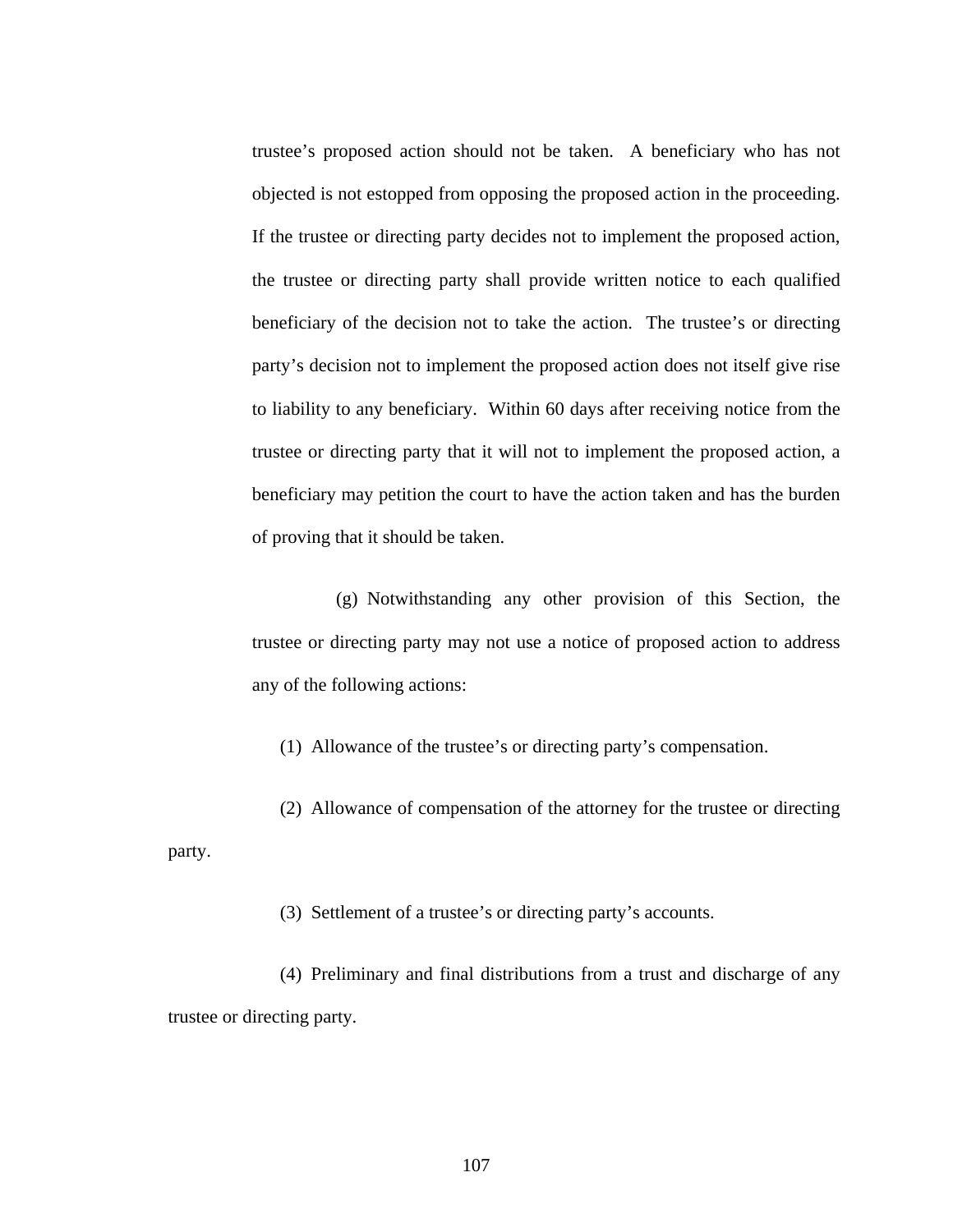trustee's proposed action should not be taken. A beneficiary who has not objected is not estopped from opposing the proposed action in the proceeding. If the trustee or directing party decides not to implement the proposed action, the trustee or directing party shall provide written notice to each qualified beneficiary of the decision not to take the action. The trustee's or directing party's decision not to implement the proposed action does not itself give rise to liability to any beneficiary. Within 60 days after receiving notice from the trustee or directing party that it will not to implement the proposed action, a beneficiary may petition the court to have the action taken and has the burden of proving that it should be taken.

(g) Notwithstanding any other provision of this Section, the trustee or directing party may not use a notice of proposed action to address any of the following actions:

(1) Allowance of the trustee's or directing party's compensation.

(2) Allowance of compensation of the attorney for the trustee or directing party.

(3) Settlement of a trustee's or directing party's accounts.

(4) Preliminary and final distributions from a trust and discharge of any trustee or directing party.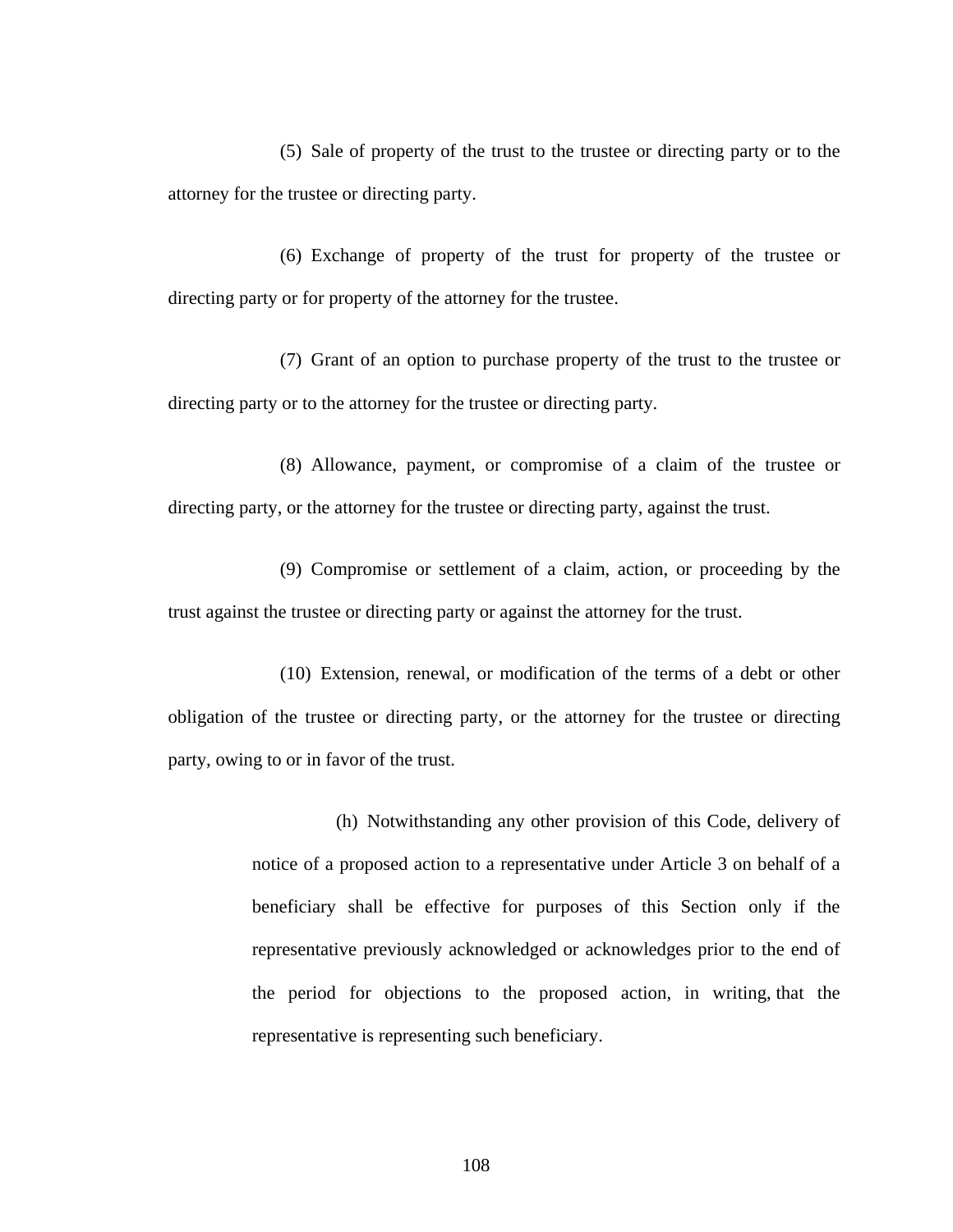(5) Sale of property of the trust to the trustee or directing party or to the attorney for the trustee or directing party.

(6) Exchange of property of the trust for property of the trustee or directing party or for property of the attorney for the trustee.

(7) Grant of an option to purchase property of the trust to the trustee or directing party or to the attorney for the trustee or directing party.

(8) Allowance, payment, or compromise of a claim of the trustee or directing party, or the attorney for the trustee or directing party, against the trust.

(9) Compromise or settlement of a claim, action, or proceeding by the trust against the trustee or directing party or against the attorney for the trust.

(10) Extension, renewal, or modification of the terms of a debt or other obligation of the trustee or directing party, or the attorney for the trustee or directing party, owing to or in favor of the trust.

(h) Notwithstanding any other provision of this Code, delivery of notice of a proposed action to a representative under Article 3 on behalf of a beneficiary shall be effective for purposes of this Section only if the representative previously acknowledged or acknowledges prior to the end of the period for objections to the proposed action, in writing, that the representative is representing such beneficiary.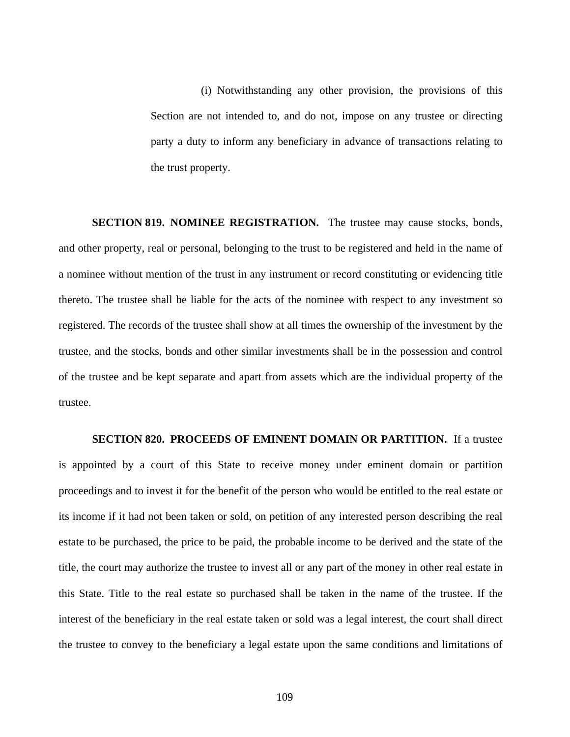(i) Notwithstanding any other provision, the provisions of this Section are not intended to, and do not, impose on any trustee or directing party a duty to inform any beneficiary in advance of transactions relating to the trust property.

**SECTION 819. NOMINEE REGISTRATION.** The trustee may cause stocks, bonds, and other property, real or personal, belonging to the trust to be registered and held in the name of a nominee without mention of the trust in any instrument or record constituting or evidencing title thereto. The trustee shall be liable for the acts of the nominee with respect to any investment so registered. The records of the trustee shall show at all times the ownership of the investment by the trustee, and the stocks, bonds and other similar investments shall be in the possession and control of the trustee and be kept separate and apart from assets which are the individual property of the trustee.

**SECTION 820. PROCEEDS OF EMINENT DOMAIN OR PARTITION.** If a trustee is appointed by a court of this State to receive money under eminent domain or partition proceedings and to invest it for the benefit of the person who would be entitled to the real estate or its income if it had not been taken or sold, on petition of any interested person describing the real estate to be purchased, the price to be paid, the probable income to be derived and the state of the title, the court may authorize the trustee to invest all or any part of the money in other real estate in this State. Title to the real estate so purchased shall be taken in the name of the trustee. If the interest of the beneficiary in the real estate taken or sold was a legal interest, the court shall direct the trustee to convey to the beneficiary a legal estate upon the same conditions and limitations of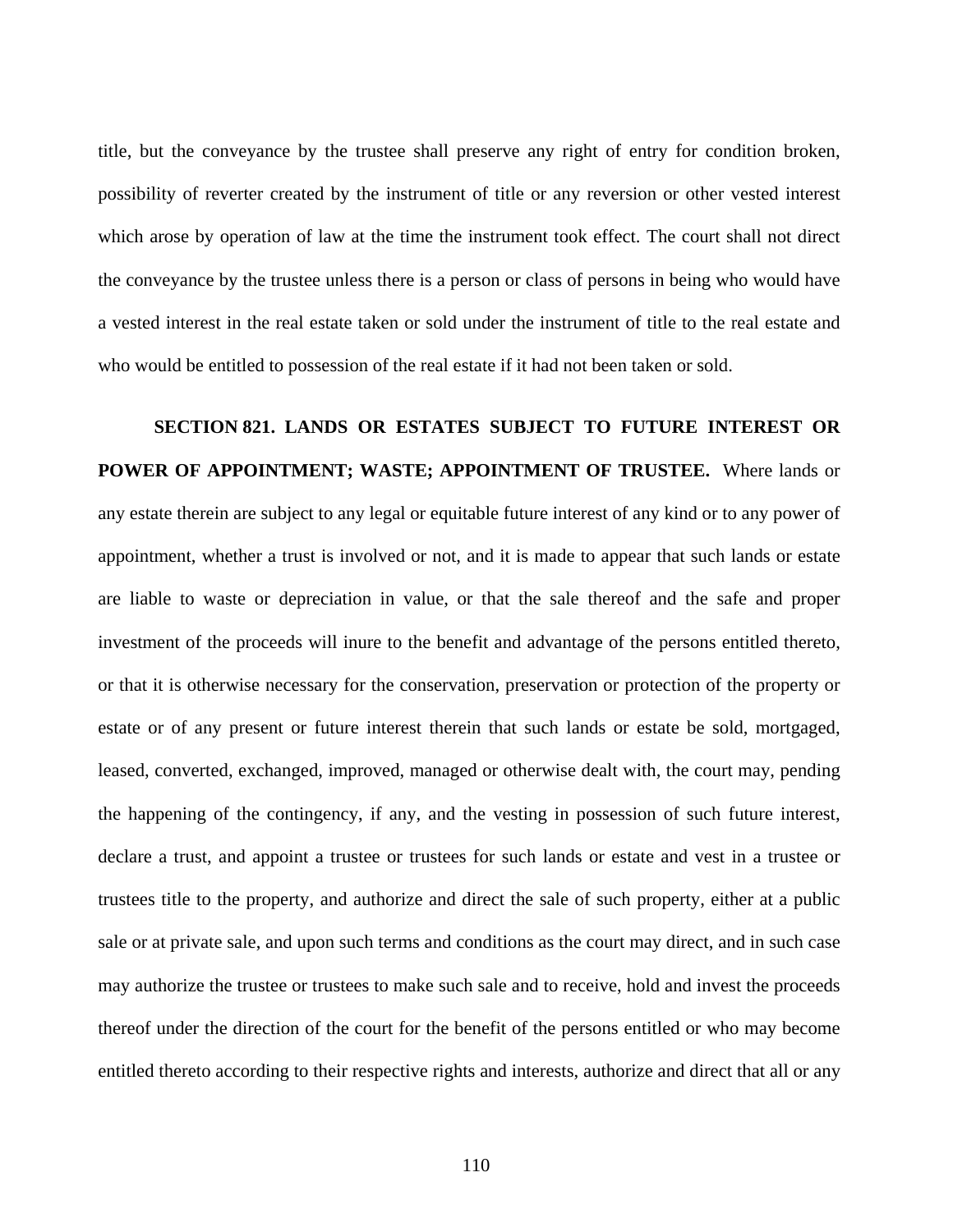title, but the conveyance by the trustee shall preserve any right of entry for condition broken, possibility of reverter created by the instrument of title or any reversion or other vested interest which arose by operation of law at the time the instrument took effect. The court shall not direct the conveyance by the trustee unless there is a person or class of persons in being who would have a vested interest in the real estate taken or sold under the instrument of title to the real estate and who would be entitled to possession of the real estate if it had not been taken or sold.

**SECTION 821. LANDS OR ESTATES SUBJECT TO FUTURE INTEREST OR POWER OF APPOINTMENT; WASTE; APPOINTMENT OF TRUSTEE.** Where lands or any estate therein are subject to any legal or equitable future interest of any kind or to any power of appointment, whether a trust is involved or not, and it is made to appear that such lands or estate are liable to waste or depreciation in value, or that the sale thereof and the safe and proper investment of the proceeds will inure to the benefit and advantage of the persons entitled thereto, or that it is otherwise necessary for the conservation, preservation or protection of the property or estate or of any present or future interest therein that such lands or estate be sold, mortgaged, leased, converted, exchanged, improved, managed or otherwise dealt with, the court may, pending the happening of the contingency, if any, and the vesting in possession of such future interest, declare a trust, and appoint a trustee or trustees for such lands or estate and vest in a trustee or trustees title to the property, and authorize and direct the sale of such property, either at a public sale or at private sale, and upon such terms and conditions as the court may direct, and in such case may authorize the trustee or trustees to make such sale and to receive, hold and invest the proceeds thereof under the direction of the court for the benefit of the persons entitled or who may become entitled thereto according to their respective rights and interests, authorize and direct that all or any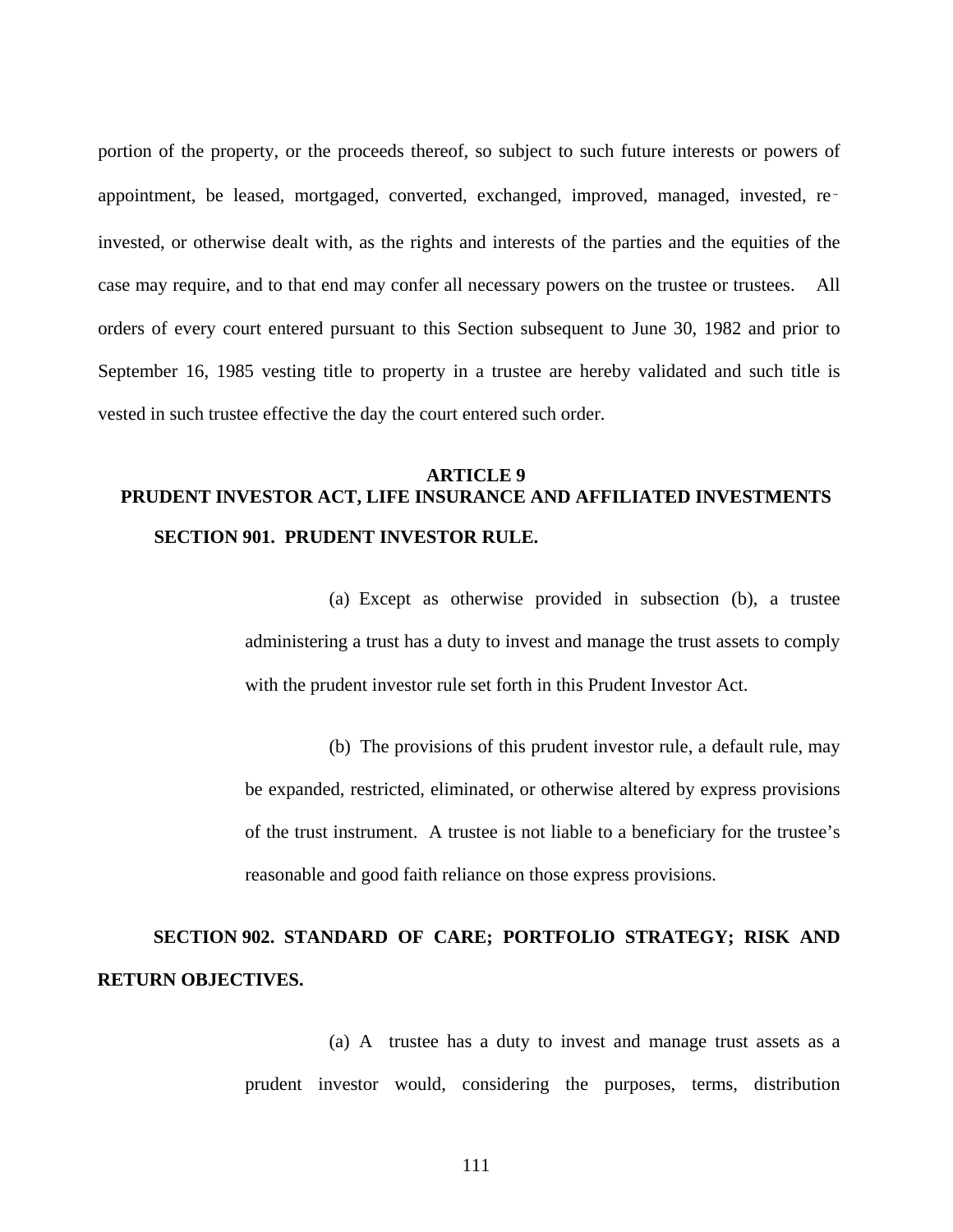portion of the property, or the proceeds thereof, so subject to such future interests or powers of appointment, be leased, mortgaged, converted, exchanged, improved, managed, invested, re-invested, or otherwise dealt with, as the rights and interests of the parties and the equities of the case may require, and to that end may confer all necessary powers on the trustee or trustees. All orders of every court entered pursuant to this Section subsequent to June 30, 1982 and prior to September 16, 1985 vesting title to property in a trustee are hereby validated and such title is vested in such trustee effective the day the court entered such order.

## ARTICLE 9
## PRUDENT INVESTOR ACT, LIFE INSURANCE AND AFFILIATED INVESTMENTS

### SECTION 901. PRUDENT INVESTOR RULE.

(a) Except as otherwise provided in subsection (b), a trustee administering a trust has a duty to invest and manage the trust assets to comply with the prudent investor rule set forth in this Prudent Investor Act.

(b) The provisions of this prudent investor rule, a default rule, may be expanded, restricted, eliminated, or otherwise altered by express provisions of the trust instrument. A trustee is not liable to a beneficiary for the trustee's reasonable and good faith reliance on those express provisions.

### SECTION 902. STANDARD OF CARE; PORTFOLIO STRATEGY; RISK AND RETURN OBJECTIVES.

(a) A trustee has a duty to invest and manage trust assets as a prudent investor would, considering the purposes, terms, distribution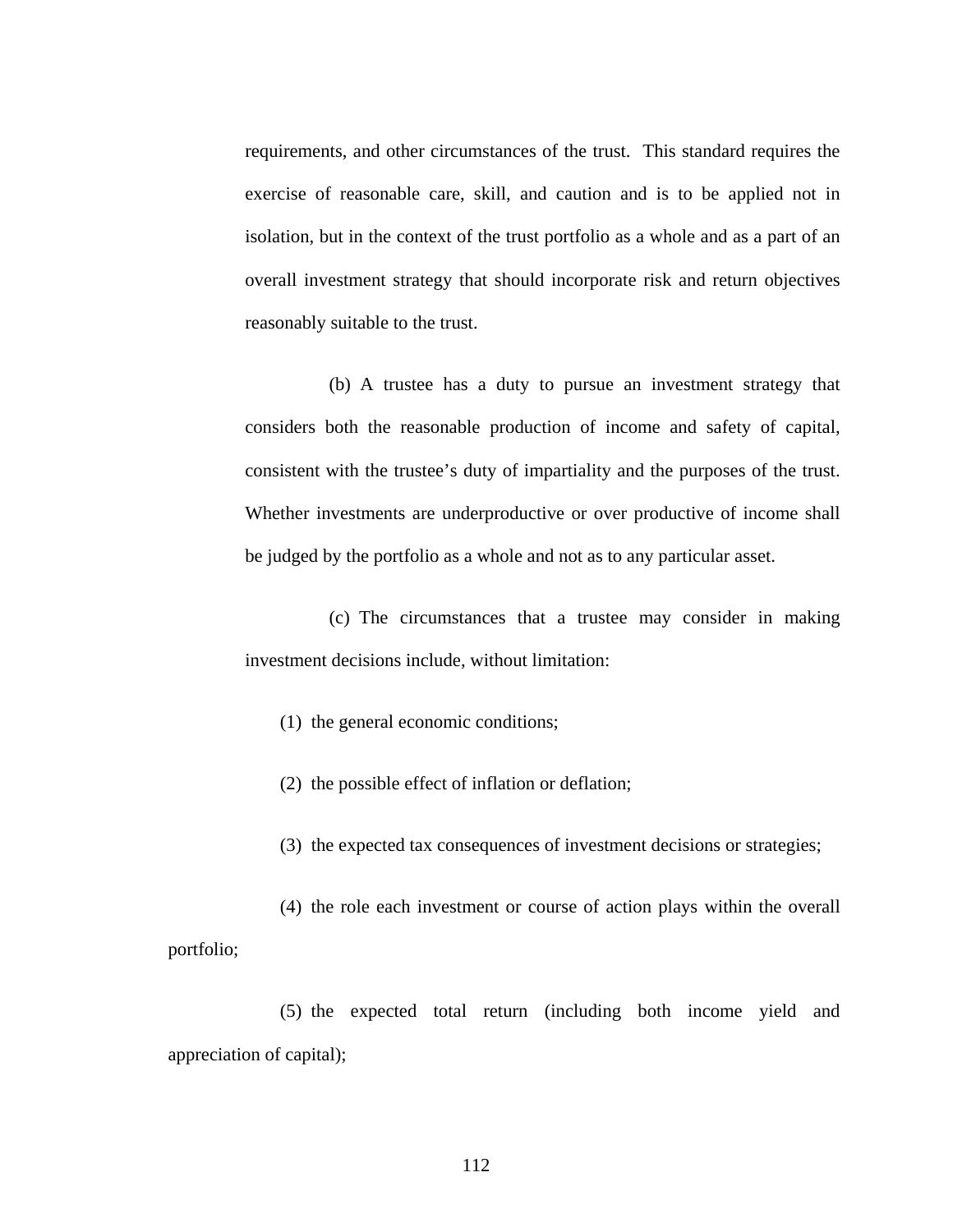requirements, and other circumstances of the trust. This standard requires the exercise of reasonable care, skill, and caution and is to be applied not in isolation, but in the context of the trust portfolio as a whole and as a part of an overall investment strategy that should incorporate risk and return objectives reasonably suitable to the trust.

(b) A trustee has a duty to pursue an investment strategy that considers both the reasonable production of income and safety of capital, consistent with the trustee's duty of impartiality and the purposes of the trust. Whether investments are underproductive or over productive of income shall be judged by the portfolio as a whole and not as to any particular asset.

(c) The circumstances that a trustee may consider in making investment decisions include, without limitation:

(1) the general economic conditions;

(2) the possible effect of inflation or deflation;

(3) the expected tax consequences of investment decisions or strategies;

(4) the role each investment or course of action plays within the overall portfolio;

(5) the expected total return (including both income yield and appreciation of capital);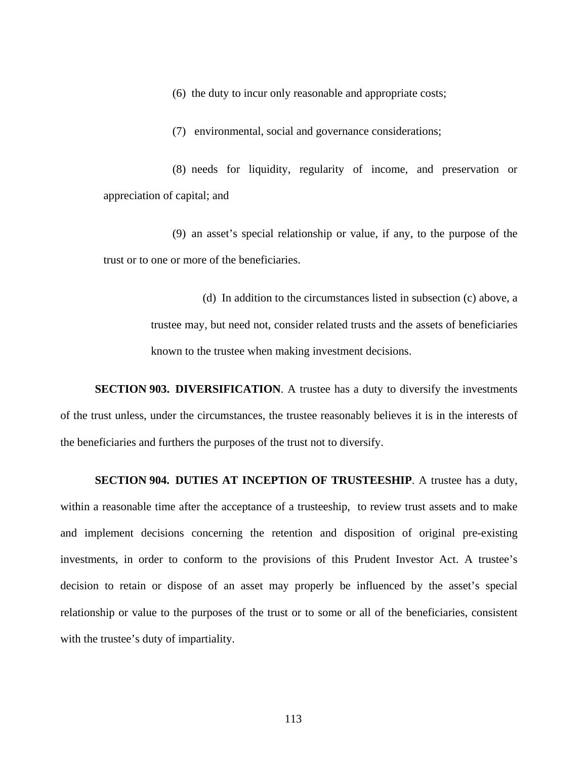(6) the duty to incur only reasonable and appropriate costs;

(7) environmental, social and governance considerations;

(8) needs for liquidity, regularity of income, and preservation or appreciation of capital; and

(9) an asset's special relationship or value, if any, to the purpose of the trust or to one or more of the beneficiaries.

(d) In addition to the circumstances listed in subsection (c) above, a trustee may, but need not, consider related trusts and the assets of beneficiaries known to the trustee when making investment decisions.

**SECTION 903. DIVERSIFICATION**. A trustee has a duty to diversify the investments of the trust unless, under the circumstances, the trustee reasonably believes it is in the interests of the beneficiaries and furthers the purposes of the trust not to diversify.

**SECTION 904. DUTIES AT INCEPTION OF TRUSTEESHIP**. A trustee has a duty, within a reasonable time after the acceptance of a trusteeship, to review trust assets and to make and implement decisions concerning the retention and disposition of original pre-existing investments, in order to conform to the provisions of this Prudent Investor Act. A trustee's decision to retain or dispose of an asset may properly be influenced by the asset's special relationship or value to the purposes of the trust or to some or all of the beneficiaries, consistent with the trustee's duty of impartiality.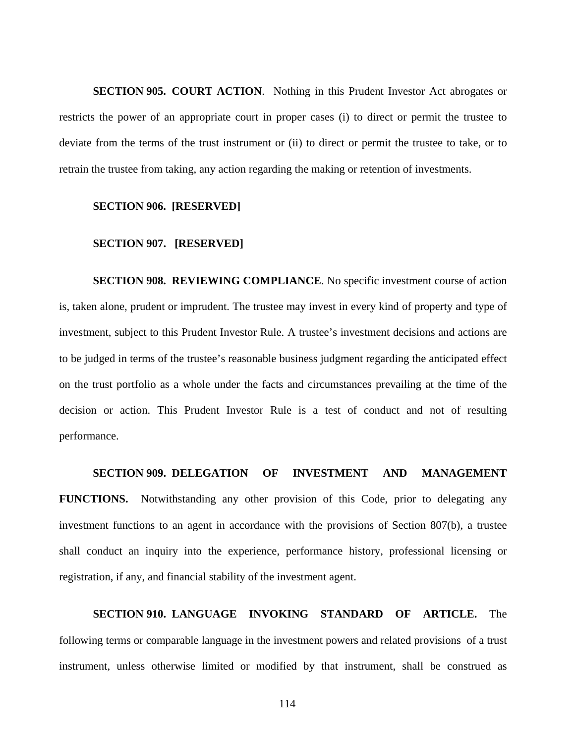**SECTION 905. COURT ACTION**. Nothing in this Prudent Investor Act abrogates or restricts the power of an appropriate court in proper cases (i) to direct or permit the trustee to deviate from the terms of the trust instrument or (ii) to direct or permit the trustee to take, or to retrain the trustee from taking, any action regarding the making or retention of investments.

**SECTION 906. [RESERVED]**

**SECTION 907. [RESERVED]**

**SECTION 908. REVIEWING COMPLIANCE**. No specific investment course of action is, taken alone, prudent or imprudent. The trustee may invest in every kind of property and type of investment, subject to this Prudent Investor Rule. A trustee's investment decisions and actions are to be judged in terms of the trustee's reasonable business judgment regarding the anticipated effect on the trust portfolio as a whole under the facts and circumstances prevailing at the time of the decision or action. This Prudent Investor Rule is a test of conduct and not of resulting performance.

**SECTION 909. DELEGATION OF INVESTMENT AND MANAGEMENT FUNCTIONS.** Notwithstanding any other provision of this Code, prior to delegating any investment functions to an agent in accordance with the provisions of Section 807(b), a trustee shall conduct an inquiry into the experience, performance history, professional licensing or registration, if any, and financial stability of the investment agent.

**SECTION 910. LANGUAGE INVOKING STANDARD OF ARTICLE.** The following terms or comparable language in the investment powers and related provisions of a trust instrument, unless otherwise limited or modified by that instrument, shall be construed as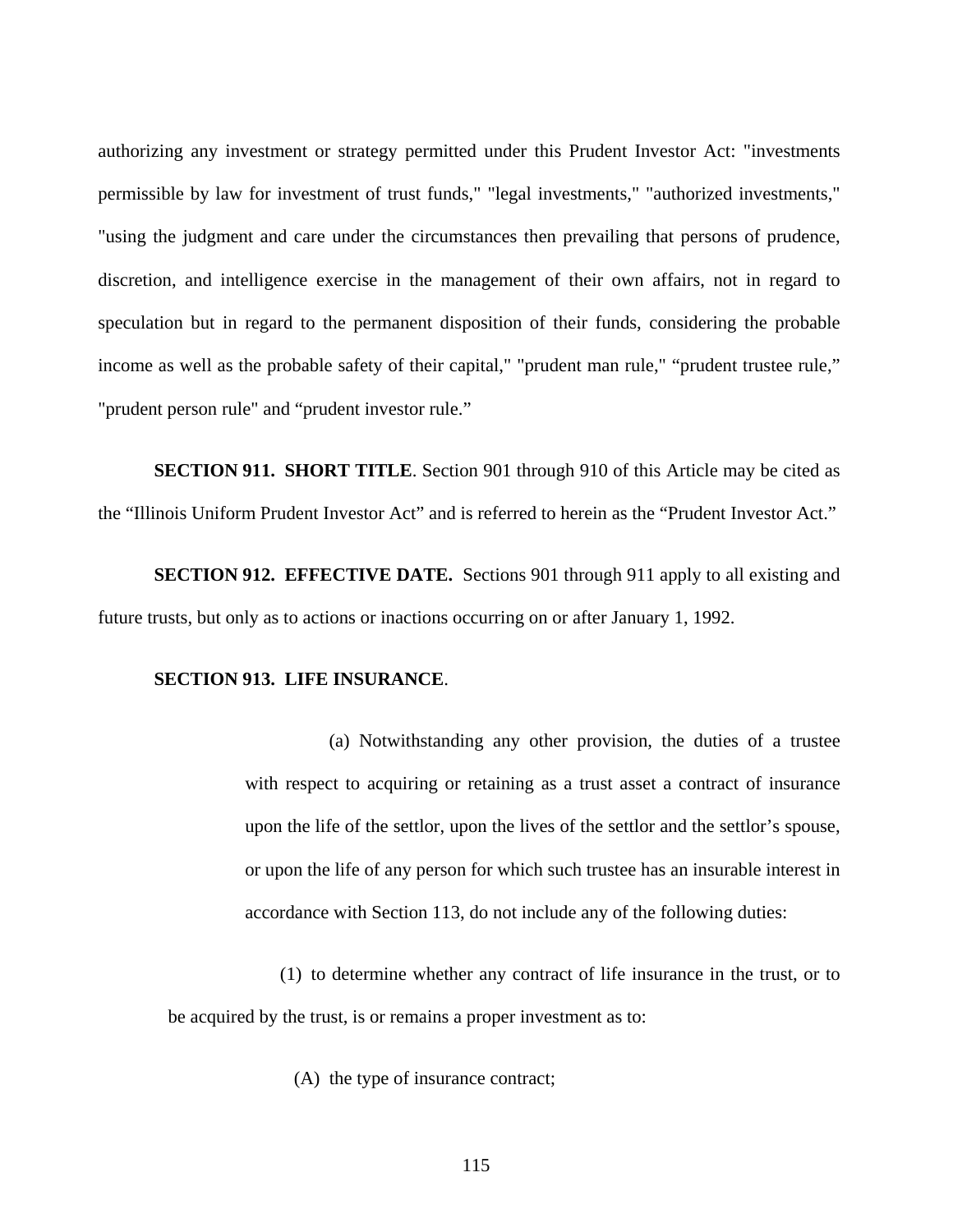authorizing any investment or strategy permitted under this Prudent Investor Act: "investments permissible by law for investment of trust funds," "legal investments," "authorized investments," "using the judgment and care under the circumstances then prevailing that persons of prudence, discretion, and intelligence exercise in the management of their own affairs, not in regard to speculation but in regard to the permanent disposition of their funds, considering the probable income as well as the probable safety of their capital," "prudent man rule," “prudent trustee rule,” "prudent person rule" and “prudent investor rule.”

**SECTION 911. SHORT TITLE**. Section 901 through 910 of this Article may be cited as the “Illinois Uniform Prudent Investor Act” and is referred to herein as the “Prudent Investor Act.”

**SECTION 912. EFFECTIVE DATE.** Sections 901 through 911 apply to all existing and future trusts, but only as to actions or inactions occurring on or after January 1, 1992.

**SECTION 913. LIFE INSURANCE**.

(a) Notwithstanding any other provision, the duties of a trustee with respect to acquiring or retaining as a trust asset a contract of insurance upon the life of the settlor, upon the lives of the settlor and the settlor’s spouse, or upon the life of any person for which such trustee has an insurable interest in accordance with Section 113, do not include any of the following duties:

(1) to determine whether any contract of life insurance in the trust, or to be acquired by the trust, is or remains a proper investment as to:

(A) the type of insurance contract;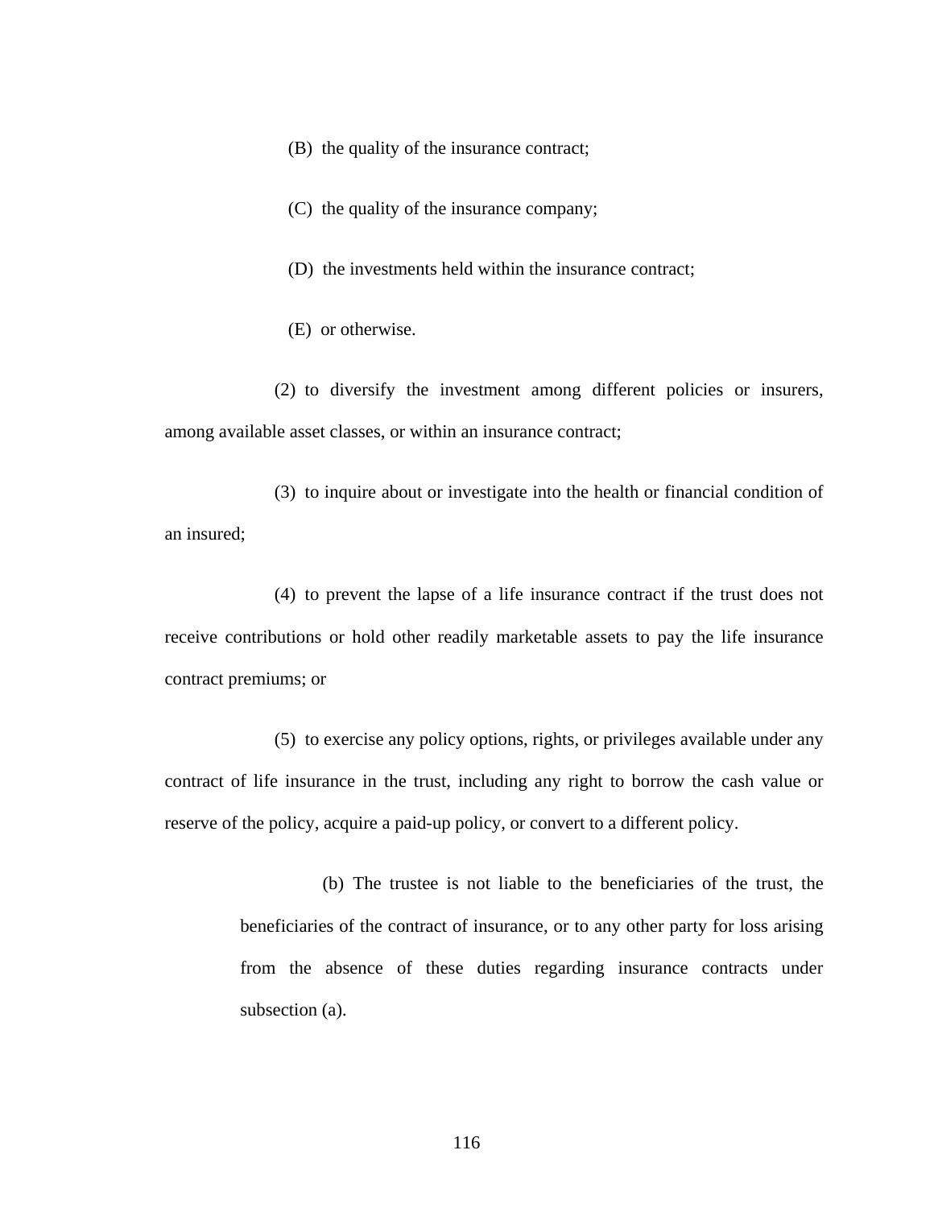(B) the quality of the insurance contract;

(C) the quality of the insurance company;

(D) the investments held within the insurance contract;

(E) or otherwise.

(2) to diversify the investment among different policies or insurers, among available asset classes, or within an insurance contract;

(3) to inquire about or investigate into the health or financial condition of an insured;

(4) to prevent the lapse of a life insurance contract if the trust does not receive contributions or hold other readily marketable assets to pay the life insurance contract premiums; or

(5) to exercise any policy options, rights, or privileges available under any contract of life insurance in the trust, including any right to borrow the cash value or reserve of the policy, acquire a paid-up policy, or convert to a different policy.

(b) The trustee is not liable to the beneficiaries of the trust, the beneficiaries of the contract of insurance, or to any other party for loss arising from the absence of these duties regarding insurance contracts under subsection (a).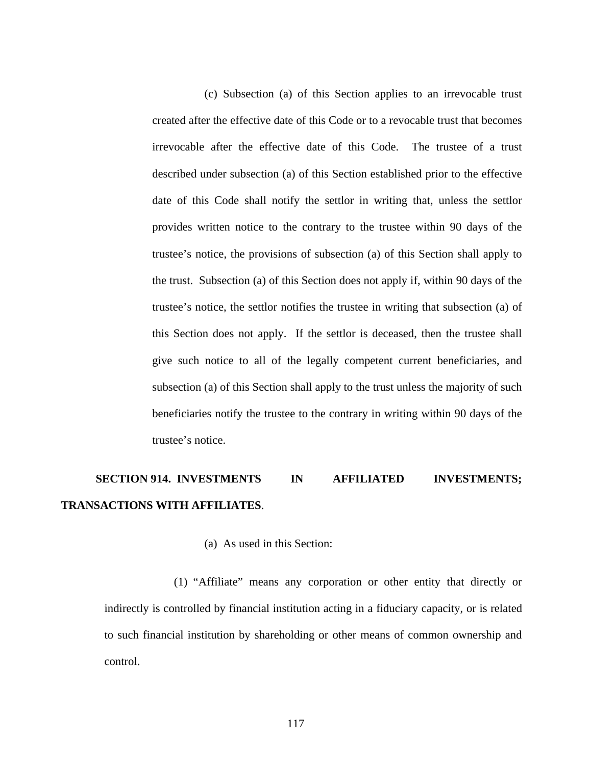(c) Subsection (a) of this Section applies to an irrevocable trust created after the effective date of this Code or to a revocable trust that becomes irrevocable after the effective date of this Code. The trustee of a trust described under subsection (a) of this Section established prior to the effective date of this Code shall notify the settlor in writing that, unless the settlor provides written notice to the contrary to the trustee within 90 days of the trustee's notice, the provisions of subsection (a) of this Section shall apply to the trust. Subsection (a) of this Section does not apply if, within 90 days of the trustee's notice, the settlor notifies the trustee in writing that subsection (a) of this Section does not apply. If the settlor is deceased, then the trustee shall give such notice to all of the legally competent current beneficiaries, and subsection (a) of this Section shall apply to the trust unless the majority of such beneficiaries notify the trustee to the contrary in writing within 90 days of the trustee's notice.

**SECTION 914. INVESTMENTS IN AFFILIATED INVESTMENTS; TRANSACTIONS WITH AFFILIATES**.

(a) As used in this Section:

(1) "Affiliate" means any corporation or other entity that directly or indirectly is controlled by financial institution acting in a fiduciary capacity, or is related to such financial institution by shareholding or other means of common ownership and control.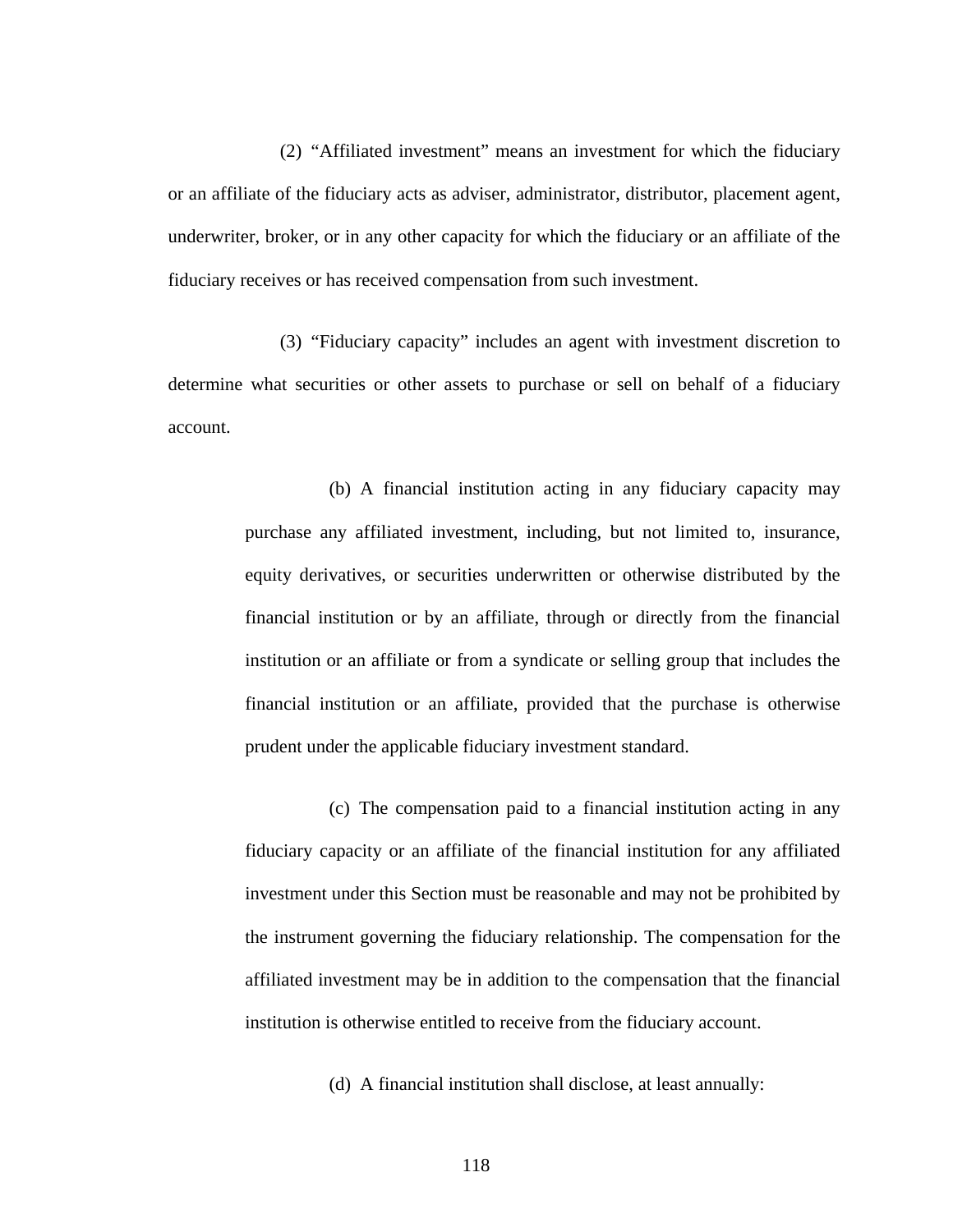(2) “Affiliated investment” means an investment for which the fiduciary or an affiliate of the fiduciary acts as adviser, administrator, distributor, placement agent, underwriter, broker, or in any other capacity for which the fiduciary or an affiliate of the fiduciary receives or has received compensation from such investment.

(3) “Fiduciary capacity” includes an agent with investment discretion to determine what securities or other assets to purchase or sell on behalf of a fiduciary account.

> (b) A financial institution acting in any fiduciary capacity may purchase any affiliated investment, including, but not limited to, insurance, equity derivatives, or securities underwritten or otherwise distributed by the financial institution or by an affiliate, through or directly from the financial institution or an affiliate or from a syndicate or selling group that includes the financial institution or an affiliate, provided that the purchase is otherwise prudent under the applicable fiduciary investment standard.
>
> (c) The compensation paid to a financial institution acting in any fiduciary capacity or an affiliate of the financial institution for any affiliated investment under this Section must be reasonable and may not be prohibited by the instrument governing the fiduciary relationship. The compensation for the affiliated investment may be in addition to the compensation that the financial institution is otherwise entitled to receive from the fiduciary account.
>
> (d) A financial institution shall disclose, at least annually: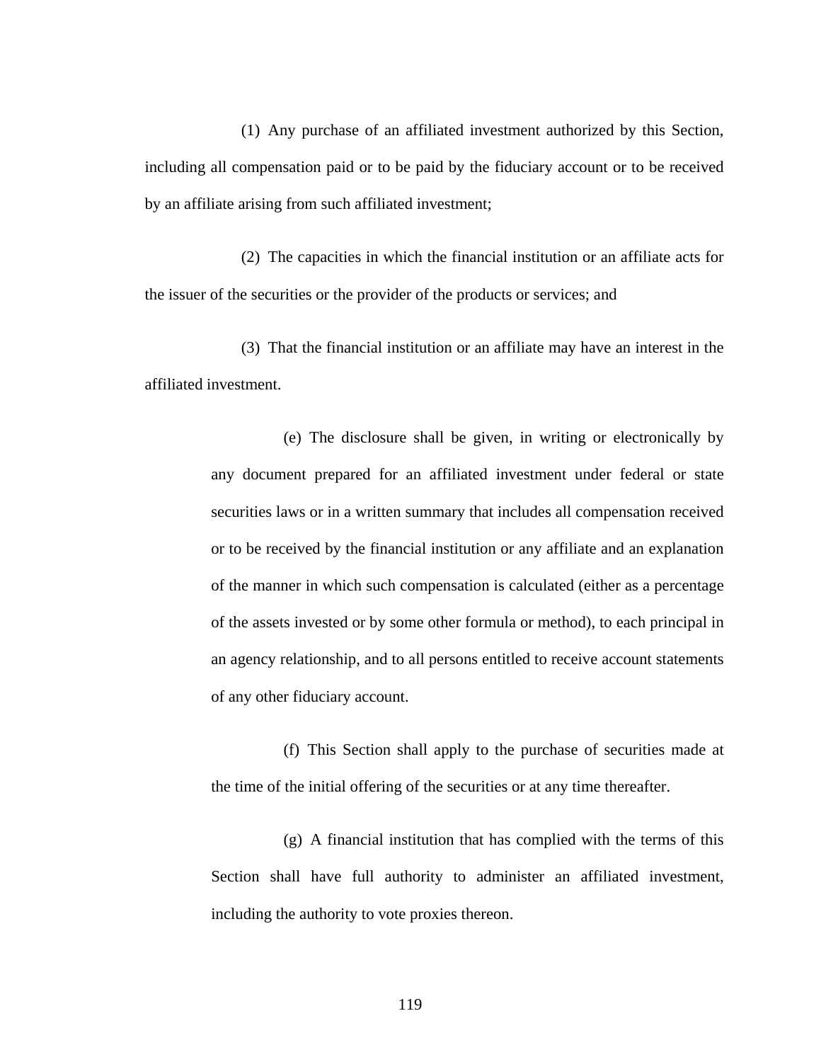(1) Any purchase of an affiliated investment authorized by this Section, including all compensation paid or to be paid by the fiduciary account or to be received by an affiliate arising from such affiliated investment;

(2) The capacities in which the financial institution or an affiliate acts for the issuer of the securities or the provider of the products or services; and

(3) That the financial institution or an affiliate may have an interest in the affiliated investment.

(e) The disclosure shall be given, in writing or electronically by any document prepared for an affiliated investment under federal or state securities laws or in a written summary that includes all compensation received or to be received by the financial institution or any affiliate and an explanation of the manner in which such compensation is calculated (either as a percentage of the assets invested or by some other formula or method), to each principal in an agency relationship, and to all persons entitled to receive account statements of any other fiduciary account.

(f) This Section shall apply to the purchase of securities made at the time of the initial offering of the securities or at any time thereafter.

(g) A financial institution that has complied with the terms of this Section shall have full authority to administer an affiliated investment, including the authority to vote proxies thereon.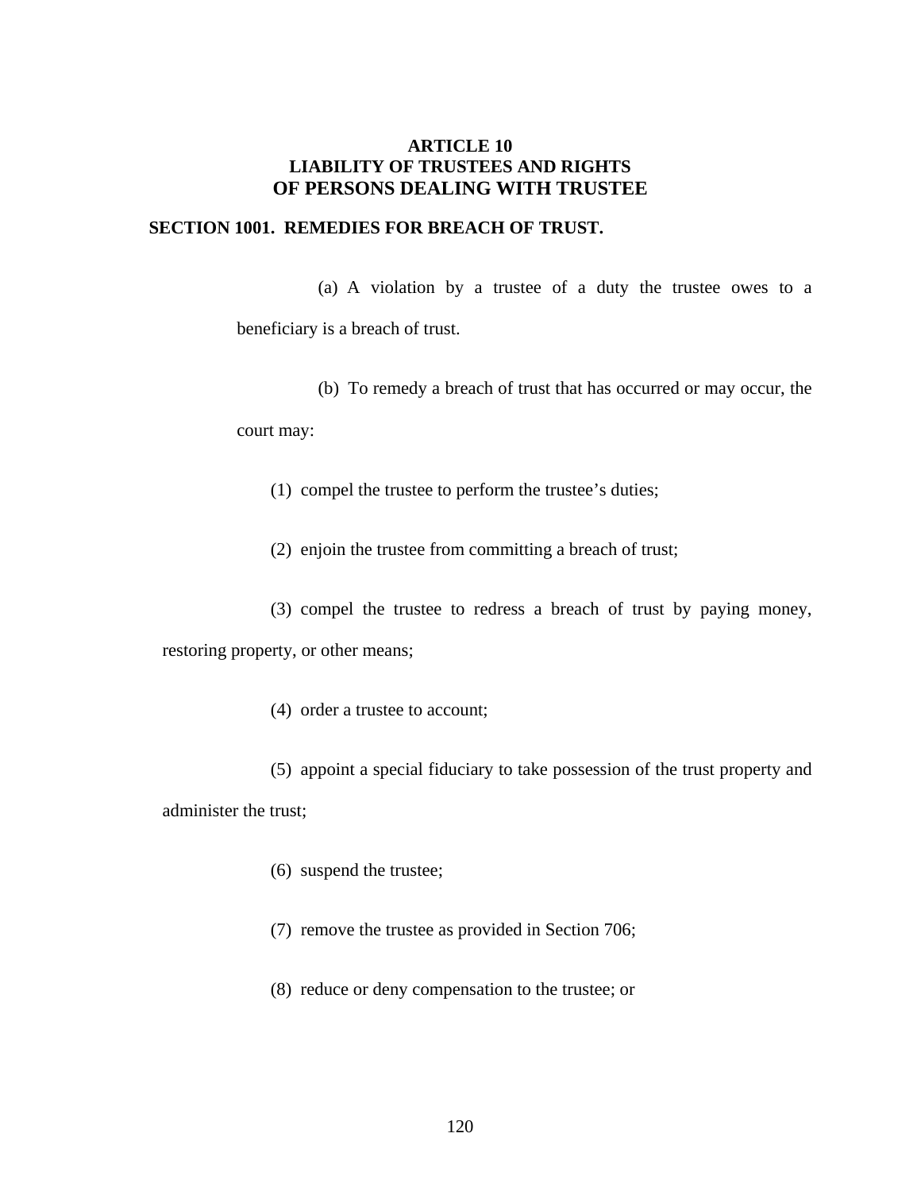# ARTICLE 10
# LIABILITY OF TRUSTEES AND RIGHTS OF PERSONS DEALING WITH TRUSTEE

## SECTION 1001. REMEDIES FOR BREACH OF TRUST.

(a) A violation by a trustee of a duty the trustee owes to a beneficiary is a breach of trust.

(b) To remedy a breach of trust that has occurred or may occur, the court may:

(1) compel the trustee to perform the trustee's duties;

(2) enjoin the trustee from committing a breach of trust;

(3) compel the trustee to redress a breach of trust by paying money, restoring property, or other means;

(4) order a trustee to account;

(5) appoint a special fiduciary to take possession of the trust property and administer the trust;

(6) suspend the trustee;

(7) remove the trustee as provided in Section 706;

(8) reduce or deny compensation to the trustee; or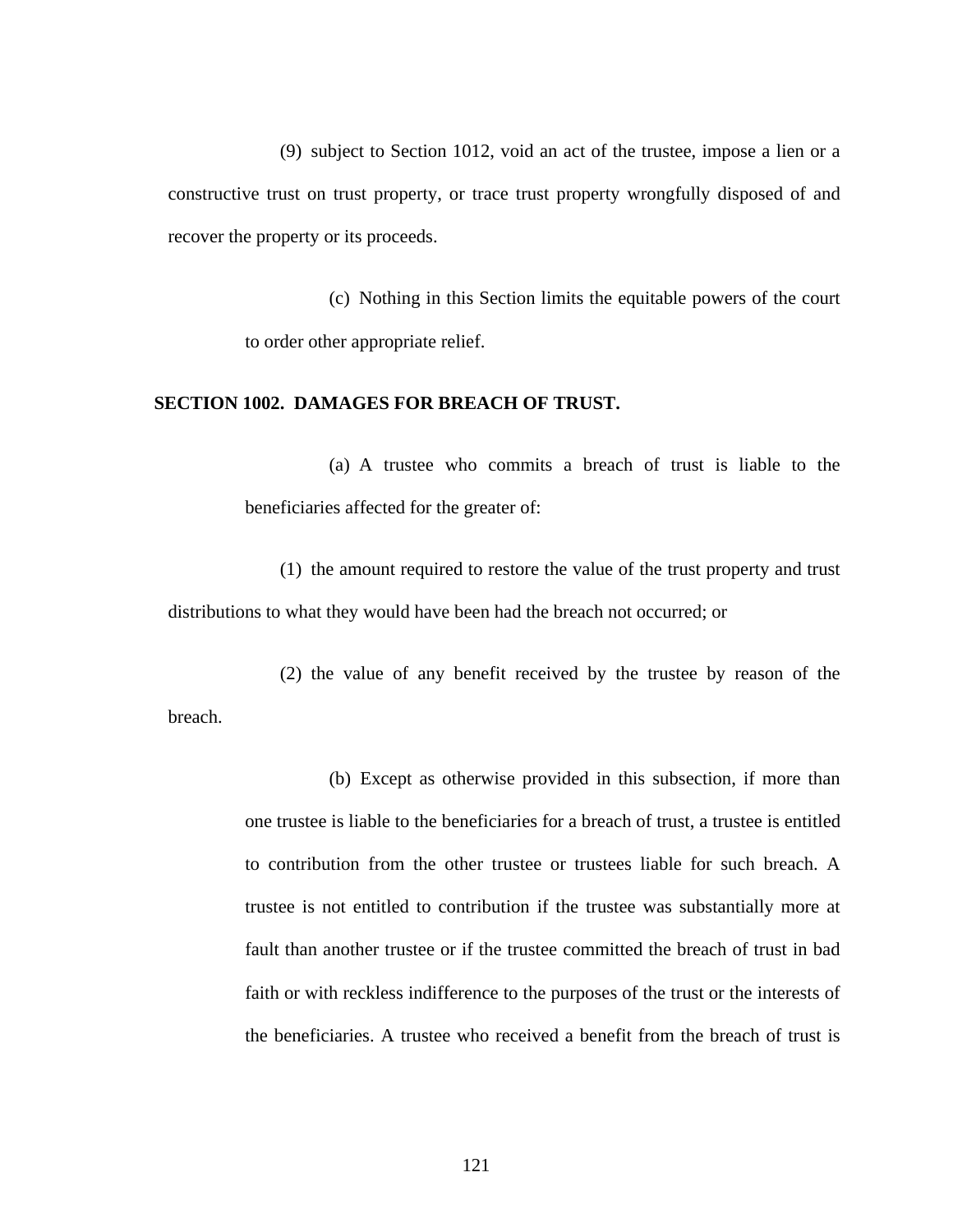(9) subject to Section 1012, void an act of the trustee, impose a lien or a constructive trust on trust property, or trace trust property wrongfully disposed of and recover the property or its proceeds.

(c) Nothing in this Section limits the equitable powers of the court to order other appropriate relief.

**SECTION 1002. DAMAGES FOR BREACH OF TRUST.**

(a) A trustee who commits a breach of trust is liable to the beneficiaries affected for the greater of:

(1) the amount required to restore the value of the trust property and trust distributions to what they would have been had the breach not occurred; or

(2) the value of any benefit received by the trustee by reason of the breach.

(b) Except as otherwise provided in this subsection, if more than one trustee is liable to the beneficiaries for a breach of trust, a trustee is entitled to contribution from the other trustee or trustees liable for such breach. A trustee is not entitled to contribution if the trustee was substantially more at fault than another trustee or if the trustee committed the breach of trust in bad faith or with reckless indifference to the purposes of the trust or the interests of the beneficiaries. A trustee who received a benefit from the breach of trust is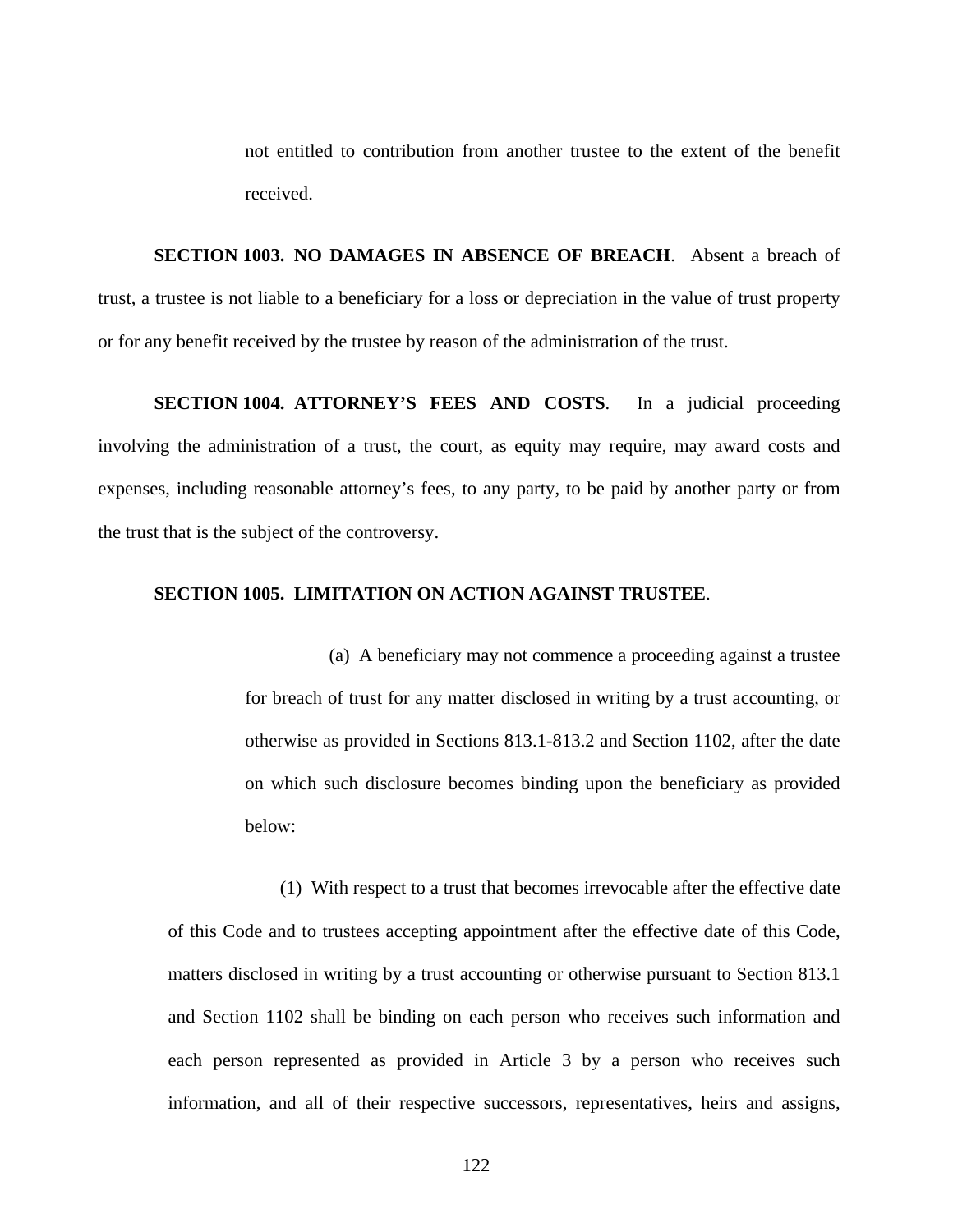not entitled to contribution from another trustee to the extent of the benefit received.

**SECTION 1003. NO DAMAGES IN ABSENCE OF BREACH**. Absent a breach of trust, a trustee is not liable to a beneficiary for a loss or depreciation in the value of trust property or for any benefit received by the trustee by reason of the administration of the trust.

**SECTION 1004. ATTORNEY'S FEES AND COSTS**. In a judicial proceeding involving the administration of a trust, the court, as equity may require, may award costs and expenses, including reasonable attorney's fees, to any party, to be paid by another party or from the trust that is the subject of the controversy.

**SECTION 1005. LIMITATION ON ACTION AGAINST TRUSTEE**.

(a) A beneficiary may not commence a proceeding against a trustee for breach of trust for any matter disclosed in writing by a trust accounting, or otherwise as provided in Sections 813.1-813.2 and Section 1102, after the date on which such disclosure becomes binding upon the beneficiary as provided below:

(1) With respect to a trust that becomes irrevocable after the effective date of this Code and to trustees accepting appointment after the effective date of this Code, matters disclosed in writing by a trust accounting or otherwise pursuant to Section 813.1 and Section 1102 shall be binding on each person who receives such information and each person represented as provided in Article 3 by a person who receives such information, and all of their respective successors, representatives, heirs and assigns,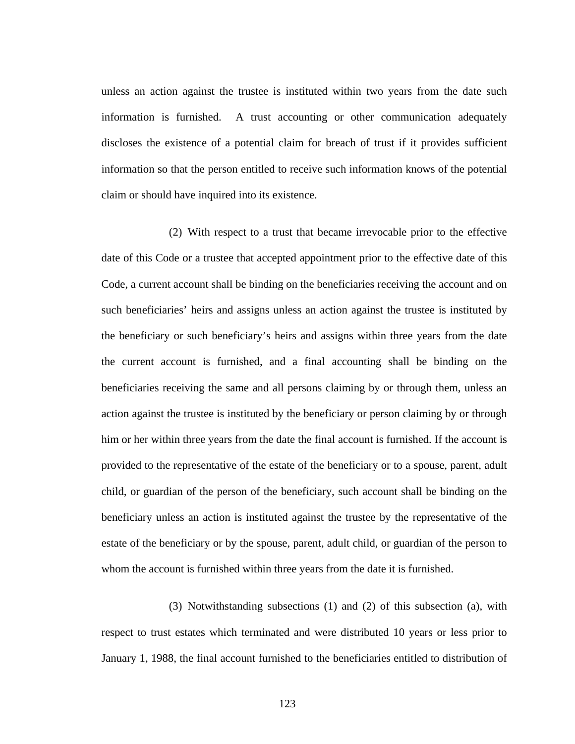unless an action against the trustee is instituted within two years from the date such information is furnished. A trust accounting or other communication adequately discloses the existence of a potential claim for breach of trust if it provides sufficient information so that the person entitled to receive such information knows of the potential claim or should have inquired into its existence.

(2) With respect to a trust that became irrevocable prior to the effective date of this Code or a trustee that accepted appointment prior to the effective date of this Code, a current account shall be binding on the beneficiaries receiving the account and on such beneficiaries' heirs and assigns unless an action against the trustee is instituted by the beneficiary or such beneficiary's heirs and assigns within three years from the date the current account is furnished, and a final accounting shall be binding on the beneficiaries receiving the same and all persons claiming by or through them, unless an action against the trustee is instituted by the beneficiary or person claiming by or through him or her within three years from the date the final account is furnished. If the account is provided to the representative of the estate of the beneficiary or to a spouse, parent, adult child, or guardian of the person of the beneficiary, such account shall be binding on the beneficiary unless an action is instituted against the trustee by the representative of the estate of the beneficiary or by the spouse, parent, adult child, or guardian of the person to whom the account is furnished within three years from the date it is furnished.

(3) Notwithstanding subsections (1) and (2) of this subsection (a), with respect to trust estates which terminated and were distributed 10 years or less prior to January 1, 1988, the final account furnished to the beneficiaries entitled to distribution of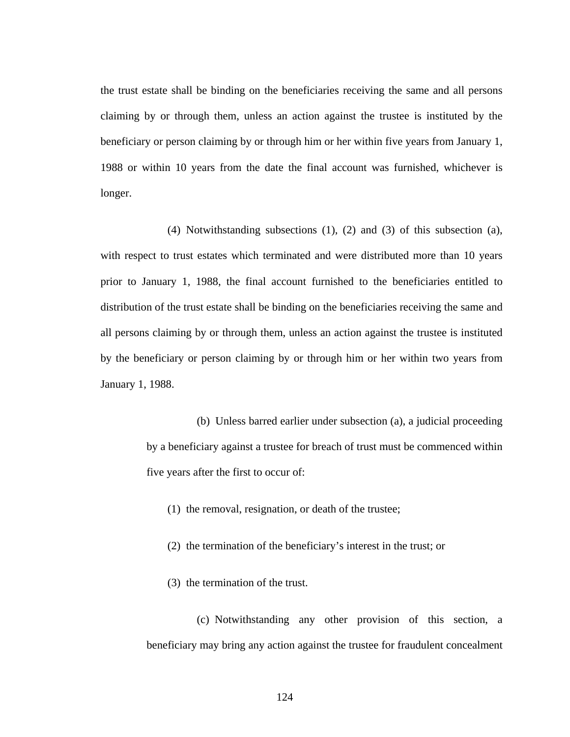the trust estate shall be binding on the beneficiaries receiving the same and all persons claiming by or through them, unless an action against the trustee is instituted by the beneficiary or person claiming by or through him or her within five years from January 1, 1988 or within 10 years from the date the final account was furnished, whichever is longer.

(4) Notwithstanding subsections (1), (2) and (3) of this subsection (a), with respect to trust estates which terminated and were distributed more than 10 years prior to January 1, 1988, the final account furnished to the beneficiaries entitled to distribution of the trust estate shall be binding on the beneficiaries receiving the same and all persons claiming by or through them, unless an action against the trustee is instituted by the beneficiary or person claiming by or through him or her within two years from January 1, 1988.

(b) Unless barred earlier under subsection (a), a judicial proceeding by a beneficiary against a trustee for breach of trust must be commenced within five years after the first to occur of:

(1) the removal, resignation, or death of the trustee;

(2) the termination of the beneficiary's interest in the trust; or

(3) the termination of the trust.

(c) Notwithstanding any other provision of this section, a beneficiary may bring any action against the trustee for fraudulent concealment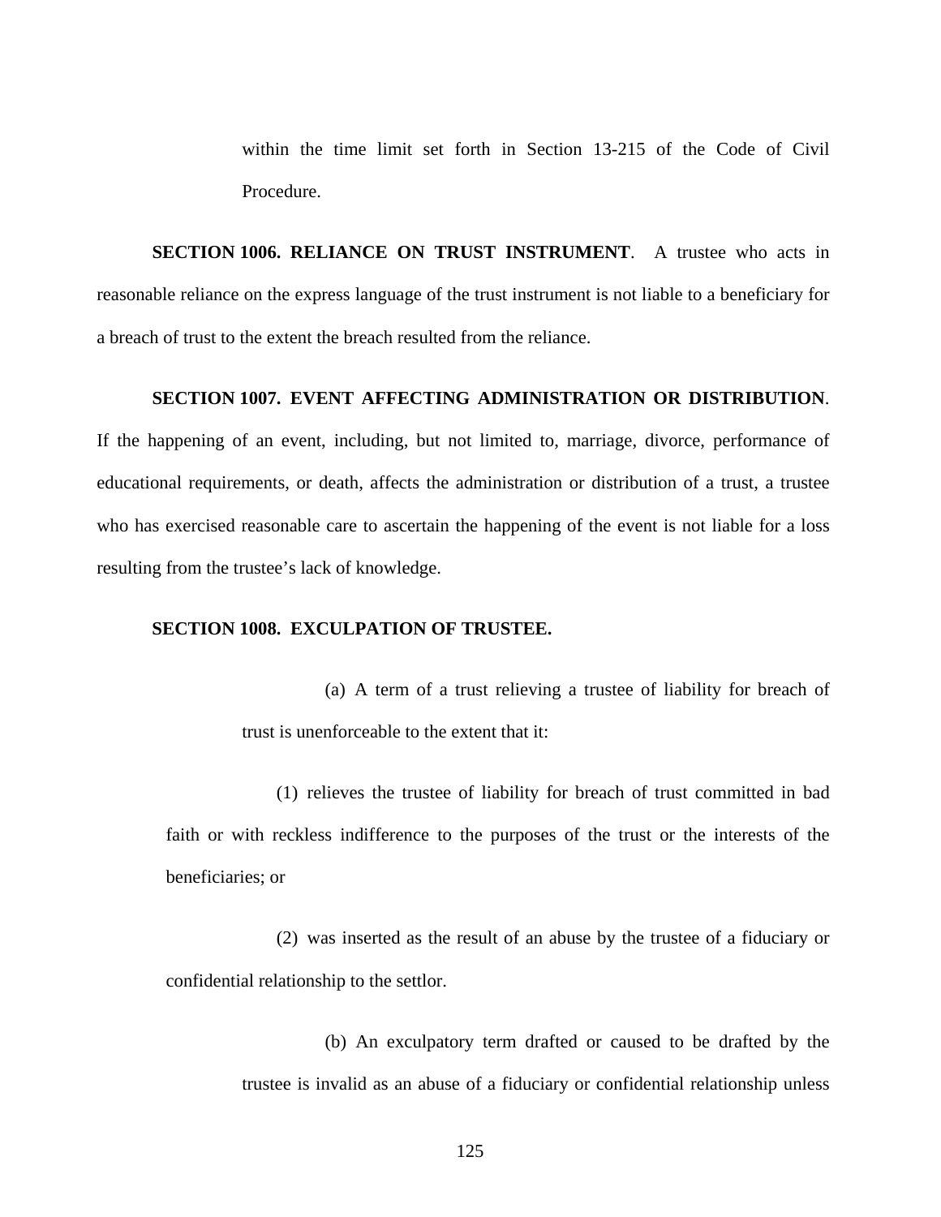within the time limit set forth in Section 13-215 of the Code of Civil Procedure.

**SECTION 1006. RELIANCE ON TRUST INSTRUMENT**. A trustee who acts in reasonable reliance on the express language of the trust instrument is not liable to a beneficiary for a breach of trust to the extent the breach resulted from the reliance.

**SECTION 1007. EVENT AFFECTING ADMINISTRATION OR DISTRIBUTION**. If the happening of an event, including, but not limited to, marriage, divorce, performance of educational requirements, or death, affects the administration or distribution of a trust, a trustee who has exercised reasonable care to ascertain the happening of the event is not liable for a loss resulting from the trustee's lack of knowledge.

**SECTION 1008. EXCULPATION OF TRUSTEE.**

(a) A term of a trust relieving a trustee of liability for breach of trust is unenforceable to the extent that it:

(1) relieves the trustee of liability for breach of trust committed in bad faith or with reckless indifference to the purposes of the trust or the interests of the beneficiaries; or

(2) was inserted as the result of an abuse by the trustee of a fiduciary or confidential relationship to the settlor.

(b) An exculpatory term drafted or caused to be drafted by the trustee is invalid as an abuse of a fiduciary or confidential relationship unless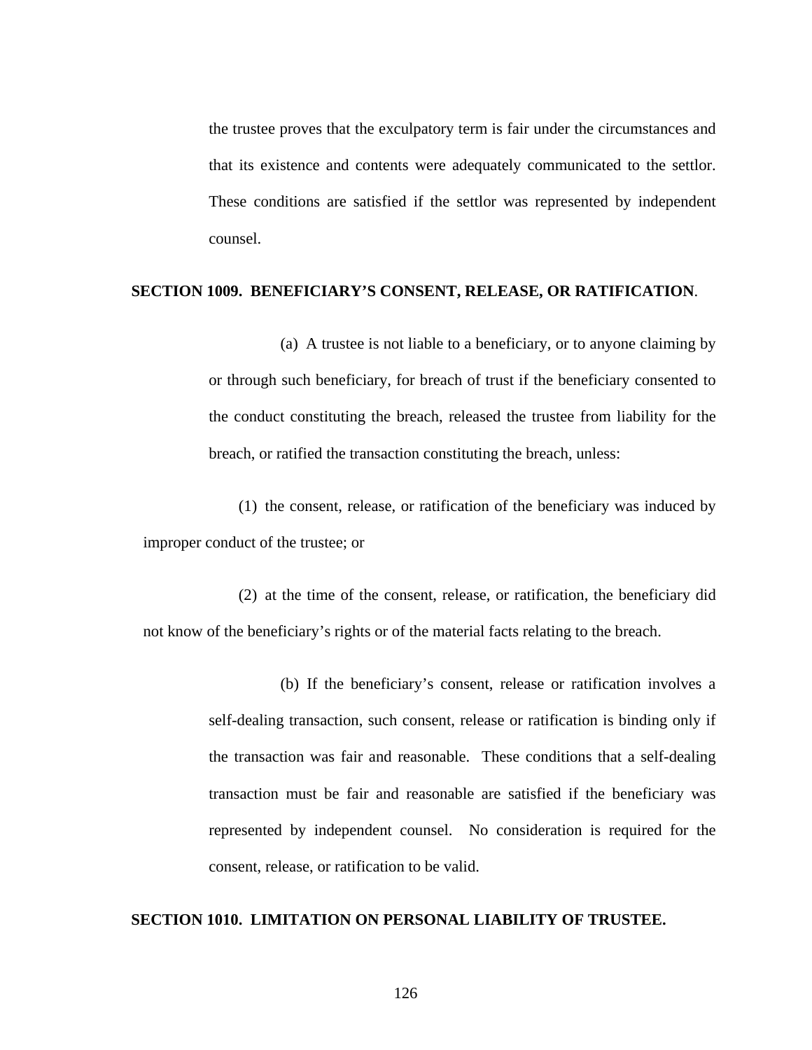the trustee proves that the exculpatory term is fair under the circumstances and that its existence and contents were adequately communicated to the settlor. These conditions are satisfied if the settlor was represented by independent counsel.

**SECTION 1009. BENEFICIARY'S CONSENT, RELEASE, OR RATIFICATION**.

(a) A trustee is not liable to a beneficiary, or to anyone claiming by or through such beneficiary, for breach of trust if the beneficiary consented to the conduct constituting the breach, released the trustee from liability for the breach, or ratified the transaction constituting the breach, unless:

(1) the consent, release, or ratification of the beneficiary was induced by improper conduct of the trustee; or

(2) at the time of the consent, release, or ratification, the beneficiary did not know of the beneficiary's rights or of the material facts relating to the breach.

(b) If the beneficiary's consent, release or ratification involves a self-dealing transaction, such consent, release or ratification is binding only if the transaction was fair and reasonable. These conditions that a self-dealing transaction must be fair and reasonable are satisfied if the beneficiary was represented by independent counsel. No consideration is required for the consent, release, or ratification to be valid.

**SECTION 1010. LIMITATION ON PERSONAL LIABILITY OF TRUSTEE.**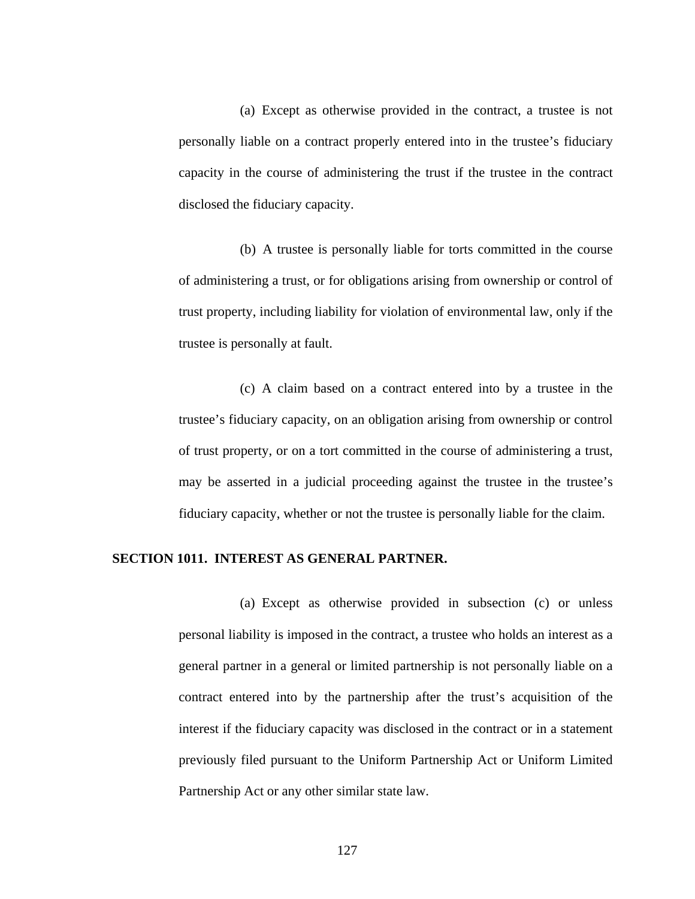(a) Except as otherwise provided in the contract, a trustee is not personally liable on a contract properly entered into in the trustee's fiduciary capacity in the course of administering the trust if the trustee in the contract disclosed the fiduciary capacity.

(b) A trustee is personally liable for torts committed in the course of administering a trust, or for obligations arising from ownership or control of trust property, including liability for violation of environmental law, only if the trustee is personally at fault.

(c) A claim based on a contract entered into by a trustee in the trustee's fiduciary capacity, on an obligation arising from ownership or control of trust property, or on a tort committed in the course of administering a trust, may be asserted in a judicial proceeding against the trustee in the trustee's fiduciary capacity, whether or not the trustee is personally liable for the claim.

## SECTION 1011. INTEREST AS GENERAL PARTNER.

(a) Except as otherwise provided in subsection (c) or unless personal liability is imposed in the contract, a trustee who holds an interest as a general partner in a general or limited partnership is not personally liable on a contract entered into by the partnership after the trust's acquisition of the interest if the fiduciary capacity was disclosed in the contract or in a statement previously filed pursuant to the Uniform Partnership Act or Uniform Limited Partnership Act or any other similar state law.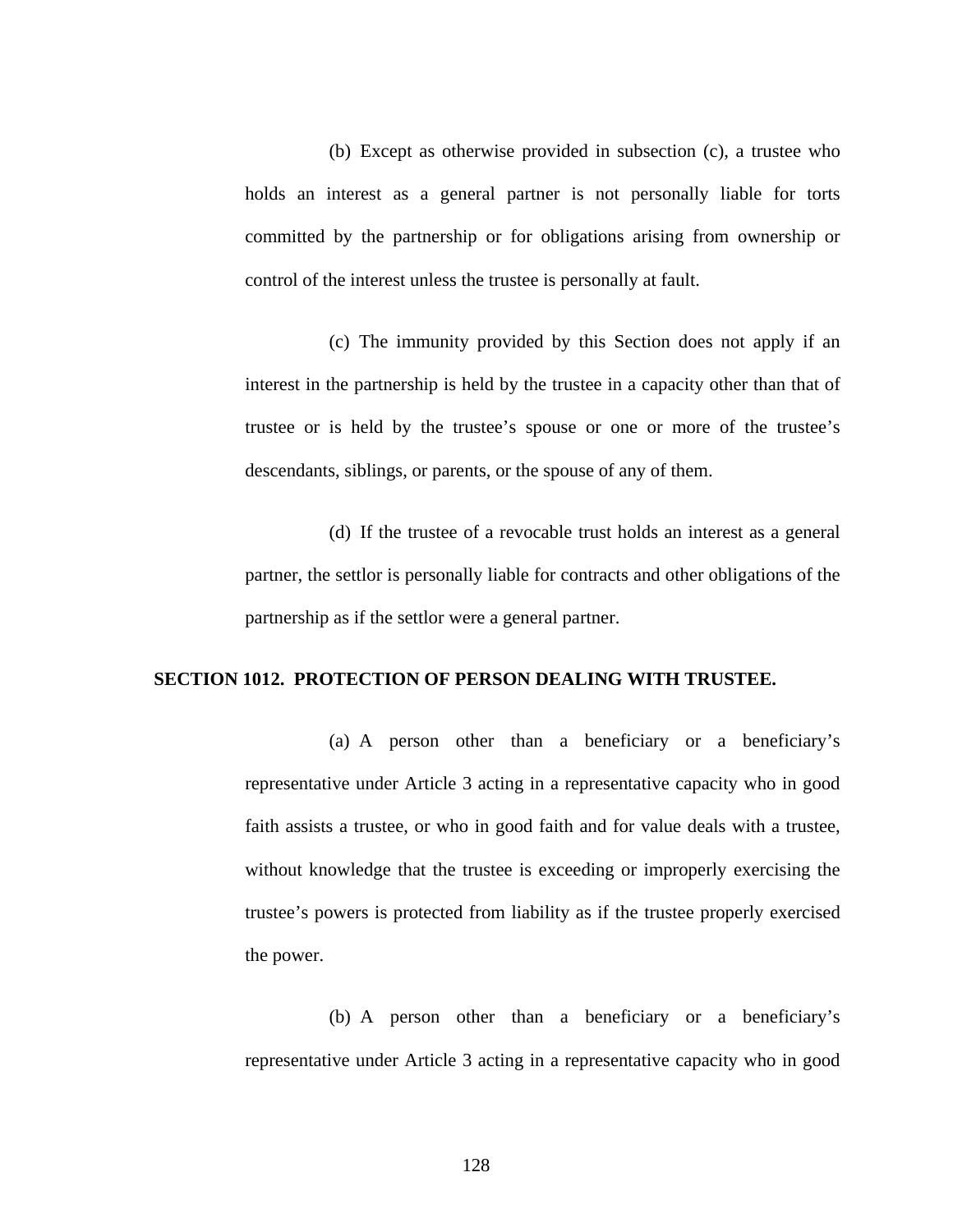(b) Except as otherwise provided in subsection (c), a trustee who holds an interest as a general partner is not personally liable for torts committed by the partnership or for obligations arising from ownership or control of the interest unless the trustee is personally at fault.

(c) The immunity provided by this Section does not apply if an interest in the partnership is held by the trustee in a capacity other than that of trustee or is held by the trustee's spouse or one or more of the trustee's descendants, siblings, or parents, or the spouse of any of them.

(d) If the trustee of a revocable trust holds an interest as a general partner, the settlor is personally liable for contracts and other obligations of the partnership as if the settlor were a general partner.

**SECTION 1012. PROTECTION OF PERSON DEALING WITH TRUSTEE.**

(a) A person other than a beneficiary or a beneficiary's representative under Article 3 acting in a representative capacity who in good faith assists a trustee, or who in good faith and for value deals with a trustee, without knowledge that the trustee is exceeding or improperly exercising the trustee's powers is protected from liability as if the trustee properly exercised the power.

(b) A person other than a beneficiary or a beneficiary's representative under Article 3 acting in a representative capacity who in good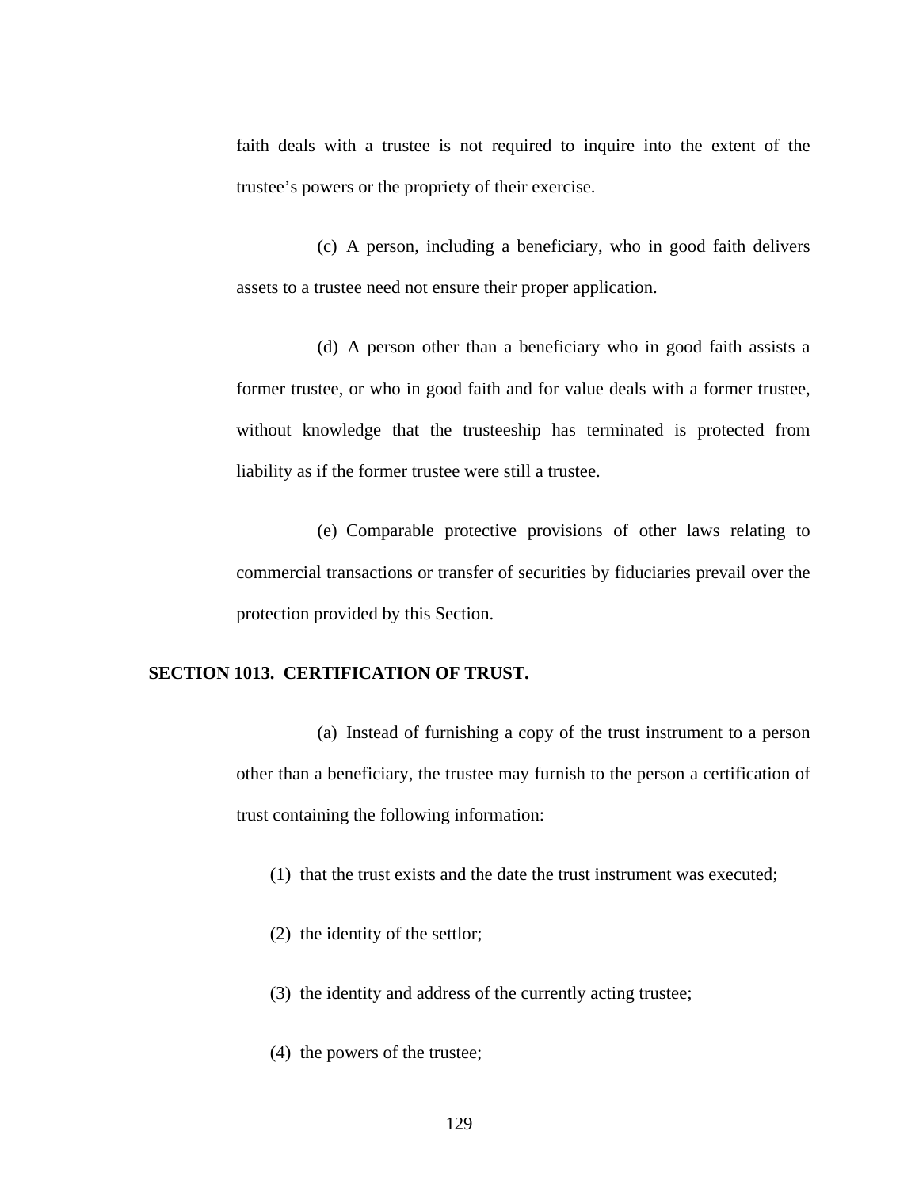faith deals with a trustee is not required to inquire into the extent of the trustee's powers or the propriety of their exercise.

(c) A person, including a beneficiary, who in good faith delivers assets to a trustee need not ensure their proper application.

(d) A person other than a beneficiary who in good faith assists a former trustee, or who in good faith and for value deals with a former trustee, without knowledge that the trusteeship has terminated is protected from liability as if the former trustee were still a trustee.

(e) Comparable protective provisions of other laws relating to commercial transactions or transfer of securities by fiduciaries prevail over the protection provided by this Section.

**SECTION 1013. CERTIFICATION OF TRUST.**

(a) Instead of furnishing a copy of the trust instrument to a person other than a beneficiary, the trustee may furnish to the person a certification of trust containing the following information:

(1) that the trust exists and the date the trust instrument was executed;

(2) the identity of the settlor;

(3) the identity and address of the currently acting trustee;

(4) the powers of the trustee;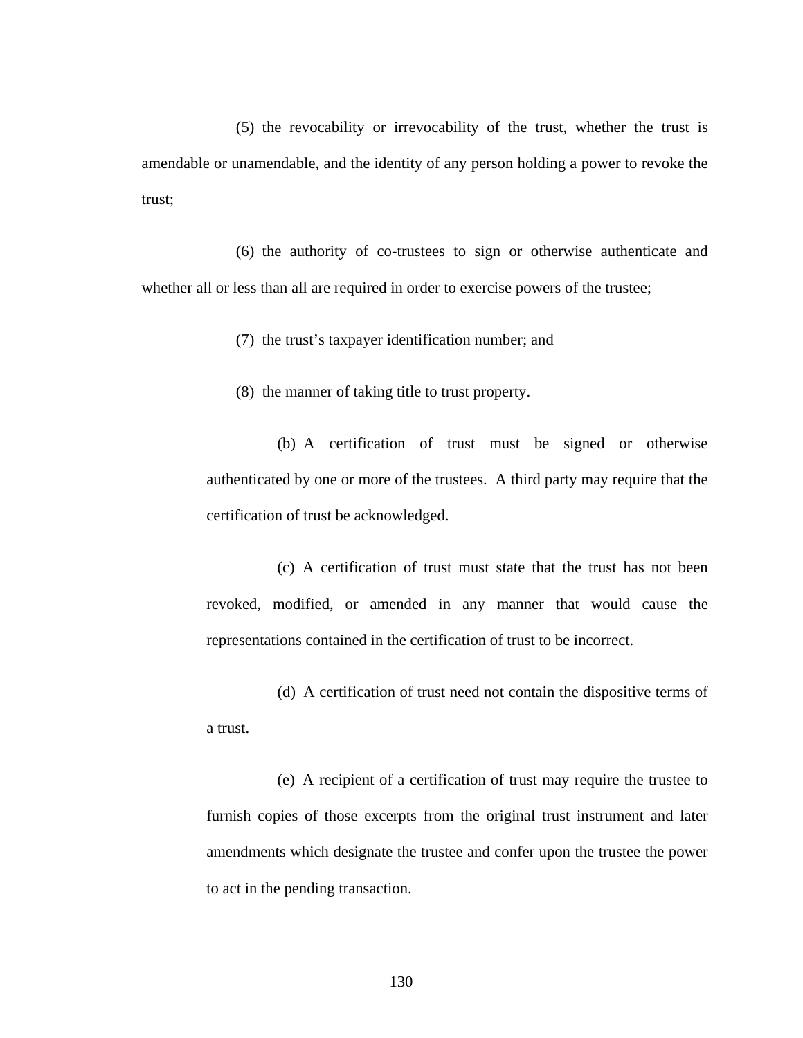(5) the revocability or irrevocability of the trust, whether the trust is amendable or unamendable, and the identity of any person holding a power to revoke the trust;

(6) the authority of co-trustees to sign or otherwise authenticate and whether all or less than all are required in order to exercise powers of the trustee;

(7) the trust's taxpayer identification number; and

(8) the manner of taking title to trust property.

(b) A certification of trust must be signed or otherwise authenticated by one or more of the trustees. A third party may require that the certification of trust be acknowledged.

(c) A certification of trust must state that the trust has not been revoked, modified, or amended in any manner that would cause the representations contained in the certification of trust to be incorrect.

(d) A certification of trust need not contain the dispositive terms of a trust.

(e) A recipient of a certification of trust may require the trustee to furnish copies of those excerpts from the original trust instrument and later amendments which designate the trustee and confer upon the trustee the power to act in the pending transaction.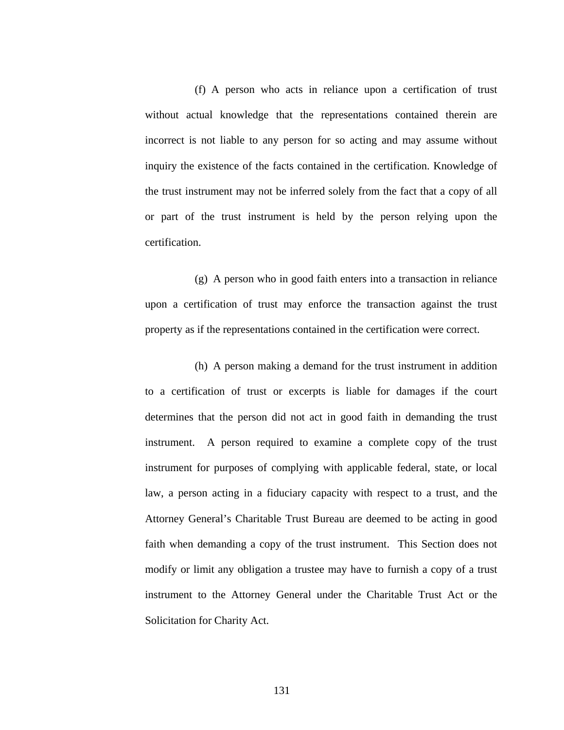(f) A person who acts in reliance upon a certification of trust without actual knowledge that the representations contained therein are incorrect is not liable to any person for so acting and may assume without inquiry the existence of the facts contained in the certification. Knowledge of the trust instrument may not be inferred solely from the fact that a copy of all or part of the trust instrument is held by the person relying upon the certification.

(g) A person who in good faith enters into a transaction in reliance upon a certification of trust may enforce the transaction against the trust property as if the representations contained in the certification were correct.

(h) A person making a demand for the trust instrument in addition to a certification of trust or excerpts is liable for damages if the court determines that the person did not act in good faith in demanding the trust instrument. A person required to examine a complete copy of the trust instrument for purposes of complying with applicable federal, state, or local law, a person acting in a fiduciary capacity with respect to a trust, and the Attorney General's Charitable Trust Bureau are deemed to be acting in good faith when demanding a copy of the trust instrument. This Section does not modify or limit any obligation a trustee may have to furnish a copy of a trust instrument to the Attorney General under the Charitable Trust Act or the Solicitation for Charity Act.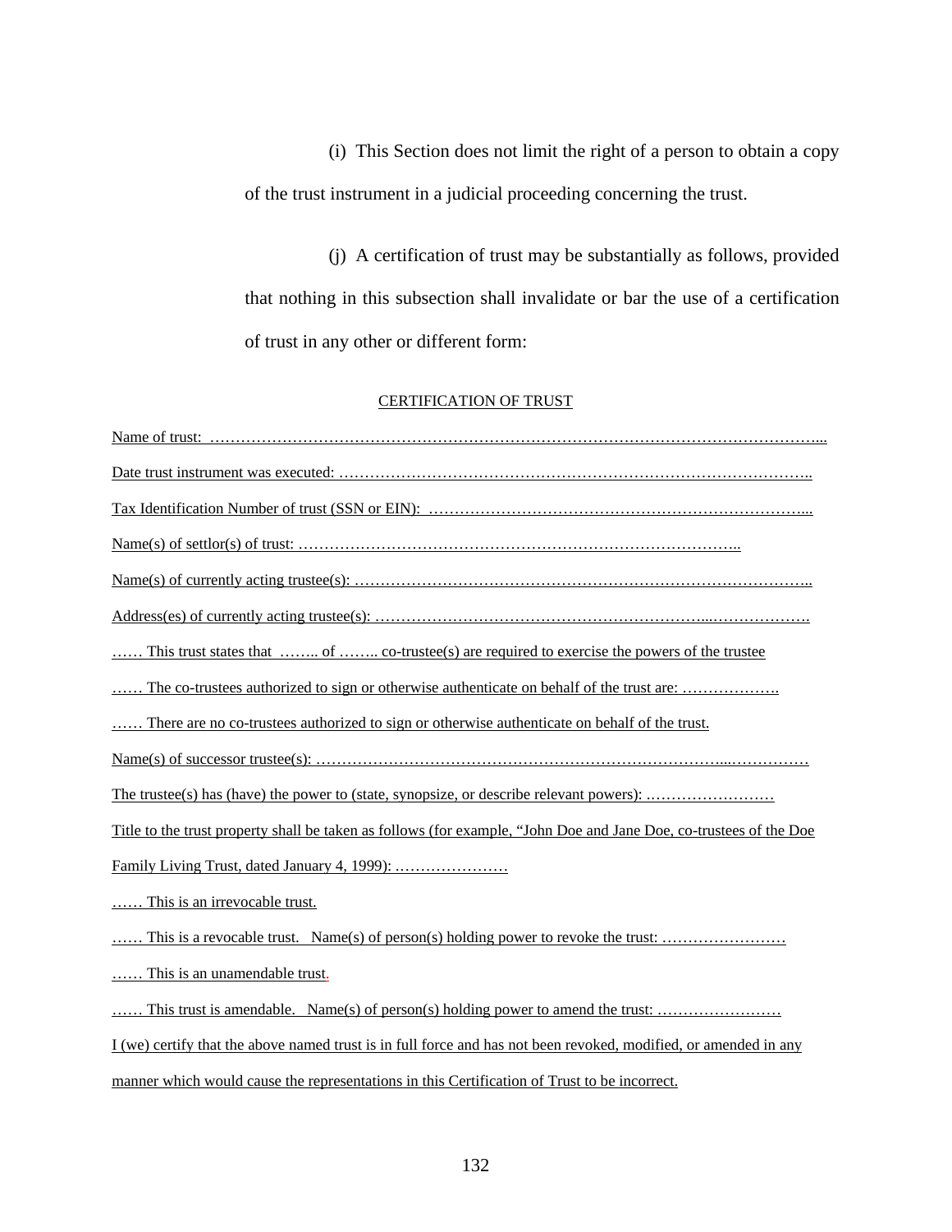(i) This Section does not limit the right of a person to obtain a copy of the trust instrument in a judicial proceeding concerning the trust.

(j) A certification of trust may be substantially as follows, provided that nothing in this subsection shall invalidate or bar the use of a certification of trust in any other or different form:

<u>CERTIFICATION OF TRUST</u>

<u>Name of trust: ……………………………………………………………………………………………………...</u>

<u>Date trust instrument was executed: …………………………………………………………………………..</u>

<u>Tax Identification Number of trust (SSN or EIN): ………………………………………………………………...</u>

<u>Name(s) of settlor(s) of trust: ……………………………………………………………………………..</u>

<u>Name(s) of currently acting trustee(s): ……………………………………………………………………………..</u>

<u>Address(es) of currently acting trustee(s): ………………………………………………………...……………….</u>

<u>…… This trust states that …….. of …….. co-trustee(s) are required to exercise the powers of the trustee</u>

<u>…… The co-trustees authorized to sign or otherwise authenticate on behalf of the trust are: ……………….</u>

<u>…… There are no co-trustees authorized to sign or otherwise authenticate on behalf of the trust.</u>

<u>Name(s) of successor trustee(s): ………………………………………………………………………...……………</u>

<u>The trustee(s) has (have) the power to (state, synopsize, or describe relevant powers): .……………………</u>

<u>Title to the trust property shall be taken as follows (for example, "John Doe and Jane Doe, co-trustees of the Doe Family Living Trust, dated January 4, 1999): .…………………</u>

<u>…… This is an irrevocable trust.</u>

<u>…… This is a revocable trust. Name(s) of person(s) holding power to revoke the trust: ……………………</u>

<u>…… This is an unamendable trust.</u>

<u>…… This trust is amendable. Name(s) of person(s) holding power to amend the trust: ……………………</u>

<u>I (we) certify that the above named trust is in full force and has not been revoked, modified, or amended in any manner which would cause the representations in this Certification of Trust to be incorrect.</u>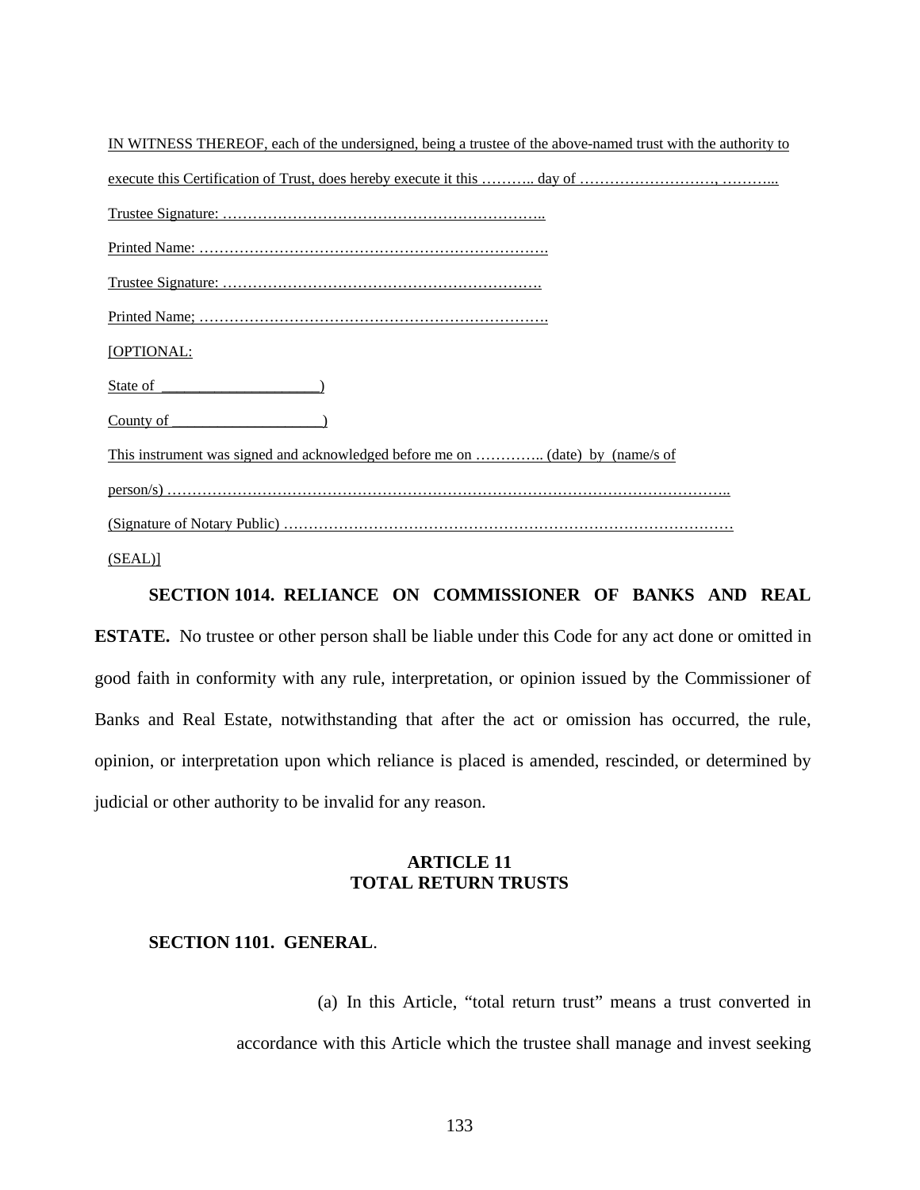IN WITNESS THEREOF, each of the undersigned, being a trustee of the above-named trust with the authority to execute this Certification of Trust, does hereby execute it this ……….. day of ………………………, ………...

Trustee Signature: ………………………………………………………..

Printed Name: …………………………………………………………….

Trustee Signature: ……………………………………………………….

Printed Name; …………………………………………………………….

[OPTIONAL:

State of ____________________)

County of ___________________)

This instrument was signed and acknowledged before me on ………….. (date) by (name/s of person/s) …………………………………………………………………………………………………..

(Signature of Notary Public) ………………………………………………………………………………

(SEAL)]

**SECTION 1014. RELIANCE ON COMMISSIONER OF BANKS AND REAL ESTATE.** No trustee or other person shall be liable under this Code for any act done or omitted in good faith in conformity with any rule, interpretation, or opinion issued by the Commissioner of Banks and Real Estate, notwithstanding that after the act or omission has occurred, the rule, opinion, or interpretation upon which reliance is placed is amended, rescinded, or determined by judicial or other authority to be invalid for any reason.

## ARTICLE 11
## TOTAL RETURN TRUSTS

**SECTION 1101. GENERAL.**

(a) In this Article, "total return trust" means a trust converted in accordance with this Article which the trustee shall manage and invest seeking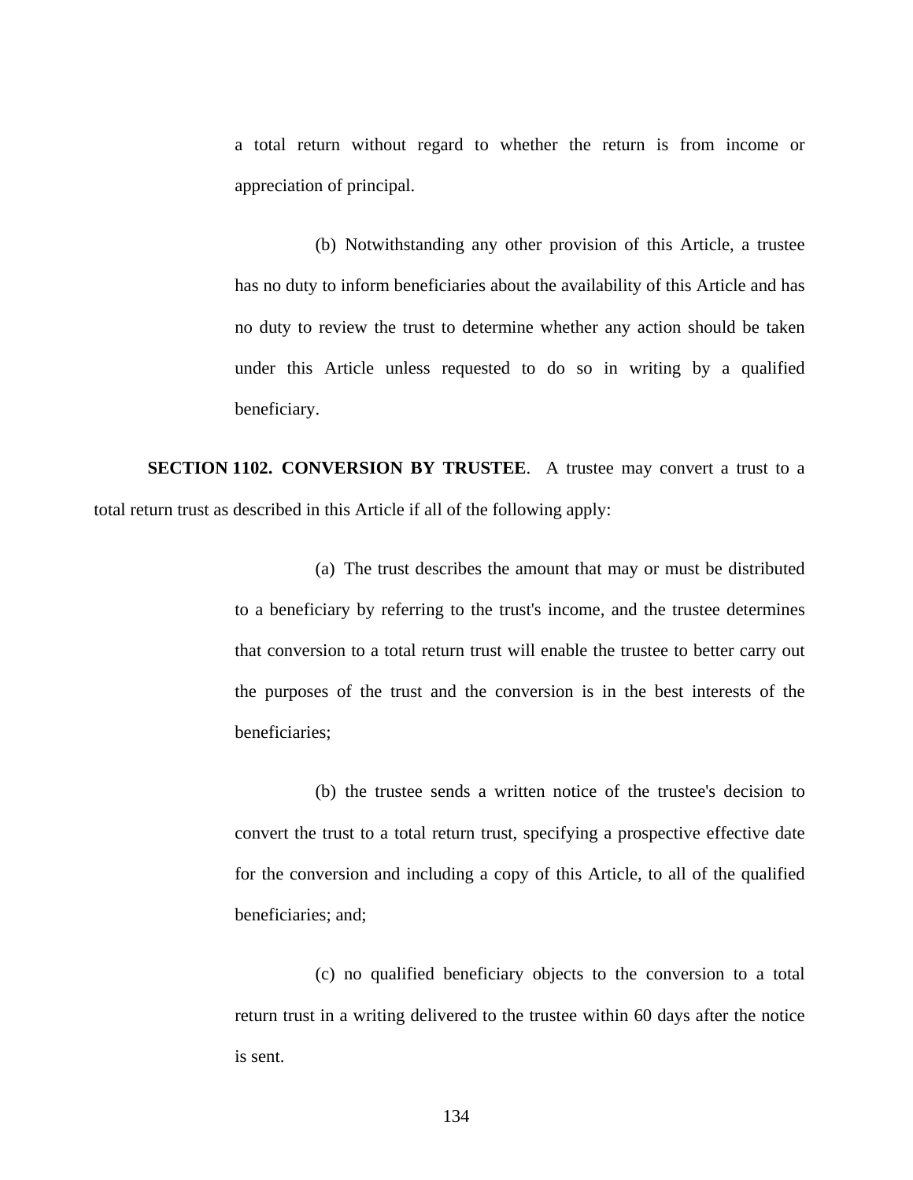a total return without regard to whether the return is from income or appreciation of principal.

(b) Notwithstanding any other provision of this Article, a trustee has no duty to inform beneficiaries about the availability of this Article and has no duty to review the trust to determine whether any action should be taken under this Article unless requested to do so in writing by a qualified beneficiary.

**SECTION 1102. CONVERSION BY TRUSTEE**. A trustee may convert a trust to a total return trust as described in this Article if all of the following apply:

(a) The trust describes the amount that may or must be distributed to a beneficiary by referring to the trust's income, and the trustee determines that conversion to a total return trust will enable the trustee to better carry out the purposes of the trust and the conversion is in the best interests of the beneficiaries;

(b) the trustee sends a written notice of the trustee's decision to convert the trust to a total return trust, specifying a prospective effective date for the conversion and including a copy of this Article, to all of the qualified beneficiaries; and;

(c) no qualified beneficiary objects to the conversion to a total return trust in a writing delivered to the trustee within 60 days after the notice is sent.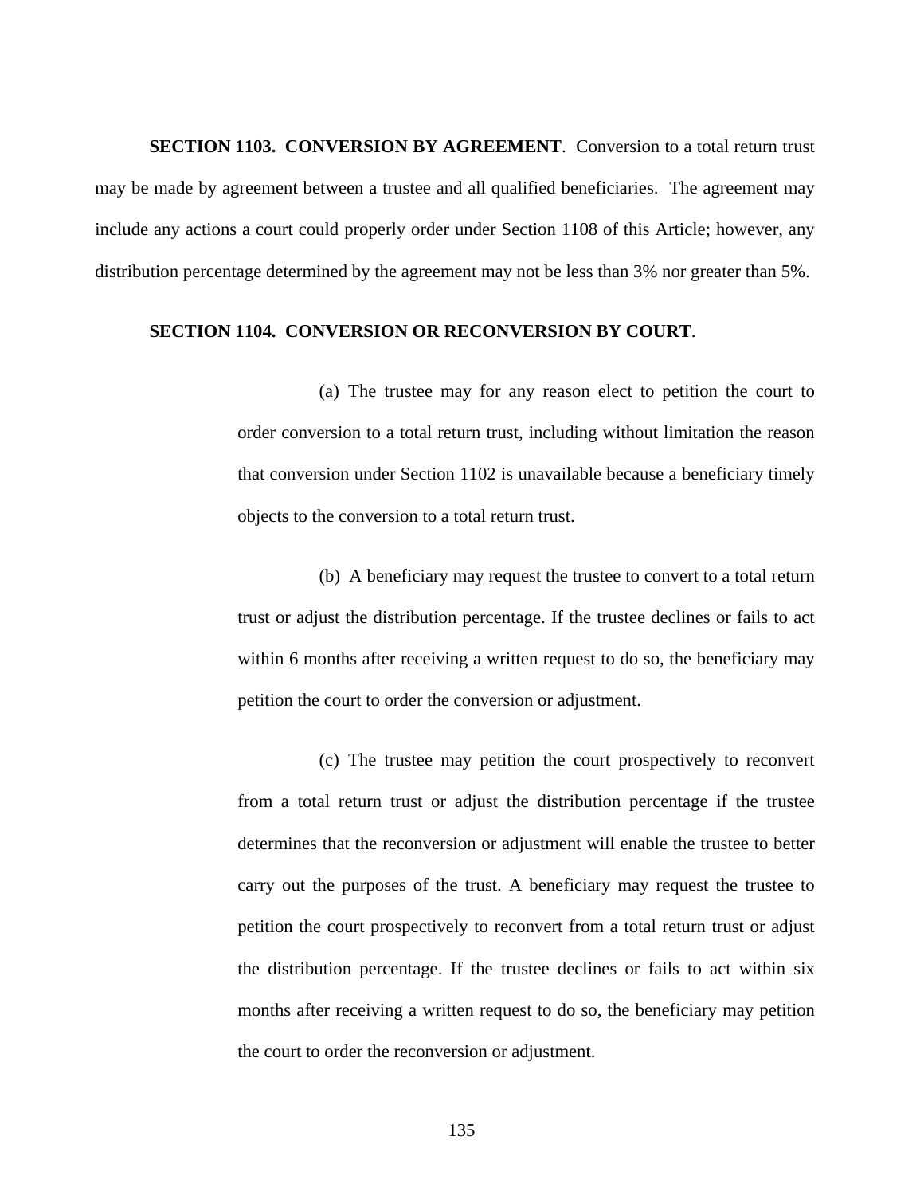**SECTION 1103. CONVERSION BY AGREEMENT**. Conversion to a total return trust may be made by agreement between a trustee and all qualified beneficiaries. The agreement may include any actions a court could properly order under Section 1108 of this Article; however, any distribution percentage determined by the agreement may not be less than 3% nor greater than 5%.

**SECTION 1104. CONVERSION OR RECONVERSION BY COURT**.

(a) The trustee may for any reason elect to petition the court to order conversion to a total return trust, including without limitation the reason that conversion under Section 1102 is unavailable because a beneficiary timely objects to the conversion to a total return trust.

(b) A beneficiary may request the trustee to convert to a total return trust or adjust the distribution percentage. If the trustee declines or fails to act within 6 months after receiving a written request to do so, the beneficiary may petition the court to order the conversion or adjustment.

(c) The trustee may petition the court prospectively to reconvert from a total return trust or adjust the distribution percentage if the trustee determines that the reconversion or adjustment will enable the trustee to better carry out the purposes of the trust. A beneficiary may request the trustee to petition the court prospectively to reconvert from a total return trust or adjust the distribution percentage. If the trustee declines or fails to act within six months after receiving a written request to do so, the beneficiary may petition the court to order the reconversion or adjustment.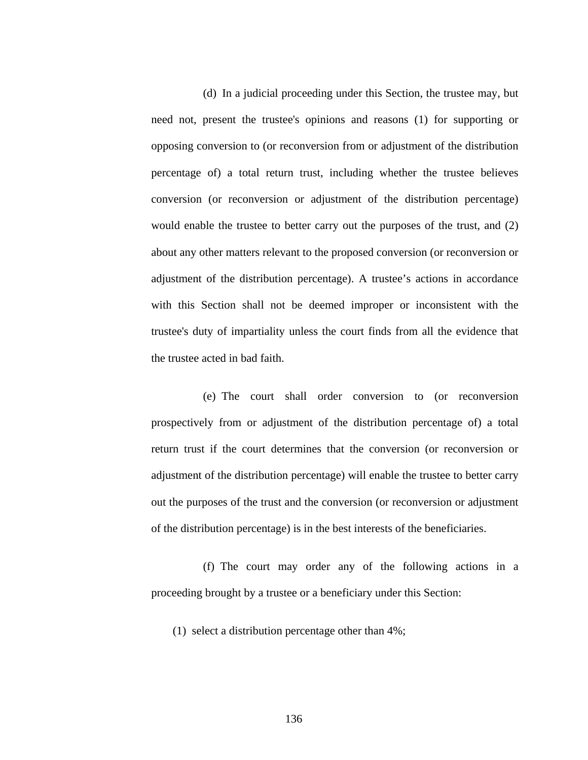(d) In a judicial proceeding under this Section, the trustee may, but need not, present the trustee's opinions and reasons (1) for supporting or opposing conversion to (or reconversion from or adjustment of the distribution percentage of) a total return trust, including whether the trustee believes conversion (or reconversion or adjustment of the distribution percentage) would enable the trustee to better carry out the purposes of the trust, and (2) about any other matters relevant to the proposed conversion (or reconversion or adjustment of the distribution percentage). A trustee's actions in accordance with this Section shall not be deemed improper or inconsistent with the trustee's duty of impartiality unless the court finds from all the evidence that the trustee acted in bad faith.

(e) The court shall order conversion to (or reconversion prospectively from or adjustment of the distribution percentage of) a total return trust if the court determines that the conversion (or reconversion or adjustment of the distribution percentage) will enable the trustee to better carry out the purposes of the trust and the conversion (or reconversion or adjustment of the distribution percentage) is in the best interests of the beneficiaries.

(f) The court may order any of the following actions in a proceeding brought by a trustee or a beneficiary under this Section:

(1) select a distribution percentage other than 4%;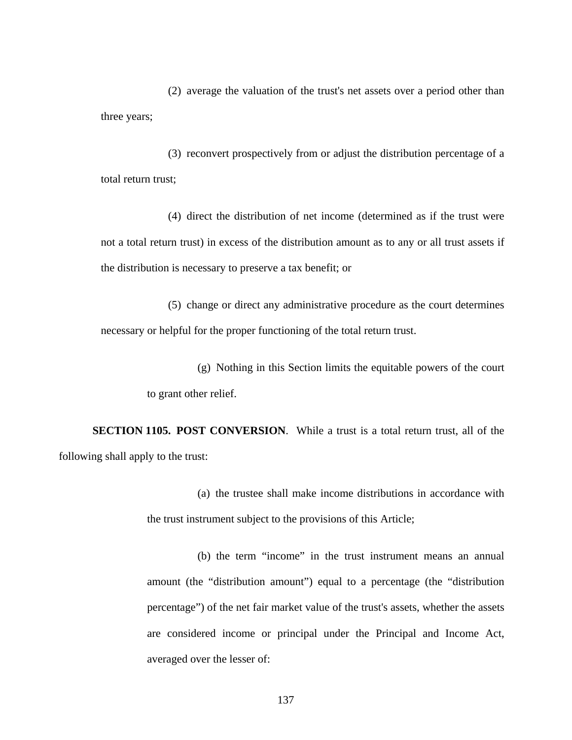(2) average the valuation of the trust's net assets over a period other than three years;

(3) reconvert prospectively from or adjust the distribution percentage of a total return trust;

(4) direct the distribution of net income (determined as if the trust were not a total return trust) in excess of the distribution amount as to any or all trust assets if the distribution is necessary to preserve a tax benefit; or

(5) change or direct any administrative procedure as the court determines necessary or helpful for the proper functioning of the total return trust.

(g) Nothing in this Section limits the equitable powers of the court to grant other relief.

**SECTION 1105. POST CONVERSION**. While a trust is a total return trust, all of the following shall apply to the trust:

(a) the trustee shall make income distributions in accordance with the trust instrument subject to the provisions of this Article;

(b) the term "income" in the trust instrument means an annual amount (the "distribution amount") equal to a percentage (the "distribution percentage") of the net fair market value of the trust's assets, whether the assets are considered income or principal under the Principal and Income Act, averaged over the lesser of: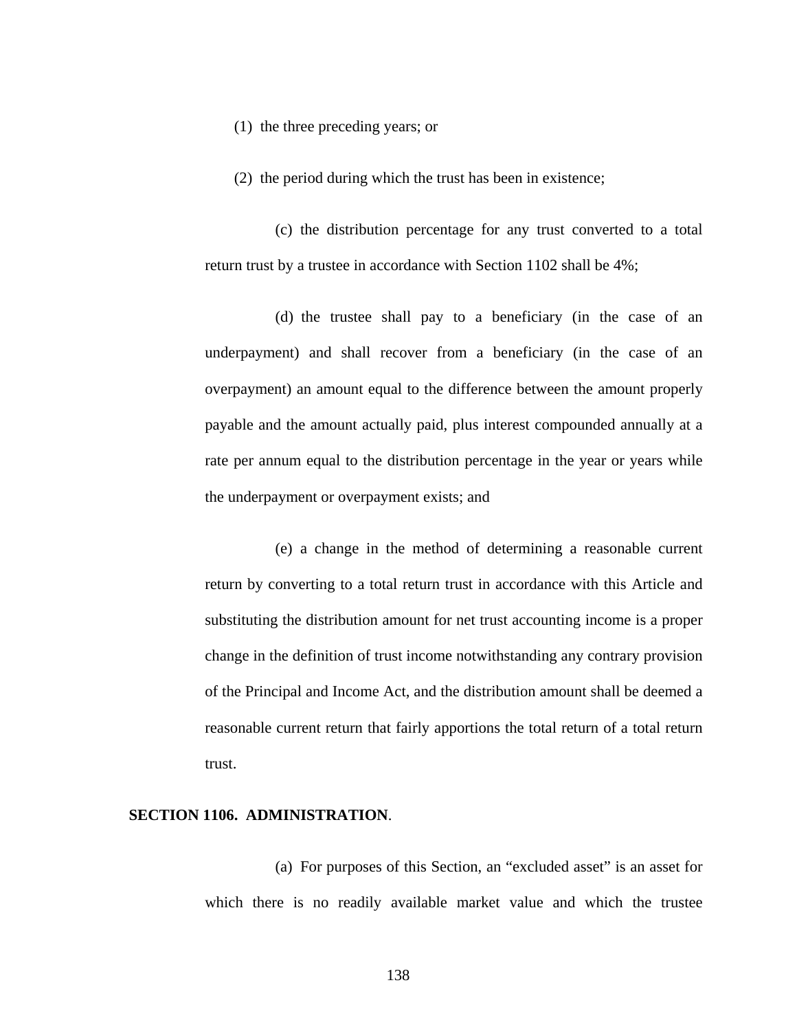(1) the three preceding years; or

(2) the period during which the trust has been in existence;

(c) the distribution percentage for any trust converted to a total return trust by a trustee in accordance with Section 1102 shall be 4%;

(d) the trustee shall pay to a beneficiary (in the case of an underpayment) and shall recover from a beneficiary (in the case of an overpayment) an amount equal to the difference between the amount properly payable and the amount actually paid, plus interest compounded annually at a rate per annum equal to the distribution percentage in the year or years while the underpayment or overpayment exists; and

(e) a change in the method of determining a reasonable current return by converting to a total return trust in accordance with this Article and substituting the distribution amount for net trust accounting income is a proper change in the definition of trust income notwithstanding any contrary provision of the Principal and Income Act, and the distribution amount shall be deemed a reasonable current return that fairly apportions the total return of a total return trust.

**SECTION 1106. ADMINISTRATION**.

(a) For purposes of this Section, an "excluded asset" is an asset for which there is no readily available market value and which the trustee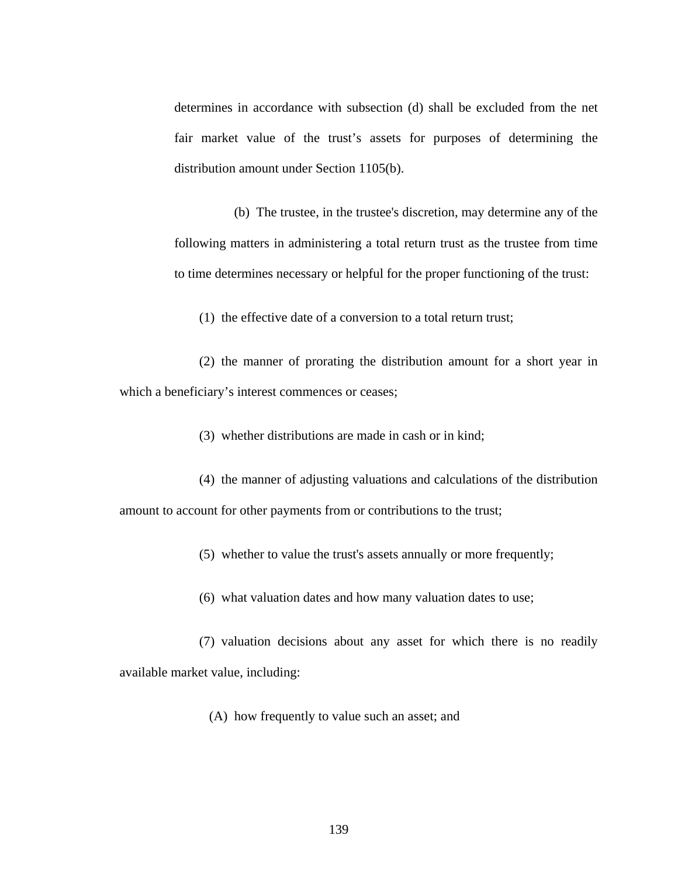determines in accordance with subsection (d) shall be excluded from the net fair market value of the trust's assets for purposes of determining the distribution amount under Section 1105(b).

(b) The trustee, in the trustee's discretion, may determine any of the following matters in administering a total return trust as the trustee from time to time determines necessary or helpful for the proper functioning of the trust:

(1) the effective date of a conversion to a total return trust;

(2) the manner of prorating the distribution amount for a short year in which a beneficiary's interest commences or ceases;

(3) whether distributions are made in cash or in kind;

(4) the manner of adjusting valuations and calculations of the distribution amount to account for other payments from or contributions to the trust;

(5) whether to value the trust's assets annually or more frequently;

(6) what valuation dates and how many valuation dates to use;

(7) valuation decisions about any asset for which there is no readily available market value, including:

(A) how frequently to value such an asset; and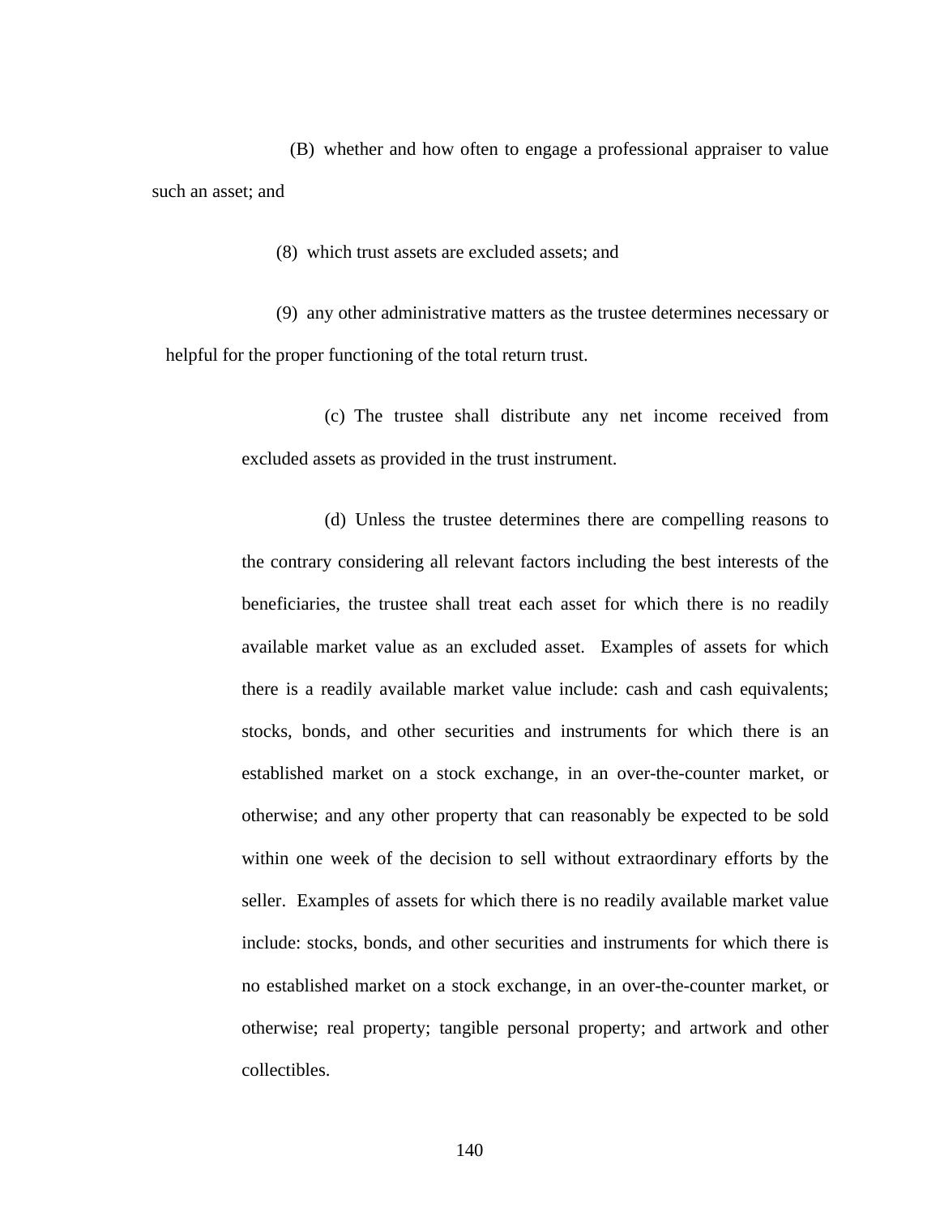(B) whether and how often to engage a professional appraiser to value such an asset; and

(8) which trust assets are excluded assets; and

(9) any other administrative matters as the trustee determines necessary or helpful for the proper functioning of the total return trust.

(c) The trustee shall distribute any net income received from excluded assets as provided in the trust instrument.

(d) Unless the trustee determines there are compelling reasons to the contrary considering all relevant factors including the best interests of the beneficiaries, the trustee shall treat each asset for which there is no readily available market value as an excluded asset. Examples of assets for which there is a readily available market value include: cash and cash equivalents; stocks, bonds, and other securities and instruments for which there is an established market on a stock exchange, in an over-the-counter market, or otherwise; and any other property that can reasonably be expected to be sold within one week of the decision to sell without extraordinary efforts by the seller. Examples of assets for which there is no readily available market value include: stocks, bonds, and other securities and instruments for which there is no established market on a stock exchange, in an over-the-counter market, or otherwise; real property; tangible personal property; and artwork and other collectibles.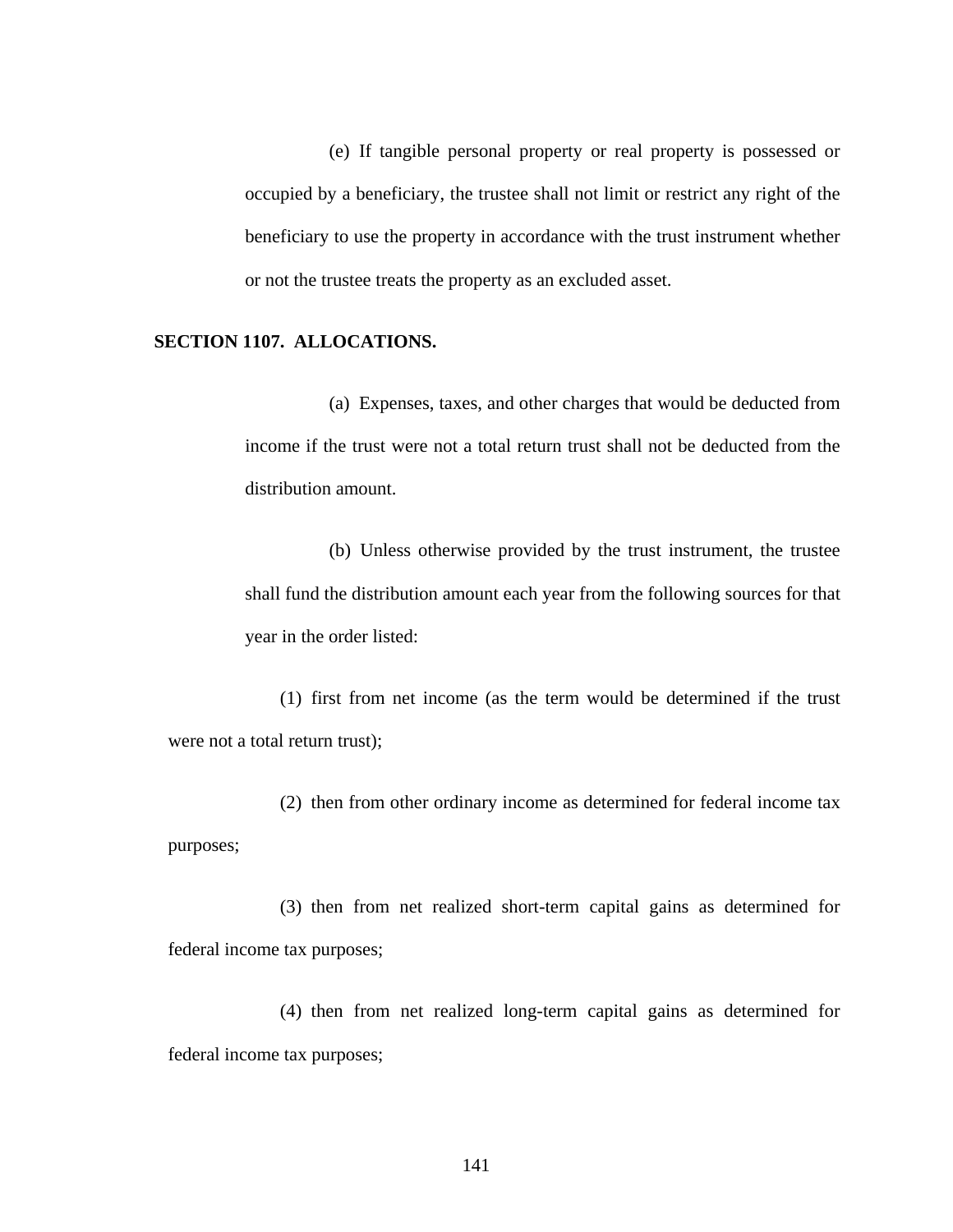(e) If tangible personal property or real property is possessed or occupied by a beneficiary, the trustee shall not limit or restrict any right of the beneficiary to use the property in accordance with the trust instrument whether or not the trustee treats the property as an excluded asset.

**SECTION 1107. ALLOCATIONS.**

(a) Expenses, taxes, and other charges that would be deducted from income if the trust were not a total return trust shall not be deducted from the distribution amount.

(b) Unless otherwise provided by the trust instrument, the trustee shall fund the distribution amount each year from the following sources for that year in the order listed:

(1) first from net income (as the term would be determined if the trust were not a total return trust);

(2) then from other ordinary income as determined for federal income tax purposes;

(3) then from net realized short-term capital gains as determined for federal income tax purposes;

(4) then from net realized long-term capital gains as determined for federal income tax purposes;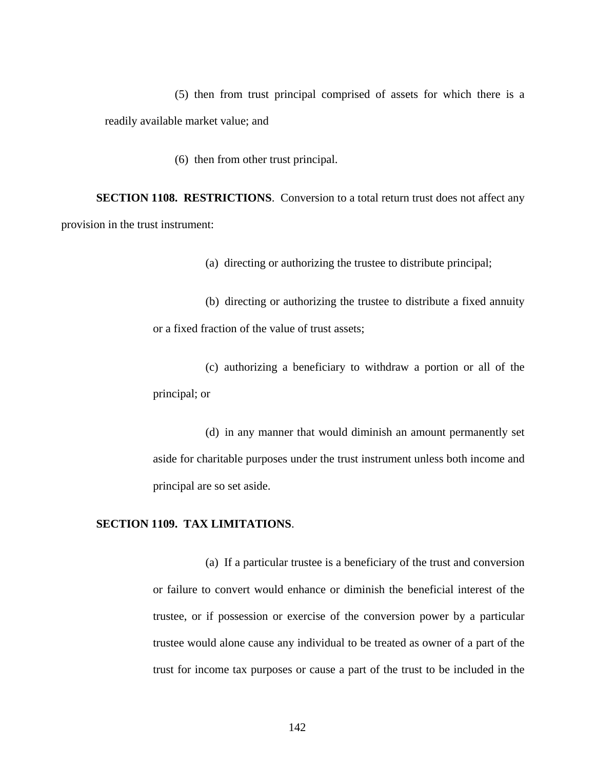(5) then from trust principal comprised of assets for which there is a readily available market value; and

(6) then from other trust principal.

**SECTION 1108. RESTRICTIONS**. Conversion to a total return trust does not affect any provision in the trust instrument:

(a) directing or authorizing the trustee to distribute principal;

(b) directing or authorizing the trustee to distribute a fixed annuity or a fixed fraction of the value of trust assets;

(c) authorizing a beneficiary to withdraw a portion or all of the principal; or

(d) in any manner that would diminish an amount permanently set aside for charitable purposes under the trust instrument unless both income and principal are so set aside.

**SECTION 1109. TAX LIMITATIONS**.

(a) If a particular trustee is a beneficiary of the trust and conversion or failure to convert would enhance or diminish the beneficial interest of the trustee, or if possession or exercise of the conversion power by a particular trustee would alone cause any individual to be treated as owner of a part of the trust for income tax purposes or cause a part of the trust to be included in the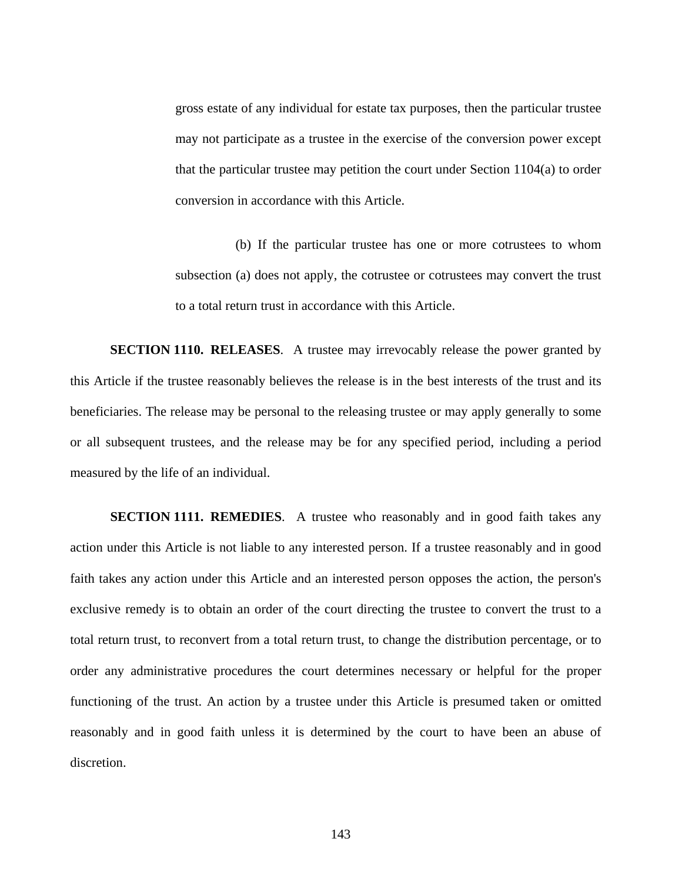gross estate of any individual for estate tax purposes, then the particular trustee may not participate as a trustee in the exercise of the conversion power except that the particular trustee may petition the court under Section 1104(a) to order conversion in accordance with this Article.

(b) If the particular trustee has one or more cotrustees to whom subsection (a) does not apply, the cotrustee or cotrustees may convert the trust to a total return trust in accordance with this Article.

**SECTION 1110. RELEASES**. A trustee may irrevocably release the power granted by this Article if the trustee reasonably believes the release is in the best interests of the trust and its beneficiaries. The release may be personal to the releasing trustee or may apply generally to some or all subsequent trustees, and the release may be for any specified period, including a period measured by the life of an individual.

**SECTION 1111. REMEDIES**. A trustee who reasonably and in good faith takes any action under this Article is not liable to any interested person. If a trustee reasonably and in good faith takes any action under this Article and an interested person opposes the action, the person's exclusive remedy is to obtain an order of the court directing the trustee to convert the trust to a total return trust, to reconvert from a total return trust, to change the distribution percentage, or to order any administrative procedures the court determines necessary or helpful for the proper functioning of the trust. An action by a trustee under this Article is presumed taken or omitted reasonably and in good faith unless it is determined by the court to have been an abuse of discretion.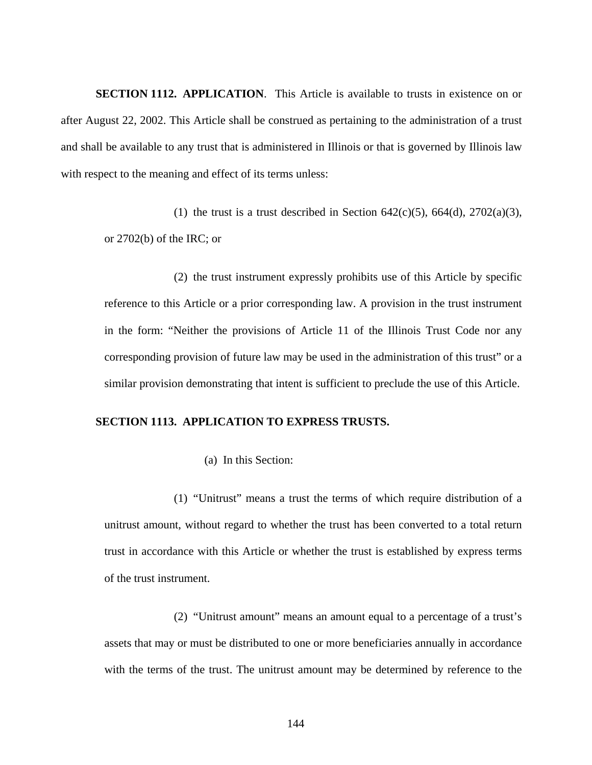**SECTION 1112. APPLICATION**. This Article is available to trusts in existence on or after August 22, 2002. This Article shall be construed as pertaining to the administration of a trust and shall be available to any trust that is administered in Illinois or that is governed by Illinois law with respect to the meaning and effect of its terms unless:

(1) the trust is a trust described in Section 642(c)(5), 664(d), 2702(a)(3), or 2702(b) of the IRC; or

(2) the trust instrument expressly prohibits use of this Article by specific reference to this Article or a prior corresponding law. A provision in the trust instrument in the form: "Neither the provisions of Article 11 of the Illinois Trust Code nor any corresponding provision of future law may be used in the administration of this trust" or a similar provision demonstrating that intent is sufficient to preclude the use of this Article.

**SECTION 1113. APPLICATION TO EXPRESS TRUSTS.**

(a) In this Section:

(1) "Unitrust" means a trust the terms of which require distribution of a unitrust amount, without regard to whether the trust has been converted to a total return trust in accordance with this Article or whether the trust is established by express terms of the trust instrument.

(2) "Unitrust amount" means an amount equal to a percentage of a trust's assets that may or must be distributed to one or more beneficiaries annually in accordance with the terms of the trust. The unitrust amount may be determined by reference to the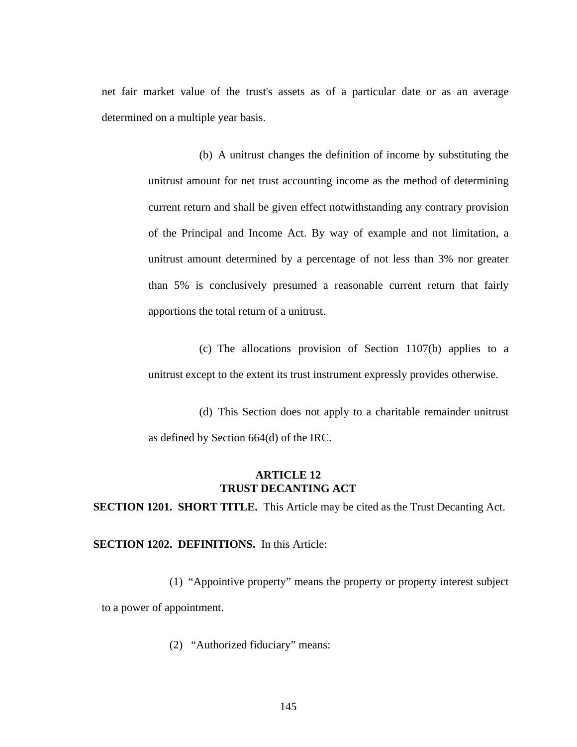net fair market value of the trust's assets as of a particular date or as an average determined on a multiple year basis.

(b) A unitrust changes the definition of income by substituting the unitrust amount for net trust accounting income as the method of determining current return and shall be given effect notwithstanding any contrary provision of the Principal and Income Act. By way of example and not limitation, a unitrust amount determined by a percentage of not less than 3% nor greater than 5% is conclusively presumed a reasonable current return that fairly apportions the total return of a unitrust.

(c) The allocations provision of Section 1107(b) applies to a unitrust except to the extent its trust instrument expressly provides otherwise.

(d) This Section does not apply to a charitable remainder unitrust as defined by Section 664(d) of the IRC.

## ARTICLE 12
## TRUST DECANTING ACT

**SECTION 1201. SHORT TITLE.** This Article may be cited as the Trust Decanting Act.

**SECTION 1202. DEFINITIONS.** In this Article:

(1) “Appointive property” means the property or property interest subject to a power of appointment.

(2) “Authorized fiduciary” means: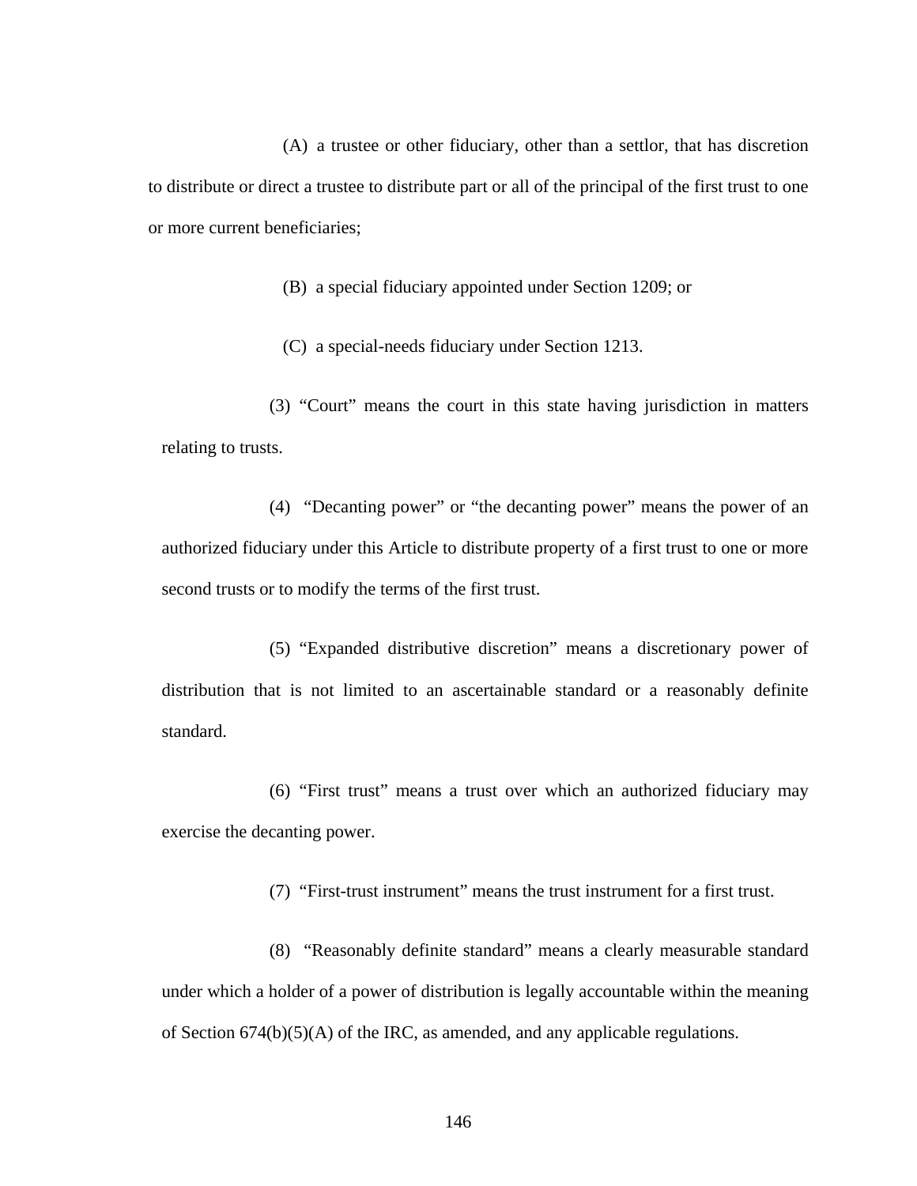(A) a trustee or other fiduciary, other than a settlor, that has discretion to distribute or direct a trustee to distribute part or all of the principal of the first trust to one or more current beneficiaries;

(B) a special fiduciary appointed under Section 1209; or

(C) a special-needs fiduciary under Section 1213.

(3) “Court” means the court in this state having jurisdiction in matters relating to trusts.

(4) “Decanting power” or “the decanting power” means the power of an authorized fiduciary under this Article to distribute property of a first trust to one or more second trusts or to modify the terms of the first trust.

(5) “Expanded distributive discretion” means a discretionary power of distribution that is not limited to an ascertainable standard or a reasonably definite standard.

(6) “First trust” means a trust over which an authorized fiduciary may exercise the decanting power.

(7) “First-trust instrument” means the trust instrument for a first trust.

(8) “Reasonably definite standard” means a clearly measurable standard under which a holder of a power of distribution is legally accountable within the meaning of Section 674(b)(5)(A) of the IRC, as amended, and any applicable regulations.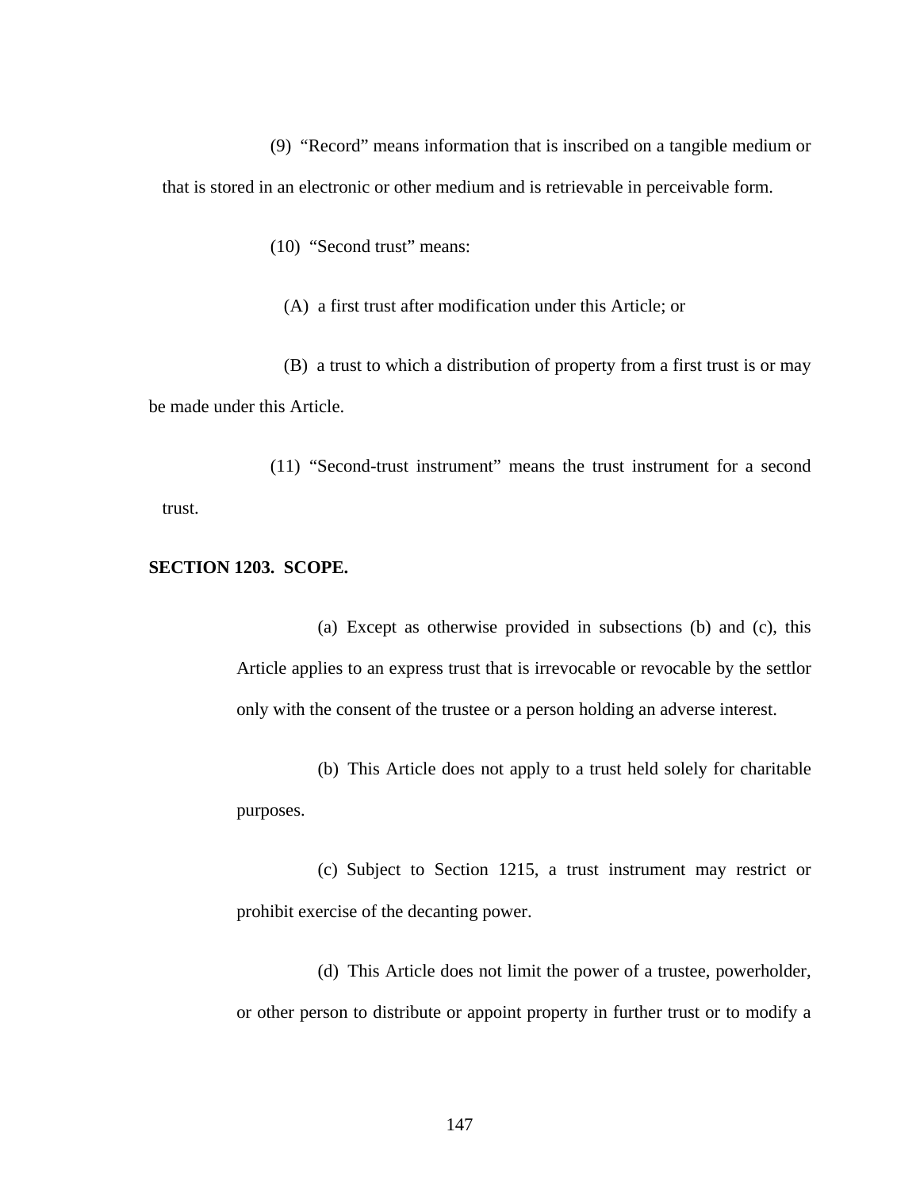(9) "Record" means information that is inscribed on a tangible medium or that is stored in an electronic or other medium and is retrievable in perceivable form.

(10) "Second trust" means:

(A) a first trust after modification under this Article; or

(B) a trust to which a distribution of property from a first trust is or may be made under this Article.

(11) "Second-trust instrument" means the trust instrument for a second trust.

**SECTION 1203. SCOPE.**

(a) Except as otherwise provided in subsections (b) and (c), this Article applies to an express trust that is irrevocable or revocable by the settlor only with the consent of the trustee or a person holding an adverse interest.

(b) This Article does not apply to a trust held solely for charitable purposes.

(c) Subject to Section 1215, a trust instrument may restrict or prohibit exercise of the decanting power.

(d) This Article does not limit the power of a trustee, powerholder, or other person to distribute or appoint property in further trust or to modify a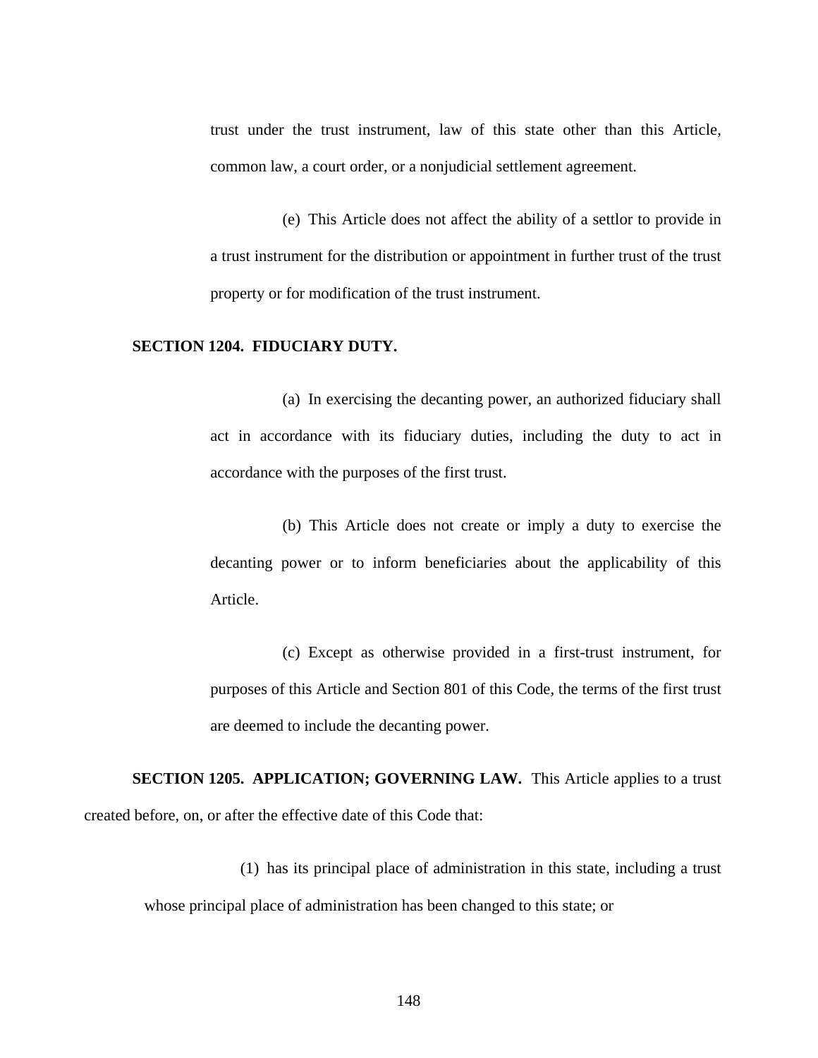trust under the trust instrument, law of this state other than this Article, common law, a court order, or a nonjudicial settlement agreement.

(e) This Article does not affect the ability of a settlor to provide in a trust instrument for the distribution or appointment in further trust of the trust property or for modification of the trust instrument.

**SECTION 1204. FIDUCIARY DUTY.**

(a) In exercising the decanting power, an authorized fiduciary shall act in accordance with its fiduciary duties, including the duty to act in accordance with the purposes of the first trust.

(b) This Article does not create or imply a duty to exercise the decanting power or to inform beneficiaries about the applicability of this Article.

(c) Except as otherwise provided in a first-trust instrument, for purposes of this Article and Section 801 of this Code, the terms of the first trust are deemed to include the decanting power.

**SECTION 1205. APPLICATION; GOVERNING LAW.** This Article applies to a trust created before, on, or after the effective date of this Code that:

(1) has its principal place of administration in this state, including a trust whose principal place of administration has been changed to this state; or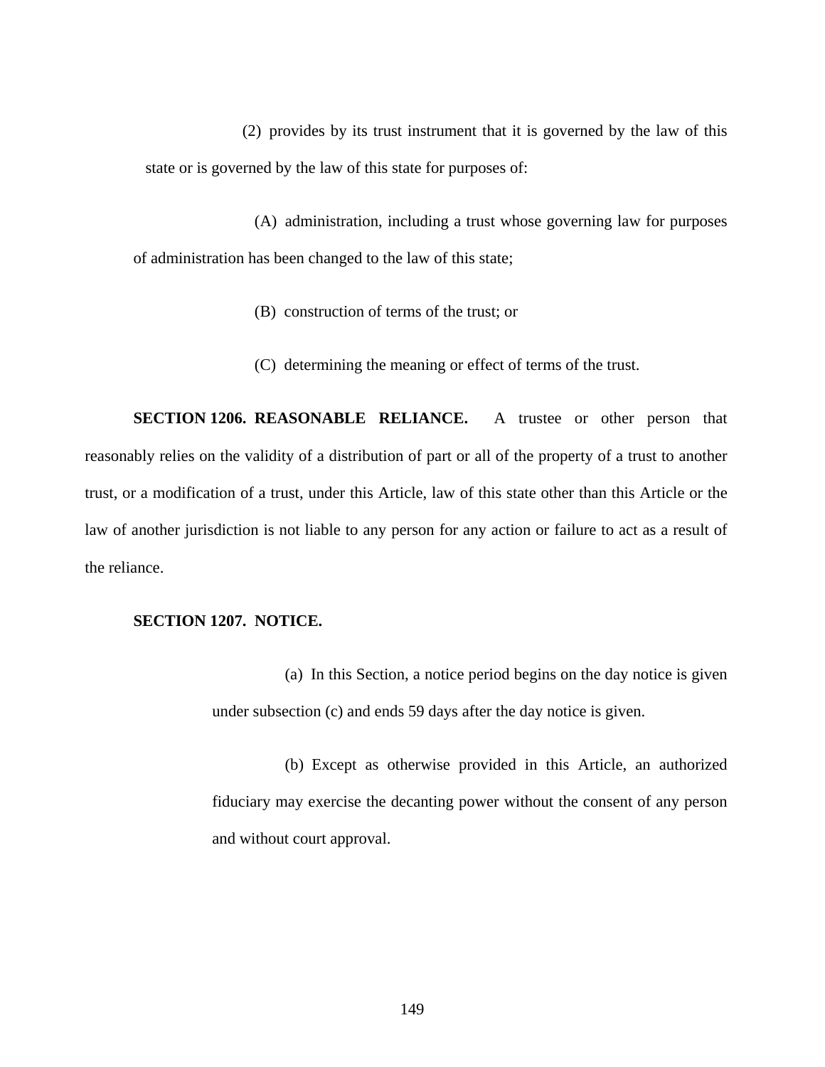(2) provides by its trust instrument that it is governed by the law of this state or is governed by the law of this state for purposes of:

(A) administration, including a trust whose governing law for purposes of administration has been changed to the law of this state;

(B) construction of terms of the trust; or

(C) determining the meaning or effect of terms of the trust.

**SECTION 1206. REASONABLE RELIANCE.** A trustee or other person that reasonably relies on the validity of a distribution of part or all of the property of a trust to another trust, or a modification of a trust, under this Article, law of this state other than this Article or the law of another jurisdiction is not liable to any person for any action or failure to act as a result of the reliance.

**SECTION 1207. NOTICE.**

(a) In this Section, a notice period begins on the day notice is given under subsection (c) and ends 59 days after the day notice is given.

(b) Except as otherwise provided in this Article, an authorized fiduciary may exercise the decanting power without the consent of any person and without court approval.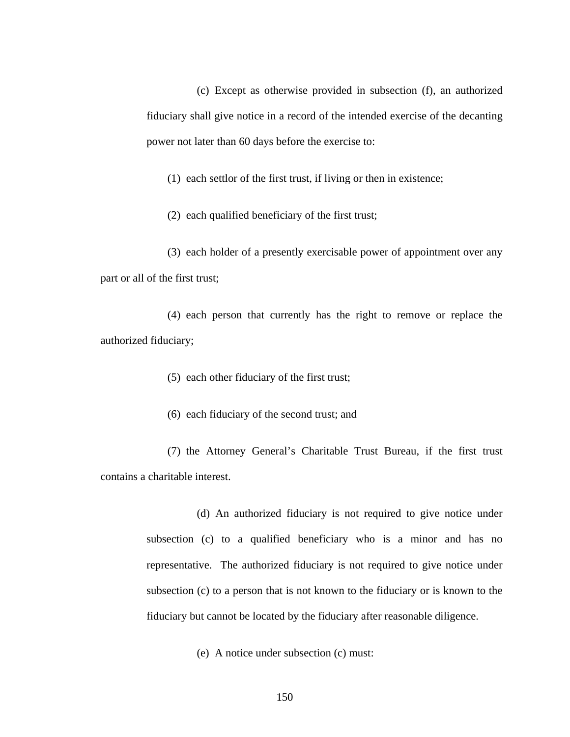(c) Except as otherwise provided in subsection (f), an authorized fiduciary shall give notice in a record of the intended exercise of the decanting power not later than 60 days before the exercise to:

(1) each settlor of the first trust, if living or then in existence;

(2) each qualified beneficiary of the first trust;

(3) each holder of a presently exercisable power of appointment over any part or all of the first trust;

(4) each person that currently has the right to remove or replace the authorized fiduciary;

(5) each other fiduciary of the first trust;

(6) each fiduciary of the second trust; and

(7) the Attorney General's Charitable Trust Bureau, if the first trust contains a charitable interest.

(d) An authorized fiduciary is not required to give notice under subsection (c) to a qualified beneficiary who is a minor and has no representative. The authorized fiduciary is not required to give notice under subsection (c) to a person that is not known to the fiduciary or is known to the fiduciary but cannot be located by the fiduciary after reasonable diligence.

(e) A notice under subsection (c) must: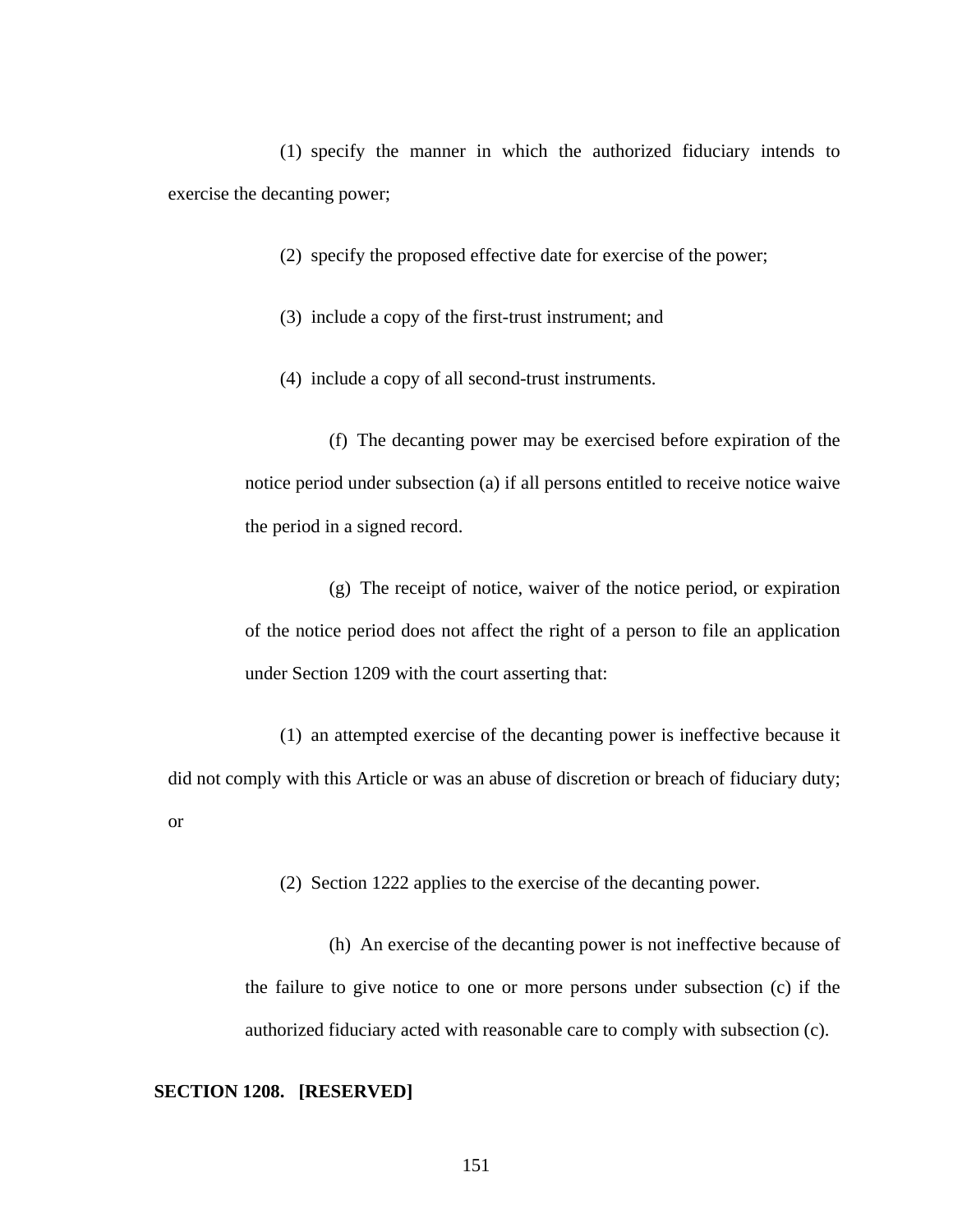(1) specify the manner in which the authorized fiduciary intends to exercise the decanting power;

(2) specify the proposed effective date for exercise of the power;

(3) include a copy of the first-trust instrument; and

(4) include a copy of all second-trust instruments.

(f) The decanting power may be exercised before expiration of the notice period under subsection (a) if all persons entitled to receive notice waive the period in a signed record.

(g) The receipt of notice, waiver of the notice period, or expiration of the notice period does not affect the right of a person to file an application under Section 1209 with the court asserting that:

(1) an attempted exercise of the decanting power is ineffective because it did not comply with this Article or was an abuse of discretion or breach of fiduciary duty; or

(2) Section 1222 applies to the exercise of the decanting power.

(h) An exercise of the decanting power is not ineffective because of the failure to give notice to one or more persons under subsection (c) if the authorized fiduciary acted with reasonable care to comply with subsection (c).

**SECTION 1208. [RESERVED]**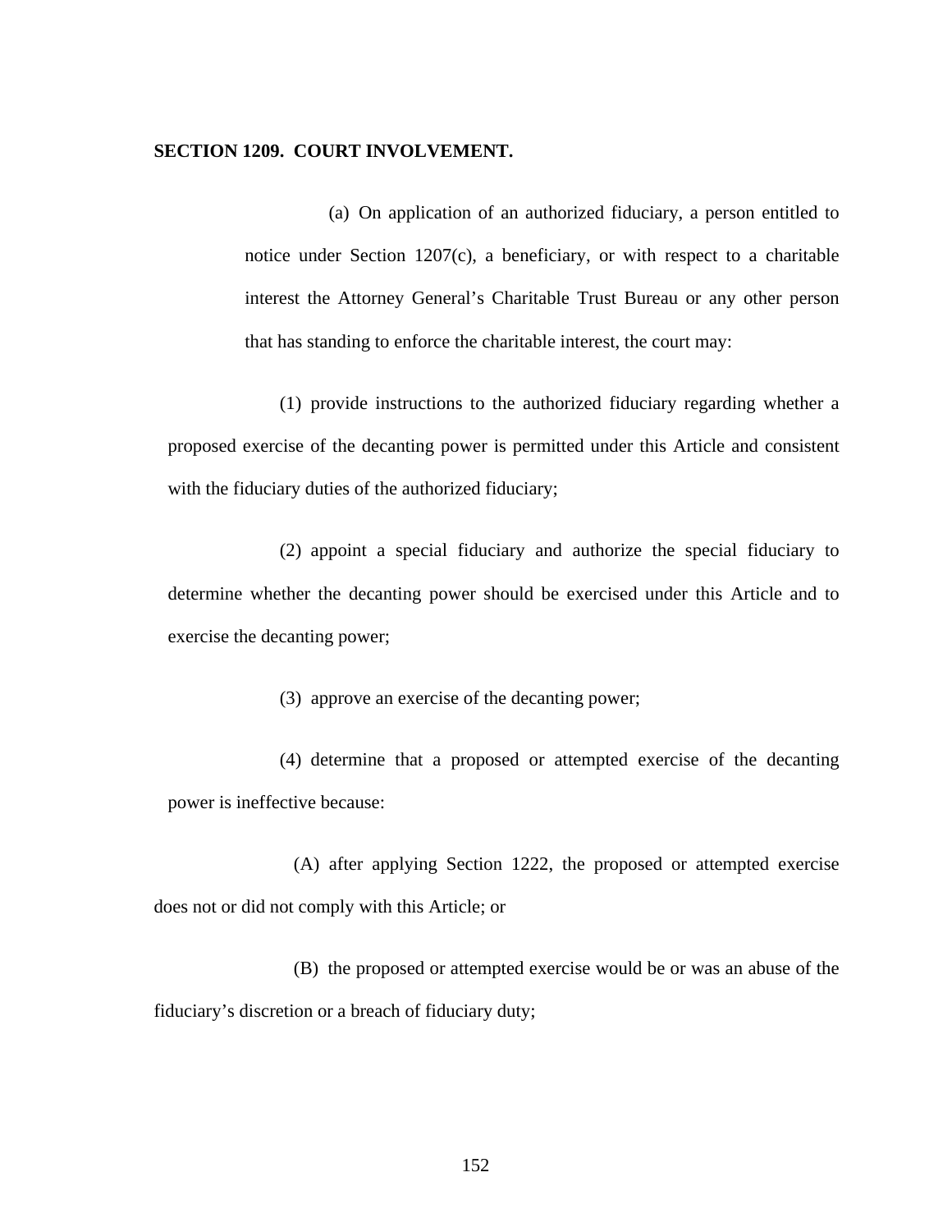**SECTION 1209. COURT INVOLVEMENT.**

(a) On application of an authorized fiduciary, a person entitled to notice under Section 1207(c), a beneficiary, or with respect to a charitable interest the Attorney General's Charitable Trust Bureau or any other person that has standing to enforce the charitable interest, the court may:

(1) provide instructions to the authorized fiduciary regarding whether a proposed exercise of the decanting power is permitted under this Article and consistent with the fiduciary duties of the authorized fiduciary;

(2) appoint a special fiduciary and authorize the special fiduciary to determine whether the decanting power should be exercised under this Article and to exercise the decanting power;

(3) approve an exercise of the decanting power;

(4) determine that a proposed or attempted exercise of the decanting power is ineffective because:

(A) after applying Section 1222, the proposed or attempted exercise does not or did not comply with this Article; or

(B) the proposed or attempted exercise would be or was an abuse of the fiduciary's discretion or a breach of fiduciary duty;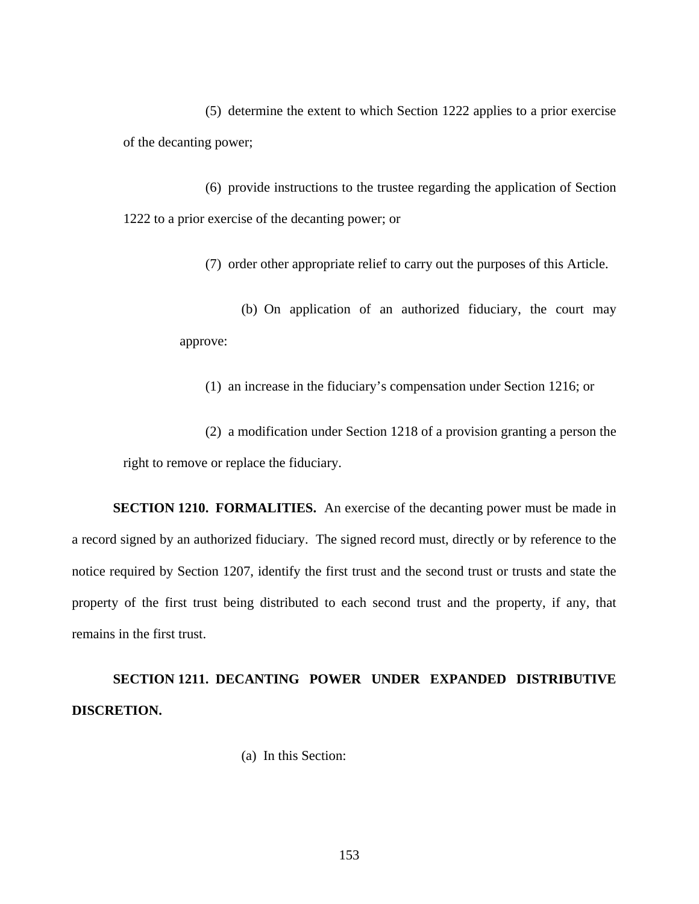(5) determine the extent to which Section 1222 applies to a prior exercise of the decanting power;

(6) provide instructions to the trustee regarding the application of Section 1222 to a prior exercise of the decanting power; or

(7) order other appropriate relief to carry out the purposes of this Article.

(b) On application of an authorized fiduciary, the court may approve:

(1) an increase in the fiduciary's compensation under Section 1216; or

(2) a modification under Section 1218 of a provision granting a person the right to remove or replace the fiduciary.

**SECTION 1210. FORMALITIES.** An exercise of the decanting power must be made in a record signed by an authorized fiduciary. The signed record must, directly or by reference to the notice required by Section 1207, identify the first trust and the second trust or trusts and state the property of the first trust being distributed to each second trust and the property, if any, that remains in the first trust.

**SECTION 1211. DECANTING POWER UNDER EXPANDED DISTRIBUTIVE DISCRETION.**

(a) In this Section: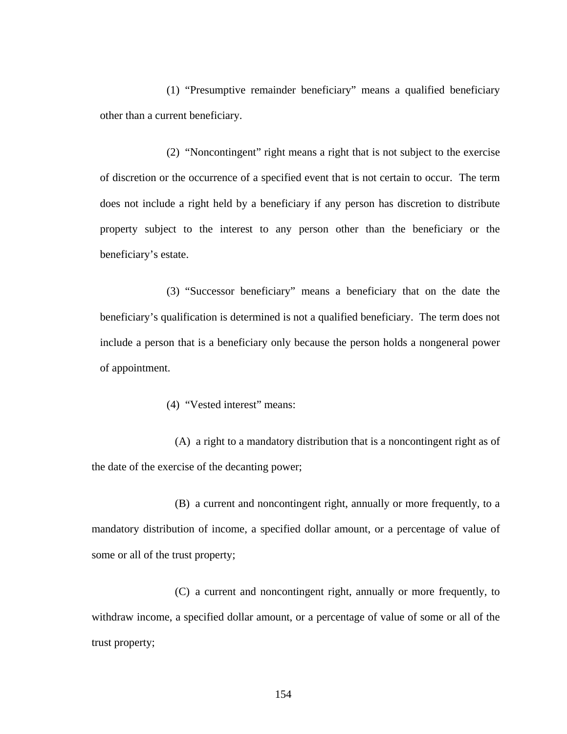(1) "Presumptive remainder beneficiary" means a qualified beneficiary other than a current beneficiary.

(2) "Noncontingent" right means a right that is not subject to the exercise of discretion or the occurrence of a specified event that is not certain to occur. The term does not include a right held by a beneficiary if any person has discretion to distribute property subject to the interest to any person other than the beneficiary or the beneficiary's estate.

(3) "Successor beneficiary" means a beneficiary that on the date the beneficiary's qualification is determined is not a qualified beneficiary. The term does not include a person that is a beneficiary only because the person holds a nongeneral power of appointment.

(4) "Vested interest" means:

(A) a right to a mandatory distribution that is a noncontingent right as of the date of the exercise of the decanting power;

(B) a current and noncontingent right, annually or more frequently, to a mandatory distribution of income, a specified dollar amount, or a percentage of value of some or all of the trust property;

(C) a current and noncontingent right, annually or more frequently, to withdraw income, a specified dollar amount, or a percentage of value of some or all of the trust property;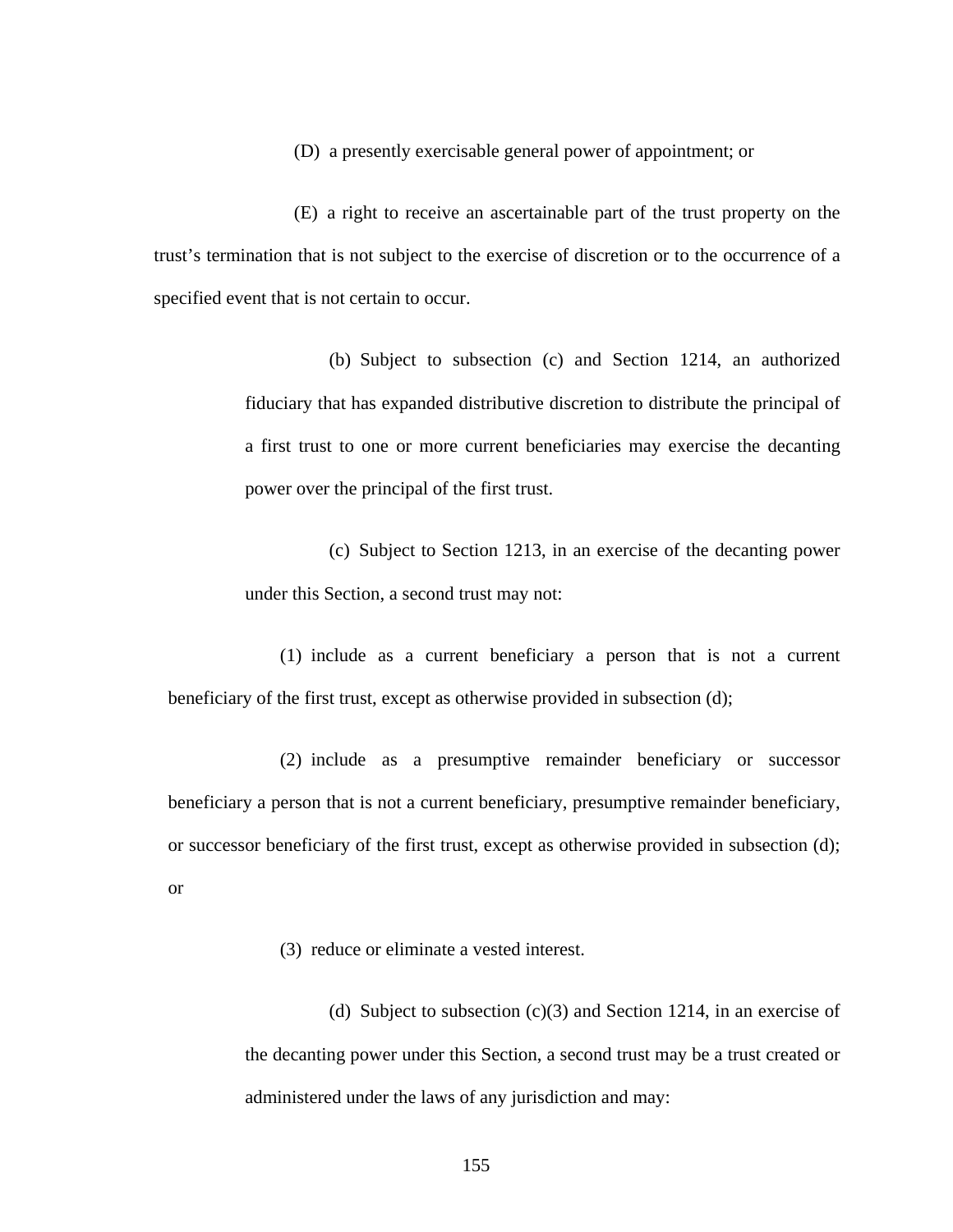(D) a presently exercisable general power of appointment; or

(E) a right to receive an ascertainable part of the trust property on the trust's termination that is not subject to the exercise of discretion or to the occurrence of a specified event that is not certain to occur.

(b) Subject to subsection (c) and Section 1214, an authorized fiduciary that has expanded distributive discretion to distribute the principal of a first trust to one or more current beneficiaries may exercise the decanting power over the principal of the first trust.

(c) Subject to Section 1213, in an exercise of the decanting power under this Section, a second trust may not:

(1) include as a current beneficiary a person that is not a current beneficiary of the first trust, except as otherwise provided in subsection (d);

(2) include as a presumptive remainder beneficiary or successor beneficiary a person that is not a current beneficiary, presumptive remainder beneficiary, or successor beneficiary of the first trust, except as otherwise provided in subsection (d); or

(3) reduce or eliminate a vested interest.

(d) Subject to subsection (c)(3) and Section 1214, in an exercise of the decanting power under this Section, a second trust may be a trust created or administered under the laws of any jurisdiction and may: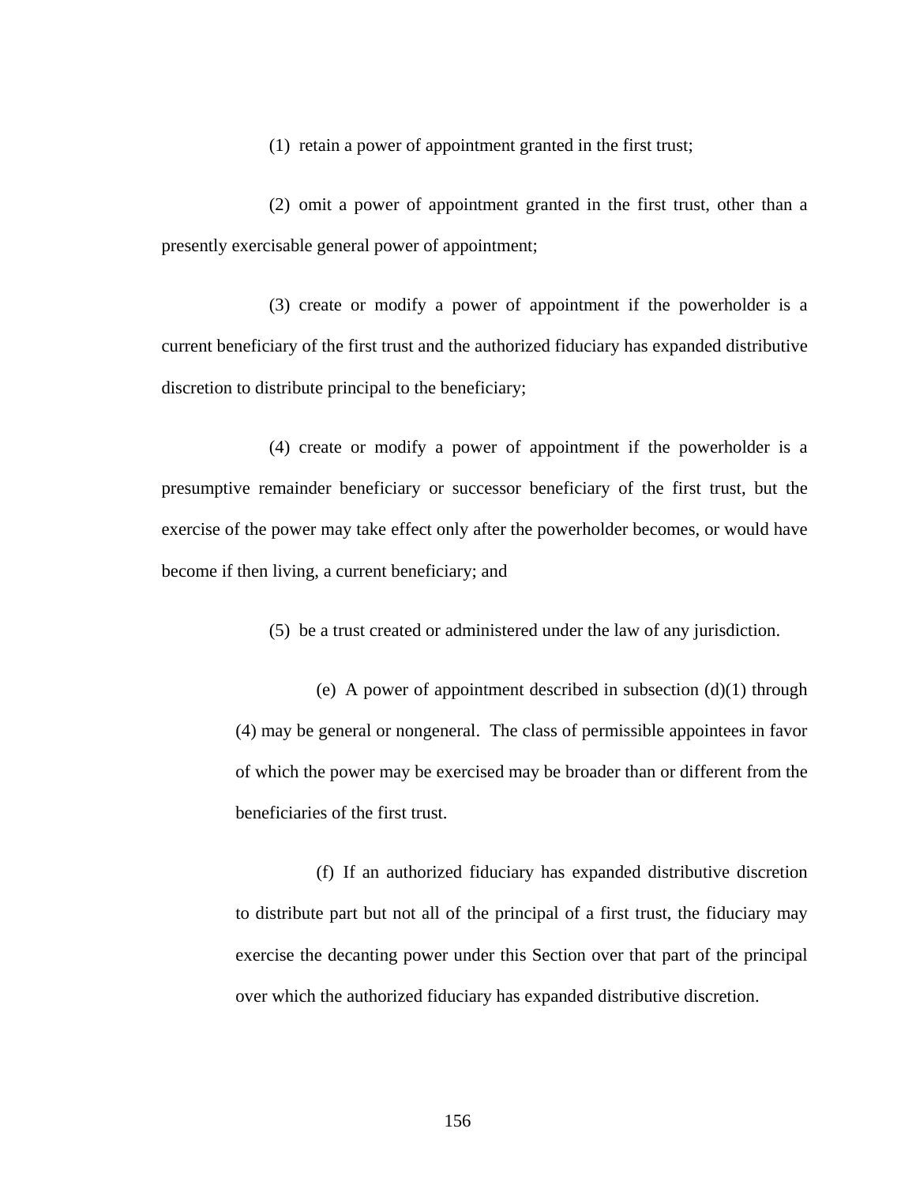(1) retain a power of appointment granted in the first trust;

(2) omit a power of appointment granted in the first trust, other than a presently exercisable general power of appointment;

(3) create or modify a power of appointment if the powerholder is a current beneficiary of the first trust and the authorized fiduciary has expanded distributive discretion to distribute principal to the beneficiary;

(4) create or modify a power of appointment if the powerholder is a presumptive remainder beneficiary or successor beneficiary of the first trust, but the exercise of the power may take effect only after the powerholder becomes, or would have become if then living, a current beneficiary; and

(5) be a trust created or administered under the law of any jurisdiction.

> (e) A power of appointment described in subsection (d)(1) through (4) may be general or nongeneral. The class of permissible appointees in favor of which the power may be exercised may be broader than or different from the beneficiaries of the first trust.
>
> (f) If an authorized fiduciary has expanded distributive discretion to distribute part but not all of the principal of a first trust, the fiduciary may exercise the decanting power under this Section over that part of the principal over which the authorized fiduciary has expanded distributive discretion.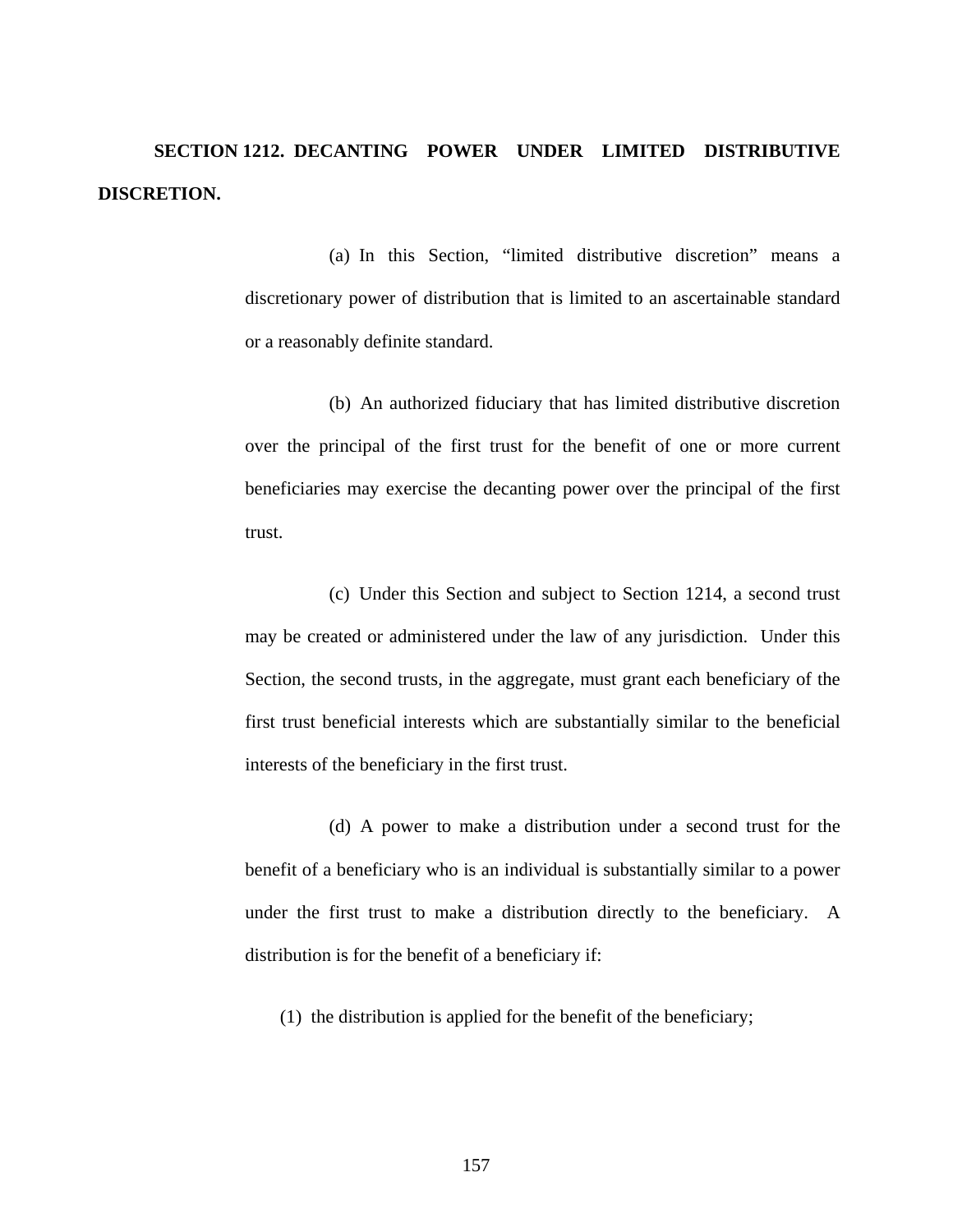**SECTION 1212. DECANTING POWER UNDER LIMITED DISTRIBUTIVE DISCRETION.**

(a) In this Section, "limited distributive discretion" means a discretionary power of distribution that is limited to an ascertainable standard or a reasonably definite standard.

(b) An authorized fiduciary that has limited distributive discretion over the principal of the first trust for the benefit of one or more current beneficiaries may exercise the decanting power over the principal of the first trust.

(c) Under this Section and subject to Section 1214, a second trust may be created or administered under the law of any jurisdiction. Under this Section, the second trusts, in the aggregate, must grant each beneficiary of the first trust beneficial interests which are substantially similar to the beneficial interests of the beneficiary in the first trust.

(d) A power to make a distribution under a second trust for the benefit of a beneficiary who is an individual is substantially similar to a power under the first trust to make a distribution directly to the beneficiary. A distribution is for the benefit of a beneficiary if:

(1) the distribution is applied for the benefit of the beneficiary;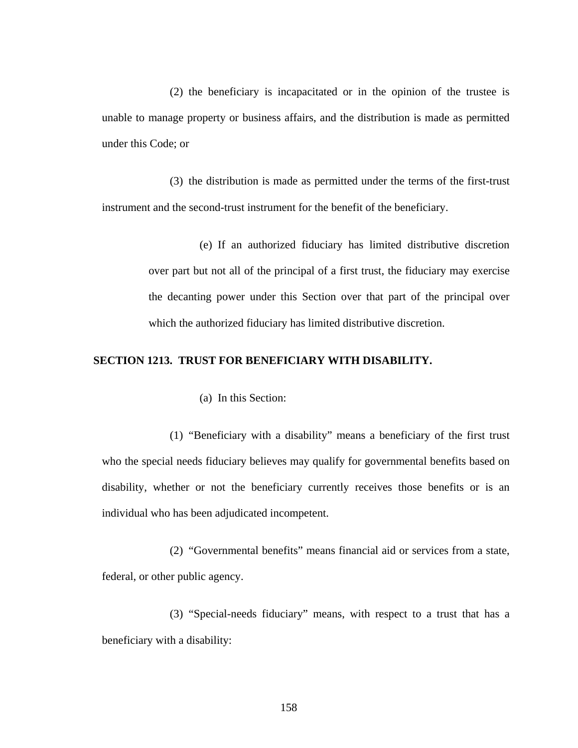(2) the beneficiary is incapacitated or in the opinion of the trustee is unable to manage property or business affairs, and the distribution is made as permitted under this Code; or

(3) the distribution is made as permitted under the terms of the first-trust instrument and the second-trust instrument for the benefit of the beneficiary.

(e) If an authorized fiduciary has limited distributive discretion over part but not all of the principal of a first trust, the fiduciary may exercise the decanting power under this Section over that part of the principal over which the authorized fiduciary has limited distributive discretion.

**SECTION 1213. TRUST FOR BENEFICIARY WITH DISABILITY.**

(a) In this Section:

(1) "Beneficiary with a disability" means a beneficiary of the first trust who the special needs fiduciary believes may qualify for governmental benefits based on disability, whether or not the beneficiary currently receives those benefits or is an individual who has been adjudicated incompetent.

(2) "Governmental benefits" means financial aid or services from a state, federal, or other public agency.

(3) "Special-needs fiduciary" means, with respect to a trust that has a beneficiary with a disability: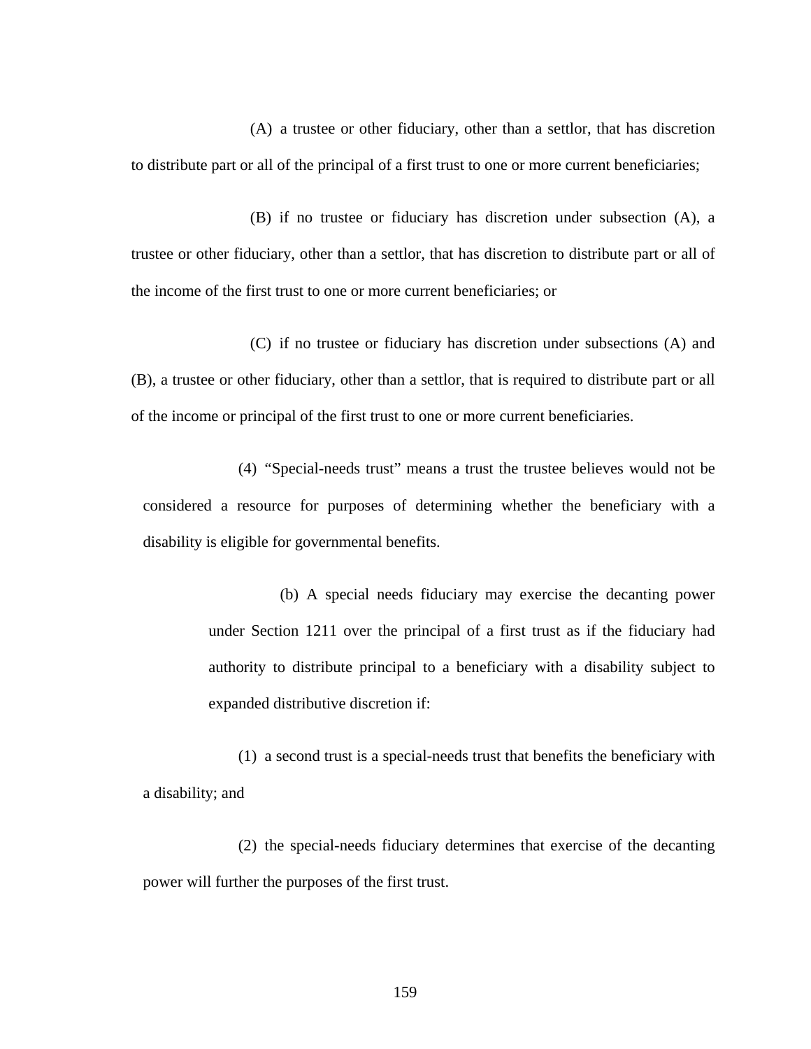(A) a trustee or other fiduciary, other than a settlor, that has discretion to distribute part or all of the principal of a first trust to one or more current beneficiaries;

(B) if no trustee or fiduciary has discretion under subsection (A), a trustee or other fiduciary, other than a settlor, that has discretion to distribute part or all of the income of the first trust to one or more current beneficiaries; or

(C) if no trustee or fiduciary has discretion under subsections (A) and (B), a trustee or other fiduciary, other than a settlor, that is required to distribute part or all of the income or principal of the first trust to one or more current beneficiaries.

(4) "Special-needs trust" means a trust the trustee believes would not be considered a resource for purposes of determining whether the beneficiary with a disability is eligible for governmental benefits.

(b) A special needs fiduciary may exercise the decanting power under Section 1211 over the principal of a first trust as if the fiduciary had authority to distribute principal to a beneficiary with a disability subject to expanded distributive discretion if:

(1) a second trust is a special-needs trust that benefits the beneficiary with a disability; and

(2) the special-needs fiduciary determines that exercise of the decanting power will further the purposes of the first trust.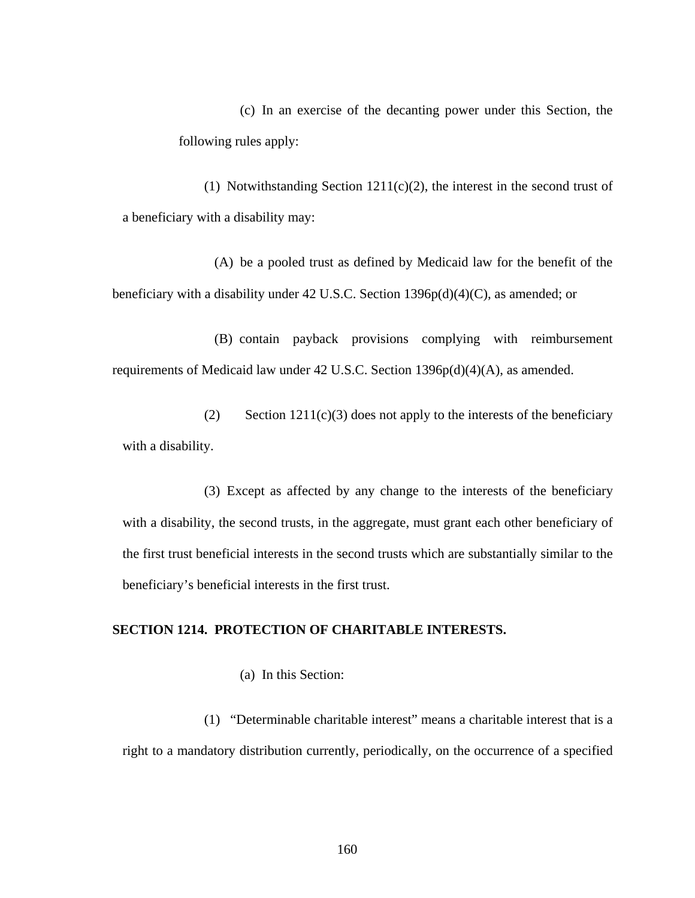(c) In an exercise of the decanting power under this Section, the following rules apply:

(1) Notwithstanding Section 1211(c)(2), the interest in the second trust of a beneficiary with a disability may:

(A) be a pooled trust as defined by Medicaid law for the benefit of the beneficiary with a disability under 42 U.S.C. Section 1396p(d)(4)(C), as amended; or

(B) contain payback provisions complying with reimbursement requirements of Medicaid law under 42 U.S.C. Section 1396p(d)(4)(A), as amended.

(2) Section 1211(c)(3) does not apply to the interests of the beneficiary with a disability.

(3) Except as affected by any change to the interests of the beneficiary with a disability, the second trusts, in the aggregate, must grant each other beneficiary of the first trust beneficial interests in the second trusts which are substantially similar to the beneficiary's beneficial interests in the first trust.

**SECTION 1214. PROTECTION OF CHARITABLE INTERESTS.**

(a) In this Section:

(1) "Determinable charitable interest" means a charitable interest that is a right to a mandatory distribution currently, periodically, on the occurrence of a specified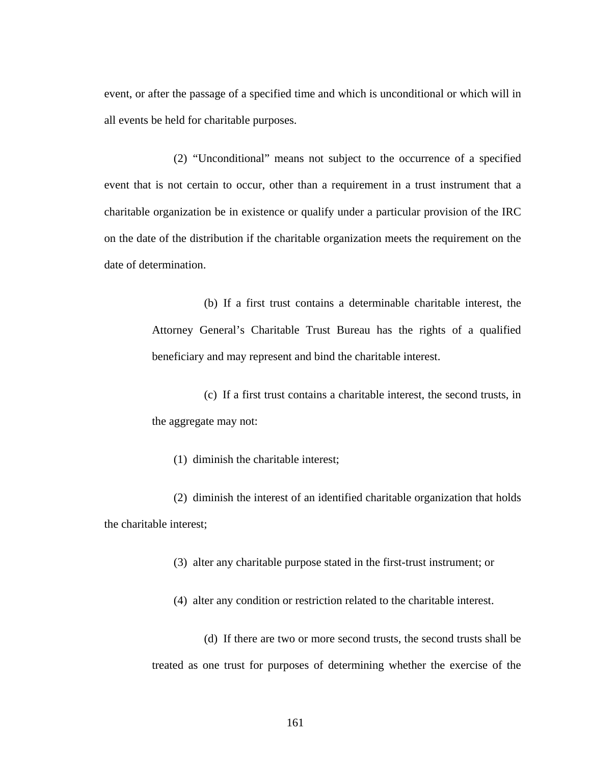event, or after the passage of a specified time and which is unconditional or which will in all events be held for charitable purposes.

(2) “Unconditional” means not subject to the occurrence of a specified event that is not certain to occur, other than a requirement in a trust instrument that a charitable organization be in existence or qualify under a particular provision of the IRC on the date of the distribution if the charitable organization meets the requirement on the date of determination.

(b) If a first trust contains a determinable charitable interest, the Attorney General’s Charitable Trust Bureau has the rights of a qualified beneficiary and may represent and bind the charitable interest.

(c) If a first trust contains a charitable interest, the second trusts, in the aggregate may not:

(1) diminish the charitable interest;

(2) diminish the interest of an identified charitable organization that holds the charitable interest;

(3) alter any charitable purpose stated in the first-trust instrument; or

(4) alter any condition or restriction related to the charitable interest.

(d) If there are two or more second trusts, the second trusts shall be treated as one trust for purposes of determining whether the exercise of the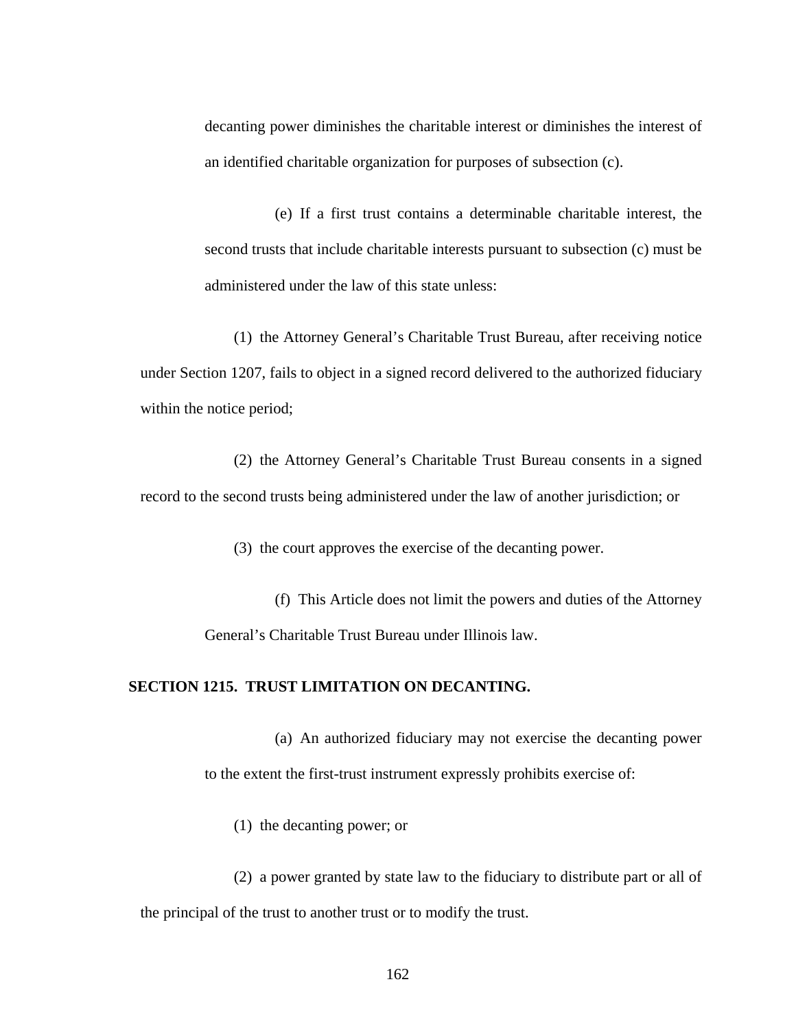decanting power diminishes the charitable interest or diminishes the interest of an identified charitable organization for purposes of subsection (c).

(e) If a first trust contains a determinable charitable interest, the second trusts that include charitable interests pursuant to subsection (c) must be administered under the law of this state unless:

(1) the Attorney General's Charitable Trust Bureau, after receiving notice under Section 1207, fails to object in a signed record delivered to the authorized fiduciary within the notice period;

(2) the Attorney General's Charitable Trust Bureau consents in a signed record to the second trusts being administered under the law of another jurisdiction; or

(3) the court approves the exercise of the decanting power.

(f) This Article does not limit the powers and duties of the Attorney General's Charitable Trust Bureau under Illinois law.

**SECTION 1215. TRUST LIMITATION ON DECANTING.**

(a) An authorized fiduciary may not exercise the decanting power to the extent the first-trust instrument expressly prohibits exercise of:

(1) the decanting power; or

(2) a power granted by state law to the fiduciary to distribute part or all of the principal of the trust to another trust or to modify the trust.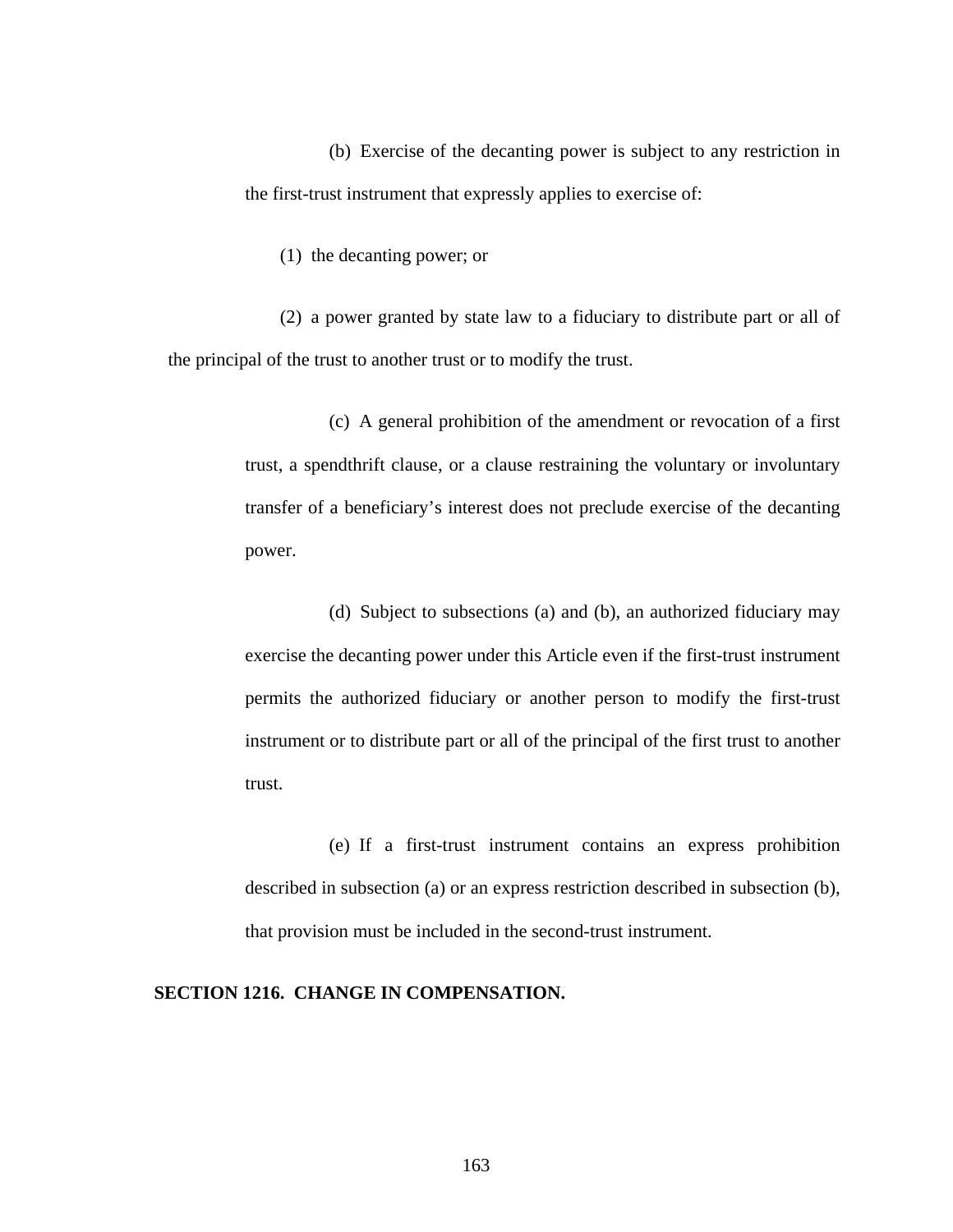(b) Exercise of the decanting power is subject to any restriction in the first-trust instrument that expressly applies to exercise of:

(1) the decanting power; or

(2) a power granted by state law to a fiduciary to distribute part or all of the principal of the trust to another trust or to modify the trust.

(c) A general prohibition of the amendment or revocation of a first trust, a spendthrift clause, or a clause restraining the voluntary or involuntary transfer of a beneficiary's interest does not preclude exercise of the decanting power.

(d) Subject to subsections (a) and (b), an authorized fiduciary may exercise the decanting power under this Article even if the first-trust instrument permits the authorized fiduciary or another person to modify the first-trust instrument or to distribute part or all of the principal of the first trust to another trust.

(e) If a first-trust instrument contains an express prohibition described in subsection (a) or an express restriction described in subsection (b), that provision must be included in the second-trust instrument.

**SECTION 1216. CHANGE IN COMPENSATION.**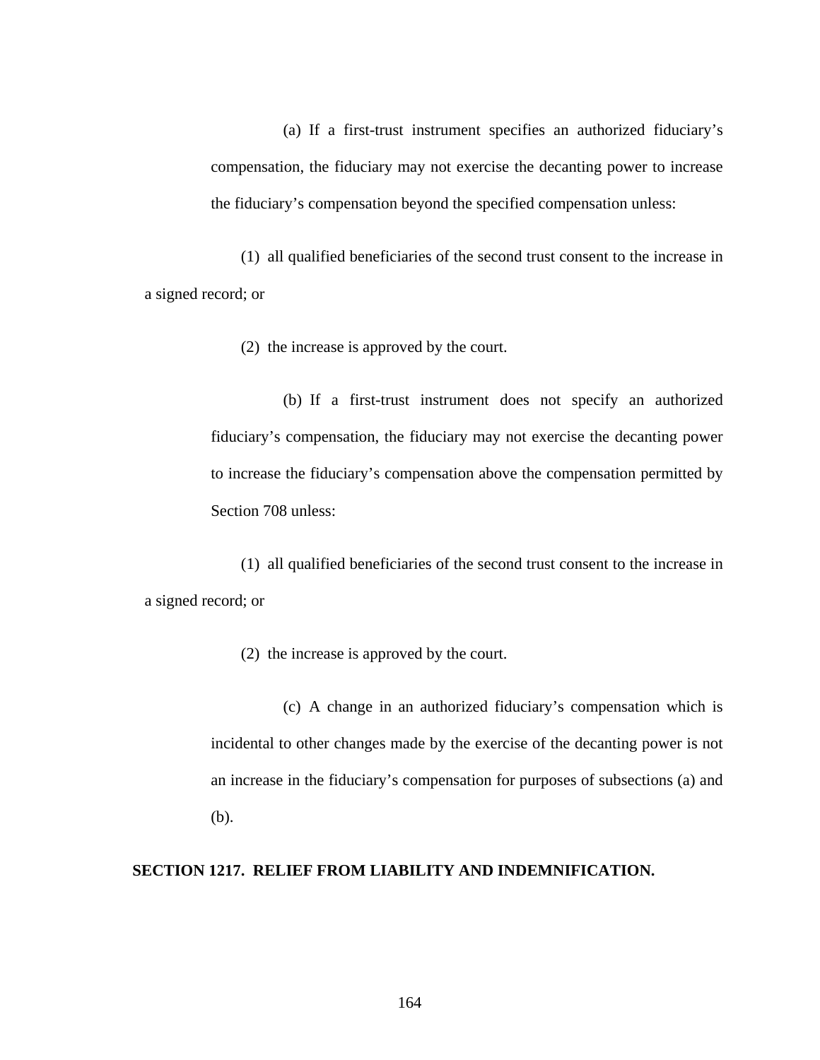(a) If a first-trust instrument specifies an authorized fiduciary's compensation, the fiduciary may not exercise the decanting power to increase the fiduciary's compensation beyond the specified compensation unless:

(1) all qualified beneficiaries of the second trust consent to the increase in a signed record; or

(2) the increase is approved by the court.

(b) If a first-trust instrument does not specify an authorized fiduciary's compensation, the fiduciary may not exercise the decanting power to increase the fiduciary's compensation above the compensation permitted by Section 708 unless:

(1) all qualified beneficiaries of the second trust consent to the increase in a signed record; or

(2) the increase is approved by the court.

(c) A change in an authorized fiduciary's compensation which is incidental to other changes made by the exercise of the decanting power is not an increase in the fiduciary's compensation for purposes of subsections (a) and (b).

**SECTION 1217. RELIEF FROM LIABILITY AND INDEMNIFICATION.**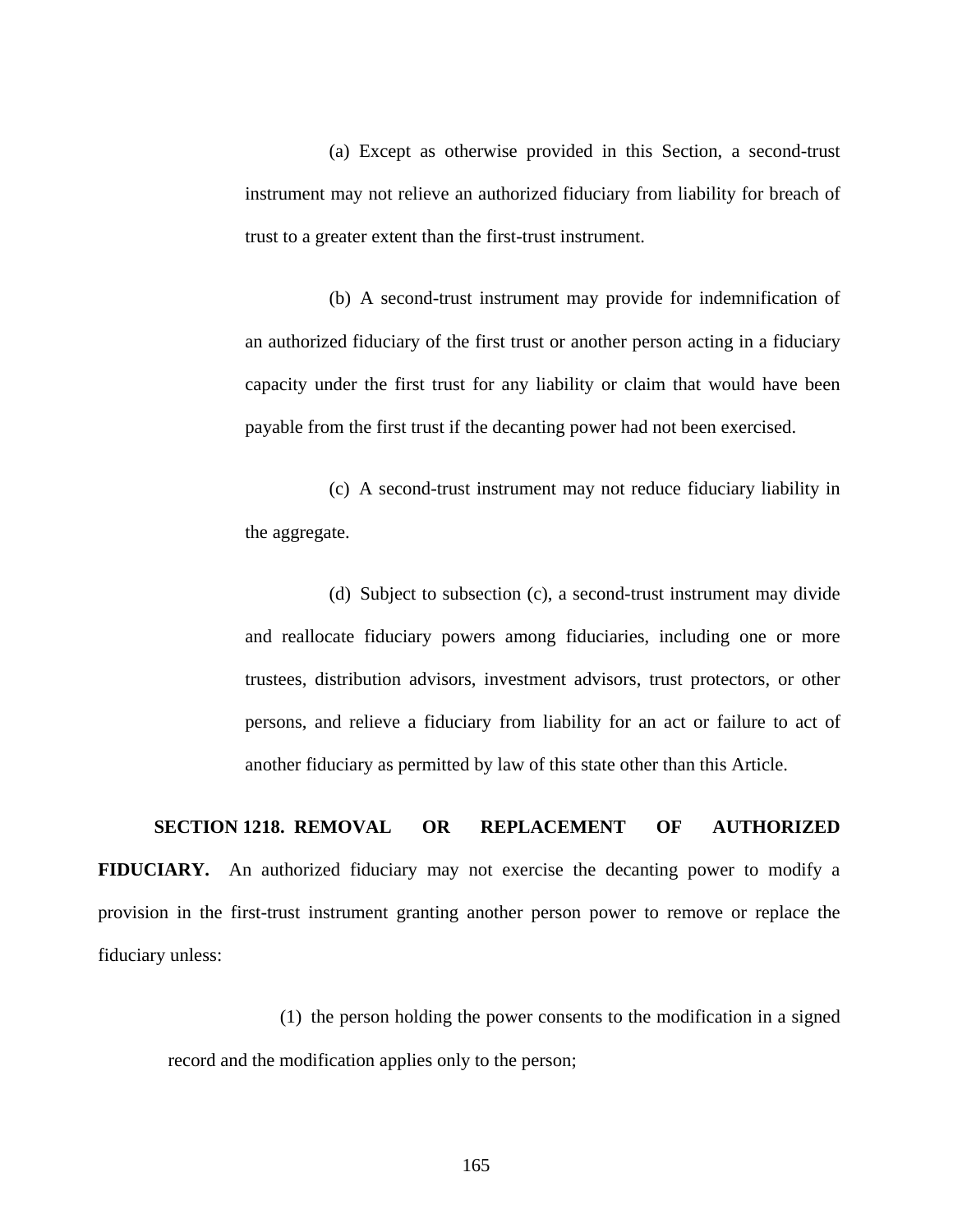(a) Except as otherwise provided in this Section, a second-trust instrument may not relieve an authorized fiduciary from liability for breach of trust to a greater extent than the first-trust instrument.

(b) A second-trust instrument may provide for indemnification of an authorized fiduciary of the first trust or another person acting in a fiduciary capacity under the first trust for any liability or claim that would have been payable from the first trust if the decanting power had not been exercised.

(c) A second-trust instrument may not reduce fiduciary liability in the aggregate.

(d) Subject to subsection (c), a second-trust instrument may divide and reallocate fiduciary powers among fiduciaries, including one or more trustees, distribution advisors, investment advisors, trust protectors, or other persons, and relieve a fiduciary from liability for an act or failure to act of another fiduciary as permitted by law of this state other than this Article.

**SECTION 1218. REMOVAL OR REPLACEMENT OF AUTHORIZED FIDUCIARY.** An authorized fiduciary may not exercise the decanting power to modify a provision in the first-trust instrument granting another person power to remove or replace the fiduciary unless:

(1) the person holding the power consents to the modification in a signed record and the modification applies only to the person;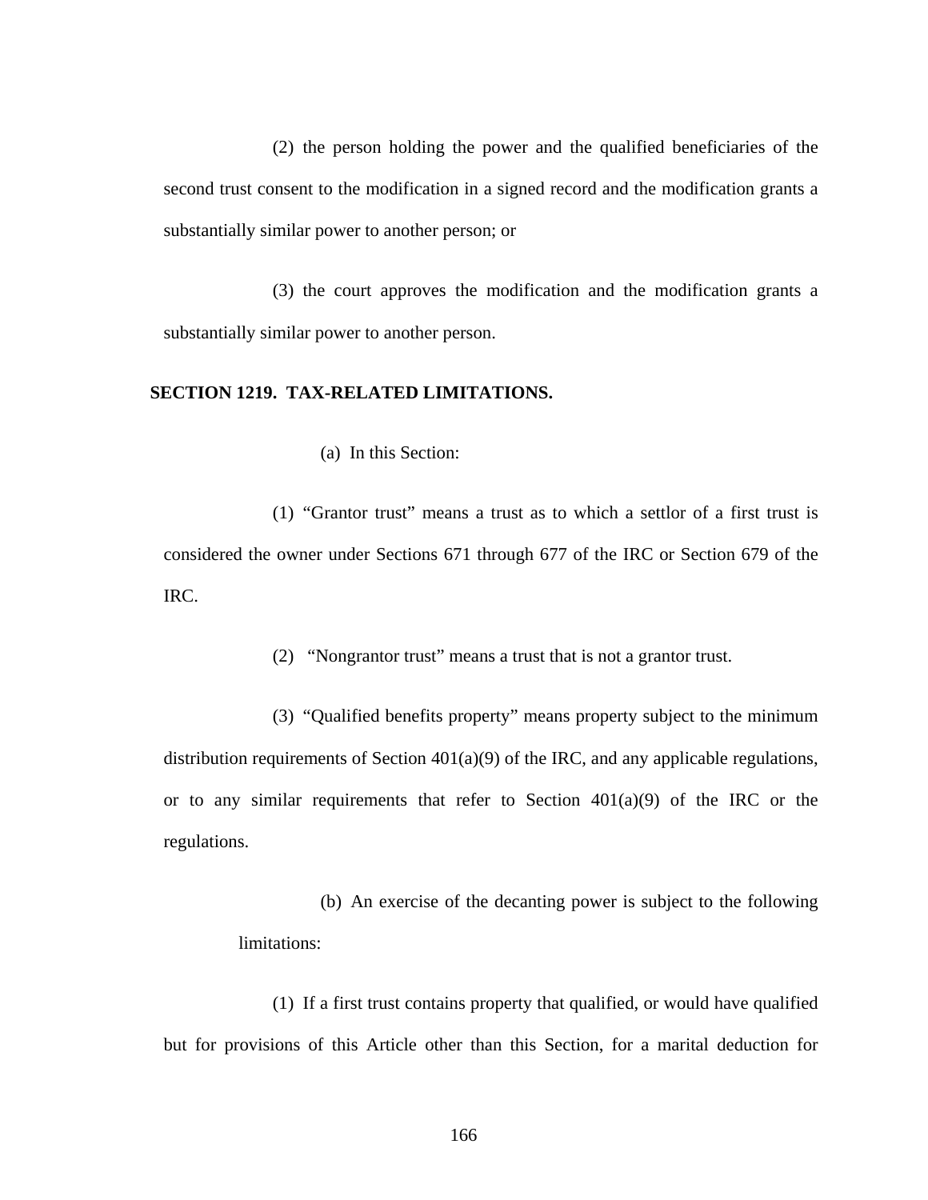(2) the person holding the power and the qualified beneficiaries of the second trust consent to the modification in a signed record and the modification grants a substantially similar power to another person; or

(3) the court approves the modification and the modification grants a substantially similar power to another person.

**SECTION 1219. TAX-RELATED LIMITATIONS.**

(a) In this Section:

(1) "Grantor trust" means a trust as to which a settlor of a first trust is considered the owner under Sections 671 through 677 of the IRC or Section 679 of the IRC.

(2) "Nongrantor trust" means a trust that is not a grantor trust.

(3) "Qualified benefits property" means property subject to the minimum distribution requirements of Section 401(a)(9) of the IRC, and any applicable regulations, or to any similar requirements that refer to Section 401(a)(9) of the IRC or the regulations.

(b) An exercise of the decanting power is subject to the following limitations:

(1) If a first trust contains property that qualified, or would have qualified but for provisions of this Article other than this Section, for a marital deduction for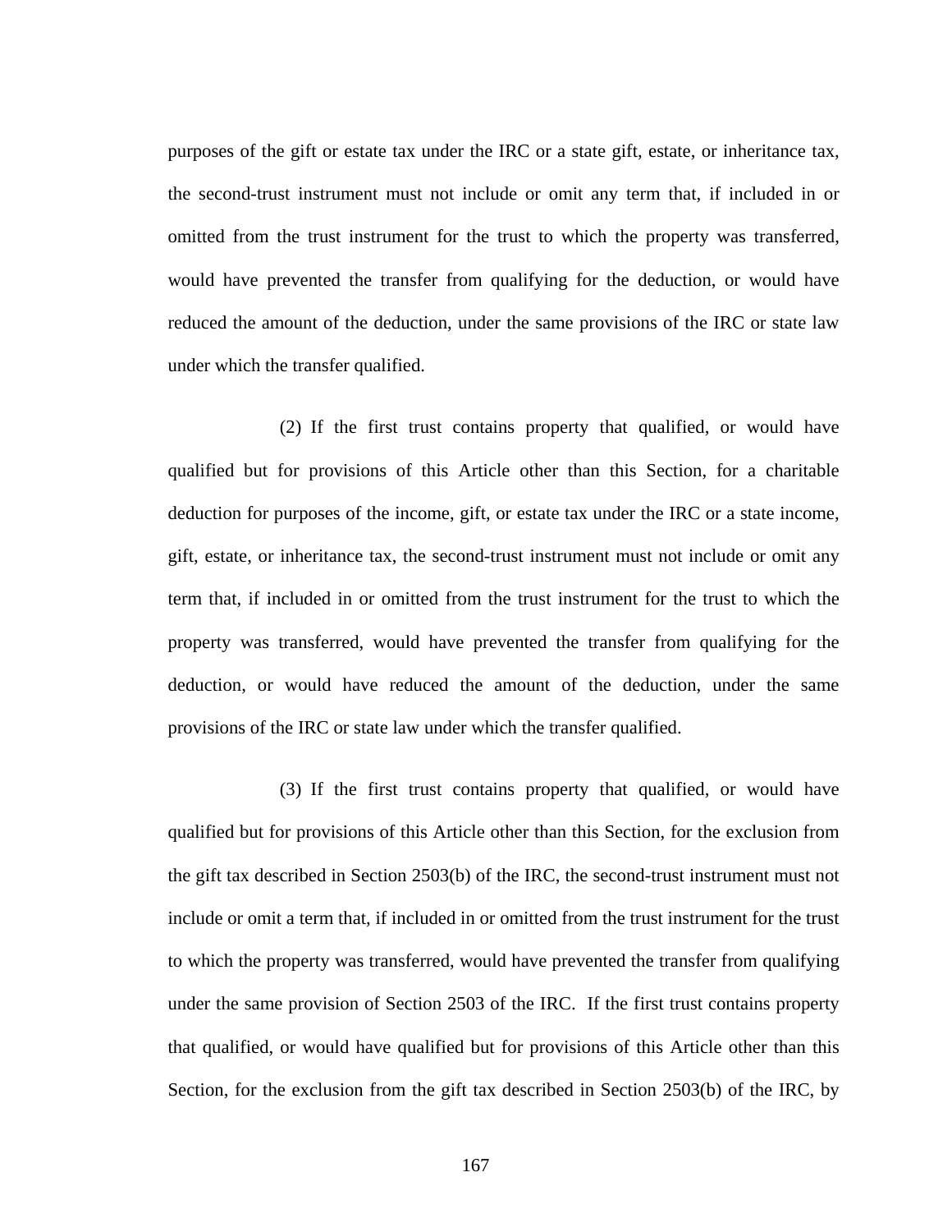purposes of the gift or estate tax under the IRC or a state gift, estate, or inheritance tax, the second-trust instrument must not include or omit any term that, if included in or omitted from the trust instrument for the trust to which the property was transferred, would have prevented the transfer from qualifying for the deduction, or would have reduced the amount of the deduction, under the same provisions of the IRC or state law under which the transfer qualified.

(2) If the first trust contains property that qualified, or would have qualified but for provisions of this Article other than this Section, for a charitable deduction for purposes of the income, gift, or estate tax under the IRC or a state income, gift, estate, or inheritance tax, the second-trust instrument must not include or omit any term that, if included in or omitted from the trust instrument for the trust to which the property was transferred, would have prevented the transfer from qualifying for the deduction, or would have reduced the amount of the deduction, under the same provisions of the IRC or state law under which the transfer qualified.

(3) If the first trust contains property that qualified, or would have qualified but for provisions of this Article other than this Section, for the exclusion from the gift tax described in Section 2503(b) of the IRC, the second-trust instrument must not include or omit a term that, if included in or omitted from the trust instrument for the trust to which the property was transferred, would have prevented the transfer from qualifying under the same provision of Section 2503 of the IRC. If the first trust contains property that qualified, or would have qualified but for provisions of this Article other than this Section, for the exclusion from the gift tax described in Section 2503(b) of the IRC, by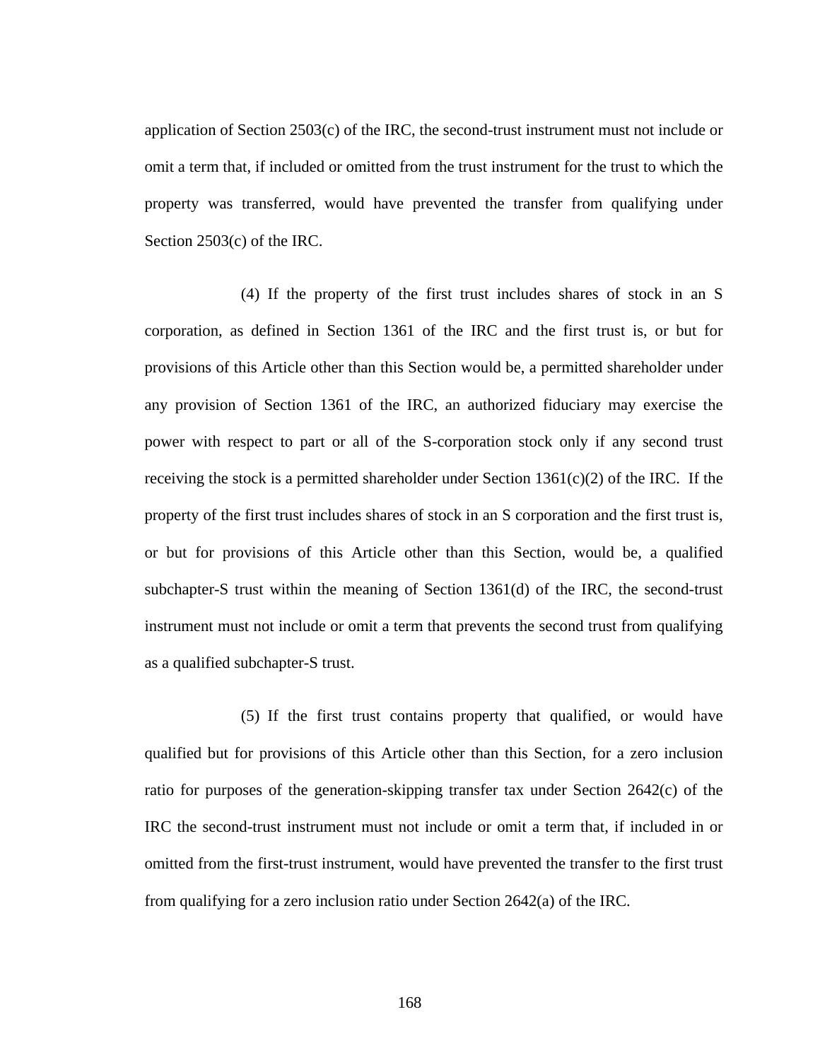application of Section 2503(c) of the IRC, the second-trust instrument must not include or omit a term that, if included or omitted from the trust instrument for the trust to which the property was transferred, would have prevented the transfer from qualifying under Section 2503(c) of the IRC.

(4) If the property of the first trust includes shares of stock in an S corporation, as defined in Section 1361 of the IRC and the first trust is, or but for provisions of this Article other than this Section would be, a permitted shareholder under any provision of Section 1361 of the IRC, an authorized fiduciary may exercise the power with respect to part or all of the S-corporation stock only if any second trust receiving the stock is a permitted shareholder under Section 1361(c)(2) of the IRC. If the property of the first trust includes shares of stock in an S corporation and the first trust is, or but for provisions of this Article other than this Section, would be, a qualified subchapter-S trust within the meaning of Section 1361(d) of the IRC, the second-trust instrument must not include or omit a term that prevents the second trust from qualifying as a qualified subchapter-S trust.

(5) If the first trust contains property that qualified, or would have qualified but for provisions of this Article other than this Section, for a zero inclusion ratio for purposes of the generation-skipping transfer tax under Section 2642(c) of the IRC the second-trust instrument must not include or omit a term that, if included in or omitted from the first-trust instrument, would have prevented the transfer to the first trust from qualifying for a zero inclusion ratio under Section 2642(a) of the IRC.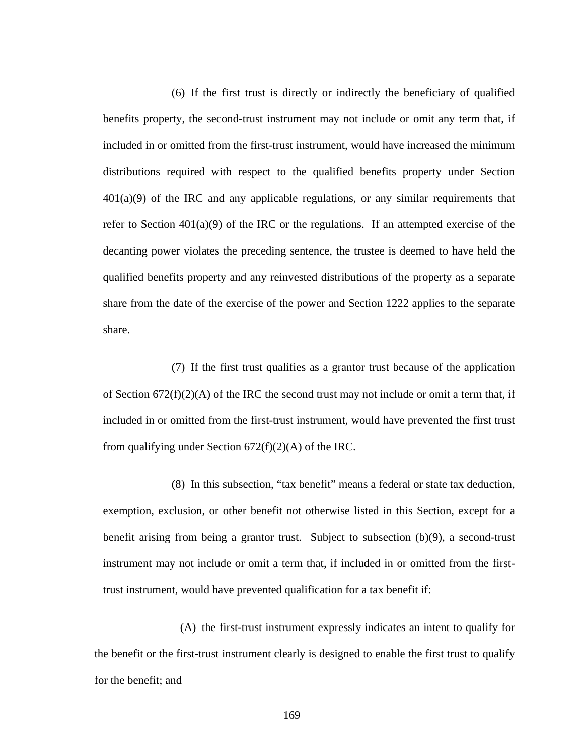(6) If the first trust is directly or indirectly the beneficiary of qualified benefits property, the second-trust instrument may not include or omit any term that, if included in or omitted from the first-trust instrument, would have increased the minimum distributions required with respect to the qualified benefits property under Section 401(a)(9) of the IRC and any applicable regulations, or any similar requirements that refer to Section 401(a)(9) of the IRC or the regulations. If an attempted exercise of the decanting power violates the preceding sentence, the trustee is deemed to have held the qualified benefits property and any reinvested distributions of the property as a separate share from the date of the exercise of the power and Section 1222 applies to the separate share.

(7) If the first trust qualifies as a grantor trust because of the application of Section 672(f)(2)(A) of the IRC the second trust may not include or omit a term that, if included in or omitted from the first-trust instrument, would have prevented the first trust from qualifying under Section 672(f)(2)(A) of the IRC.

(8) In this subsection, "tax benefit" means a federal or state tax deduction, exemption, exclusion, or other benefit not otherwise listed in this Section, except for a benefit arising from being a grantor trust. Subject to subsection (b)(9), a second-trust instrument may not include or omit a term that, if included in or omitted from the first-trust instrument, would have prevented qualification for a tax benefit if:

(A) the first-trust instrument expressly indicates an intent to qualify for the benefit or the first-trust instrument clearly is designed to enable the first trust to qualify for the benefit; and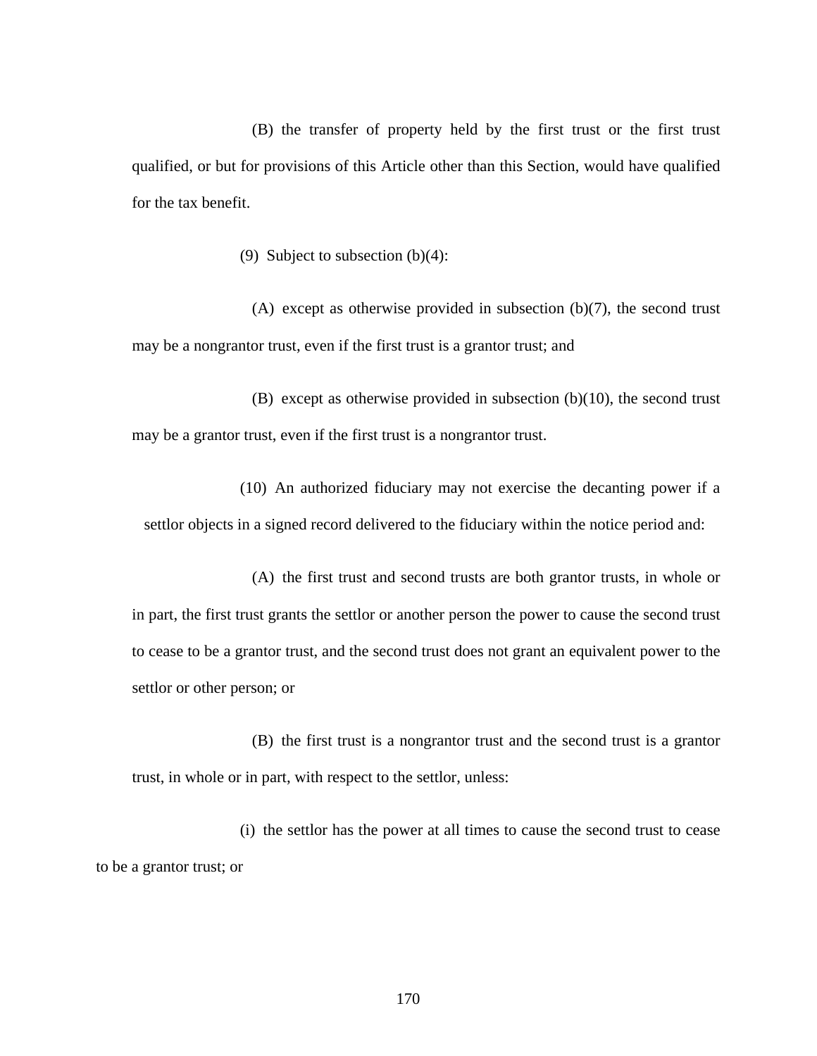(B) the transfer of property held by the first trust or the first trust qualified, or but for provisions of this Article other than this Section, would have qualified for the tax benefit.

(9) Subject to subsection (b)(4):

(A) except as otherwise provided in subsection (b)(7), the second trust may be a nongrantor trust, even if the first trust is a grantor trust; and

(B) except as otherwise provided in subsection (b)(10), the second trust may be a grantor trust, even if the first trust is a nongrantor trust.

(10) An authorized fiduciary may not exercise the decanting power if a settlor objects in a signed record delivered to the fiduciary within the notice period and:

(A) the first trust and second trusts are both grantor trusts, in whole or in part, the first trust grants the settlor or another person the power to cause the second trust to cease to be a grantor trust, and the second trust does not grant an equivalent power to the settlor or other person; or

(B) the first trust is a nongrantor trust and the second trust is a grantor trust, in whole or in part, with respect to the settlor, unless:

(i) the settlor has the power at all times to cause the second trust to cease to be a grantor trust; or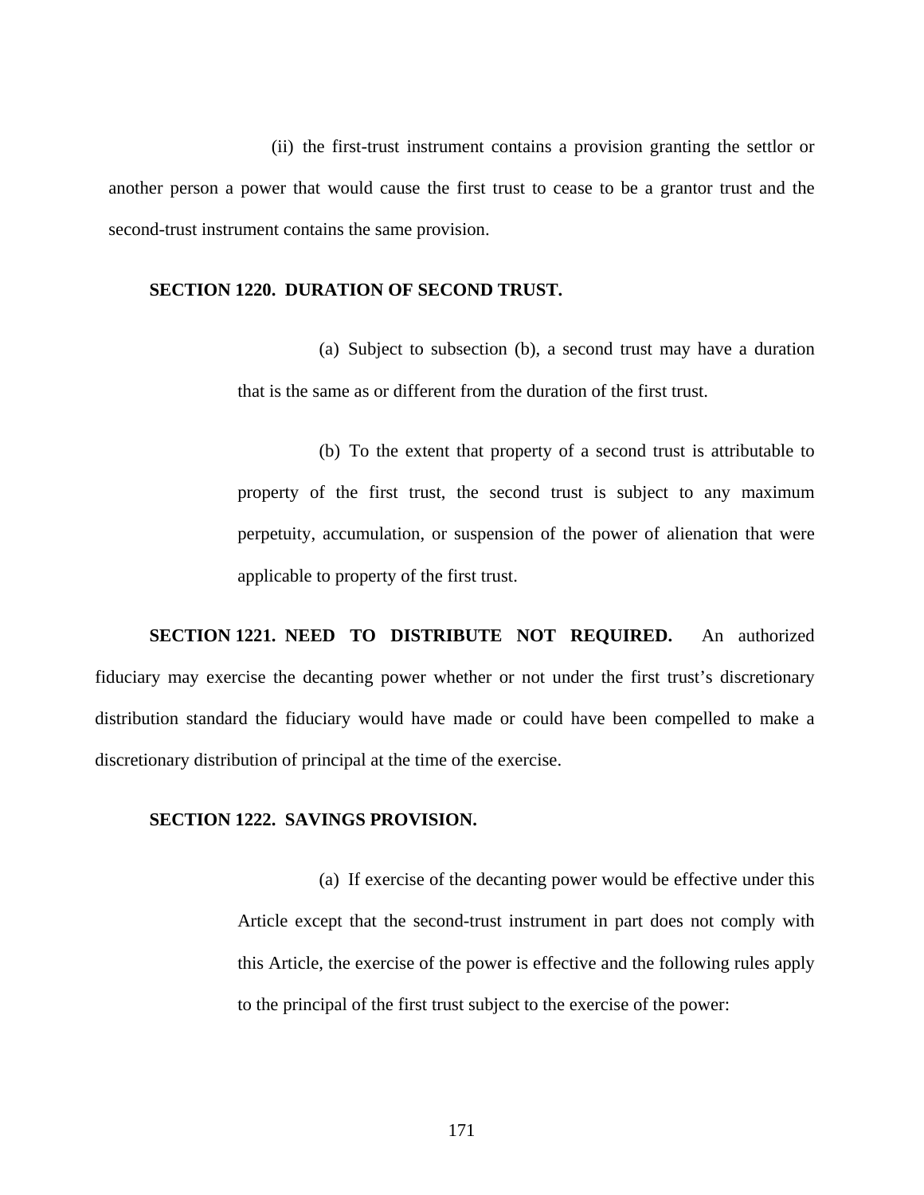(ii) the first-trust instrument contains a provision granting the settlor or another person a power that would cause the first trust to cease to be a grantor trust and the second-trust instrument contains the same provision.

**SECTION 1220. DURATION OF SECOND TRUST.**

(a) Subject to subsection (b), a second trust may have a duration that is the same as or different from the duration of the first trust.

(b) To the extent that property of a second trust is attributable to property of the first trust, the second trust is subject to any maximum perpetuity, accumulation, or suspension of the power of alienation that were applicable to property of the first trust.

**SECTION 1221. NEED TO DISTRIBUTE NOT REQUIRED.** An authorized fiduciary may exercise the decanting power whether or not under the first trust's discretionary distribution standard the fiduciary would have made or could have been compelled to make a discretionary distribution of principal at the time of the exercise.

**SECTION 1222. SAVINGS PROVISION.**

(a) If exercise of the decanting power would be effective under this Article except that the second-trust instrument in part does not comply with this Article, the exercise of the power is effective and the following rules apply to the principal of the first trust subject to the exercise of the power: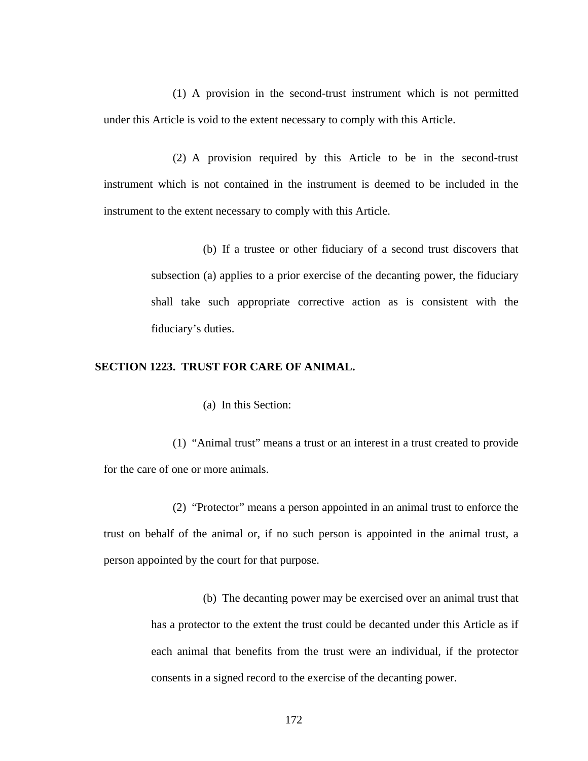(1) A provision in the second-trust instrument which is not permitted under this Article is void to the extent necessary to comply with this Article.

(2) A provision required by this Article to be in the second-trust instrument which is not contained in the instrument is deemed to be included in the instrument to the extent necessary to comply with this Article.

(b) If a trustee or other fiduciary of a second trust discovers that subsection (a) applies to a prior exercise of the decanting power, the fiduciary shall take such appropriate corrective action as is consistent with the fiduciary's duties.

**SECTION 1223. TRUST FOR CARE OF ANIMAL.**

(a) In this Section:

(1) "Animal trust" means a trust or an interest in a trust created to provide for the care of one or more animals.

(2) "Protector" means a person appointed in an animal trust to enforce the trust on behalf of the animal or, if no such person is appointed in the animal trust, a person appointed by the court for that purpose.

(b) The decanting power may be exercised over an animal trust that has a protector to the extent the trust could be decanted under this Article as if each animal that benefits from the trust were an individual, if the protector consents in a signed record to the exercise of the decanting power.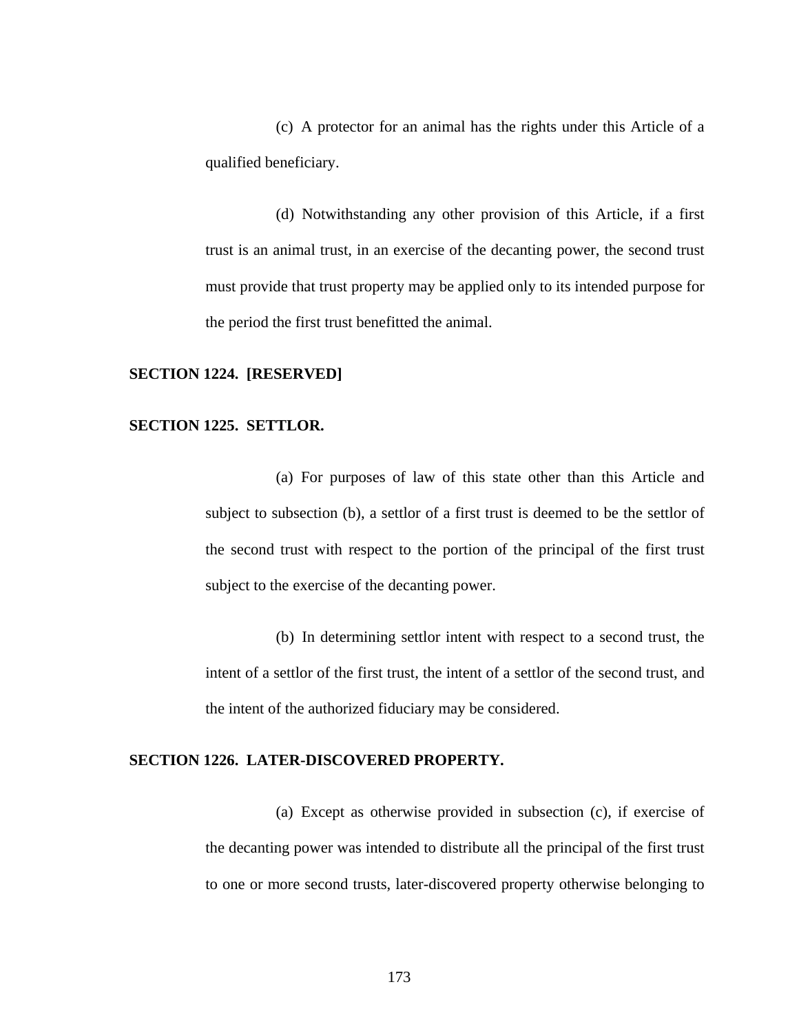(c) A protector for an animal has the rights under this Article of a qualified beneficiary.

(d) Notwithstanding any other provision of this Article, if a first trust is an animal trust, in an exercise of the decanting power, the second trust must provide that trust property may be applied only to its intended purpose for the period the first trust benefitted the animal.

**SECTION 1224. [RESERVED]**

**SECTION 1225. SETTLOR.**

(a) For purposes of law of this state other than this Article and subject to subsection (b), a settlor of a first trust is deemed to be the settlor of the second trust with respect to the portion of the principal of the first trust subject to the exercise of the decanting power.

(b) In determining settlor intent with respect to a second trust, the intent of a settlor of the first trust, the intent of a settlor of the second trust, and the intent of the authorized fiduciary may be considered.

**SECTION 1226. LATER-DISCOVERED PROPERTY.**

(a) Except as otherwise provided in subsection (c), if exercise of the decanting power was intended to distribute all the principal of the first trust to one or more second trusts, later-discovered property otherwise belonging to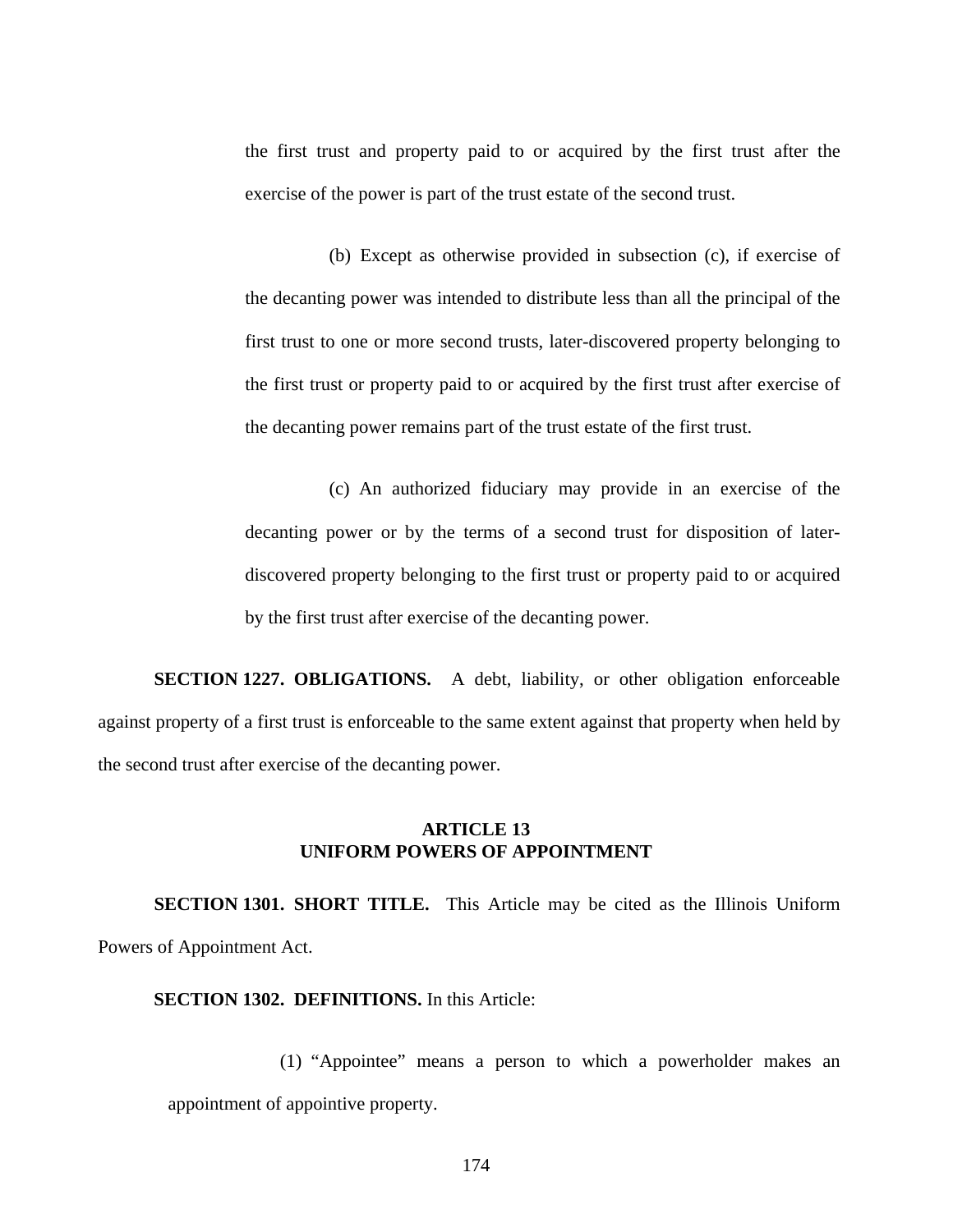the first trust and property paid to or acquired by the first trust after the exercise of the power is part of the trust estate of the second trust.

(b) Except as otherwise provided in subsection (c), if exercise of the decanting power was intended to distribute less than all the principal of the first trust to one or more second trusts, later-discovered property belonging to the first trust or property paid to or acquired by the first trust after exercise of the decanting power remains part of the trust estate of the first trust.

(c) An authorized fiduciary may provide in an exercise of the decanting power or by the terms of a second trust for disposition of later-discovered property belonging to the first trust or property paid to or acquired by the first trust after exercise of the decanting power.

**SECTION 1227. OBLIGATIONS.** A debt, liability, or other obligation enforceable against property of a first trust is enforceable to the same extent against that property when held by the second trust after exercise of the decanting power.

## ARTICLE 13
## UNIFORM POWERS OF APPOINTMENT

**SECTION 1301. SHORT TITLE.** This Article may be cited as the Illinois Uniform Powers of Appointment Act.

**SECTION 1302. DEFINITIONS.** In this Article:

(1) "Appointee" means a person to which a powerholder makes an appointment of appointive property.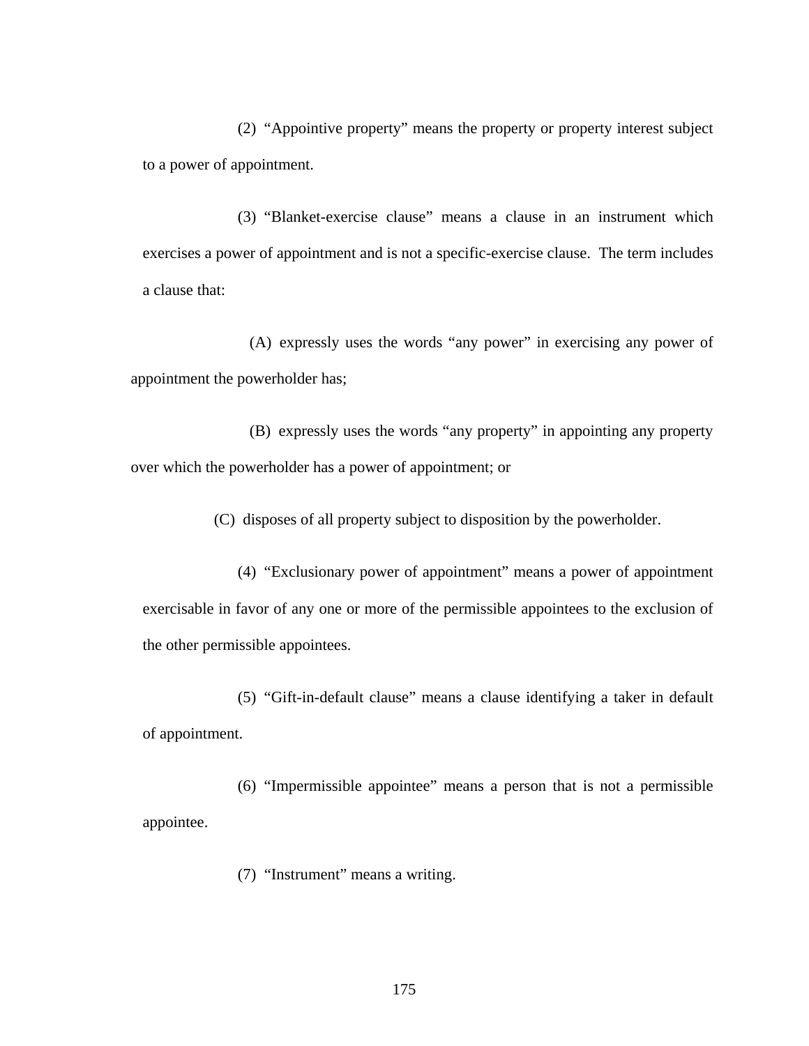(2) “Appointive property” means the property or property interest subject to a power of appointment.

(3) “Blanket-exercise clause” means a clause in an instrument which exercises a power of appointment and is not a specific-exercise clause. The term includes a clause that:

(A) expressly uses the words “any power” in exercising any power of appointment the powerholder has;

(B) expressly uses the words “any property” in appointing any property over which the powerholder has a power of appointment; or

(C) disposes of all property subject to disposition by the powerholder.

(4) “Exclusionary power of appointment” means a power of appointment exercisable in favor of any one or more of the permissible appointees to the exclusion of the other permissible appointees.

(5) “Gift-in-default clause” means a clause identifying a taker in default of appointment.

(6) “Impermissible appointee” means a person that is not a permissible appointee.

(7) “Instrument” means a writing.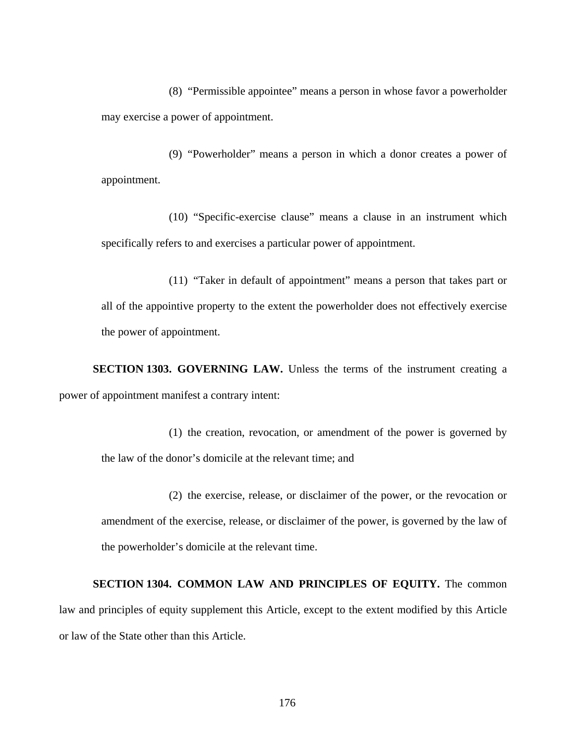(8) "Permissible appointee" means a person in whose favor a powerholder may exercise a power of appointment.

(9) "Powerholder" means a person in which a donor creates a power of appointment.

(10) "Specific-exercise clause" means a clause in an instrument which specifically refers to and exercises a particular power of appointment.

(11) "Taker in default of appointment" means a person that takes part or all of the appointive property to the extent the powerholder does not effectively exercise the power of appointment.

**SECTION 1303. GOVERNING LAW.** Unless the terms of the instrument creating a power of appointment manifest a contrary intent:

(1) the creation, revocation, or amendment of the power is governed by the law of the donor's domicile at the relevant time; and

(2) the exercise, release, or disclaimer of the power, or the revocation or amendment of the exercise, release, or disclaimer of the power, is governed by the law of the powerholder's domicile at the relevant time.

**SECTION 1304. COMMON LAW AND PRINCIPLES OF EQUITY.** The common law and principles of equity supplement this Article, except to the extent modified by this Article or law of the State other than this Article.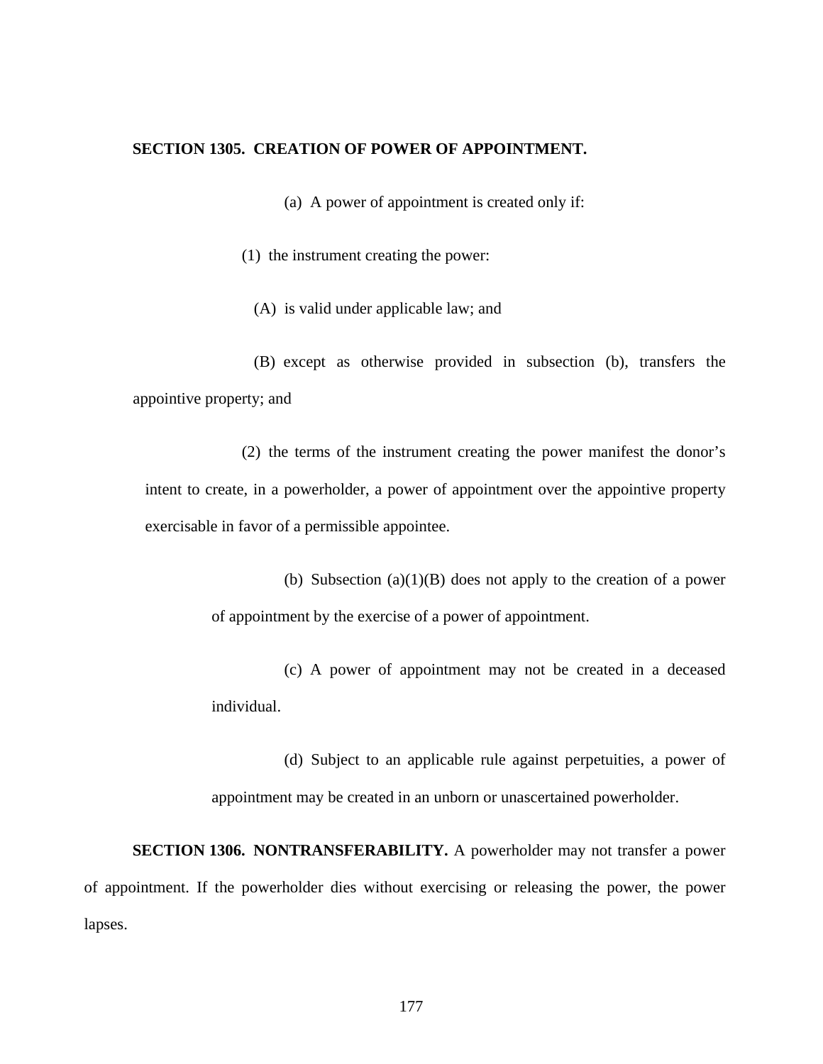**SECTION 1305. CREATION OF POWER OF APPOINTMENT.**

(a) A power of appointment is created only if:

(1) the instrument creating the power:

(A) is valid under applicable law; and

(B) except as otherwise provided in subsection (b), transfers the appointive property; and

(2) the terms of the instrument creating the power manifest the donor's intent to create, in a powerholder, a power of appointment over the appointive property exercisable in favor of a permissible appointee.

(b) Subsection (a)(1)(B) does not apply to the creation of a power of appointment by the exercise of a power of appointment.

(c) A power of appointment may not be created in a deceased individual.

(d) Subject to an applicable rule against perpetuities, a power of appointment may be created in an unborn or unascertained powerholder.

**SECTION 1306. NONTRANSFERABILITY.** A powerholder may not transfer a power of appointment. If the powerholder dies without exercising or releasing the power, the power lapses.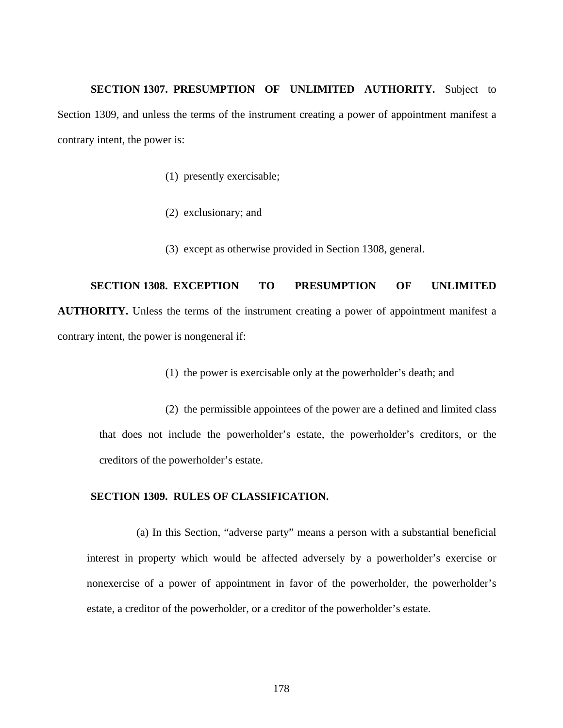**SECTION 1307. PRESUMPTION OF UNLIMITED AUTHORITY.** Subject to Section 1309, and unless the terms of the instrument creating a power of appointment manifest a contrary intent, the power is:

(1) presently exercisable;

(2) exclusionary; and

(3) except as otherwise provided in Section 1308, general.

**SECTION 1308. EXCEPTION TO PRESUMPTION OF UNLIMITED AUTHORITY.** Unless the terms of the instrument creating a power of appointment manifest a contrary intent, the power is nongeneral if:

(1) the power is exercisable only at the powerholder's death; and

(2) the permissible appointees of the power are a defined and limited class that does not include the powerholder's estate, the powerholder's creditors, or the creditors of the powerholder's estate.

**SECTION 1309. RULES OF CLASSIFICATION.**

(a) In this Section, "adverse party" means a person with a substantial beneficial interest in property which would be affected adversely by a powerholder's exercise or nonexercise of a power of appointment in favor of the powerholder, the powerholder's estate, a creditor of the powerholder, or a creditor of the powerholder's estate.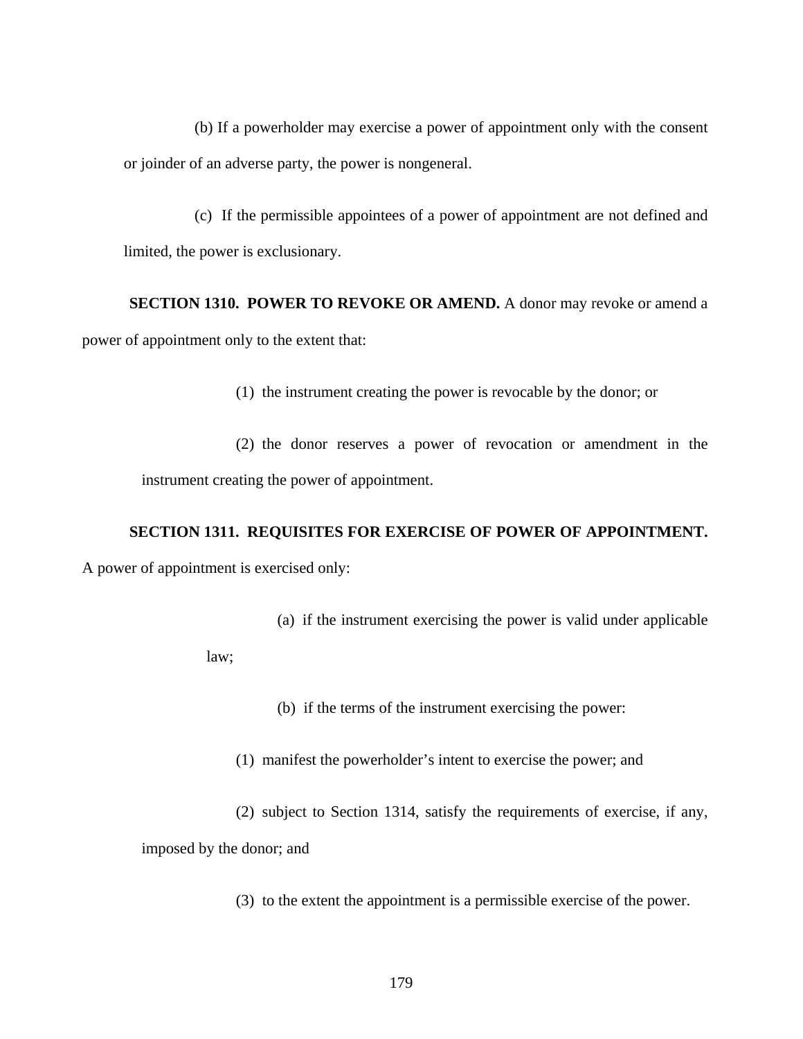(b) If a powerholder may exercise a power of appointment only with the consent or joinder of an adverse party, the power is nongeneral.

(c) If the permissible appointees of a power of appointment are not defined and limited, the power is exclusionary.

**SECTION 1310. POWER TO REVOKE OR AMEND.** A donor may revoke or amend a power of appointment only to the extent that:

(1) the instrument creating the power is revocable by the donor; or

(2) the donor reserves a power of revocation or amendment in the instrument creating the power of appointment.

**SECTION 1311. REQUISITES FOR EXERCISE OF POWER OF APPOINTMENT.** A power of appointment is exercised only:

(a) if the instrument exercising the power is valid under applicable law;

(b) if the terms of the instrument exercising the power:

(1) manifest the powerholder's intent to exercise the power; and

(2) subject to Section 1314, satisfy the requirements of exercise, if any, imposed by the donor; and

(3) to the extent the appointment is a permissible exercise of the power.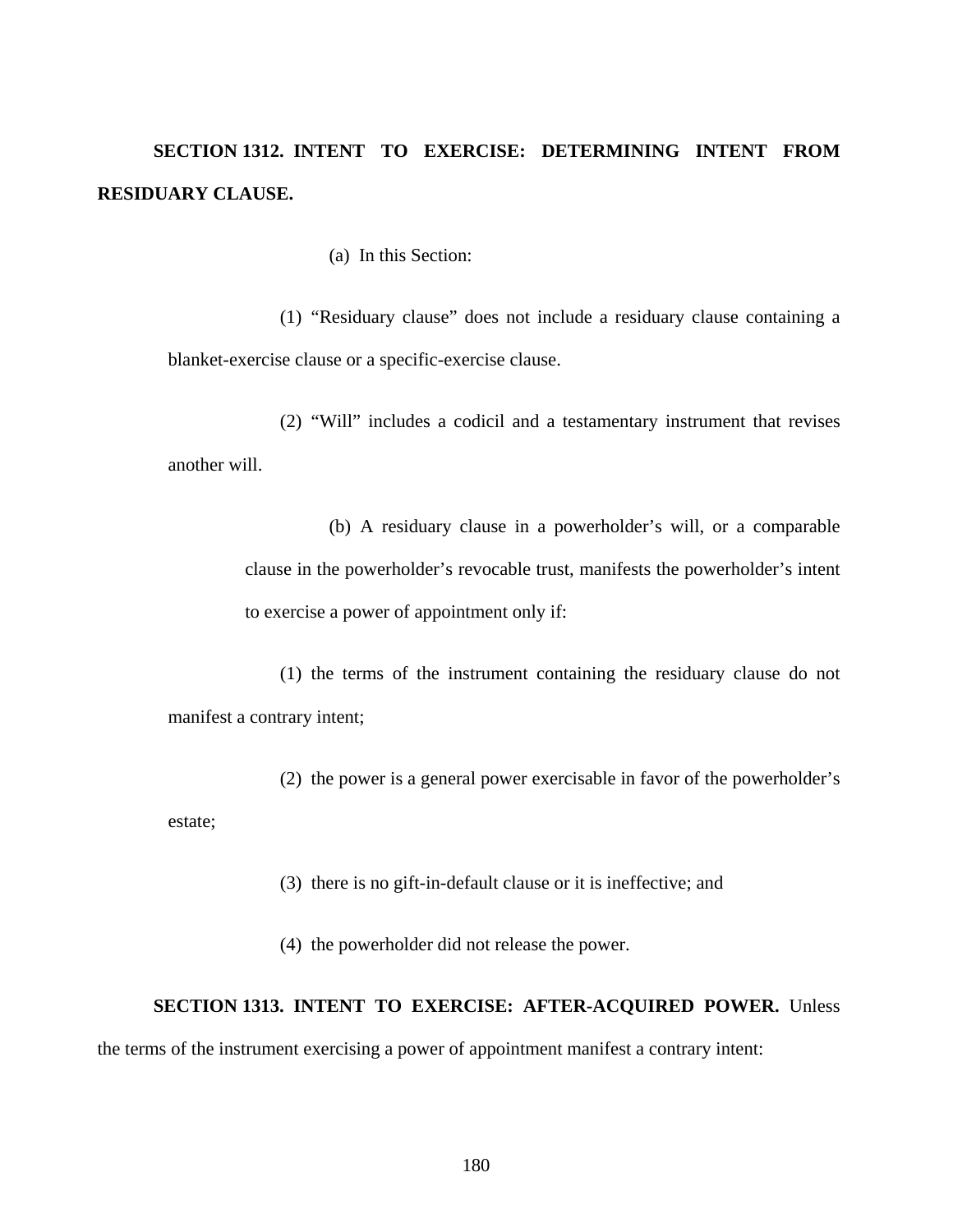**SECTION 1312. INTENT TO EXERCISE: DETERMINING INTENT FROM RESIDUARY CLAUSE.**

(a) In this Section:

(1) "Residuary clause" does not include a residuary clause containing a blanket-exercise clause or a specific-exercise clause.

(2) "Will" includes a codicil and a testamentary instrument that revises another will.

(b) A residuary clause in a powerholder's will, or a comparable clause in the powerholder's revocable trust, manifests the powerholder's intent to exercise a power of appointment only if:

(1) the terms of the instrument containing the residuary clause do not manifest a contrary intent;

(2) the power is a general power exercisable in favor of the powerholder's estate;

(3) there is no gift-in-default clause or it is ineffective; and

(4) the powerholder did not release the power.

**SECTION 1313. INTENT TO EXERCISE: AFTER-ACQUIRED POWER.** Unless the terms of the instrument exercising a power of appointment manifest a contrary intent: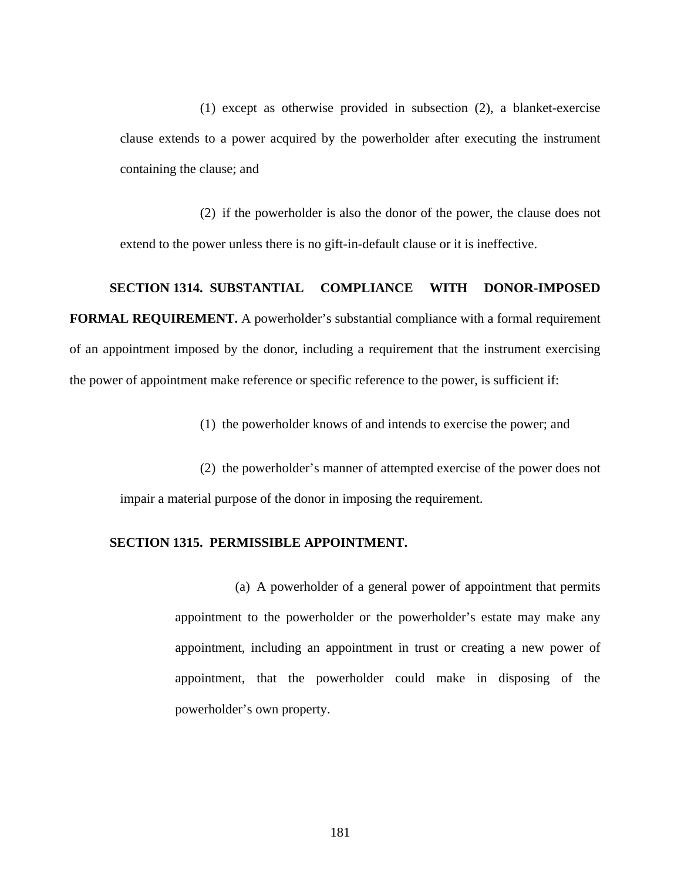(1) except as otherwise provided in subsection (2), a blanket-exercise clause extends to a power acquired by the powerholder after executing the instrument containing the clause; and

(2) if the powerholder is also the donor of the power, the clause does not extend to the power unless there is no gift-in-default clause or it is ineffective.

**SECTION 1314. SUBSTANTIAL COMPLIANCE WITH DONOR-IMPOSED FORMAL REQUIREMENT.** A powerholder's substantial compliance with a formal requirement of an appointment imposed by the donor, including a requirement that the instrument exercising the power of appointment make reference or specific reference to the power, is sufficient if:

(1) the powerholder knows of and intends to exercise the power; and

(2) the powerholder's manner of attempted exercise of the power does not impair a material purpose of the donor in imposing the requirement.

**SECTION 1315. PERMISSIBLE APPOINTMENT.**

(a) A powerholder of a general power of appointment that permits appointment to the powerholder or the powerholder's estate may make any appointment, including an appointment in trust or creating a new power of appointment, that the powerholder could make in disposing of the powerholder's own property.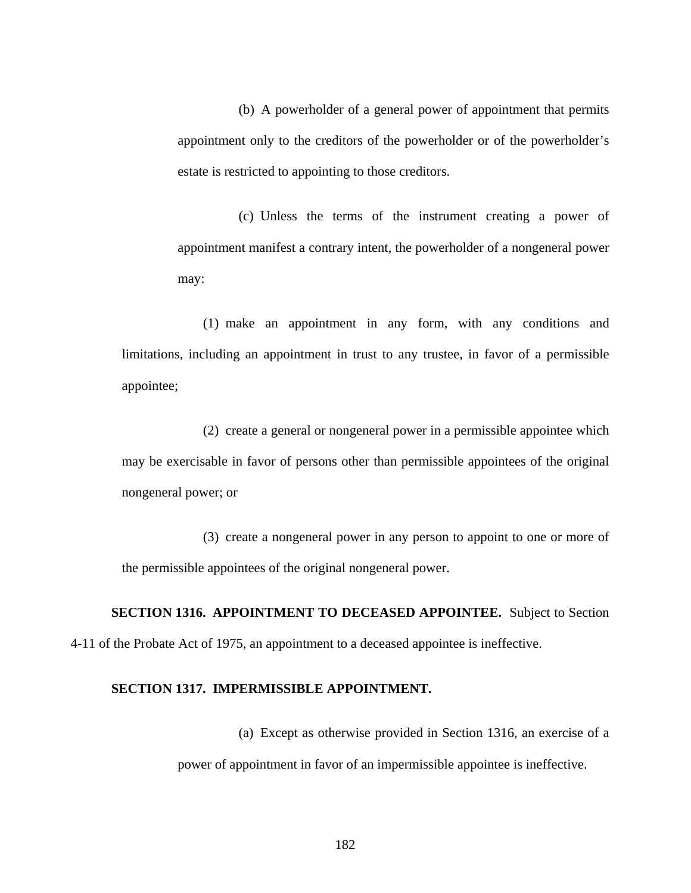(b) A powerholder of a general power of appointment that permits appointment only to the creditors of the powerholder or of the powerholder's estate is restricted to appointing to those creditors.

(c) Unless the terms of the instrument creating a power of appointment manifest a contrary intent, the powerholder of a nongeneral power may:

(1) make an appointment in any form, with any conditions and limitations, including an appointment in trust to any trustee, in favor of a permissible appointee;

(2) create a general or nongeneral power in a permissible appointee which may be exercisable in favor of persons other than permissible appointees of the original nongeneral power; or

(3) create a nongeneral power in any person to appoint to one or more of the permissible appointees of the original nongeneral power.

**SECTION 1316. APPOINTMENT TO DECEASED APPOINTEE.** Subject to Section 4-11 of the Probate Act of 1975, an appointment to a deceased appointee is ineffective.

**SECTION 1317. IMPERMISSIBLE APPOINTMENT.**

(a) Except as otherwise provided in Section 1316, an exercise of a power of appointment in favor of an impermissible appointee is ineffective.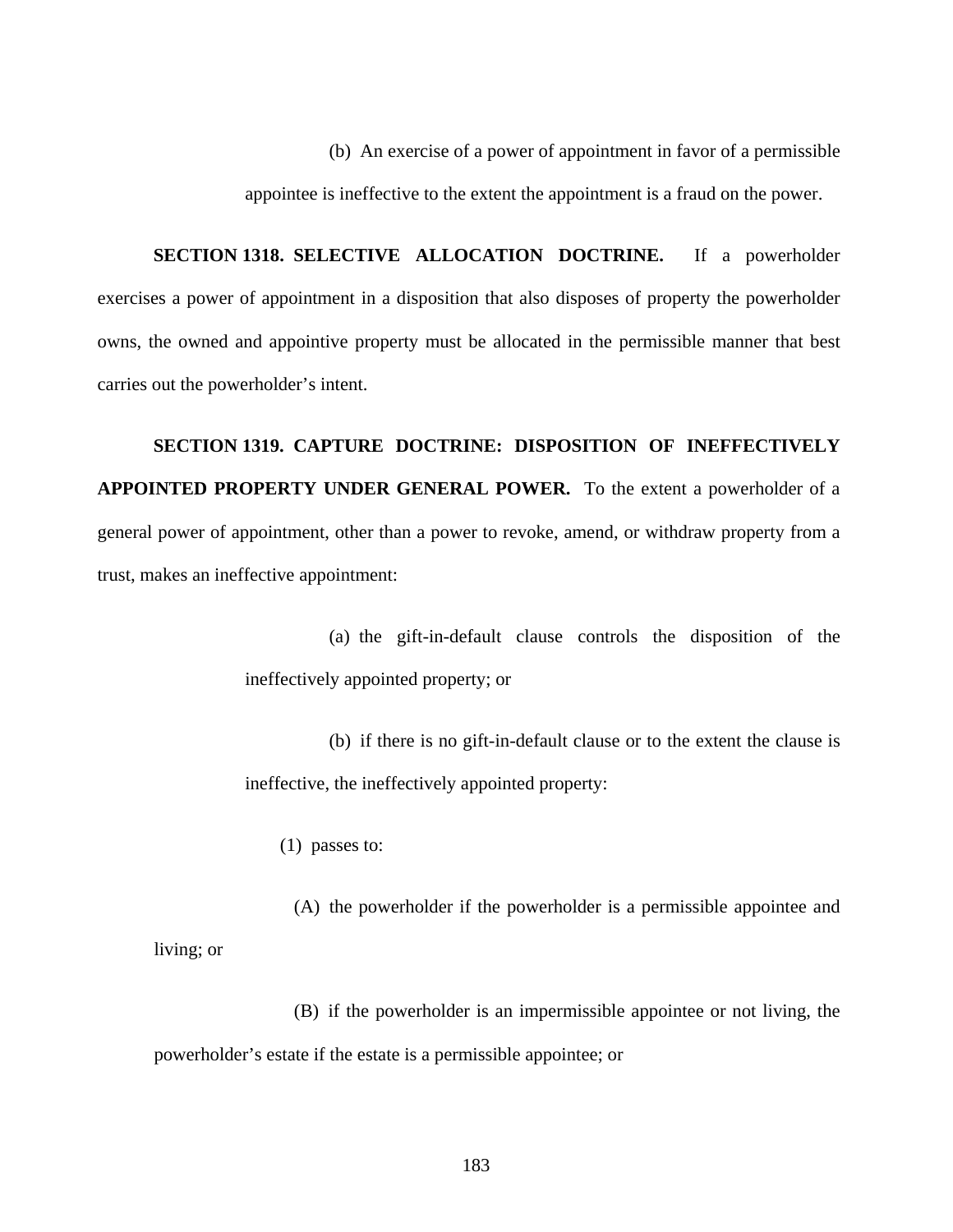(b) An exercise of a power of appointment in favor of a permissible appointee is ineffective to the extent the appointment is a fraud on the power.

**SECTION 1318. SELECTIVE ALLOCATION DOCTRINE.** If a powerholder exercises a power of appointment in a disposition that also disposes of property the powerholder owns, the owned and appointive property must be allocated in the permissible manner that best carries out the powerholder's intent.

**SECTION 1319. CAPTURE DOCTRINE: DISPOSITION OF INEFFECTIVELY APPOINTED PROPERTY UNDER GENERAL POWER.** To the extent a powerholder of a general power of appointment, other than a power to revoke, amend, or withdraw property from a trust, makes an ineffective appointment:

(a) the gift-in-default clause controls the disposition of the ineffectively appointed property; or

(b) if there is no gift-in-default clause or to the extent the clause is ineffective, the ineffectively appointed property:

(1) passes to:

(A) the powerholder if the powerholder is a permissible appointee and living; or

(B) if the powerholder is an impermissible appointee or not living, the powerholder's estate if the estate is a permissible appointee; or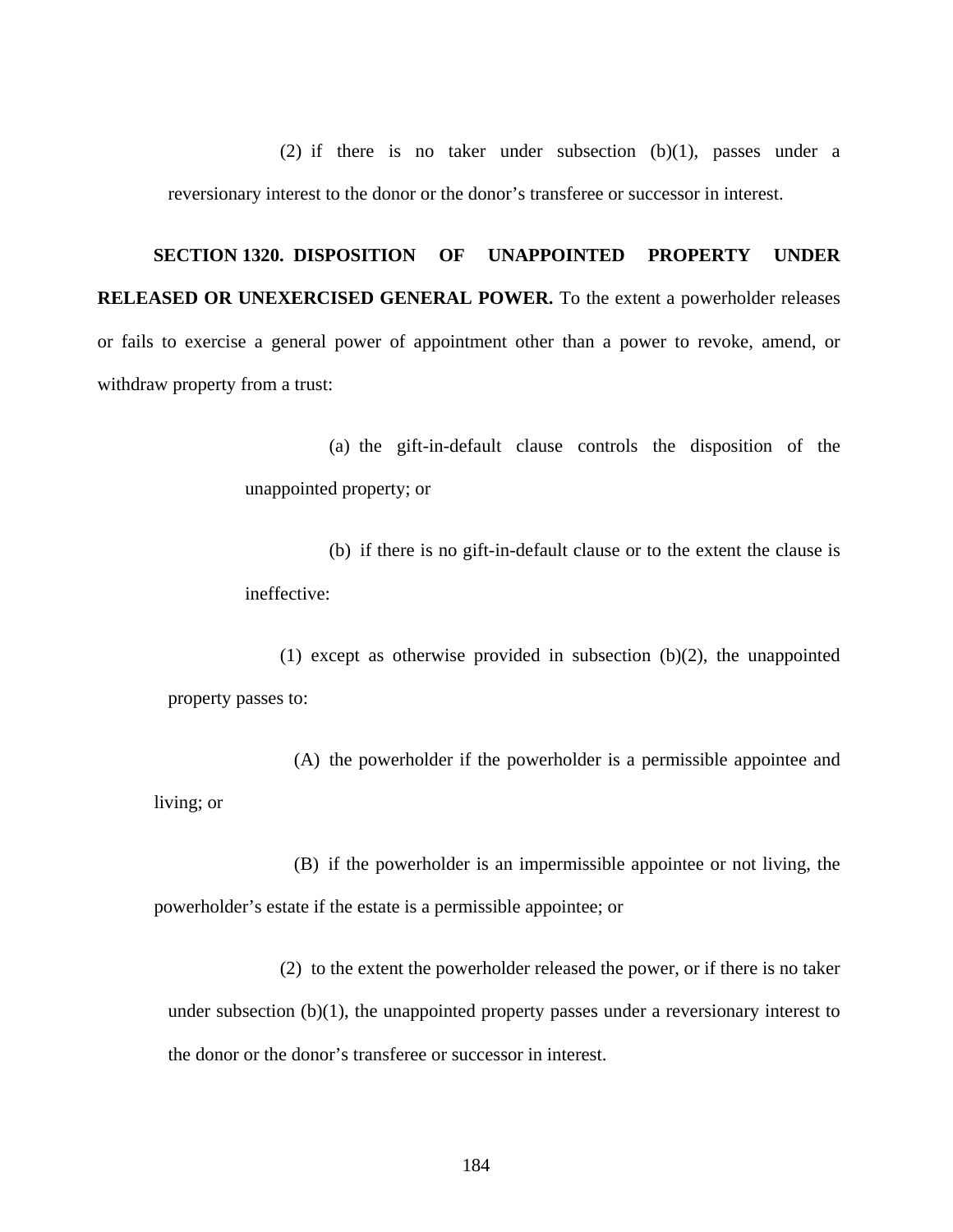(2) if there is no taker under subsection (b)(1), passes under a reversionary interest to the donor or the donor's transferee or successor in interest.

**SECTION 1320. DISPOSITION OF UNAPPOINTED PROPERTY UNDER RELEASED OR UNEXERCISED GENERAL POWER.** To the extent a powerholder releases or fails to exercise a general power of appointment other than a power to revoke, amend, or withdraw property from a trust:

(a) the gift-in-default clause controls the disposition of the unappointed property; or

(b) if there is no gift-in-default clause or to the extent the clause is ineffective:

(1) except as otherwise provided in subsection (b)(2), the unappointed property passes to:

(A) the powerholder if the powerholder is a permissible appointee and living; or

(B) if the powerholder is an impermissible appointee or not living, the powerholder's estate if the estate is a permissible appointee; or

(2) to the extent the powerholder released the power, or if there is no taker under subsection (b)(1), the unappointed property passes under a reversionary interest to the donor or the donor's transferee or successor in interest.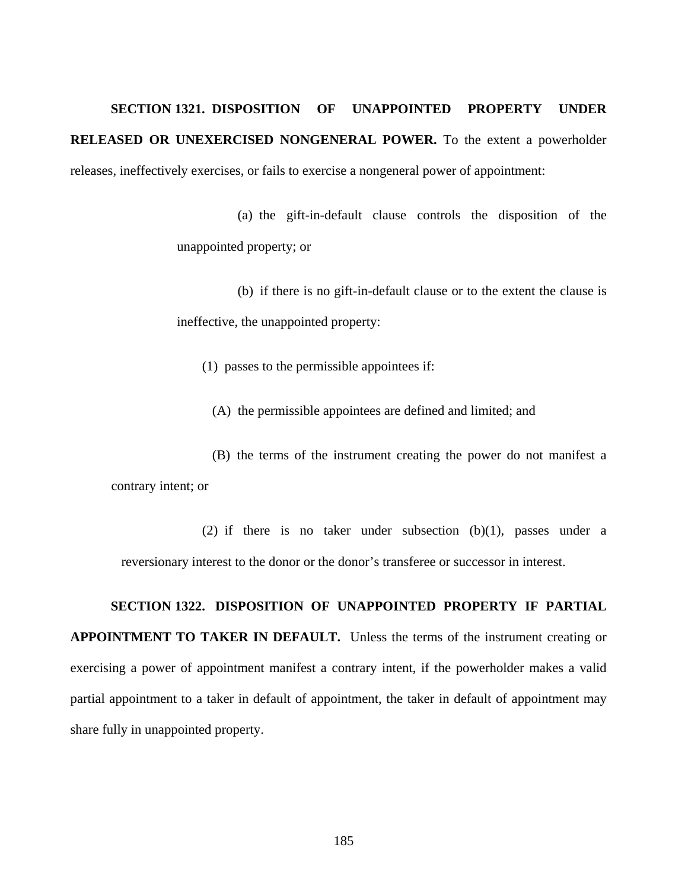**SECTION 1321. DISPOSITION OF UNAPPOINTED PROPERTY UNDER RELEASED OR UNEXERCISED NONGENERAL POWER.** To the extent a powerholder releases, ineffectively exercises, or fails to exercise a nongeneral power of appointment:

(a) the gift-in-default clause controls the disposition of the unappointed property; or

(b) if there is no gift-in-default clause or to the extent the clause is ineffective, the unappointed property:

(1) passes to the permissible appointees if:

(A) the permissible appointees are defined and limited; and

(B) the terms of the instrument creating the power do not manifest a contrary intent; or

(2) if there is no taker under subsection (b)(1), passes under a reversionary interest to the donor or the donor's transferee or successor in interest.

**SECTION 1322. DISPOSITION OF UNAPPOINTED PROPERTY IF PARTIAL APPOINTMENT TO TAKER IN DEFAULT.** Unless the terms of the instrument creating or exercising a power of appointment manifest a contrary intent, if the powerholder makes a valid partial appointment to a taker in default of appointment, the taker in default of appointment may share fully in unappointed property.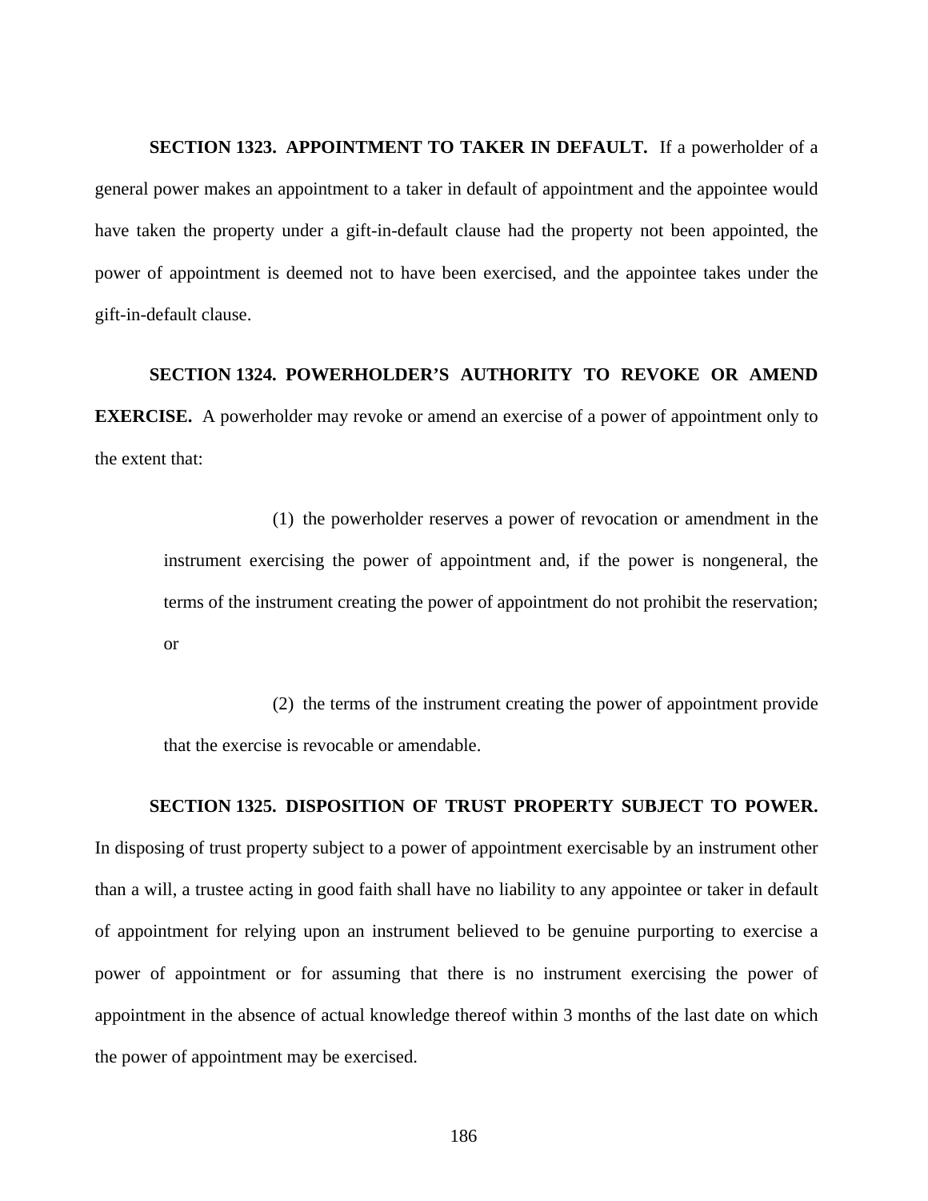**SECTION 1323. APPOINTMENT TO TAKER IN DEFAULT.** If a powerholder of a general power makes an appointment to a taker in default of appointment and the appointee would have taken the property under a gift-in-default clause had the property not been appointed, the power of appointment is deemed not to have been exercised, and the appointee takes under the gift-in-default clause.

**SECTION 1324. POWERHOLDER'S AUTHORITY TO REVOKE OR AMEND EXERCISE.** A powerholder may revoke or amend an exercise of a power of appointment only to the extent that:

(1) the powerholder reserves a power of revocation or amendment in the instrument exercising the power of appointment and, if the power is nongeneral, the terms of the instrument creating the power of appointment do not prohibit the reservation; or

(2) the terms of the instrument creating the power of appointment provide that the exercise is revocable or amendable.

**SECTION 1325. DISPOSITION OF TRUST PROPERTY SUBJECT TO POWER.** In disposing of trust property subject to a power of appointment exercisable by an instrument other than a will, a trustee acting in good faith shall have no liability to any appointee or taker in default of appointment for relying upon an instrument believed to be genuine purporting to exercise a power of appointment or for assuming that there is no instrument exercising the power of appointment in the absence of actual knowledge thereof within 3 months of the last date on which the power of appointment may be exercised.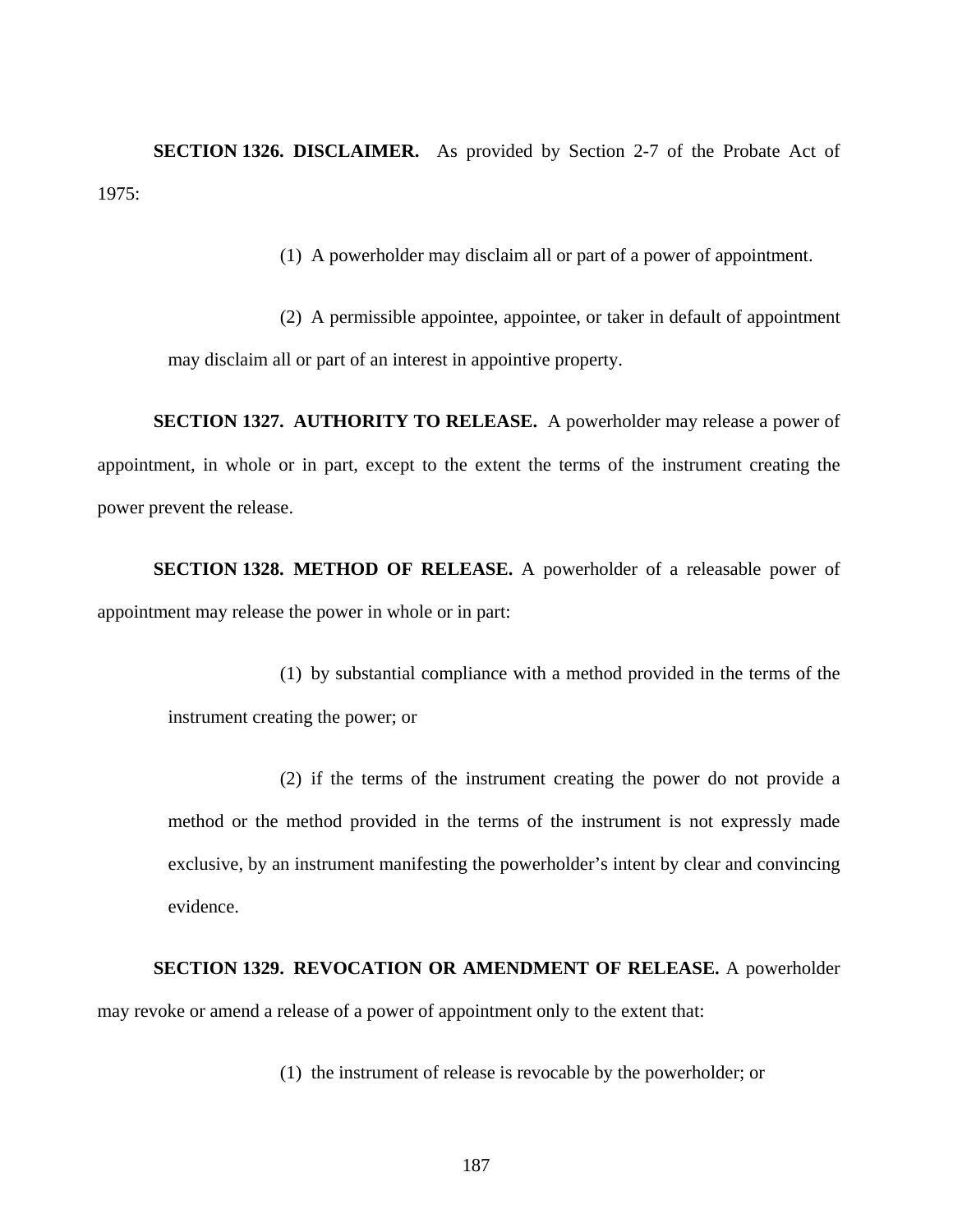**SECTION 1326. DISCLAIMER.** As provided by Section 2-7 of the Probate Act of 1975:

(1) A powerholder may disclaim all or part of a power of appointment.

(2) A permissible appointee, appointee, or taker in default of appointment may disclaim all or part of an interest in appointive property.

**SECTION 1327. AUTHORITY TO RELEASE.** A powerholder may release a power of appointment, in whole or in part, except to the extent the terms of the instrument creating the power prevent the release.

**SECTION 1328. METHOD OF RELEASE.** A powerholder of a releasable power of appointment may release the power in whole or in part:

(1) by substantial compliance with a method provided in the terms of the instrument creating the power; or

(2) if the terms of the instrument creating the power do not provide a method or the method provided in the terms of the instrument is not expressly made exclusive, by an instrument manifesting the powerholder's intent by clear and convincing evidence.

**SECTION 1329. REVOCATION OR AMENDMENT OF RELEASE.** A powerholder may revoke or amend a release of a power of appointment only to the extent that:

(1) the instrument of release is revocable by the powerholder; or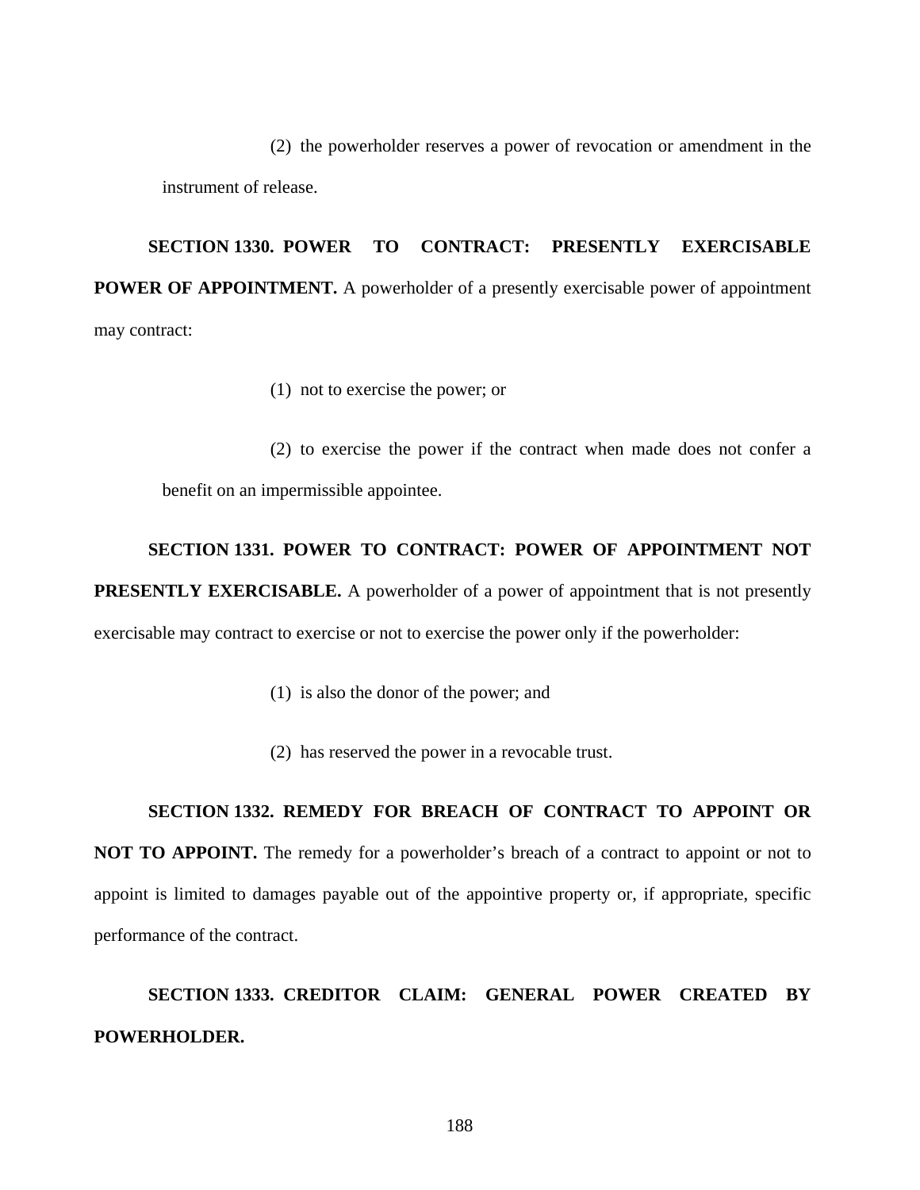(2) the powerholder reserves a power of revocation or amendment in the instrument of release.

**SECTION 1330. POWER TO CONTRACT: PRESENTLY EXERCISABLE POWER OF APPOINTMENT.** A powerholder of a presently exercisable power of appointment may contract:

(1) not to exercise the power; or

(2) to exercise the power if the contract when made does not confer a benefit on an impermissible appointee.

**SECTION 1331. POWER TO CONTRACT: POWER OF APPOINTMENT NOT PRESENTLY EXERCISABLE.** A powerholder of a power of appointment that is not presently exercisable may contract to exercise or not to exercise the power only if the powerholder:

(1) is also the donor of the power; and

(2) has reserved the power in a revocable trust.

**SECTION 1332. REMEDY FOR BREACH OF CONTRACT TO APPOINT OR NOT TO APPOINT.** The remedy for a powerholder's breach of a contract to appoint or not to appoint is limited to damages payable out of the appointive property or, if appropriate, specific performance of the contract.

**SECTION 1333. CREDITOR CLAIM: GENERAL POWER CREATED BY POWERHOLDER.**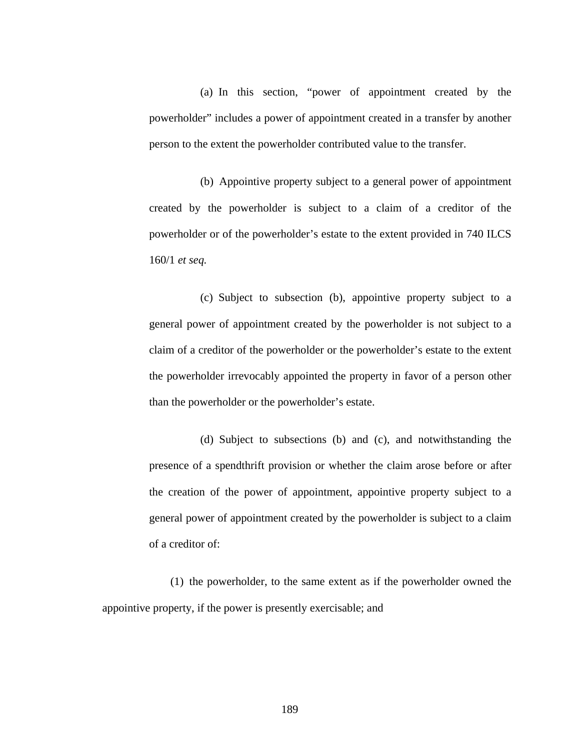(a) In this section, "power of appointment created by the powerholder" includes a power of appointment created in a transfer by another person to the extent the powerholder contributed value to the transfer.

(b) Appointive property subject to a general power of appointment created by the powerholder is subject to a claim of a creditor of the powerholder or of the powerholder's estate to the extent provided in 740 ILCS 160/1 *et seq.*

(c) Subject to subsection (b), appointive property subject to a general power of appointment created by the powerholder is not subject to a claim of a creditor of the powerholder or the powerholder's estate to the extent the powerholder irrevocably appointed the property in favor of a person other than the powerholder or the powerholder's estate.

(d) Subject to subsections (b) and (c), and notwithstanding the presence of a spendthrift provision or whether the claim arose before or after the creation of the power of appointment, appointive property subject to a general power of appointment created by the powerholder is subject to a claim of a creditor of:

(1) the powerholder, to the same extent as if the powerholder owned the appointive property, if the power is presently exercisable; and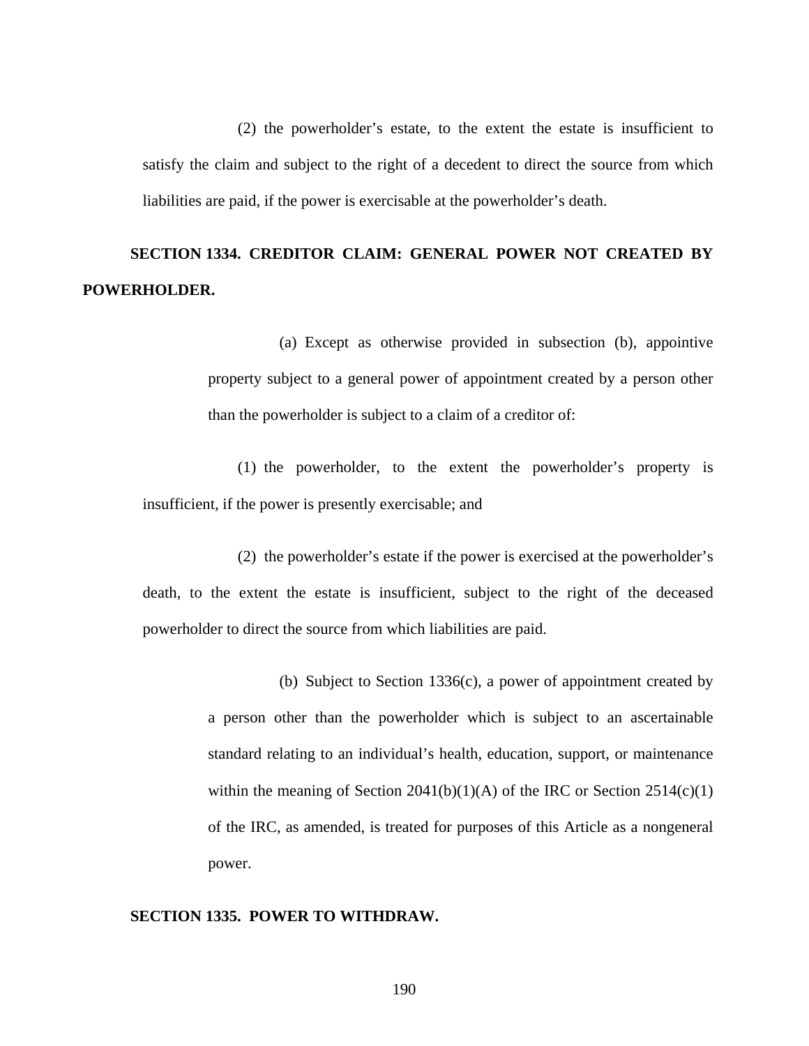(2) the powerholder's estate, to the extent the estate is insufficient to satisfy the claim and subject to the right of a decedent to direct the source from which liabilities are paid, if the power is exercisable at the powerholder's death.

**SECTION 1334. CREDITOR CLAIM: GENERAL POWER NOT CREATED BY POWERHOLDER.**

(a) Except as otherwise provided in subsection (b), appointive property subject to a general power of appointment created by a person other than the powerholder is subject to a claim of a creditor of:

(1) the powerholder, to the extent the powerholder's property is insufficient, if the power is presently exercisable; and

(2) the powerholder's estate if the power is exercised at the powerholder's death, to the extent the estate is insufficient, subject to the right of the deceased powerholder to direct the source from which liabilities are paid.

(b) Subject to Section 1336(c), a power of appointment created by a person other than the powerholder which is subject to an ascertainable standard relating to an individual's health, education, support, or maintenance within the meaning of Section 2041(b)(1)(A) of the IRC or Section 2514(c)(1) of the IRC, as amended, is treated for purposes of this Article as a nongeneral power.

**SECTION 1335. POWER TO WITHDRAW.**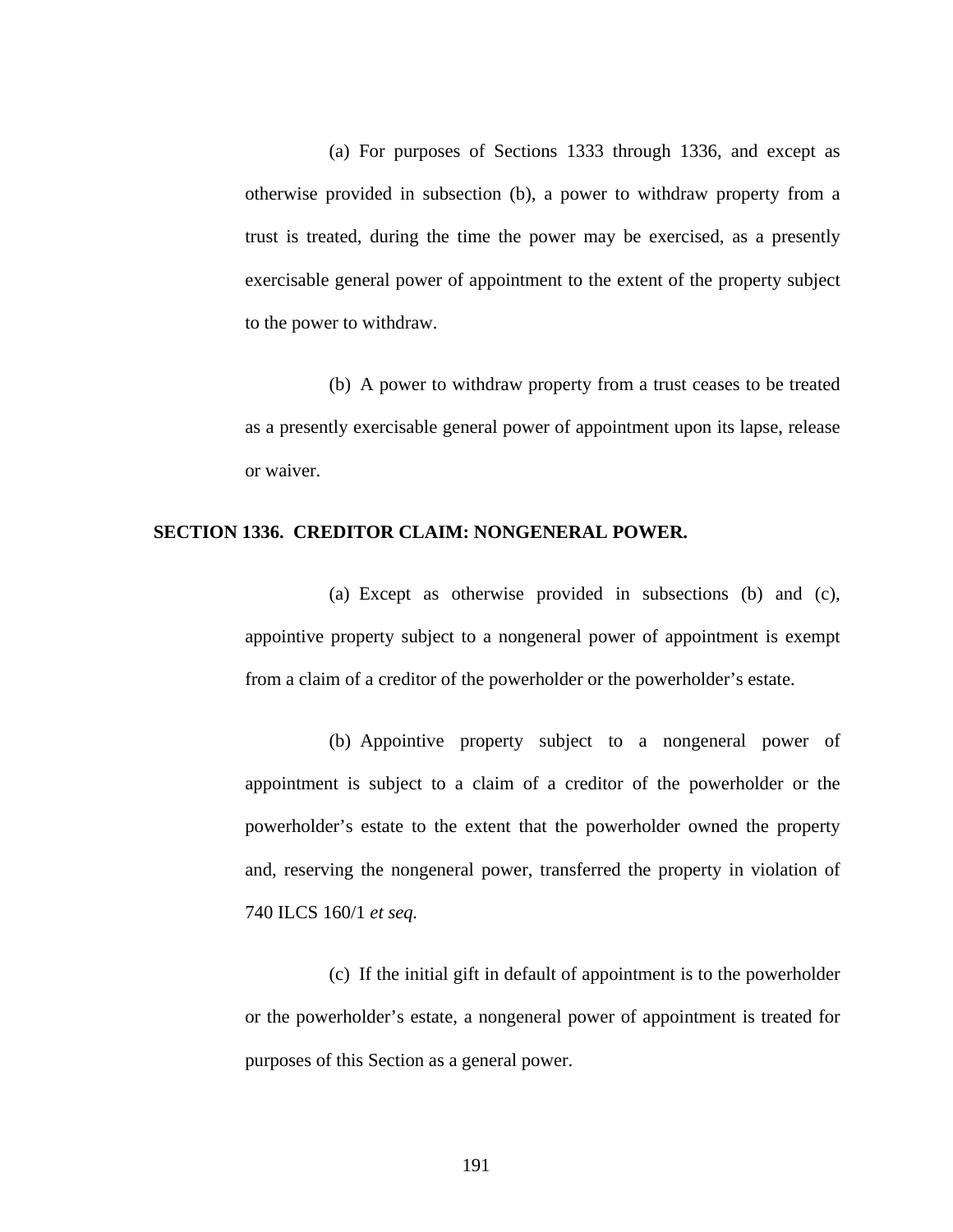(a) For purposes of Sections 1333 through 1336, and except as otherwise provided in subsection (b), a power to withdraw property from a trust is treated, during the time the power may be exercised, as a presently exercisable general power of appointment to the extent of the property subject to the power to withdraw.

(b) A power to withdraw property from a trust ceases to be treated as a presently exercisable general power of appointment upon its lapse, release or waiver.

**SECTION 1336. CREDITOR CLAIM: NONGENERAL POWER.**

(a) Except as otherwise provided in subsections (b) and (c), appointive property subject to a nongeneral power of appointment is exempt from a claim of a creditor of the powerholder or the powerholder's estate.

(b) Appointive property subject to a nongeneral power of appointment is subject to a claim of a creditor of the powerholder or the powerholder's estate to the extent that the powerholder owned the property and, reserving the nongeneral power, transferred the property in violation of 740 ILCS 160/1 *et seq.*

(c) If the initial gift in default of appointment is to the powerholder or the powerholder's estate, a nongeneral power of appointment is treated for purposes of this Section as a general power.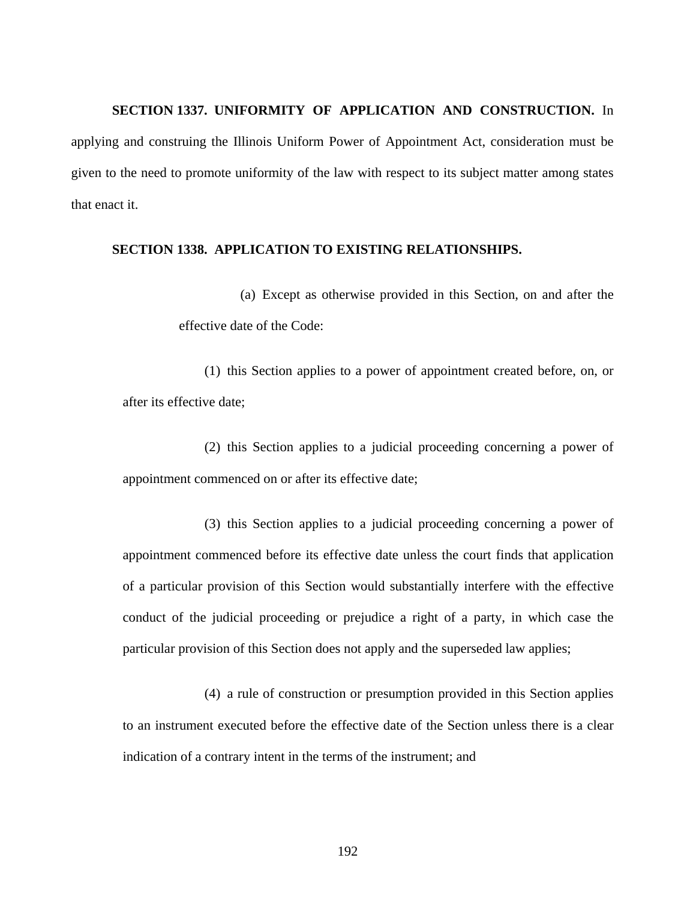**SECTION 1337. UNIFORMITY OF APPLICATION AND CONSTRUCTION.** In applying and construing the Illinois Uniform Power of Appointment Act, consideration must be given to the need to promote uniformity of the law with respect to its subject matter among states that enact it.

**SECTION 1338. APPLICATION TO EXISTING RELATIONSHIPS.**

(a) Except as otherwise provided in this Section, on and after the effective date of the Code:

(1) this Section applies to a power of appointment created before, on, or after its effective date;

(2) this Section applies to a judicial proceeding concerning a power of appointment commenced on or after its effective date;

(3) this Section applies to a judicial proceeding concerning a power of appointment commenced before its effective date unless the court finds that application of a particular provision of this Section would substantially interfere with the effective conduct of the judicial proceeding or prejudice a right of a party, in which case the particular provision of this Section does not apply and the superseded law applies;

(4) a rule of construction or presumption provided in this Section applies to an instrument executed before the effective date of the Section unless there is a clear indication of a contrary intent in the terms of the instrument; and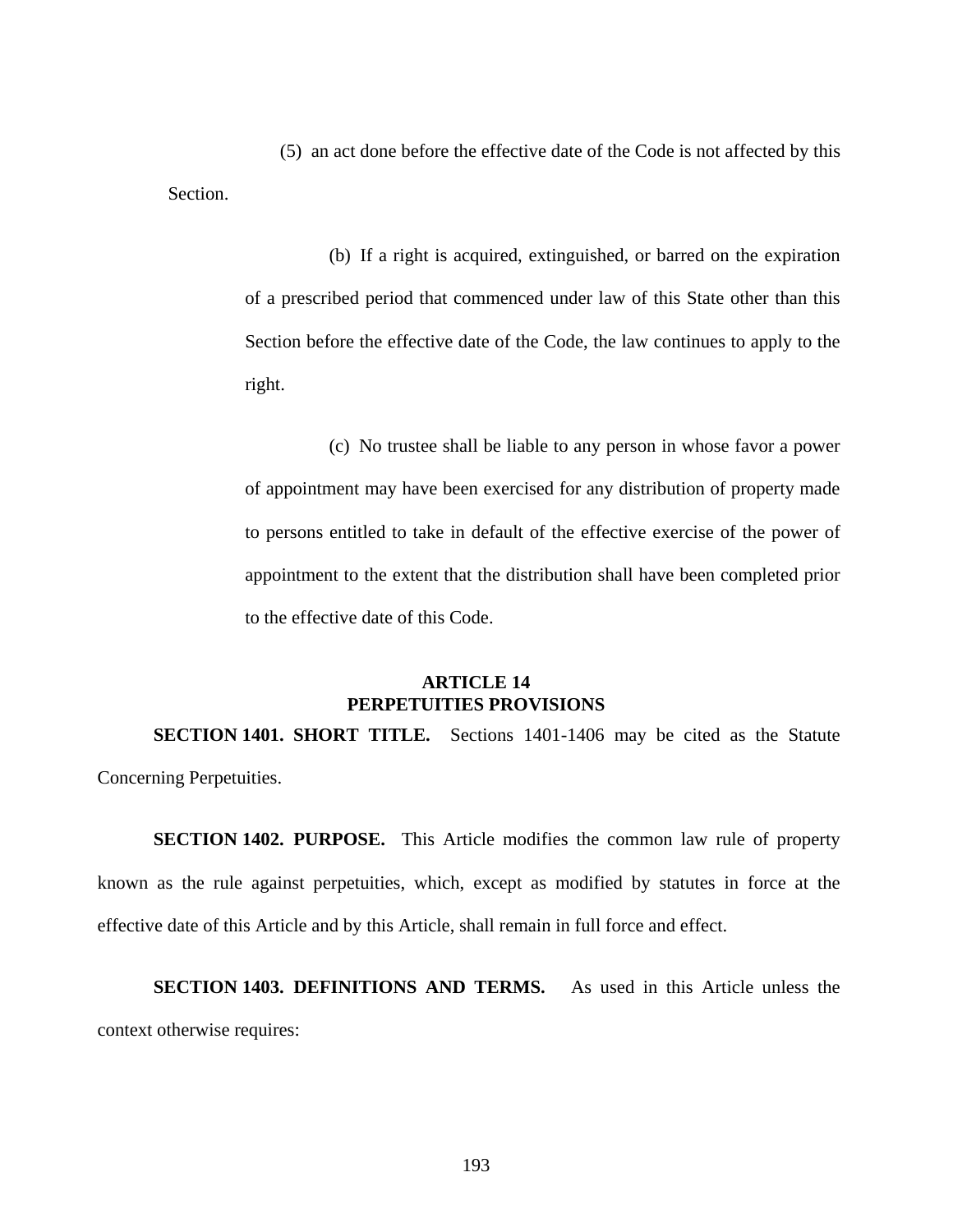(5) an act done before the effective date of the Code is not affected by this Section.

(b) If a right is acquired, extinguished, or barred on the expiration of a prescribed period that commenced under law of this State other than this Section before the effective date of the Code, the law continues to apply to the right.

(c) No trustee shall be liable to any person in whose favor a power of appointment may have been exercised for any distribution of property made to persons entitled to take in default of the effective exercise of the power of appointment to the extent that the distribution shall have been completed prior to the effective date of this Code.

## ARTICLE 14
## PERPETUITIES PROVISIONS

**SECTION 1401. SHORT TITLE.** Sections 1401-1406 may be cited as the Statute Concerning Perpetuities.

**SECTION 1402. PURPOSE.** This Article modifies the common law rule of property known as the rule against perpetuities, which, except as modified by statutes in force at the effective date of this Article and by this Article, shall remain in full force and effect.

**SECTION 1403. DEFINITIONS AND TERMS.** As used in this Article unless the context otherwise requires: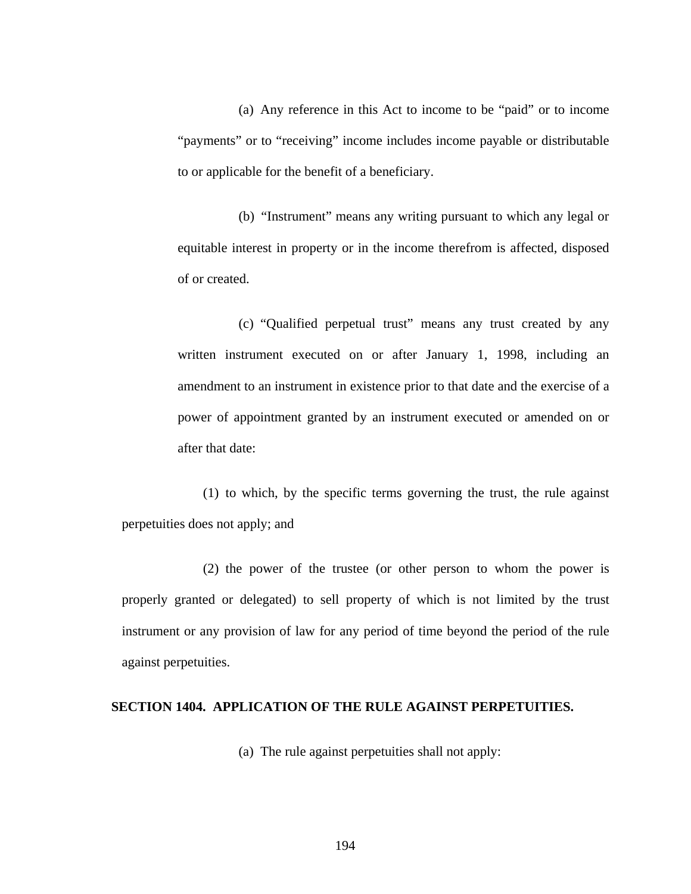(a) Any reference in this Act to income to be "paid" or to income "payments" or to "receiving" income includes income payable or distributable to or applicable for the benefit of a beneficiary.

(b) "Instrument" means any writing pursuant to which any legal or equitable interest in property or in the income therefrom is affected, disposed of or created.

(c) "Qualified perpetual trust" means any trust created by any written instrument executed on or after January 1, 1998, including an amendment to an instrument in existence prior to that date and the exercise of a power of appointment granted by an instrument executed or amended on or after that date:

(1) to which, by the specific terms governing the trust, the rule against perpetuities does not apply; and

(2) the power of the trustee (or other person to whom the power is properly granted or delegated) to sell property of which is not limited by the trust instrument or any provision of law for any period of time beyond the period of the rule against perpetuities.

## SECTION 1404. APPLICATION OF THE RULE AGAINST PERPETUITIES.

(a) The rule against perpetuities shall not apply: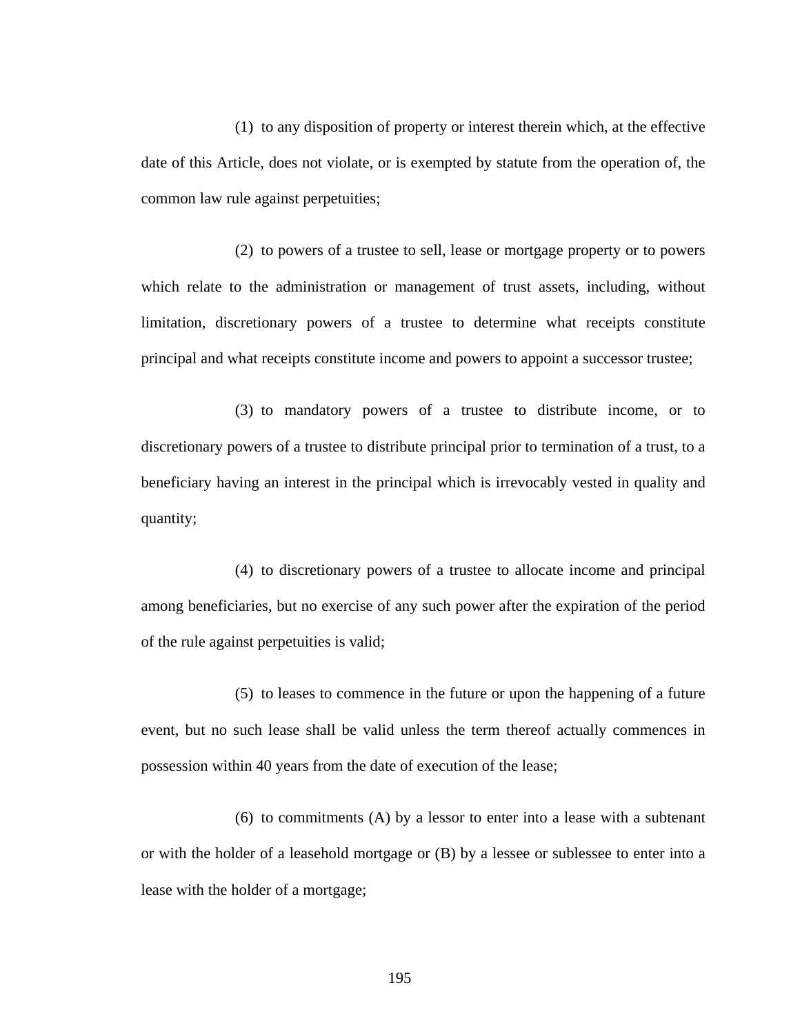(1) to any disposition of property or interest therein which, at the effective date of this Article, does not violate, or is exempted by statute from the operation of, the common law rule against perpetuities;

(2) to powers of a trustee to sell, lease or mortgage property or to powers which relate to the administration or management of trust assets, including, without limitation, discretionary powers of a trustee to determine what receipts constitute principal and what receipts constitute income and powers to appoint a successor trustee;

(3) to mandatory powers of a trustee to distribute income, or to discretionary powers of a trustee to distribute principal prior to termination of a trust, to a beneficiary having an interest in the principal which is irrevocably vested in quality and quantity;

(4) to discretionary powers of a trustee to allocate income and principal among beneficiaries, but no exercise of any such power after the expiration of the period of the rule against perpetuities is valid;

(5) to leases to commence in the future or upon the happening of a future event, but no such lease shall be valid unless the term thereof actually commences in possession within 40 years from the date of execution of the lease;

(6) to commitments (A) by a lessor to enter into a lease with a subtenant or with the holder of a leasehold mortgage or (B) by a lessee or sublessee to enter into a lease with the holder of a mortgage;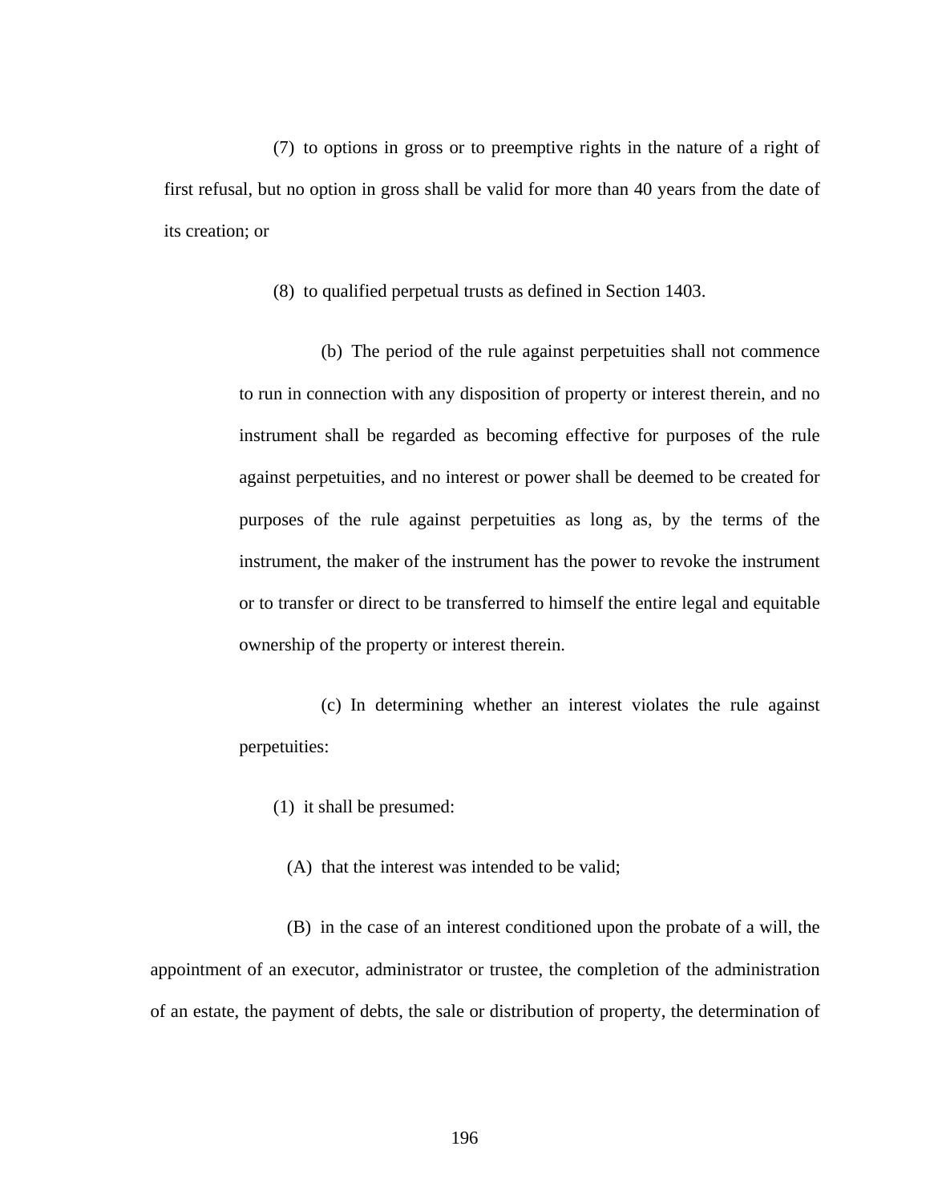(7) to options in gross or to preemptive rights in the nature of a right of first refusal, but no option in gross shall be valid for more than 40 years from the date of its creation; or

(8) to qualified perpetual trusts as defined in Section 1403.

(b) The period of the rule against perpetuities shall not commence to run in connection with any disposition of property or interest therein, and no instrument shall be regarded as becoming effective for purposes of the rule against perpetuities, and no interest or power shall be deemed to be created for purposes of the rule against perpetuities as long as, by the terms of the instrument, the maker of the instrument has the power to revoke the instrument or to transfer or direct to be transferred to himself the entire legal and equitable ownership of the property or interest therein.

(c) In determining whether an interest violates the rule against perpetuities:

(1) it shall be presumed:

(A) that the interest was intended to be valid;

(B) in the case of an interest conditioned upon the probate of a will, the appointment of an executor, administrator or trustee, the completion of the administration of an estate, the payment of debts, the sale or distribution of property, the determination of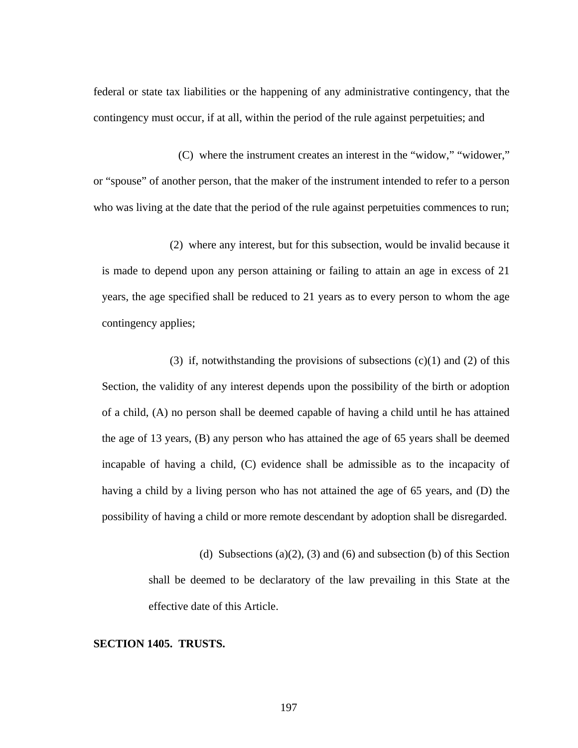federal or state tax liabilities or the happening of any administrative contingency, that the contingency must occur, if at all, within the period of the rule against perpetuities; and

(C) where the instrument creates an interest in the "widow," "widower," or "spouse" of another person, that the maker of the instrument intended to refer to a person who was living at the date that the period of the rule against perpetuities commences to run;

(2) where any interest, but for this subsection, would be invalid because it is made to depend upon any person attaining or failing to attain an age in excess of 21 years, the age specified shall be reduced to 21 years as to every person to whom the age contingency applies;

(3) if, notwithstanding the provisions of subsections (c)(1) and (2) of this Section, the validity of any interest depends upon the possibility of the birth or adoption of a child, (A) no person shall be deemed capable of having a child until he has attained the age of 13 years, (B) any person who has attained the age of 65 years shall be deemed incapable of having a child, (C) evidence shall be admissible as to the incapacity of having a child by a living person who has not attained the age of 65 years, and (D) the possibility of having a child or more remote descendant by adoption shall be disregarded.

(d) Subsections (a)(2), (3) and (6) and subsection (b) of this Section shall be deemed to be declaratory of the law prevailing in this State at the effective date of this Article.

**SECTION 1405. TRUSTS.**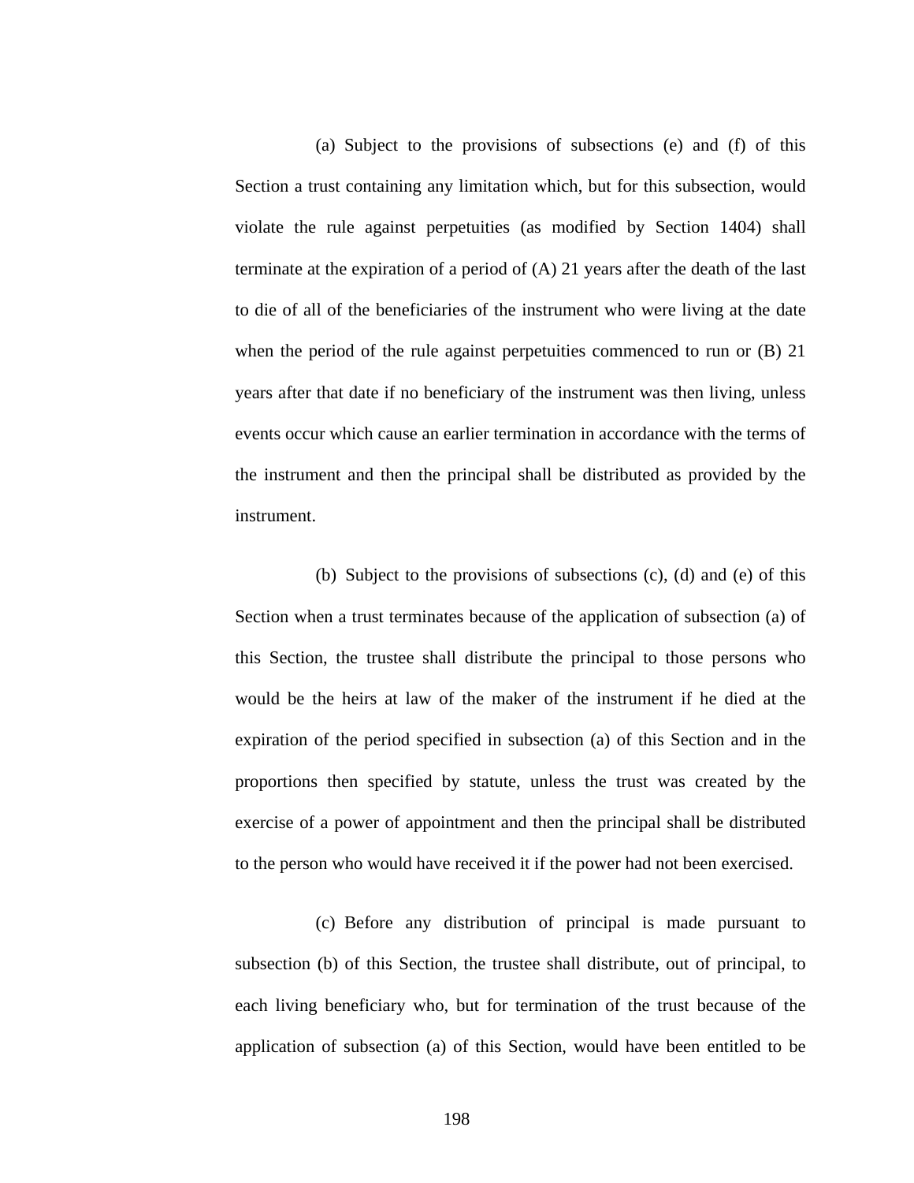(a) Subject to the provisions of subsections (e) and (f) of this Section a trust containing any limitation which, but for this subsection, would violate the rule against perpetuities (as modified by Section 1404) shall terminate at the expiration of a period of (A) 21 years after the death of the last to die of all of the beneficiaries of the instrument who were living at the date when the period of the rule against perpetuities commenced to run or (B) 21 years after that date if no beneficiary of the instrument was then living, unless events occur which cause an earlier termination in accordance with the terms of the instrument and then the principal shall be distributed as provided by the instrument.

(b) Subject to the provisions of subsections (c), (d) and (e) of this Section when a trust terminates because of the application of subsection (a) of this Section, the trustee shall distribute the principal to those persons who would be the heirs at law of the maker of the instrument if he died at the expiration of the period specified in subsection (a) of this Section and in the proportions then specified by statute, unless the trust was created by the exercise of a power of appointment and then the principal shall be distributed to the person who would have received it if the power had not been exercised.

(c) Before any distribution of principal is made pursuant to subsection (b) of this Section, the trustee shall distribute, out of principal, to each living beneficiary who, but for termination of the trust because of the application of subsection (a) of this Section, would have been entitled to be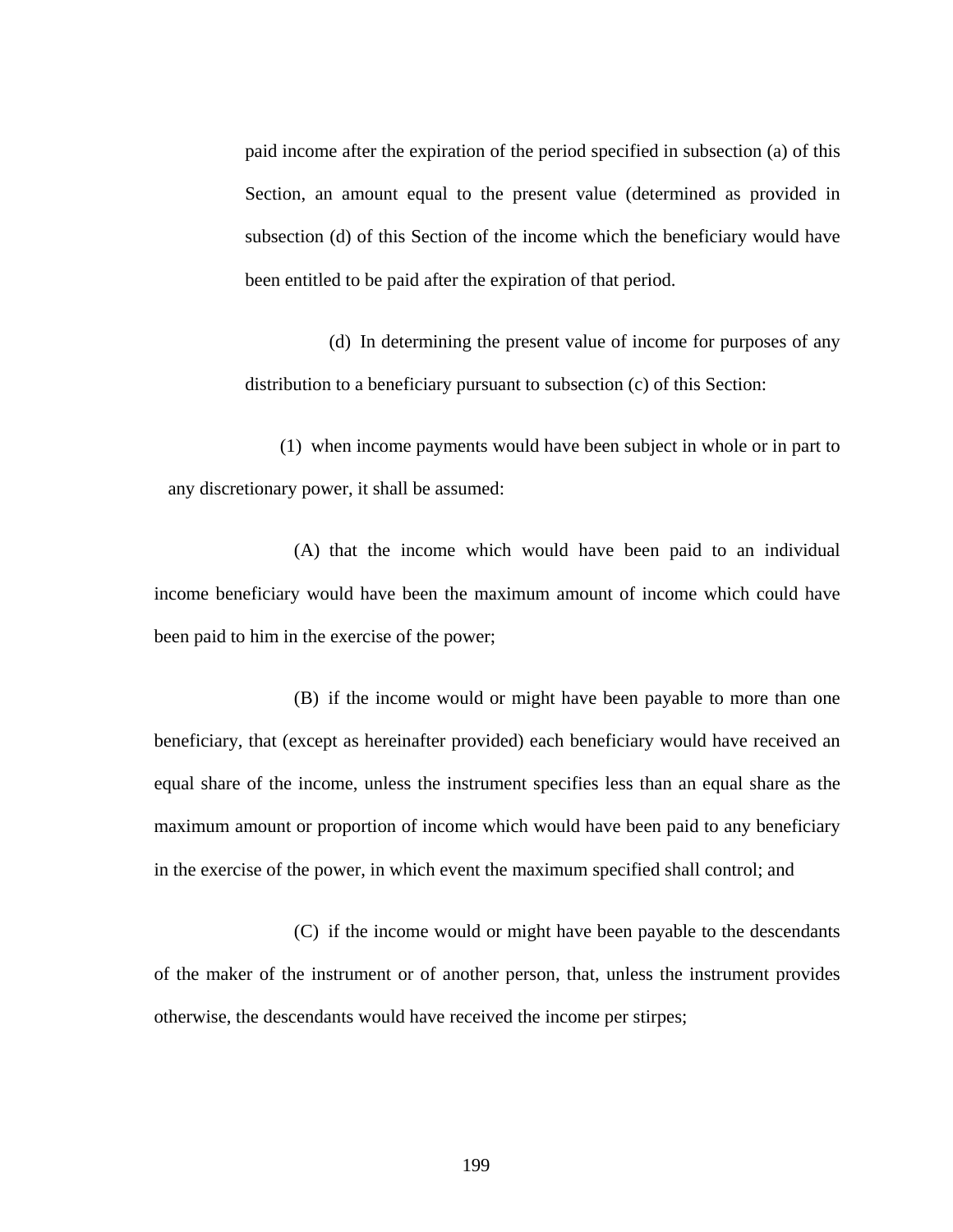paid income after the expiration of the period specified in subsection (a) of this Section, an amount equal to the present value (determined as provided in subsection (d) of this Section of the income which the beneficiary would have been entitled to be paid after the expiration of that period.

(d) In determining the present value of income for purposes of any distribution to a beneficiary pursuant to subsection (c) of this Section:

(1) when income payments would have been subject in whole or in part to any discretionary power, it shall be assumed:

(A) that the income which would have been paid to an individual income beneficiary would have been the maximum amount of income which could have been paid to him in the exercise of the power;

(B) if the income would or might have been payable to more than one beneficiary, that (except as hereinafter provided) each beneficiary would have received an equal share of the income, unless the instrument specifies less than an equal share as the maximum amount or proportion of income which would have been paid to any beneficiary in the exercise of the power, in which event the maximum specified shall control; and

(C) if the income would or might have been payable to the descendants of the maker of the instrument or of another person, that, unless the instrument provides otherwise, the descendants would have received the income per stirpes;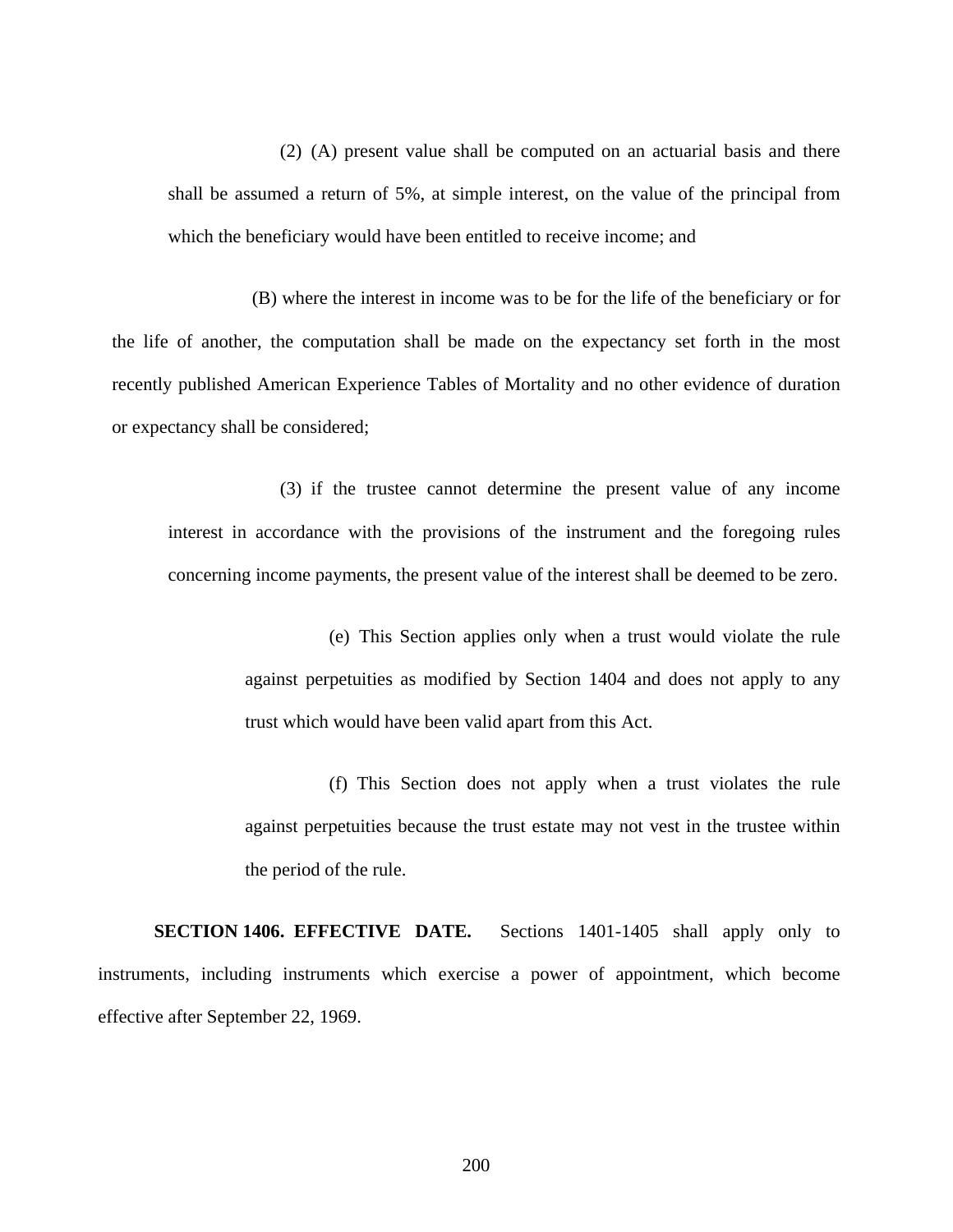(2) (A) present value shall be computed on an actuarial basis and there shall be assumed a return of 5%, at simple interest, on the value of the principal from which the beneficiary would have been entitled to receive income; and

(B) where the interest in income was to be for the life of the beneficiary or for the life of another, the computation shall be made on the expectancy set forth in the most recently published American Experience Tables of Mortality and no other evidence of duration or expectancy shall be considered;

(3) if the trustee cannot determine the present value of any income interest in accordance with the provisions of the instrument and the foregoing rules concerning income payments, the present value of the interest shall be deemed to be zero.

(e) This Section applies only when a trust would violate the rule against perpetuities as modified by Section 1404 and does not apply to any trust which would have been valid apart from this Act.

(f) This Section does not apply when a trust violates the rule against perpetuities because the trust estate may not vest in the trustee within the period of the rule.

**SECTION 1406. EFFECTIVE DATE.** Sections 1401-1405 shall apply only to instruments, including instruments which exercise a power of appointment, which become effective after September 22, 1969.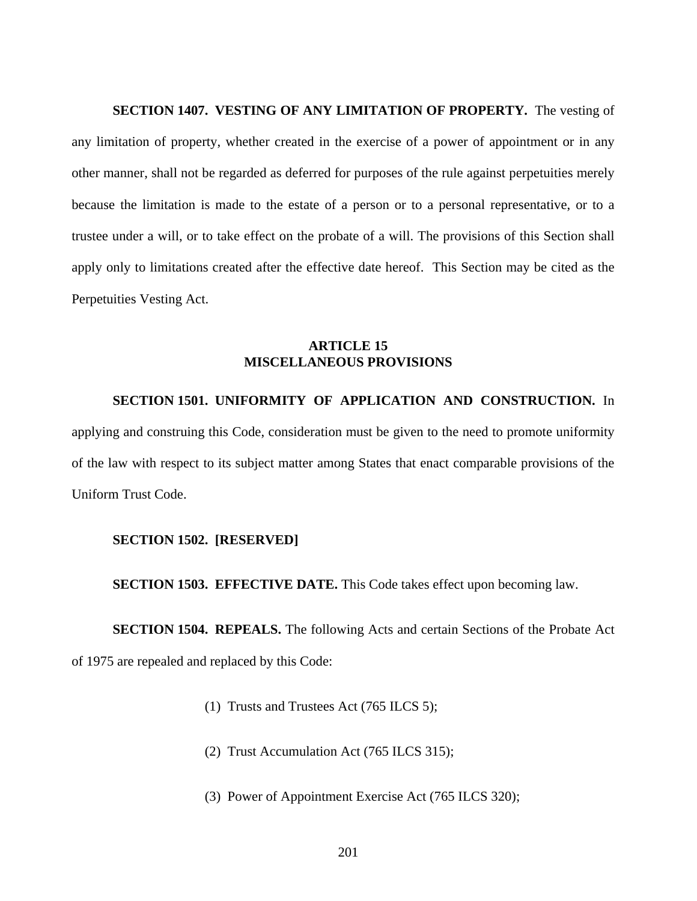**SECTION 1407. VESTING OF ANY LIMITATION OF PROPERTY.** The vesting of any limitation of property, whether created in the exercise of a power of appointment or in any other manner, shall not be regarded as deferred for purposes of the rule against perpetuities merely because the limitation is made to the estate of a person or to a personal representative, or to a trustee under a will, or to take effect on the probate of a will. The provisions of this Section shall apply only to limitations created after the effective date hereof. This Section may be cited as the Perpetuities Vesting Act.

## ARTICLE 15
## MISCELLANEOUS PROVISIONS

**SECTION 1501. UNIFORMITY OF APPLICATION AND CONSTRUCTION.** In applying and construing this Code, consideration must be given to the need to promote uniformity of the law with respect to its subject matter among States that enact comparable provisions of the Uniform Trust Code.

**SECTION 1502. [RESERVED]**

**SECTION 1503. EFFECTIVE DATE.** This Code takes effect upon becoming law.

**SECTION 1504. REPEALS.** The following Acts and certain Sections of the Probate Act of 1975 are repealed and replaced by this Code:

(1) Trusts and Trustees Act (765 ILCS 5);

(2) Trust Accumulation Act (765 ILCS 315);

(3) Power of Appointment Exercise Act (765 ILCS 320);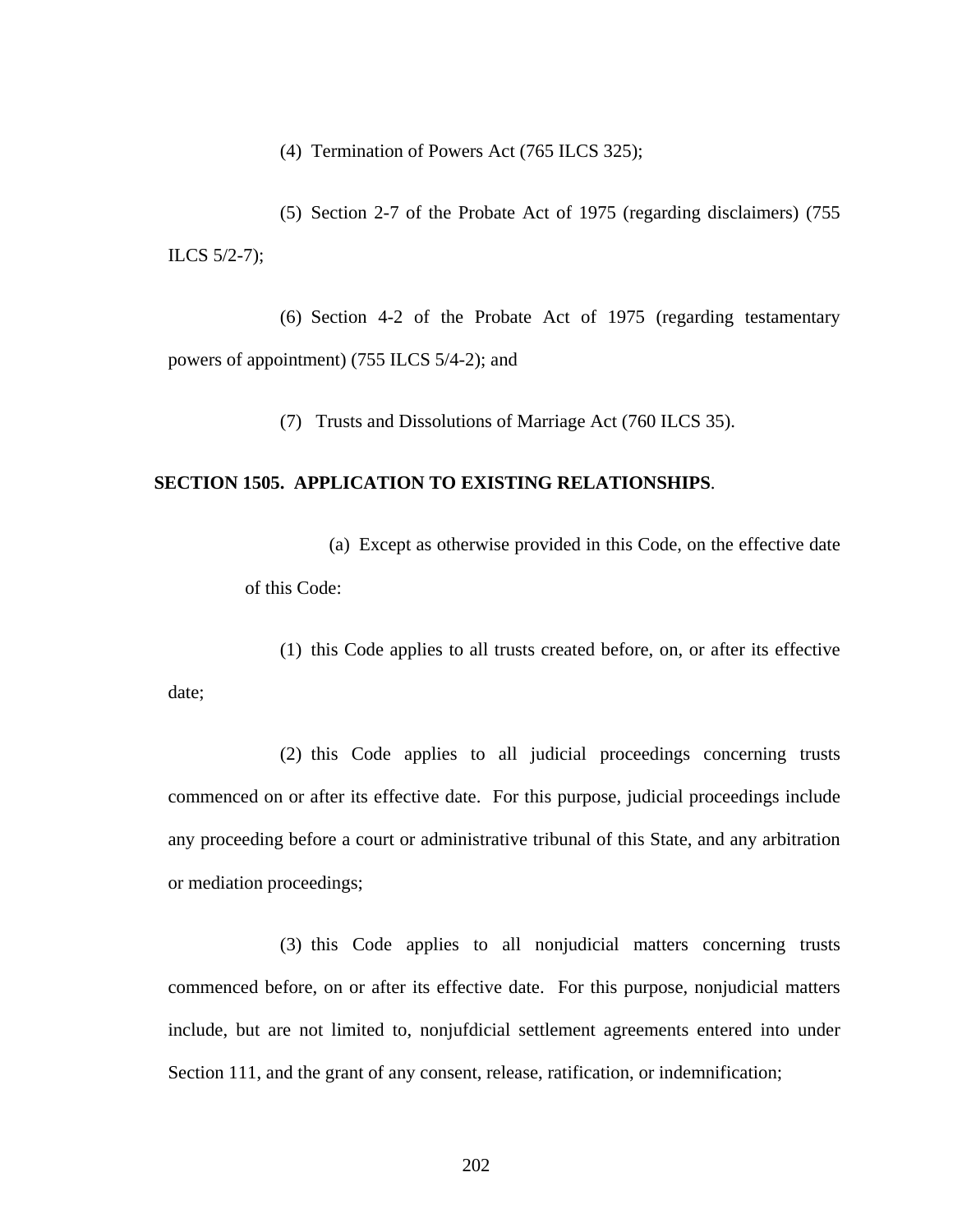(4) Termination of Powers Act (765 ILCS 325);

(5) Section 2-7 of the Probate Act of 1975 (regarding disclaimers) (755 ILCS 5/2-7);

(6) Section 4-2 of the Probate Act of 1975 (regarding testamentary powers of appointment) (755 ILCS 5/4-2); and

(7) Trusts and Dissolutions of Marriage Act (760 ILCS 35).

**SECTION 1505. APPLICATION TO EXISTING RELATIONSHIPS**.

(a) Except as otherwise provided in this Code, on the effective date of this Code:

(1) this Code applies to all trusts created before, on, or after its effective date;

(2) this Code applies to all judicial proceedings concerning trusts commenced on or after its effective date. For this purpose, judicial proceedings include any proceeding before a court or administrative tribunal of this State, and any arbitration or mediation proceedings;

(3) this Code applies to all nonjudicial matters concerning trusts commenced before, on or after its effective date. For this purpose, nonjudicial matters include, but are not limited to, nonjufdicial settlement agreements entered into under Section 111, and the grant of any consent, release, ratification, or indemnification;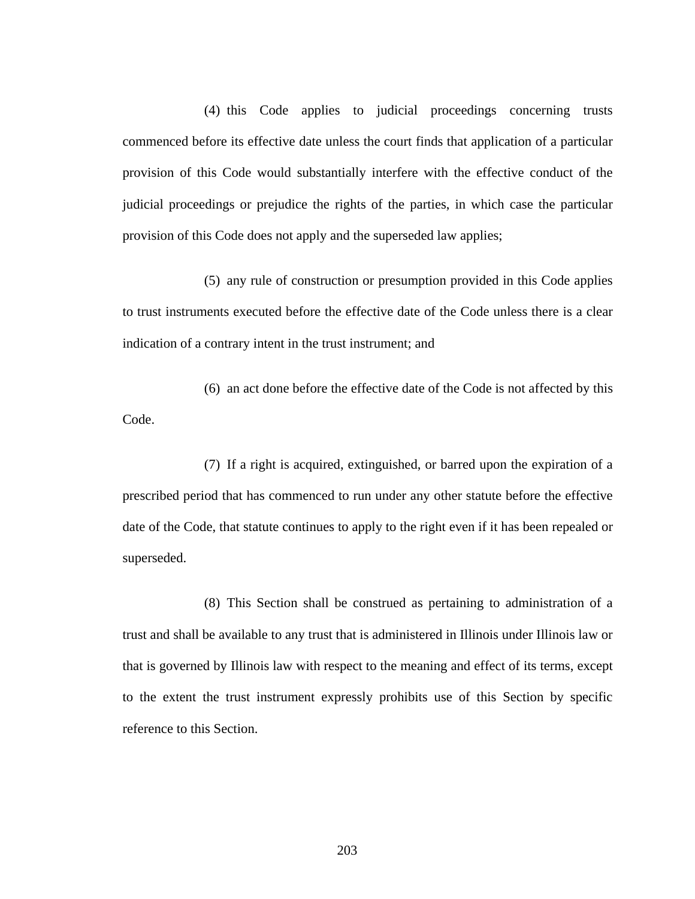(4) this Code applies to judicial proceedings concerning trusts commenced before its effective date unless the court finds that application of a particular provision of this Code would substantially interfere with the effective conduct of the judicial proceedings or prejudice the rights of the parties, in which case the particular provision of this Code does not apply and the superseded law applies;

(5) any rule of construction or presumption provided in this Code applies to trust instruments executed before the effective date of the Code unless there is a clear indication of a contrary intent in the trust instrument; and

(6) an act done before the effective date of the Code is not affected by this Code.

(7) If a right is acquired, extinguished, or barred upon the expiration of a prescribed period that has commenced to run under any other statute before the effective date of the Code, that statute continues to apply to the right even if it has been repealed or superseded.

(8) This Section shall be construed as pertaining to administration of a trust and shall be available to any trust that is administered in Illinois under Illinois law or that is governed by Illinois law with respect to the meaning and effect of its terms, except to the extent the trust instrument expressly prohibits use of this Section by specific reference to this Section.